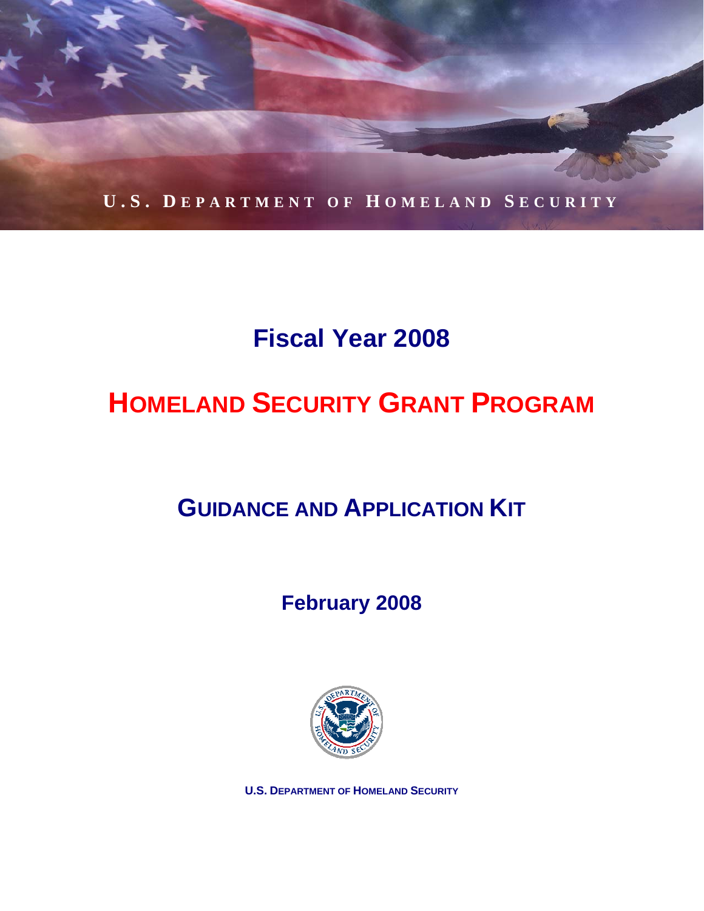U.S. DEPARTMENT OF HOMELAND SECURITY

# Fiscal Year 2008

# HOMELAND SECURITY GRANT PROGRAM

## GUIDANCE AND APPLICATION KIT

**February 2008**

**U.S. DEPARTMENT OF HOMELAND SECURITY**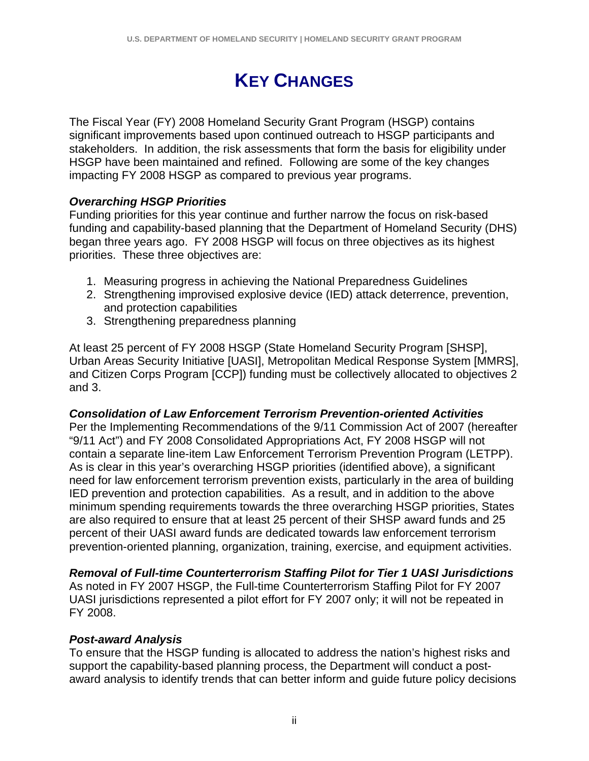# KEY CHANGES

The Fiscal Year (FY) 2008 Homeland Security Grant Program (HSGP) contains significant improvements based upon continued outreach to HSGP participants and stakeholders. In addition, the risk assessments that form the basis for eligibility under HSGP have been maintained and refined. Following are some of the key changes impacting FY 2008 HSGP as compared to previous year programs.

***Overarching HSGP Priorities***

Funding priorities for this year continue and further narrow the focus on risk-based funding and capability-based planning that the Department of Homeland Security (DHS) began three years ago. FY 2008 HSGP will focus on three objectives as its highest priorities. These three objectives are:

1. Measuring progress in achieving the National Preparedness Guidelines
2. Strengthening improvised explosive device (IED) attack deterrence, prevention, and protection capabilities
3. Strengthening preparedness planning

At least 25 percent of FY 2008 HSGP (State Homeland Security Program [SHSP], Urban Areas Security Initiative [UASI], Metropolitan Medical Response System [MMRS], and Citizen Corps Program [CCP]) funding must be collectively allocated to objectives 2 and 3.

***Consolidation of Law Enforcement Terrorism Prevention-oriented Activities***

Per the Implementing Recommendations of the 9/11 Commission Act of 2007 (hereafter "9/11 Act") and FY 2008 Consolidated Appropriations Act, FY 2008 HSGP will not contain a separate line-item Law Enforcement Terrorism Prevention Program (LETPP). As is clear in this year's overarching HSGP priorities (identified above), a significant need for law enforcement terrorism prevention exists, particularly in the area of building IED prevention and protection capabilities. As a result, and in addition to the above minimum spending requirements towards the three overarching HSGP priorities, States are also required to ensure that at least 25 percent of their SHSP award funds and 25 percent of their UASI award funds are dedicated towards law enforcement terrorism prevention-oriented planning, organization, training, exercise, and equipment activities.

***Removal of Full-time Counterterrorism Staffing Pilot for Tier 1 UASI Jurisdictions***

As noted in FY 2007 HSGP, the Full-time Counterterrorism Staffing Pilot for FY 2007 UASI jurisdictions represented a pilot effort for FY 2007 only; it will not be repeated in FY 2008.

***Post-award Analysis***

To ensure that the HSGP funding is allocated to address the nation's highest risks and support the capability-based planning process, the Department will conduct a post-award analysis to identify trends that can better inform and guide future policy decisions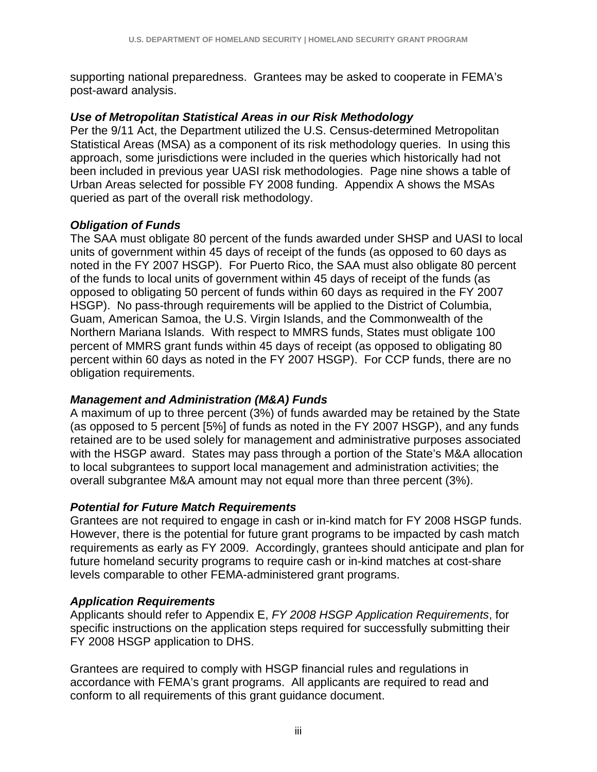supporting national preparedness. Grantees may be asked to cooperate in FEMA's post-award analysis.

***Use of Metropolitan Statistical Areas in our Risk Methodology***

Per the 9/11 Act, the Department utilized the U.S. Census-determined Metropolitan Statistical Areas (MSA) as a component of its risk methodology queries. In using this approach, some jurisdictions were included in the queries which historically had not been included in previous year UASI risk methodologies. Page nine shows a table of Urban Areas selected for possible FY 2008 funding. Appendix A shows the MSAs queried as part of the overall risk methodology.

***Obligation of Funds***

The SAA must obligate 80 percent of the funds awarded under SHSP and UASI to local units of government within 45 days of receipt of the funds (as opposed to 60 days as noted in the FY 2007 HSGP). For Puerto Rico, the SAA must also obligate 80 percent of the funds to local units of government within 45 days of receipt of the funds (as opposed to obligating 50 percent of funds within 60 days as required in the FY 2007 HSGP). No pass-through requirements will be applied to the District of Columbia, Guam, American Samoa, the U.S. Virgin Islands, and the Commonwealth of the Northern Mariana Islands. With respect to MMRS funds, States must obligate 100 percent of MMRS grant funds within 45 days of receipt (as opposed to obligating 80 percent within 60 days as noted in the FY 2007 HSGP). For CCP funds, there are no obligation requirements.

***Management and Administration (M&A) Funds***

A maximum of up to three percent (3%) of funds awarded may be retained by the State (as opposed to 5 percent [5%] of funds as noted in the FY 2007 HSGP), and any funds retained are to be used solely for management and administrative purposes associated with the HSGP award. States may pass through a portion of the State's M&A allocation to local subgrantees to support local management and administration activities; the overall subgrantee M&A amount may not equal more than three percent (3%).

***Potential for Future Match Requirements***

Grantees are not required to engage in cash or in-kind match for FY 2008 HSGP funds. However, there is the potential for future grant programs to be impacted by cash match requirements as early as FY 2009. Accordingly, grantees should anticipate and plan for future homeland security programs to require cash or in-kind matches at cost-share levels comparable to other FEMA-administered grant programs.

***Application Requirements***

Applicants should refer to Appendix E, *FY 2008 HSGP Application Requirements*, for specific instructions on the application steps required for successfully submitting their FY 2008 HSGP application to DHS.

Grantees are required to comply with HSGP financial rules and regulations in accordance with FEMA's grant programs. All applicants are required to read and conform to all requirements of this grant guidance document.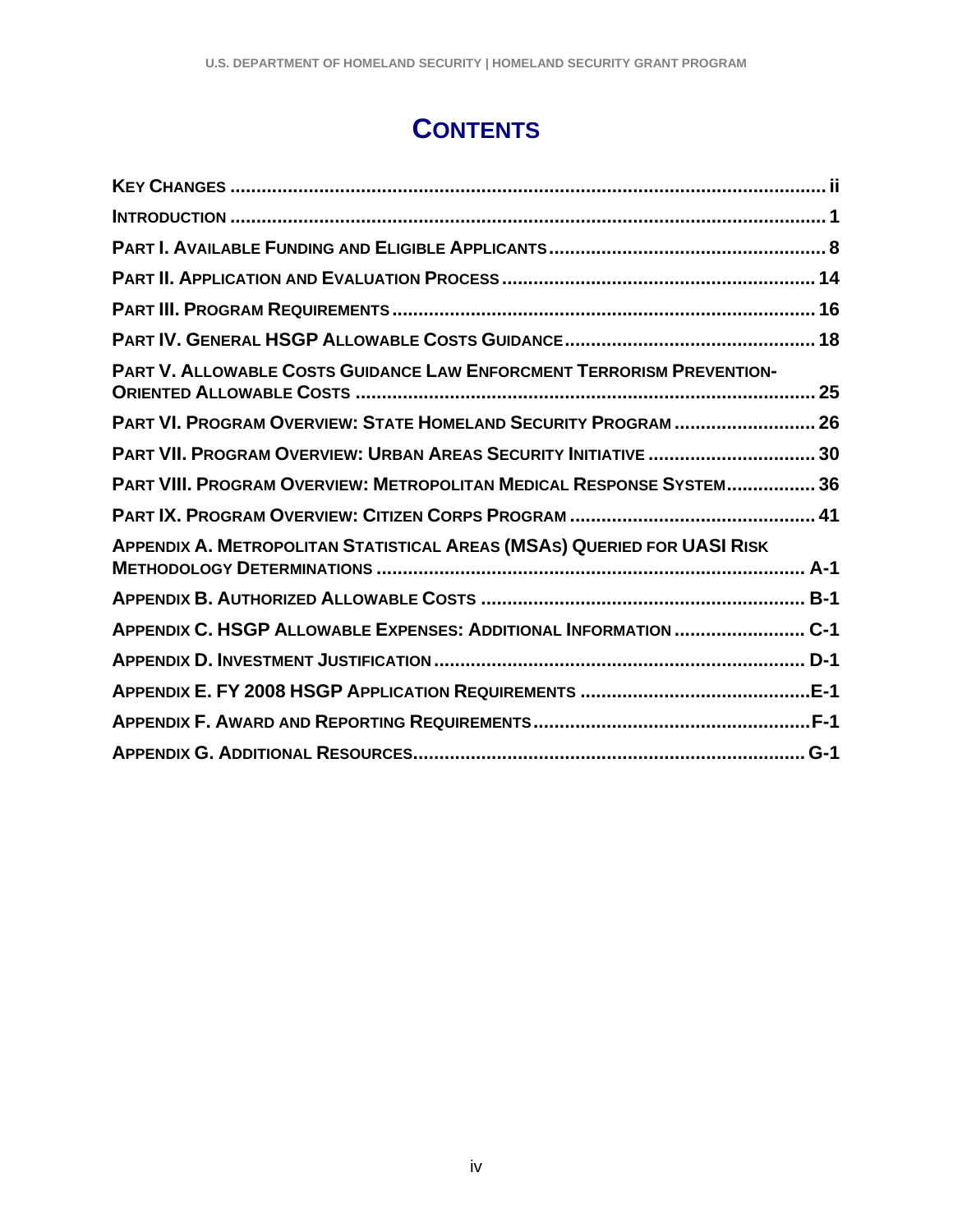# CONTENTS

**KEY CHANGES** ................................................................................................ ii

**INTRODUCTION** ................................................................................................ 1

**PART I. AVAILABLE FUNDING AND ELIGIBLE APPLICANTS** ................................ 8

**PART II. APPLICATION AND EVALUATION PROCESS** ........................................ 14

**PART III. PROGRAM REQUIREMENTS** ................................................................ 16

**PART IV. GENERAL HSGP ALLOWABLE COSTS GUIDANCE** ................................ 18

**PART V. ALLOWABLE COSTS GUIDANCE LAW ENFORCMENT TERRORISM PREVENTION-ORIENTED ALLOWABLE COSTS** ................................................................ 25

**PART VI. PROGRAM OVERVIEW: STATE HOMELAND SECURITY PROGRAM** ............ 26

**PART VII. PROGRAM OVERVIEW: URBAN AREAS SECURITY INITIATIVE** ................ 30

**PART VIII. PROGRAM OVERVIEW: METROPOLITAN MEDICAL RESPONSE SYSTEM** ......... 36

**PART IX. PROGRAM OVERVIEW: CITIZEN CORPS PROGRAM** .................................. 41

**APPENDIX A. METROPOLITAN STATISTICAL AREAS (MSAS) QUERIED FOR UASI RISK METHODOLOGY DETERMINATIONS** ................................................................ A-1

**APPENDIX B. AUTHORIZED ALLOWABLE COSTS** .................................................. B-1

**APPENDIX C. HSGP ALLOWABLE EXPENSES: ADDITIONAL INFORMATION** .............. C-1

**APPENDIX D. INVESTMENT JUSTIFICATION** .......................................................... D-1

**APPENDIX E. FY 2008 HSGP APPLICATION REQUIREMENTS** .................................. E-1

**APPENDIX F. AWARD AND REPORTING REQUIREMENTS** ........................................ F-1

**APPENDIX G. ADDITIONAL RESOURCES** ............................................................... G-1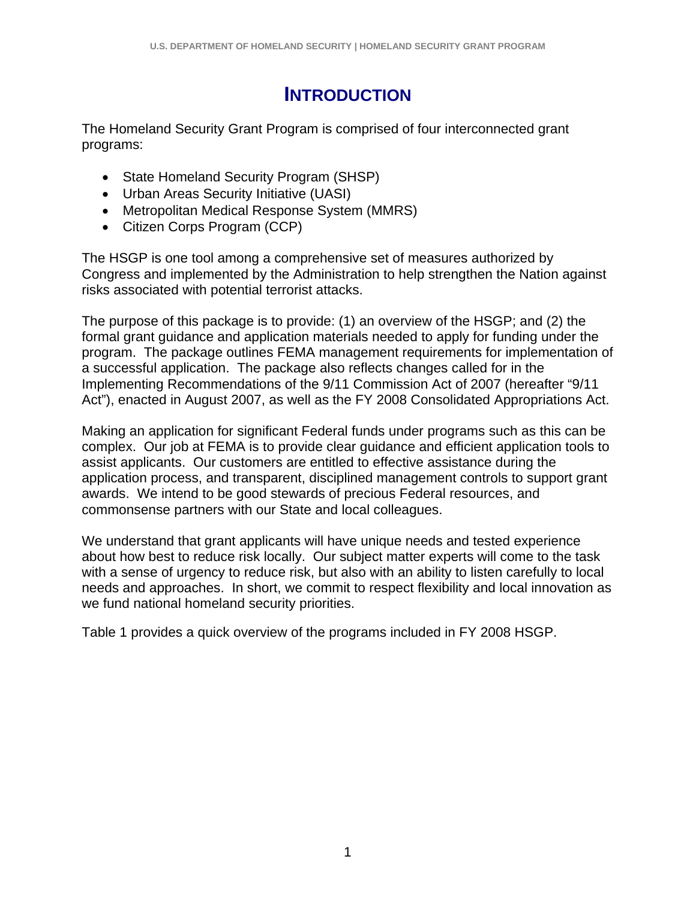# INTRODUCTION

The Homeland Security Grant Program is comprised of four interconnected grant programs:

- State Homeland Security Program (SHSP)
- Urban Areas Security Initiative (UASI)
- Metropolitan Medical Response System (MMRS)
- Citizen Corps Program (CCP)

The HSGP is one tool among a comprehensive set of measures authorized by Congress and implemented by the Administration to help strengthen the Nation against risks associated with potential terrorist attacks.

The purpose of this package is to provide: (1) an overview of the HSGP; and (2) the formal grant guidance and application materials needed to apply for funding under the program. The package outlines FEMA management requirements for implementation of a successful application. The package also reflects changes called for in the Implementing Recommendations of the 9/11 Commission Act of 2007 (hereafter "9/11 Act"), enacted in August 2007, as well as the FY 2008 Consolidated Appropriations Act.

Making an application for significant Federal funds under programs such as this can be complex. Our job at FEMA is to provide clear guidance and efficient application tools to assist applicants. Our customers are entitled to effective assistance during the application process, and transparent, disciplined management controls to support grant awards. We intend to be good stewards of precious Federal resources, and commonsense partners with our State and local colleagues.

We understand that grant applicants will have unique needs and tested experience about how best to reduce risk locally. Our subject matter experts will come to the task with a sense of urgency to reduce risk, but also with an ability to listen carefully to local needs and approaches. In short, we commit to respect flexibility and local innovation as we fund national homeland security priorities.

Table 1 provides a quick overview of the programs included in FY 2008 HSGP.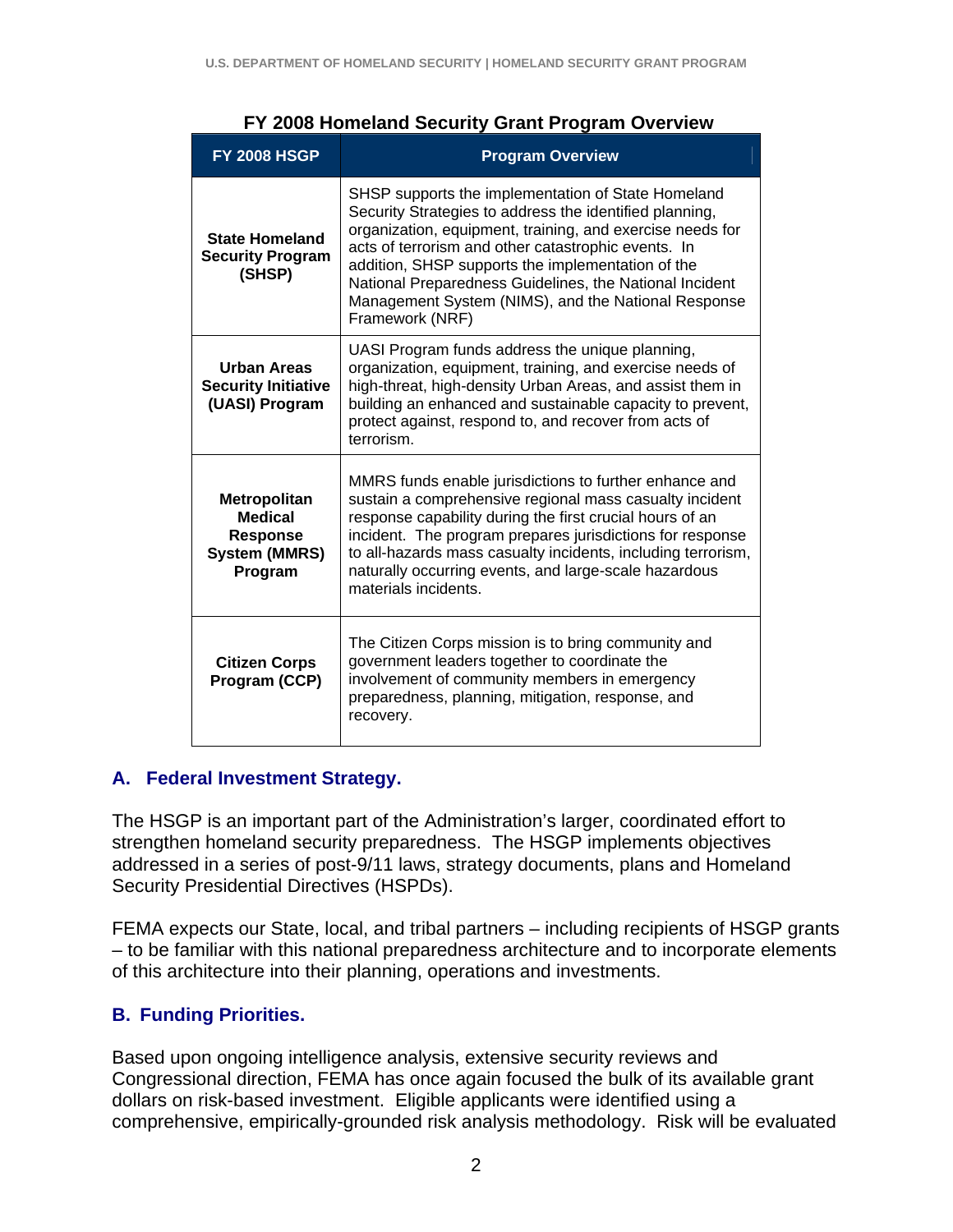**FY 2008 Homeland Security Grant Program Overview**

| FY 2008 HSGP | Program Overview |
| --- | --- |
| **State Homeland Security Program (SHSP)** | SHSP supports the implementation of State Homeland Security Strategies to address the identified planning, organization, equipment, training, and exercise needs for acts of terrorism and other catastrophic events. In addition, SHSP supports the implementation of the National Preparedness Guidelines, the National Incident Management System (NIMS), and the National Response Framework (NRF) |
| **Urban Areas Security Initiative (UASI) Program** | UASI Program funds address the unique planning, organization, equipment, training, and exercise needs of high-threat, high-density Urban Areas, and assist them in building an enhanced and sustainable capacity to prevent, protect against, respond to, and recover from acts of terrorism. |
| **Metropolitan Medical Response System (MMRS) Program** | MMRS funds enable jurisdictions to further enhance and sustain a comprehensive regional mass casualty incident response capability during the first crucial hours of an incident. The program prepares jurisdictions for response to all-hazards mass casualty incidents, including terrorism, naturally occurring events, and large-scale hazardous materials incidents. |
| **Citizen Corps Program (CCP)** | The Citizen Corps mission is to bring community and government leaders together to coordinate the involvement of community members in emergency preparedness, planning, mitigation, response, and recovery. |

## A. Federal Investment Strategy.

The HSGP is an important part of the Administration's larger, coordinated effort to strengthen homeland security preparedness. The HSGP implements objectives addressed in a series of post-9/11 laws, strategy documents, plans and Homeland Security Presidential Directives (HSPDs).

FEMA expects our State, local, and tribal partners – including recipients of HSGP grants – to be familiar with this national preparedness architecture and to incorporate elements of this architecture into their planning, operations and investments.

## B. Funding Priorities.

Based upon ongoing intelligence analysis, extensive security reviews and Congressional direction, FEMA has once again focused the bulk of its available grant dollars on risk-based investment. Eligible applicants were identified using a comprehensive, empirically-grounded risk analysis methodology. Risk will be evaluated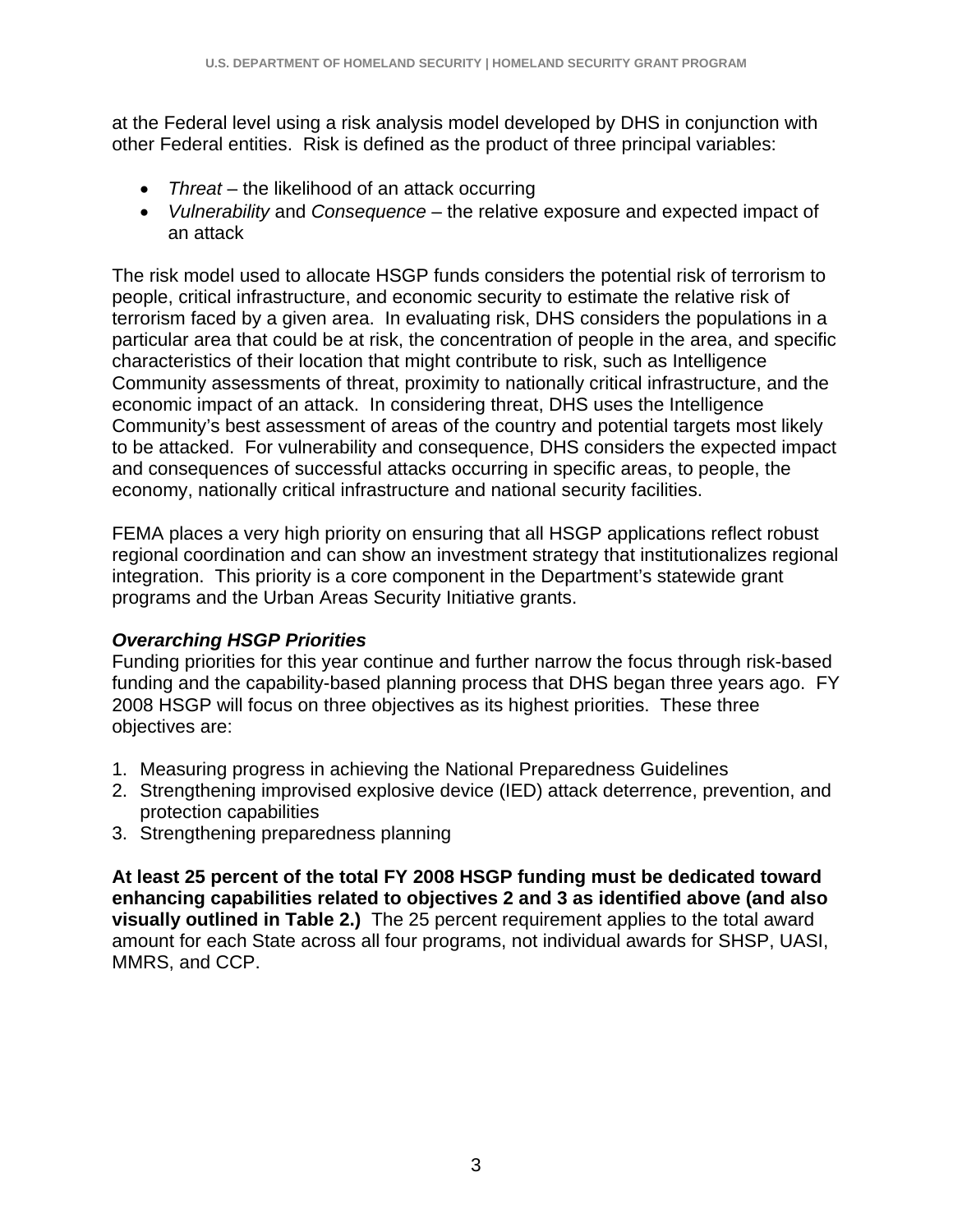at the Federal level using a risk analysis model developed by DHS in conjunction with other Federal entities. Risk is defined as the product of three principal variables:

- *Threat* – the likelihood of an attack occurring
- *Vulnerability* and *Consequence* – the relative exposure and expected impact of an attack

The risk model used to allocate HSGP funds considers the potential risk of terrorism to people, critical infrastructure, and economic security to estimate the relative risk of terrorism faced by a given area. In evaluating risk, DHS considers the populations in a particular area that could be at risk, the concentration of people in the area, and specific characteristics of their location that might contribute to risk, such as Intelligence Community assessments of threat, proximity to nationally critical infrastructure, and the economic impact of an attack. In considering threat, DHS uses the Intelligence Community's best assessment of areas of the country and potential targets most likely to be attacked. For vulnerability and consequence, DHS considers the expected impact and consequences of successful attacks occurring in specific areas, to people, the economy, nationally critical infrastructure and national security facilities.

FEMA places a very high priority on ensuring that all HSGP applications reflect robust regional coordination and can show an investment strategy that institutionalizes regional integration. This priority is a core component in the Department's statewide grant programs and the Urban Areas Security Initiative grants.

***Overarching HSGP Priorities***

Funding priorities for this year continue and further narrow the focus through risk-based funding and the capability-based planning process that DHS began three years ago. FY 2008 HSGP will focus on three objectives as its highest priorities. These three objectives are:

1. Measuring progress in achieving the National Preparedness Guidelines
2. Strengthening improvised explosive device (IED) attack deterrence, prevention, and protection capabilities
3. Strengthening preparedness planning

**At least 25 percent of the total FY 2008 HSGP funding must be dedicated toward enhancing capabilities related to objectives 2 and 3 as identified above (and also visually outlined in Table 2.)** The 25 percent requirement applies to the total award amount for each State across all four programs, not individual awards for SHSP, UASI, MMRS, and CCP.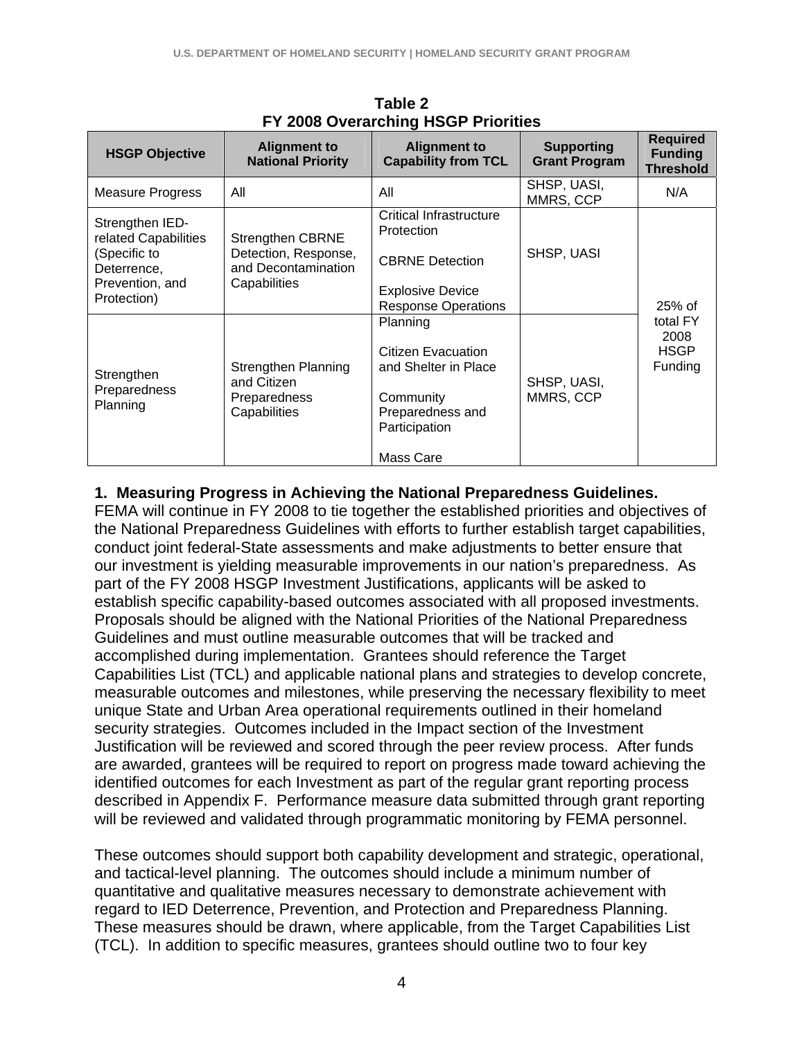**Table 2**
**FY 2008 Overarching HSGP Priorities**

| HSGP Objective | Alignment to National Priority | Alignment to Capability from TCL | Supporting Grant Program | Required Funding Threshold |
|---|---|---|---|---|
| Measure Progress | All | All | SHSP, UASI, MMRS, CCP | N/A |
| Strengthen IED-related Capabilities (Specific to Deterrence, Prevention, and Protection) | Strengthen CBRNE Detection, Response, and Decontamination Capabilities | Critical Infrastructure Protection<br><br>CBRNE Detection<br><br>Explosive Device Response Operations | SHSP, UASI | 25% of total FY 2008 HSGP Funding |
| Strengthen Preparedness Planning | Strengthen Planning and Citizen Preparedness Capabilities | Planning<br><br>Citizen Evacuation and Shelter in Place<br><br>Community Preparedness and Participation<br><br>Mass Care | SHSP, UASI, MMRS, CCP | |

**1. Measuring Progress in Achieving the National Preparedness Guidelines.**
FEMA will continue in FY 2008 to tie together the established priorities and objectives of the National Preparedness Guidelines with efforts to further establish target capabilities, conduct joint federal-State assessments and make adjustments to better ensure that our investment is yielding measurable improvements in our nation's preparedness. As part of the FY 2008 HSGP Investment Justifications, applicants will be asked to establish specific capability-based outcomes associated with all proposed investments. Proposals should be aligned with the National Priorities of the National Preparedness Guidelines and must outline measurable outcomes that will be tracked and accomplished during implementation. Grantees should reference the Target Capabilities List (TCL) and applicable national plans and strategies to develop concrete, measurable outcomes and milestones, while preserving the necessary flexibility to meet unique State and Urban Area operational requirements outlined in their homeland security strategies. Outcomes included in the Impact section of the Investment Justification will be reviewed and scored through the peer review process. After funds are awarded, grantees will be required to report on progress made toward achieving the identified outcomes for each Investment as part of the regular grant reporting process described in Appendix F. Performance measure data submitted through grant reporting will be reviewed and validated through programmatic monitoring by FEMA personnel.

These outcomes should support both capability development and strategic, operational, and tactical-level planning. The outcomes should include a minimum number of quantitative and qualitative measures necessary to demonstrate achievement with regard to IED Deterrence, Prevention, and Protection and Preparedness Planning. These measures should be drawn, where applicable, from the Target Capabilities List (TCL). In addition to specific measures, grantees should outline two to four key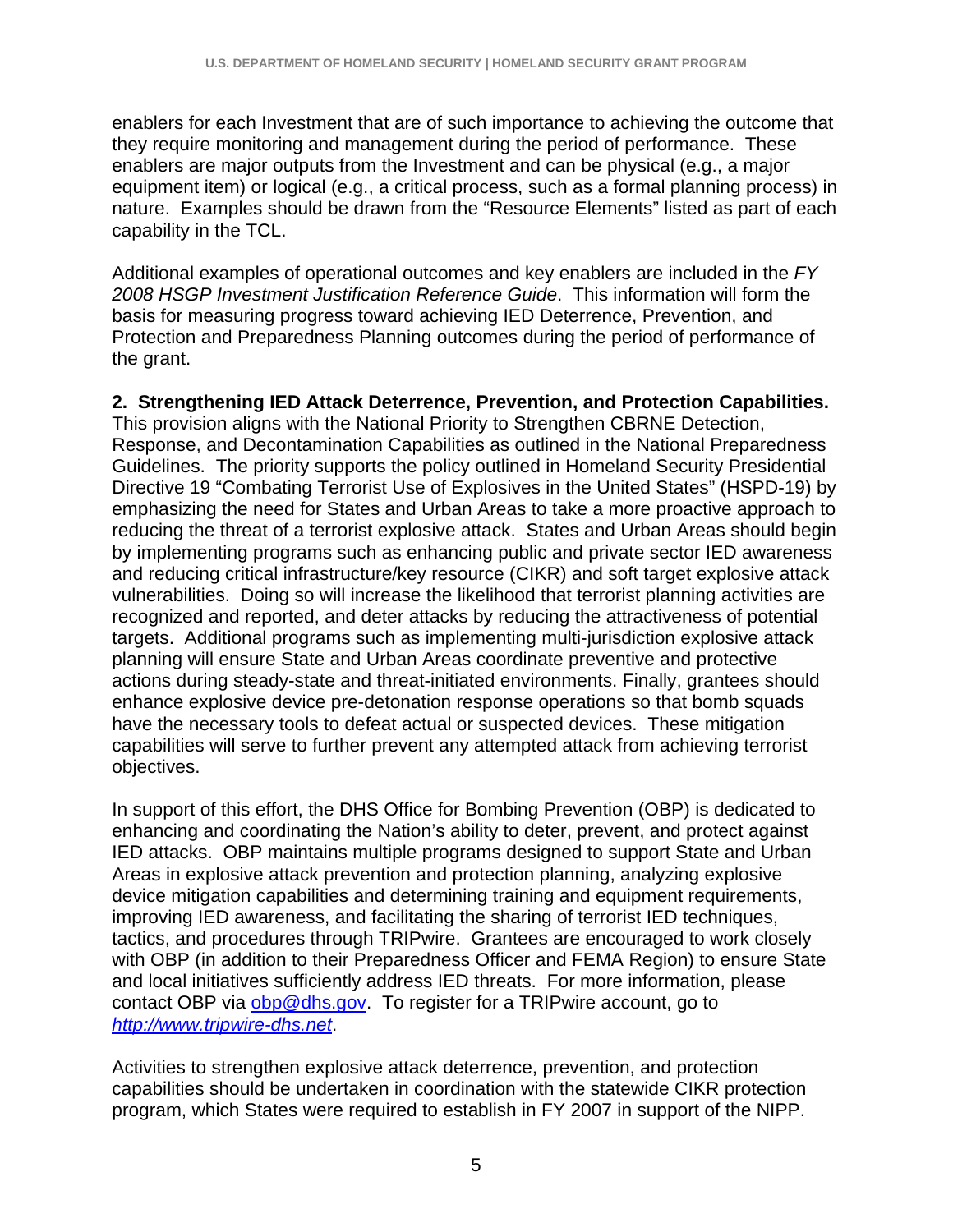enablers for each Investment that are of such importance to achieving the outcome that they require monitoring and management during the period of performance. These enablers are major outputs from the Investment and can be physical (e.g., a major equipment item) or logical (e.g., a critical process, such as a formal planning process) in nature. Examples should be drawn from the "Resource Elements" listed as part of each capability in the TCL.

Additional examples of operational outcomes and key enablers are included in the *FY 2008 HSGP Investment Justification Reference Guide*. This information will form the basis for measuring progress toward achieving IED Deterrence, Prevention, and Protection and Preparedness Planning outcomes during the period of performance of the grant.

**2. Strengthening IED Attack Deterrence, Prevention, and Protection Capabilities.** This provision aligns with the National Priority to Strengthen CBRNE Detection, Response, and Decontamination Capabilities as outlined in the National Preparedness Guidelines. The priority supports the policy outlined in Homeland Security Presidential Directive 19 "Combating Terrorist Use of Explosives in the United States" (HSPD-19) by emphasizing the need for States and Urban Areas to take a more proactive approach to reducing the threat of a terrorist explosive attack. States and Urban Areas should begin by implementing programs such as enhancing public and private sector IED awareness and reducing critical infrastructure/key resource (CIKR) and soft target explosive attack vulnerabilities. Doing so will increase the likelihood that terrorist planning activities are recognized and reported, and deter attacks by reducing the attractiveness of potential targets. Additional programs such as implementing multi-jurisdiction explosive attack planning will ensure State and Urban Areas coordinate preventive and protective actions during steady-state and threat-initiated environments. Finally, grantees should enhance explosive device pre-detonation response operations so that bomb squads have the necessary tools to defeat actual or suspected devices. These mitigation capabilities will serve to further prevent any attempted attack from achieving terrorist objectives.

In support of this effort, the DHS Office for Bombing Prevention (OBP) is dedicated to enhancing and coordinating the Nation's ability to deter, prevent, and protect against IED attacks. OBP maintains multiple programs designed to support State and Urban Areas in explosive attack prevention and protection planning, analyzing explosive device mitigation capabilities and determining training and equipment requirements, improving IED awareness, and facilitating the sharing of terrorist IED techniques, tactics, and procedures through TRIPwire. Grantees are encouraged to work closely with OBP (in addition to their Preparedness Officer and FEMA Region) to ensure State and local initiatives sufficiently address IED threats. For more information, please contact OBP via obp@dhs.gov. To register for a TRIPwire account, go to *http://www.tripwire-dhs.net*.

Activities to strengthen explosive attack deterrence, prevention, and protection capabilities should be undertaken in coordination with the statewide CIKR protection program, which States were required to establish in FY 2007 in support of the NIPP.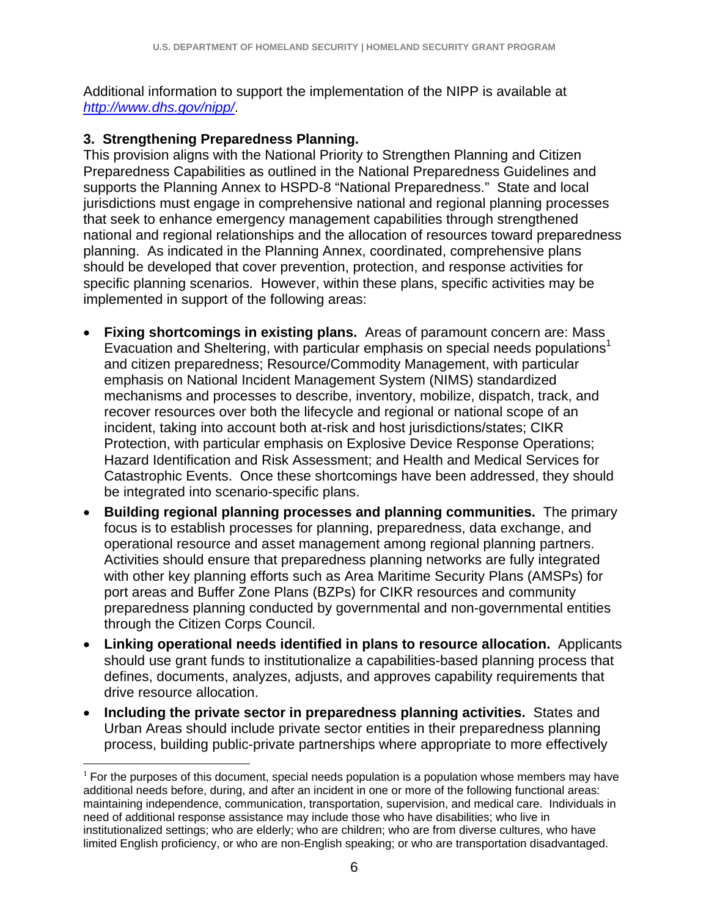Additional information to support the implementation of the NIPP is available at [http://www.dhs.gov/nipp/](http://www.dhs.gov/nipp/).

**3. Strengthening Preparedness Planning.**

This provision aligns with the National Priority to Strengthen Planning and Citizen Preparedness Capabilities as outlined in the National Preparedness Guidelines and supports the Planning Annex to HSPD-8 "National Preparedness." State and local jurisdictions must engage in comprehensive national and regional planning processes that seek to enhance emergency management capabilities through strengthened national and regional relationships and the allocation of resources toward preparedness planning. As indicated in the Planning Annex, coordinated, comprehensive plans should be developed that cover prevention, protection, and response activities for specific planning scenarios. However, within these plans, specific activities may be implemented in support of the following areas:

- **Fixing shortcomings in existing plans.** Areas of paramount concern are: Mass Evacuation and Sheltering, with particular emphasis on special needs populations[1] and citizen preparedness; Resource/Commodity Management, with particular emphasis on National Incident Management System (NIMS) standardized mechanisms and processes to describe, inventory, mobilize, dispatch, track, and recover resources over both the lifecycle and regional or national scope of an incident, taking into account both at-risk and host jurisdictions/states; CIKR Protection, with particular emphasis on Explosive Device Response Operations; Hazard Identification and Risk Assessment; and Health and Medical Services for Catastrophic Events. Once these shortcomings have been addressed, they should be integrated into scenario-specific plans.
- **Building regional planning processes and planning communities.** The primary focus is to establish processes for planning, preparedness, data exchange, and operational resource and asset management among regional planning partners. Activities should ensure that preparedness planning networks are fully integrated with other key planning efforts such as Area Maritime Security Plans (AMSPs) for port areas and Buffer Zone Plans (BZPs) for CIKR resources and community preparedness planning conducted by governmental and non-governmental entities through the Citizen Corps Council.
- **Linking operational needs identified in plans to resource allocation.** Applicants should use grant funds to institutionalize a capabilities-based planning process that defines, documents, analyzes, adjusts, and approves capability requirements that drive resource allocation.
- **Including the private sector in preparedness planning activities.** States and Urban Areas should include private sector entities in their preparedness planning process, building public-private partnerships where appropriate to more effectively

[1] For the purposes of this document, special needs population is a population whose members may have additional needs before, during, and after an incident in one or more of the following functional areas: maintaining independence, communication, transportation, supervision, and medical care. Individuals in need of additional response assistance may include those who have disabilities; who live in institutionalized settings; who are elderly; who are children; who are from diverse cultures, who have limited English proficiency, or who are non-English speaking; or who are transportation disadvantaged.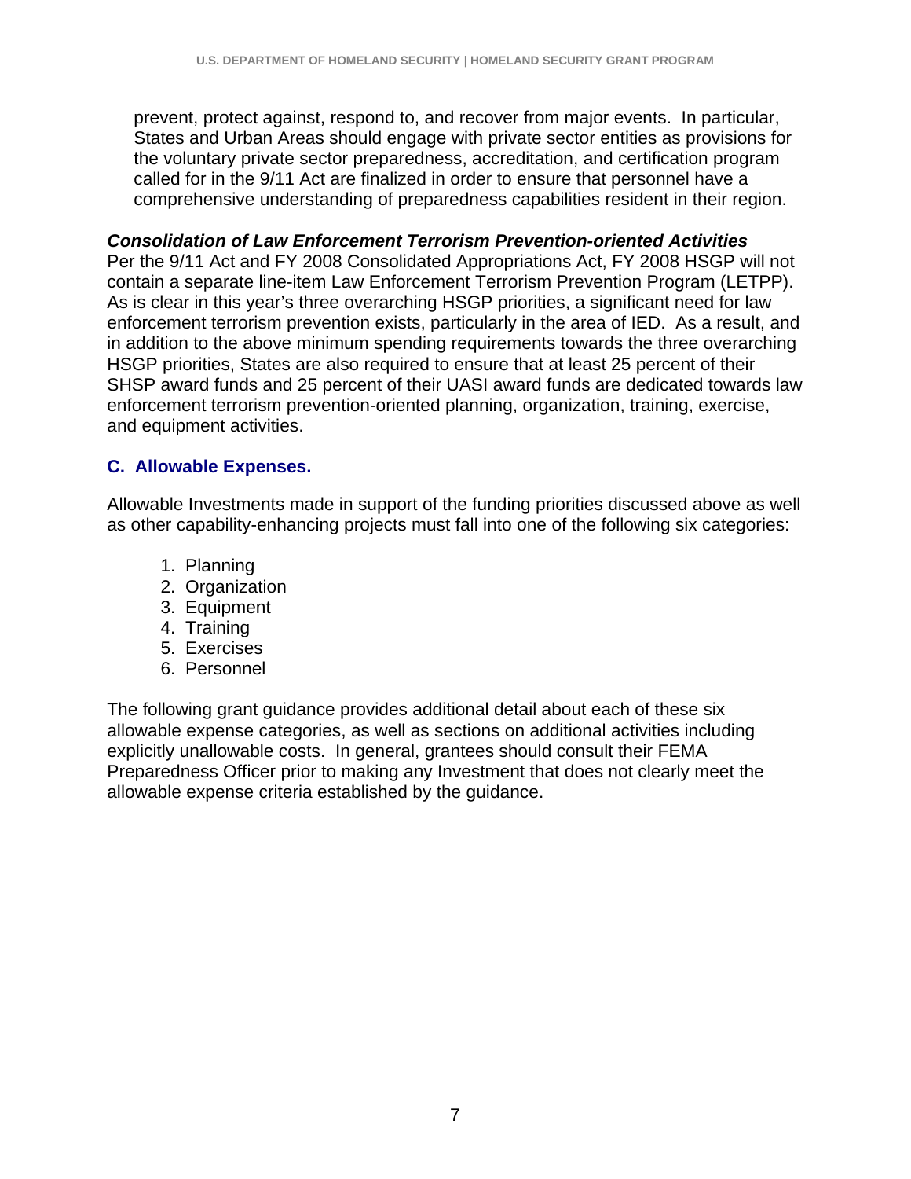prevent, protect against, respond to, and recover from major events. In particular, States and Urban Areas should engage with private sector entities as provisions for the voluntary private sector preparedness, accreditation, and certification program called for in the 9/11 Act are finalized in order to ensure that personnel have a comprehensive understanding of preparedness capabilities resident in their region.

***Consolidation of Law Enforcement Terrorism Prevention-oriented Activities***
Per the 9/11 Act and FY 2008 Consolidated Appropriations Act, FY 2008 HSGP will not contain a separate line-item Law Enforcement Terrorism Prevention Program (LETPP). As is clear in this year's three overarching HSGP priorities, a significant need for law enforcement terrorism prevention exists, particularly in the area of IED. As a result, and in addition to the above minimum spending requirements towards the three overarching HSGP priorities, States are also required to ensure that at least 25 percent of their SHSP award funds and 25 percent of their UASI award funds are dedicated towards law enforcement terrorism prevention-oriented planning, organization, training, exercise, and equipment activities.

### C. Allowable Expenses.

Allowable Investments made in support of the funding priorities discussed above as well as other capability-enhancing projects must fall into one of the following six categories:

1. Planning
2. Organization
3. Equipment
4. Training
5. Exercises
6. Personnel

The following grant guidance provides additional detail about each of these six allowable expense categories, as well as sections on additional activities including explicitly unallowable costs. In general, grantees should consult their FEMA Preparedness Officer prior to making any Investment that does not clearly meet the allowable expense criteria established by the guidance.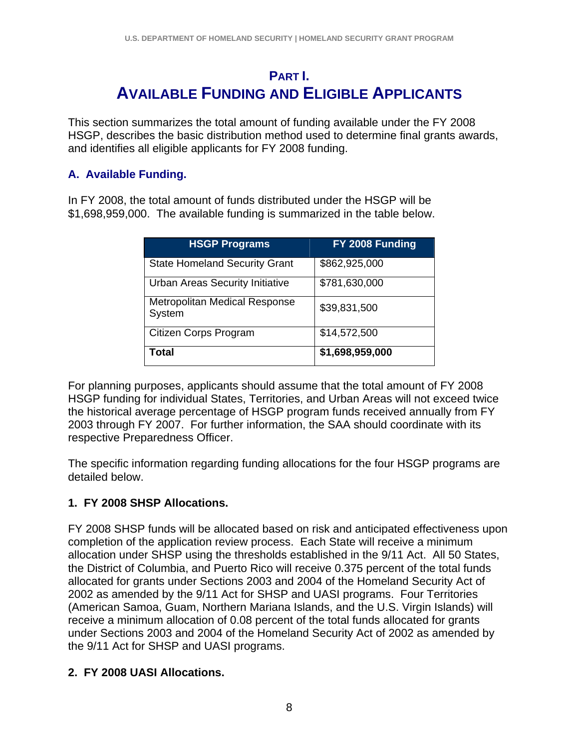# PART I.
# AVAILABLE FUNDING AND ELIGIBLE APPLICANTS

This section summarizes the total amount of funding available under the FY 2008 HSGP, describes the basic distribution method used to determine final grants awards, and identifies all eligible applicants for FY 2008 funding.

## A. Available Funding.

In FY 2008, the total amount of funds distributed under the HSGP will be $1,698,959,000. The available funding is summarized in the table below.

| HSGP Programs | FY 2008 Funding |
|---|---|
| State Homeland Security Grant | $862,925,000 |
| Urban Areas Security Initiative | $781,630,000 |
| Metropolitan Medical Response System | $39,831,500 |
| Citizen Corps Program | $14,572,500 |
| **Total** | **$1,698,959,000** |

For planning purposes, applicants should assume that the total amount of FY 2008 HSGP funding for individual States, Territories, and Urban Areas will not exceed twice the historical average percentage of HSGP program funds received annually from FY 2003 through FY 2007. For further information, the SAA should coordinate with its respective Preparedness Officer.

The specific information regarding funding allocations for the four HSGP programs are detailed below.

### 1. FY 2008 SHSP Allocations.

FY 2008 SHSP funds will be allocated based on risk and anticipated effectiveness upon completion of the application review process. Each State will receive a minimum allocation under SHSP using the thresholds established in the 9/11 Act. All 50 States, the District of Columbia, and Puerto Rico will receive 0.375 percent of the total funds allocated for grants under Sections 2003 and 2004 of the Homeland Security Act of 2002 as amended by the 9/11 Act for SHSP and UASI programs. Four Territories (American Samoa, Guam, Northern Mariana Islands, and the U.S. Virgin Islands) will receive a minimum allocation of 0.08 percent of the total funds allocated for grants under Sections 2003 and 2004 of the Homeland Security Act of 2002 as amended by the 9/11 Act for SHSP and UASI programs.

### 2. FY 2008 UASI Allocations.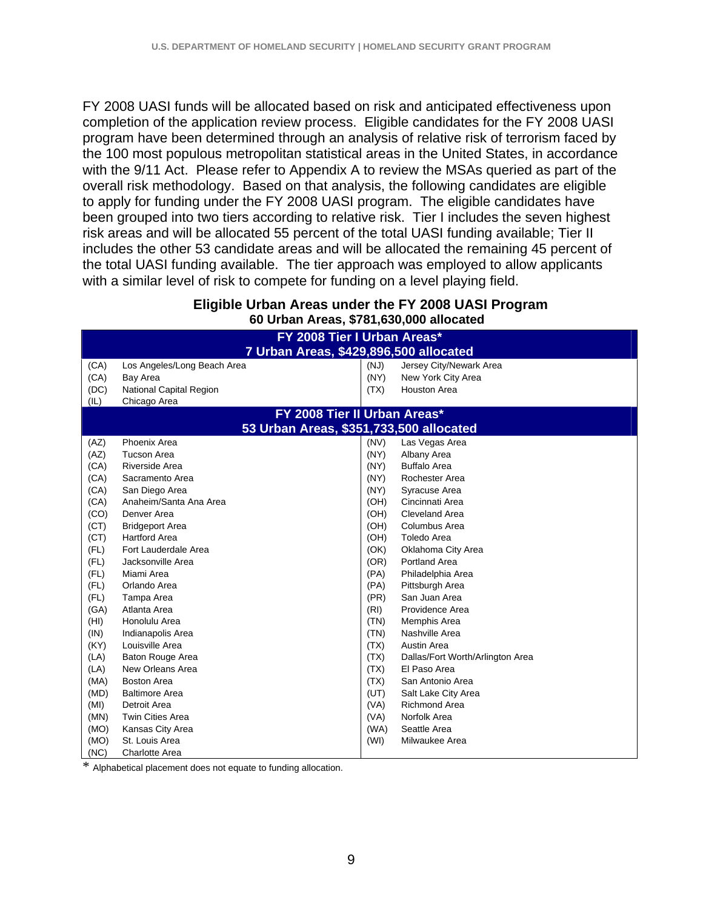FY 2008 UASI funds will be allocated based on risk and anticipated effectiveness upon completion of the application review process. Eligible candidates for the FY 2008 UASI program have been determined through an analysis of relative risk of terrorism faced by the 100 most populous metropolitan statistical areas in the United States, in accordance with the 9/11 Act. Please refer to Appendix A to review the MSAs queried as part of the overall risk methodology. Based on that analysis, the following candidates are eligible to apply for funding under the FY 2008 UASI program. The eligible candidates have been grouped into two tiers according to relative risk. Tier I includes the seven highest risk areas and will be allocated 55 percent of the total UASI funding available; Tier II includes the other 53 candidate areas and will be allocated the remaining 45 percent of the total UASI funding available. The tier approach was employed to allow applicants with a similar level of risk to compete for funding on a level playing field.

**Eligible Urban Areas under the FY 2008 UASI Program**
**60 Urban Areas, $781,630,000 allocated**

| **FY 2008 Tier I Urban Areas*<br>7 Urban Areas, $429,896,500 allocated** | | | |
|---|---|---|---|
| (CA) | Los Angeles/Long Beach Area | (NJ) | Jersey City/Newark Area |
| (CA) | Bay Area | (NY) | New York City Area |
| (DC) | National Capital Region | (TX) | Houston Area |
| (IL) | Chicago Area | | |
| **FY 2008 Tier II Urban Areas*<br>53 Urban Areas, $351,733,500 allocated** | | | |
| (AZ) | Phoenix Area | (NV) | Las Vegas Area |
| (AZ) | Tucson Area | (NY) | Albany Area |
| (CA) | Riverside Area | (NY) | Buffalo Area |
| (CA) | Sacramento Area | (NY) | Rochester Area |
| (CA) | San Diego Area | (NY) | Syracuse Area |
| (CA) | Anaheim/Santa Ana Area | (OH) | Cincinnati Area |
| (CO) | Denver Area | (OH) | Cleveland Area |
| (CT) | Bridgeport Area | (OH) | Columbus Area |
| (CT) | Hartford Area | (OH) | Toledo Area |
| (FL) | Fort Lauderdale Area | (OK) | Oklahoma City Area |
| (FL) | Jacksonville Area | (OR) | Portland Area |
| (FL) | Miami Area | (PA) | Philadelphia Area |
| (FL) | Orlando Area | (PA) | Pittsburgh Area |
| (FL) | Tampa Area | (PR) | San Juan Area |
| (GA) | Atlanta Area | (RI) | Providence Area |
| (HI) | Honolulu Area | (TN) | Memphis Area |
| (IN) | Indianapolis Area | (TN) | Nashville Area |
| (KY) | Louisville Area | (TX) | Austin Area |
| (LA) | Baton Rouge Area | (TX) | Dallas/Fort Worth/Arlington Area |
| (LA) | New Orleans Area | (TX) | El Paso Area |
| (MA) | Boston Area | (TX) | San Antonio Area |
| (MD) | Baltimore Area | (UT) | Salt Lake City Area |
| (MI) | Detroit Area | (VA) | Richmond Area |
| (MN) | Twin Cities Area | (VA) | Norfolk Area |
| (MO) | Kansas City Area | (WA) | Seattle Area |
| (MO) | St. Louis Area | (WI) | Milwaukee Area |
| (NC) | Charlotte Area | | |

* Alphabetical placement does not equate to funding allocation.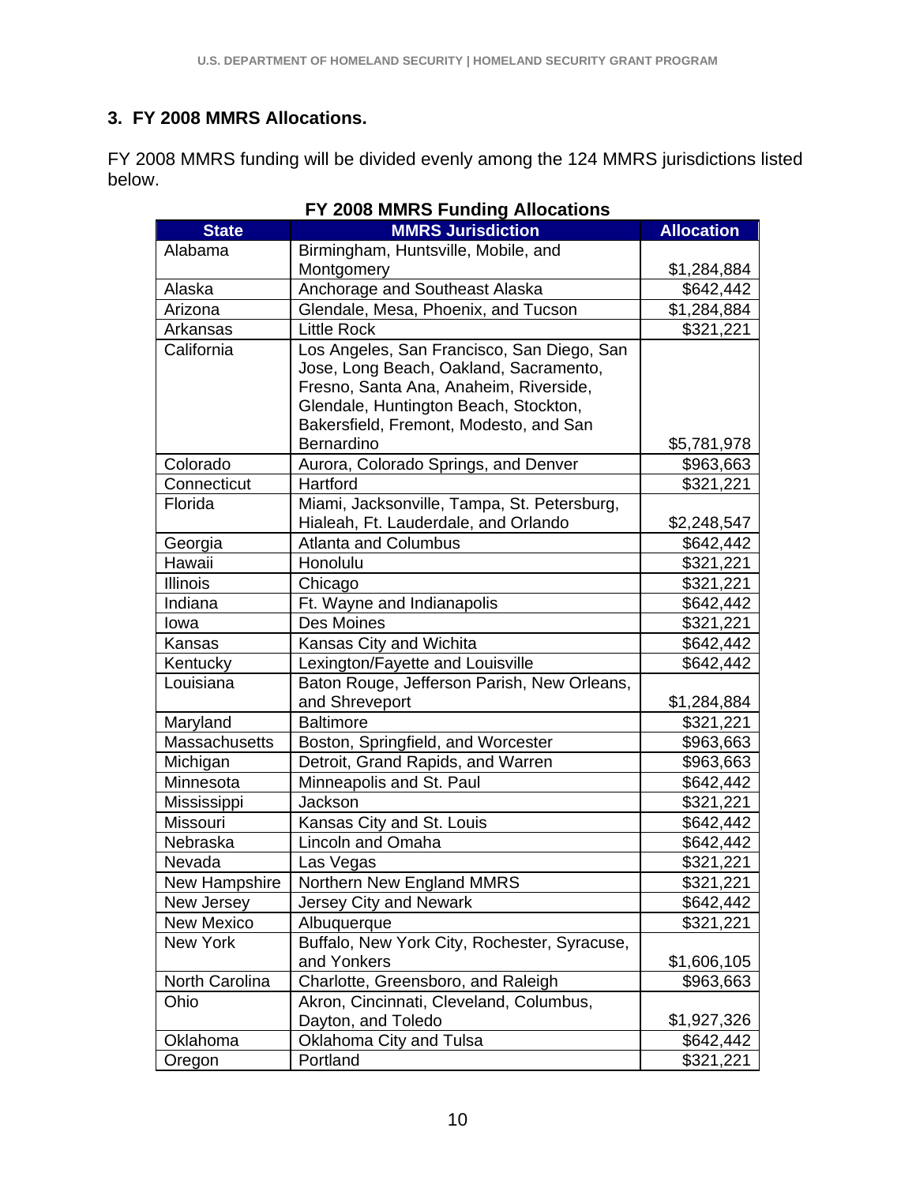### 3. FY 2008 MMRS Allocations.

FY 2008 MMRS funding will be divided evenly among the 124 MMRS jurisdictions listed below.

**FY 2008 MMRS Funding Allocations**

| State | MMRS Jurisdiction | Allocation |
|---|---|---|
| Alabama | Birmingham, Huntsville, Mobile, and Montgomery | $1,284,884 |
| Alaska | Anchorage and Southeast Alaska | $642,442 |
| Arizona | Glendale, Mesa, Phoenix, and Tucson | $1,284,884 |
| Arkansas | Little Rock | $321,221 |
| California | Los Angeles, San Francisco, San Diego, San Jose, Long Beach, Oakland, Sacramento, Fresno, Santa Ana, Anaheim, Riverside, Glendale, Huntington Beach, Stockton, Bakersfield, Fremont, Modesto, and San Bernardino | $5,781,978 |
| Colorado | Aurora, Colorado Springs, and Denver | $963,663 |
| Connecticut | Hartford | $321,221 |
| Florida | Miami, Jacksonville, Tampa, St. Petersburg, Hialeah, Ft. Lauderdale, and Orlando | $2,248,547 |
| Georgia | Atlanta and Columbus | $642,442 |
| Hawaii | Honolulu | $321,221 |
| Illinois | Chicago | $321,221 |
| Indiana | Ft. Wayne and Indianapolis | $642,442 |
| Iowa | Des Moines | $321,221 |
| Kansas | Kansas City and Wichita | $642,442 |
| Kentucky | Lexington/Fayette and Louisville | $642,442 |
| Louisiana | Baton Rouge, Jefferson Parish, New Orleans, and Shreveport | $1,284,884 |
| Maryland | Baltimore | $321,221 |
| Massachusetts | Boston, Springfield, and Worcester | $963,663 |
| Michigan | Detroit, Grand Rapids, and Warren | $963,663 |
| Minnesota | Minneapolis and St. Paul | $642,442 |
| Mississippi | Jackson | $321,221 |
| Missouri | Kansas City and St. Louis | $642,442 |
| Nebraska | Lincoln and Omaha | $642,442 |
| Nevada | Las Vegas | $321,221 |
| New Hampshire | Northern New England MMRS | $321,221 |
| New Jersey | Jersey City and Newark | $642,442 |
| New Mexico | Albuquerque | $321,221 |
| New York | Buffalo, New York City, Rochester, Syracuse, and Yonkers | $1,606,105 |
| North Carolina | Charlotte, Greensboro, and Raleigh | $963,663 |
| Ohio | Akron, Cincinnati, Cleveland, Columbus, Dayton, and Toledo | $1,927,326 |
| Oklahoma | Oklahoma City and Tulsa | $642,442 |
| Oregon | Portland | $321,221 |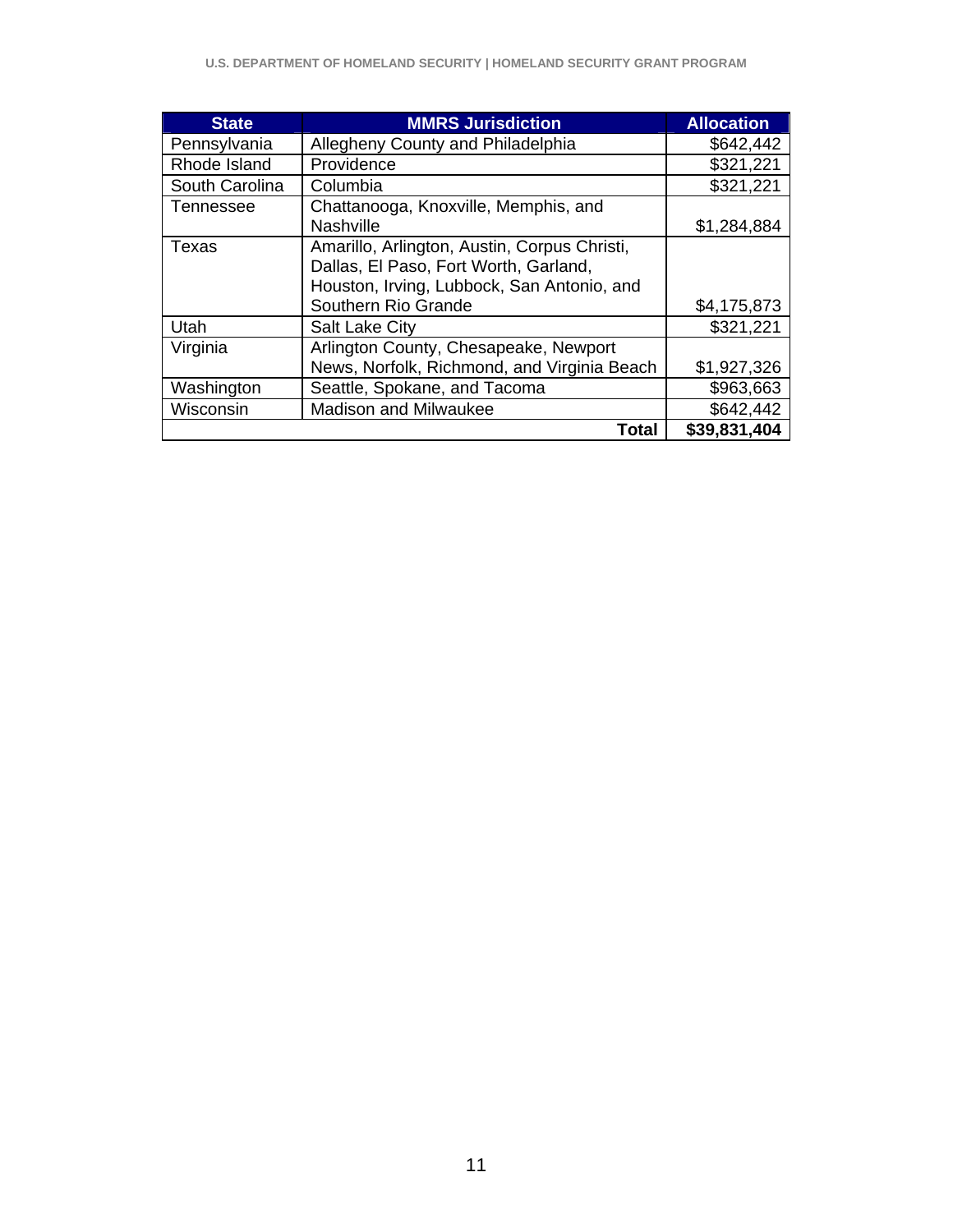| State | MMRS Jurisdiction | Allocation |
|---|---|---|
| Pennsylvania | Allegheny County and Philadelphia | $642,442 |
| Rhode Island | Providence | $321,221 |
| South Carolina | Columbia | $321,221 |
| Tennessee | Chattanooga, Knoxville, Memphis, and Nashville | $1,284,884 |
| Texas | Amarillo, Arlington, Austin, Corpus Christi, Dallas, El Paso, Fort Worth, Garland, Houston, Irving, Lubbock, San Antonio, and Southern Rio Grande | $4,175,873 |
| Utah | Salt Lake City | $321,221 |
| Virginia | Arlington County, Chesapeake, Newport News, Norfolk, Richmond, and Virginia Beach | $1,927,326 |
| Washington | Seattle, Spokane, and Tacoma | $963,663 |
| Wisconsin | Madison and Milwaukee | $642,442 |
| | **Total** | **$39,831,404** |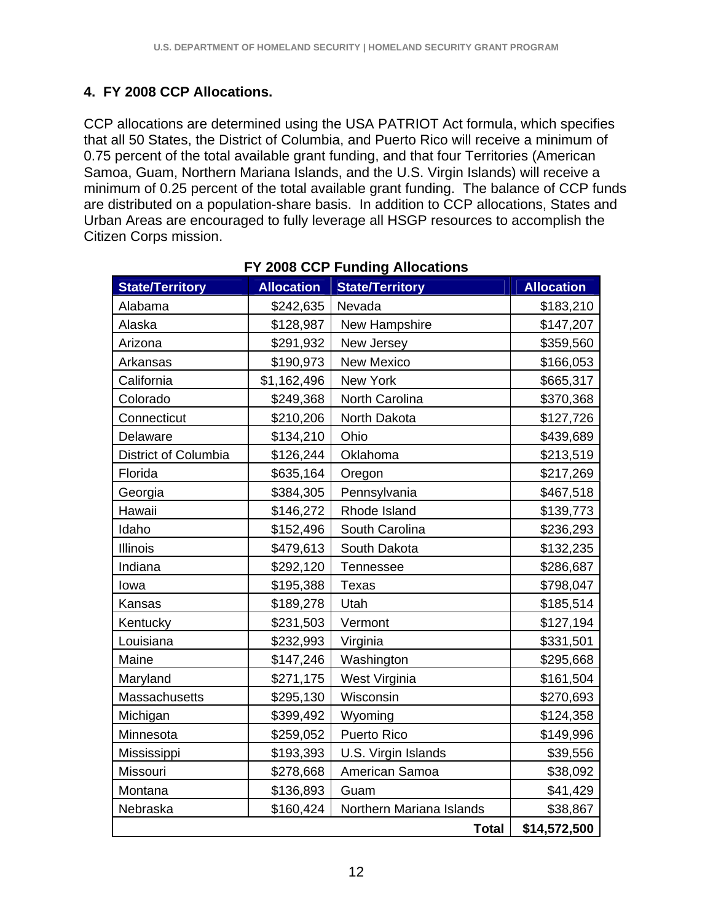### 4. FY 2008 CCP Allocations.

CCP allocations are determined using the USA PATRIOT Act formula, which specifies that all 50 States, the District of Columbia, and Puerto Rico will receive a minimum of 0.75 percent of the total available grant funding, and that four Territories (American Samoa, Guam, Northern Mariana Islands, and the U.S. Virgin Islands) will receive a minimum of 0.25 percent of the total available grant funding. The balance of CCP funds are distributed on a population-share basis. In addition to CCP allocations, States and Urban Areas are encouraged to fully leverage all HSGP resources to accomplish the Citizen Corps mission.

**FY 2008 CCP Funding Allocations**

| State/Territory | Allocation | State/Territory | Allocation |
|---|---|---|---|
| Alabama | $242,635 | Nevada | $183,210 |
| Alaska | $128,987 | New Hampshire | $147,207 |
| Arizona | $291,932 | New Jersey | $359,560 |
| Arkansas | $190,973 | New Mexico | $166,053 |
| California | $1,162,496 | New York | $665,317 |
| Colorado | $249,368 | North Carolina | $370,368 |
| Connecticut | $210,206 | North Dakota | $127,726 |
| Delaware | $134,210 | Ohio | $439,689 |
| District of Columbia | $126,244 | Oklahoma | $213,519 |
| Florida | $635,164 | Oregon | $217,269 |
| Georgia | $384,305 | Pennsylvania | $467,518 |
| Hawaii | $146,272 | Rhode Island | $139,773 |
| Idaho | $152,496 | South Carolina | $236,293 |
| Illinois | $479,613 | South Dakota | $132,235 |
| Indiana | $292,120 | Tennessee | $286,687 |
| Iowa | $195,388 | Texas | $798,047 |
| Kansas | $189,278 | Utah | $185,514 |
| Kentucky | $231,503 | Vermont | $127,194 |
| Louisiana | $232,993 | Virginia | $331,501 |
| Maine | $147,246 | Washington | $295,668 |
| Maryland | $271,175 | West Virginia | $161,504 |
| Massachusetts | $295,130 | Wisconsin | $270,693 |
| Michigan | $399,492 | Wyoming | $124,358 |
| Minnesota | $259,052 | Puerto Rico | $149,996 |
| Mississippi | $193,393 | U.S. Virgin Islands | $39,556 |
| Missouri | $278,668 | American Samoa | $38,092 |
| Montana | $136,893 | Guam | $41,429 |
| Nebraska | $160,424 | Northern Mariana Islands | $38,867 |
| | | **Total** | **$14,572,500** |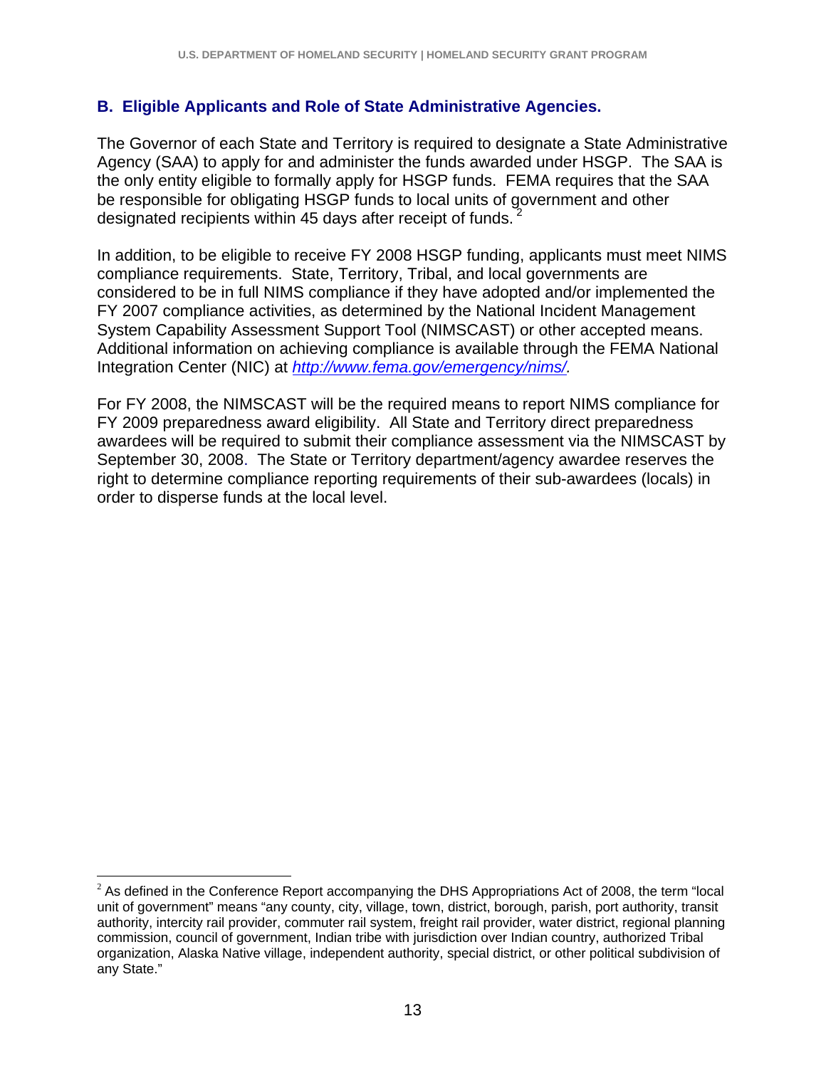### B. Eligible Applicants and Role of State Administrative Agencies.

The Governor of each State and Territory is required to designate a State Administrative Agency (SAA) to apply for and administer the funds awarded under HSGP. The SAA is the only entity eligible to formally apply for HSGP funds. FEMA requires that the SAA be responsible for obligating HSGP funds to local units of government and other designated recipients within 45 days after receipt of funds. [2]

In addition, to be eligible to receive FY 2008 HSGP funding, applicants must meet NIMS compliance requirements. State, Territory, Tribal, and local governments are considered to be in full NIMS compliance if they have adopted and/or implemented the FY 2007 compliance activities, as determined by the National Incident Management System Capability Assessment Support Tool (NIMSCAST) or other accepted means. Additional information on achieving compliance is available through the FEMA National Integration Center (NIC) at *http://www.fema.gov/emergency/nims/.*

For FY 2008, the NIMSCAST will be the required means to report NIMS compliance for FY 2009 preparedness award eligibility. All State and Territory direct preparedness awardees will be required to submit their compliance assessment via the NIMSCAST by September 30, 2008. The State or Territory department/agency awardee reserves the right to determine compliance reporting requirements of their sub-awardees (locals) in order to disperse funds at the local level.

---

[2] As defined in the Conference Report accompanying the DHS Appropriations Act of 2008, the term "local unit of government" means "any county, city, village, town, district, borough, parish, port authority, transit authority, intercity rail provider, commuter rail system, freight rail provider, water district, regional planning commission, council of government, Indian tribe with jurisdiction over Indian country, authorized Tribal organization, Alaska Native village, independent authority, special district, or other political subdivision of any State."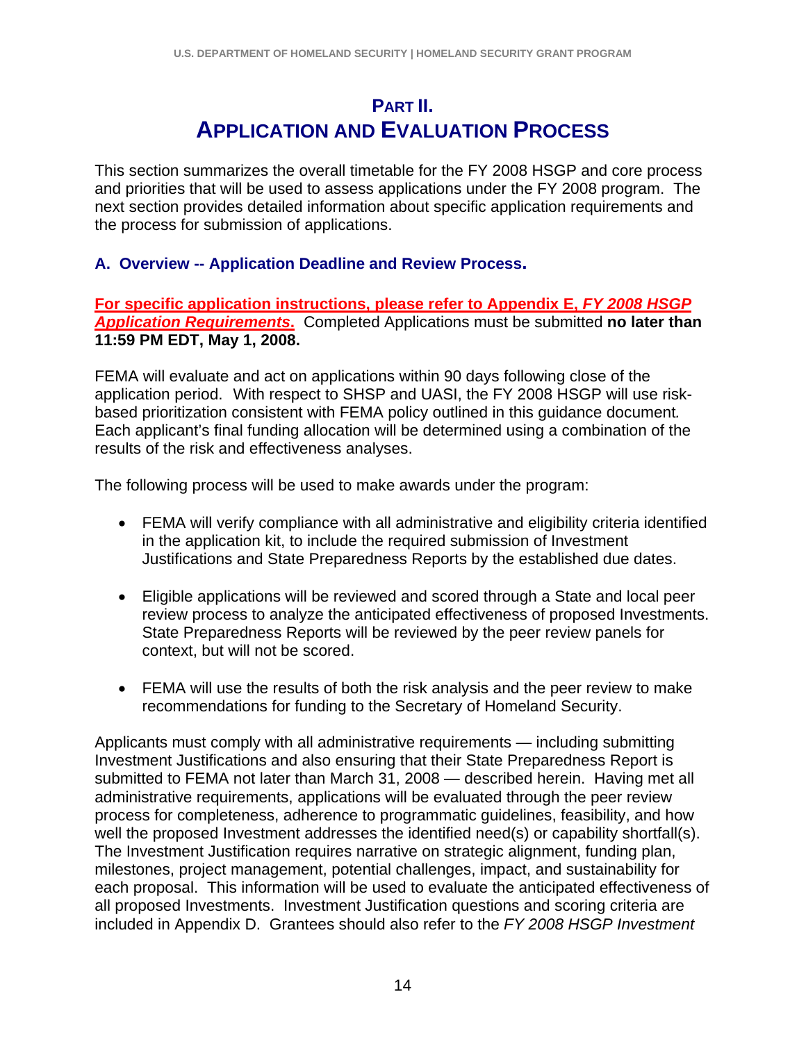# PART II. APPLICATION AND EVALUATION PROCESS

This section summarizes the overall timetable for the FY 2008 HSGP and core process and priorities that will be used to assess applications under the FY 2008 program. The next section provides detailed information about specific application requirements and the process for submission of applications.

### A. Overview -- Application Deadline and Review Process.

**For specific application instructions, please refer to Appendix E, *FY 2008 HSGP Application Requirements*.** Completed Applications must be submitted **no later than 11:59 PM EDT, May 1, 2008.**

FEMA will evaluate and act on applications within 90 days following close of the application period. With respect to SHSP and UASI, the FY 2008 HSGP will use risk-based prioritization consistent with FEMA policy outlined in this guidance document. Each applicant's final funding allocation will be determined using a combination of the results of the risk and effectiveness analyses.

The following process will be used to make awards under the program:

- FEMA will verify compliance with all administrative and eligibility criteria identified in the application kit, to include the required submission of Investment Justifications and State Preparedness Reports by the established due dates.
- Eligible applications will be reviewed and scored through a State and local peer review process to analyze the anticipated effectiveness of proposed Investments. State Preparedness Reports will be reviewed by the peer review panels for context, but will not be scored.
- FEMA will use the results of both the risk analysis and the peer review to make recommendations for funding to the Secretary of Homeland Security.

Applicants must comply with all administrative requirements — including submitting Investment Justifications and also ensuring that their State Preparedness Report is submitted to FEMA not later than March 31, 2008 — described herein. Having met all administrative requirements, applications will be evaluated through the peer review process for completeness, adherence to programmatic guidelines, feasibility, and how well the proposed Investment addresses the identified need(s) or capability shortfall(s). The Investment Justification requires narrative on strategic alignment, funding plan, milestones, project management, potential challenges, impact, and sustainability for each proposal. This information will be used to evaluate the anticipated effectiveness of all proposed Investments. Investment Justification questions and scoring criteria are included in Appendix D. Grantees should also refer to the *FY 2008 HSGP Investment*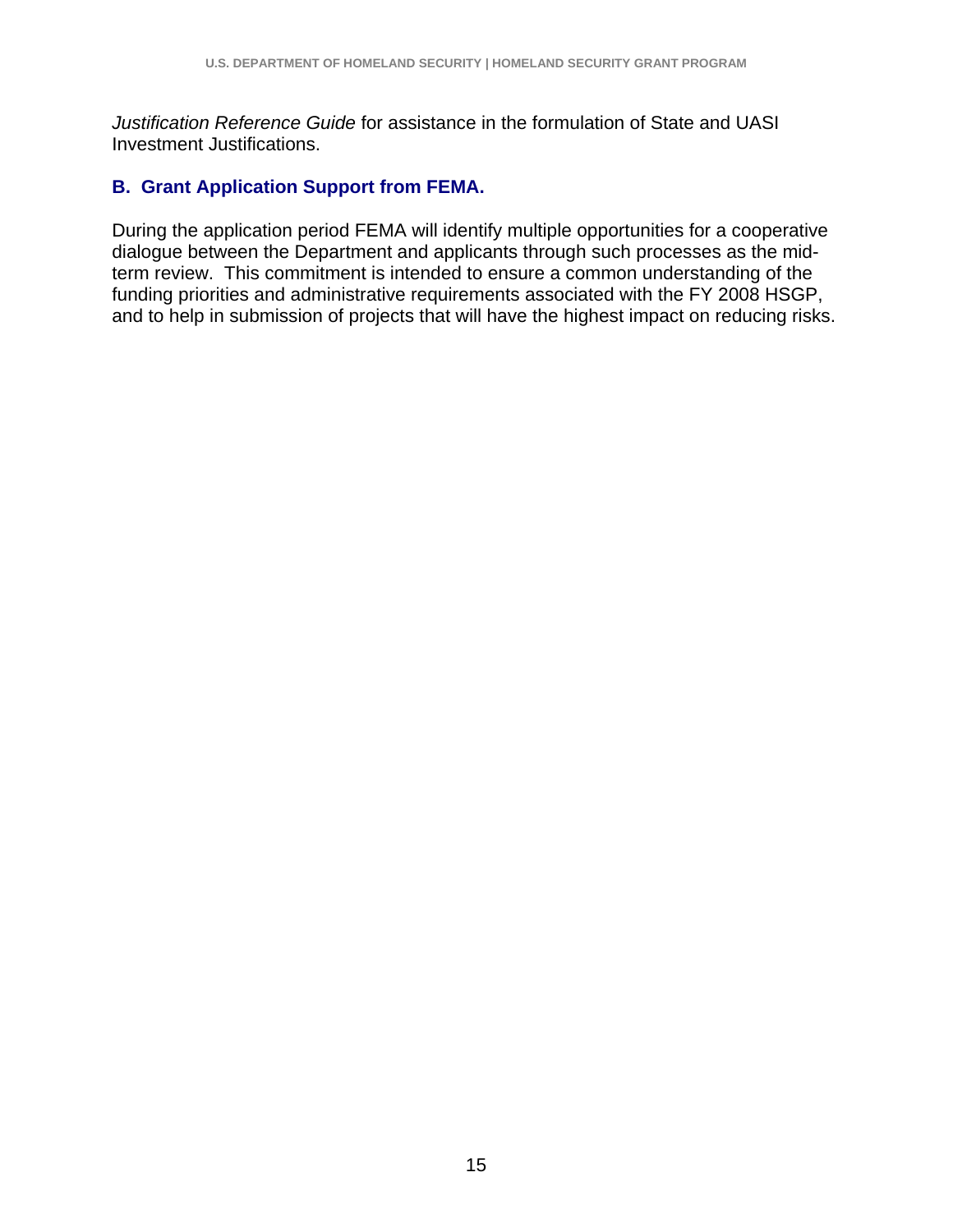*Justification Reference Guide* for assistance in the formulation of State and UASI Investment Justifications.

### B. Grant Application Support from FEMA.

During the application period FEMA will identify multiple opportunities for a cooperative dialogue between the Department and applicants through such processes as the mid-term review. This commitment is intended to ensure a common understanding of the funding priorities and administrative requirements associated with the FY 2008 HSGP, and to help in submission of projects that will have the highest impact on reducing risks.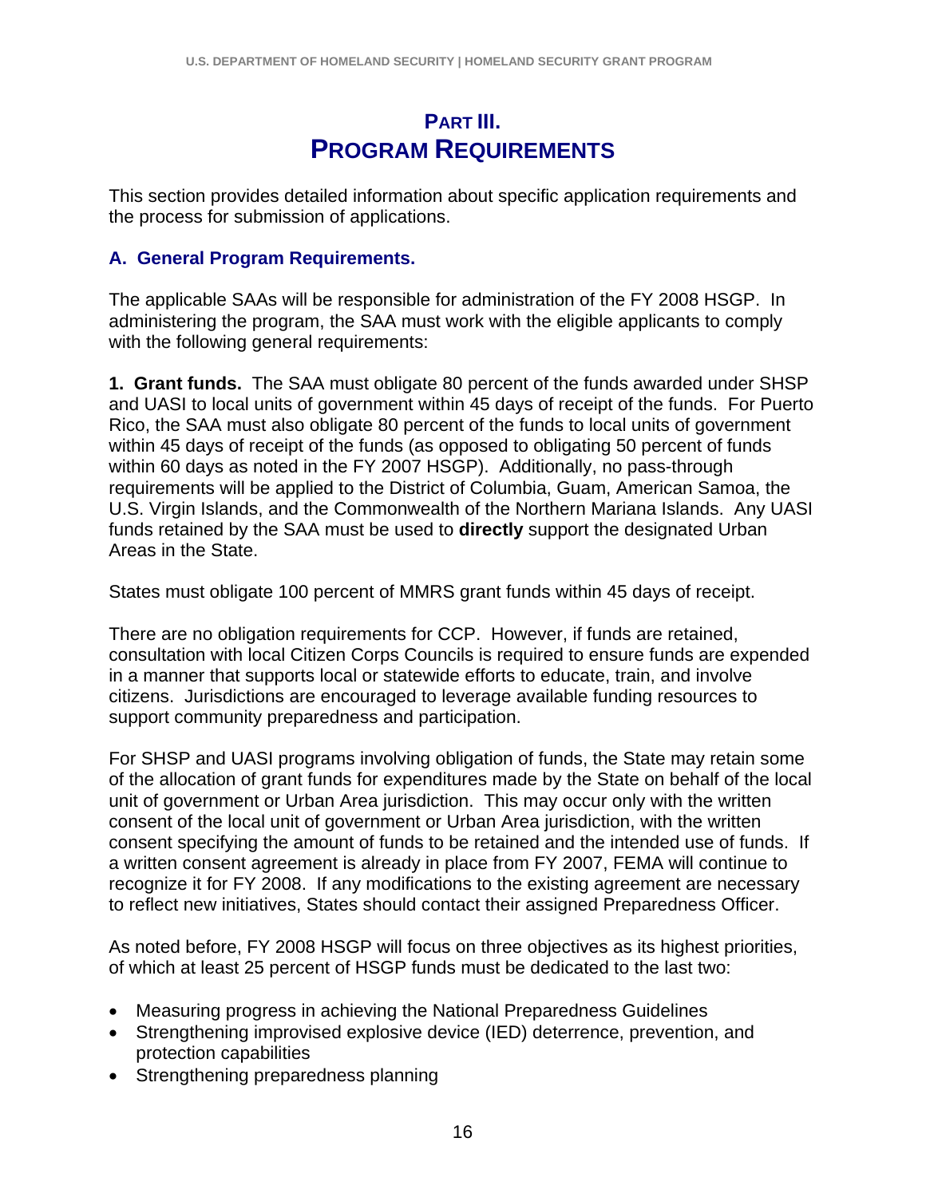# Part III. Program Requirements

This section provides detailed information about specific application requirements and the process for submission of applications.

## A. General Program Requirements.

The applicable SAAs will be responsible for administration of the FY 2008 HSGP. In administering the program, the SAA must work with the eligible applicants to comply with the following general requirements:

**1. Grant funds.** The SAA must obligate 80 percent of the funds awarded under SHSP and UASI to local units of government within 45 days of receipt of the funds. For Puerto Rico, the SAA must also obligate 80 percent of the funds to local units of government within 45 days of receipt of the funds (as opposed to obligating 50 percent of funds within 60 days as noted in the FY 2007 HSGP). Additionally, no pass-through requirements will be applied to the District of Columbia, Guam, American Samoa, the U.S. Virgin Islands, and the Commonwealth of the Northern Mariana Islands. Any UASI funds retained by the SAA must be used to **directly** support the designated Urban Areas in the State.

States must obligate 100 percent of MMRS grant funds within 45 days of receipt.

There are no obligation requirements for CCP. However, if funds are retained, consultation with local Citizen Corps Councils is required to ensure funds are expended in a manner that supports local or statewide efforts to educate, train, and involve citizens. Jurisdictions are encouraged to leverage available funding resources to support community preparedness and participation.

For SHSP and UASI programs involving obligation of funds, the State may retain some of the allocation of grant funds for expenditures made by the State on behalf of the local unit of government or Urban Area jurisdiction. This may occur only with the written consent of the local unit of government or Urban Area jurisdiction, with the written consent specifying the amount of funds to be retained and the intended use of funds. If a written consent agreement is already in place from FY 2007, FEMA will continue to recognize it for FY 2008. If any modifications to the existing agreement are necessary to reflect new initiatives, States should contact their assigned Preparedness Officer.

As noted before, FY 2008 HSGP will focus on three objectives as its highest priorities, of which at least 25 percent of HSGP funds must be dedicated to the last two:

- Measuring progress in achieving the National Preparedness Guidelines
- Strengthening improvised explosive device (IED) deterrence, prevention, and protection capabilities
- Strengthening preparedness planning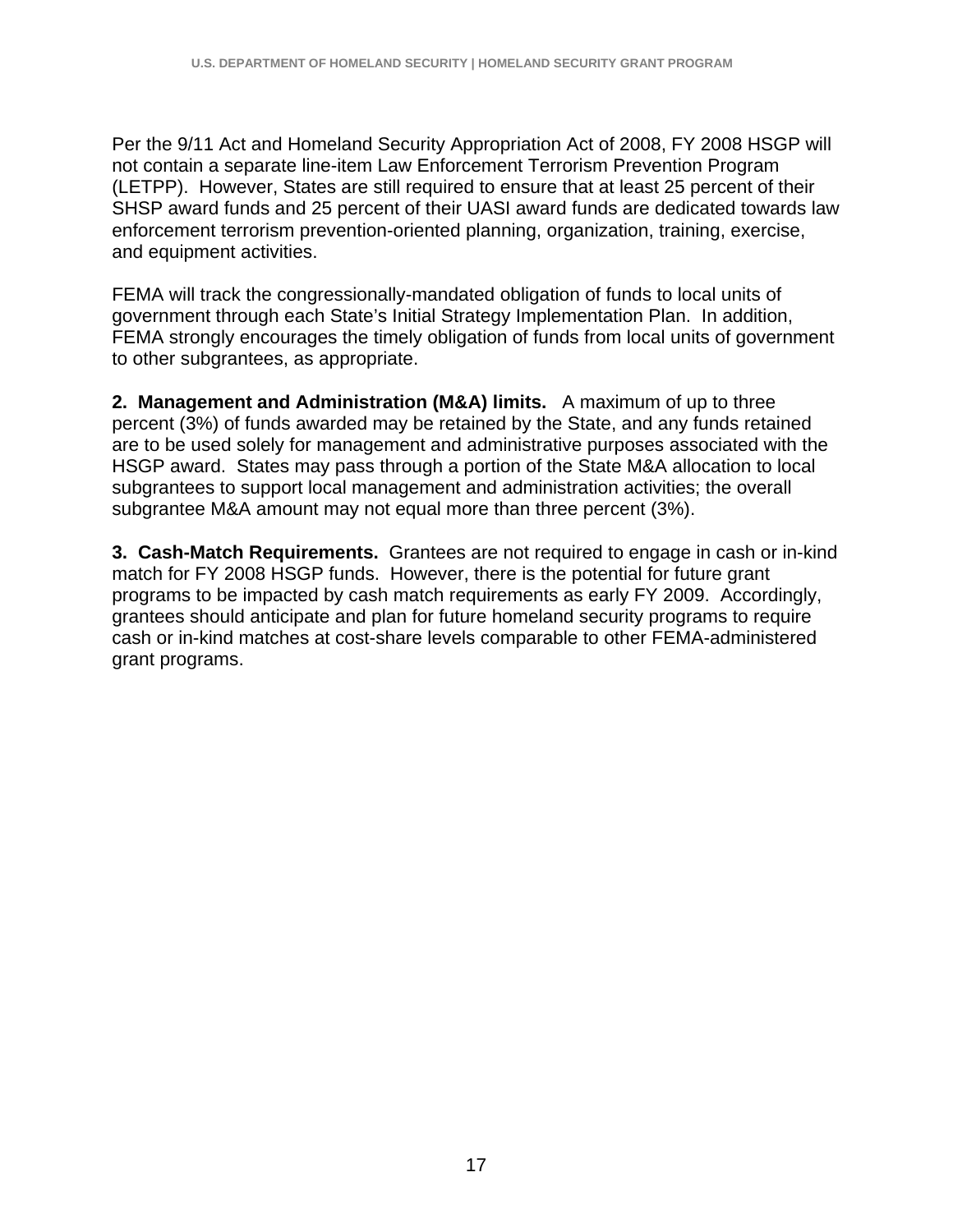Per the 9/11 Act and Homeland Security Appropriation Act of 2008, FY 2008 HSGP will not contain a separate line-item Law Enforcement Terrorism Prevention Program (LETPP). However, States are still required to ensure that at least 25 percent of their SHSP award funds and 25 percent of their UASI award funds are dedicated towards law enforcement terrorism prevention-oriented planning, organization, training, exercise, and equipment activities.

FEMA will track the congressionally-mandated obligation of funds to local units of government through each State's Initial Strategy Implementation Plan. In addition, FEMA strongly encourages the timely obligation of funds from local units of government to other subgrantees, as appropriate.

**2. Management and Administration (M&A) limits.** A maximum of up to three percent (3%) of funds awarded may be retained by the State, and any funds retained are to be used solely for management and administrative purposes associated with the HSGP award. States may pass through a portion of the State M&A allocation to local subgrantees to support local management and administration activities; the overall subgrantee M&A amount may not equal more than three percent (3%).

**3. Cash-Match Requirements.** Grantees are not required to engage in cash or in-kind match for FY 2008 HSGP funds. However, there is the potential for future grant programs to be impacted by cash match requirements as early FY 2009. Accordingly, grantees should anticipate and plan for future homeland security programs to require cash or in-kind matches at cost-share levels comparable to other FEMA-administered grant programs.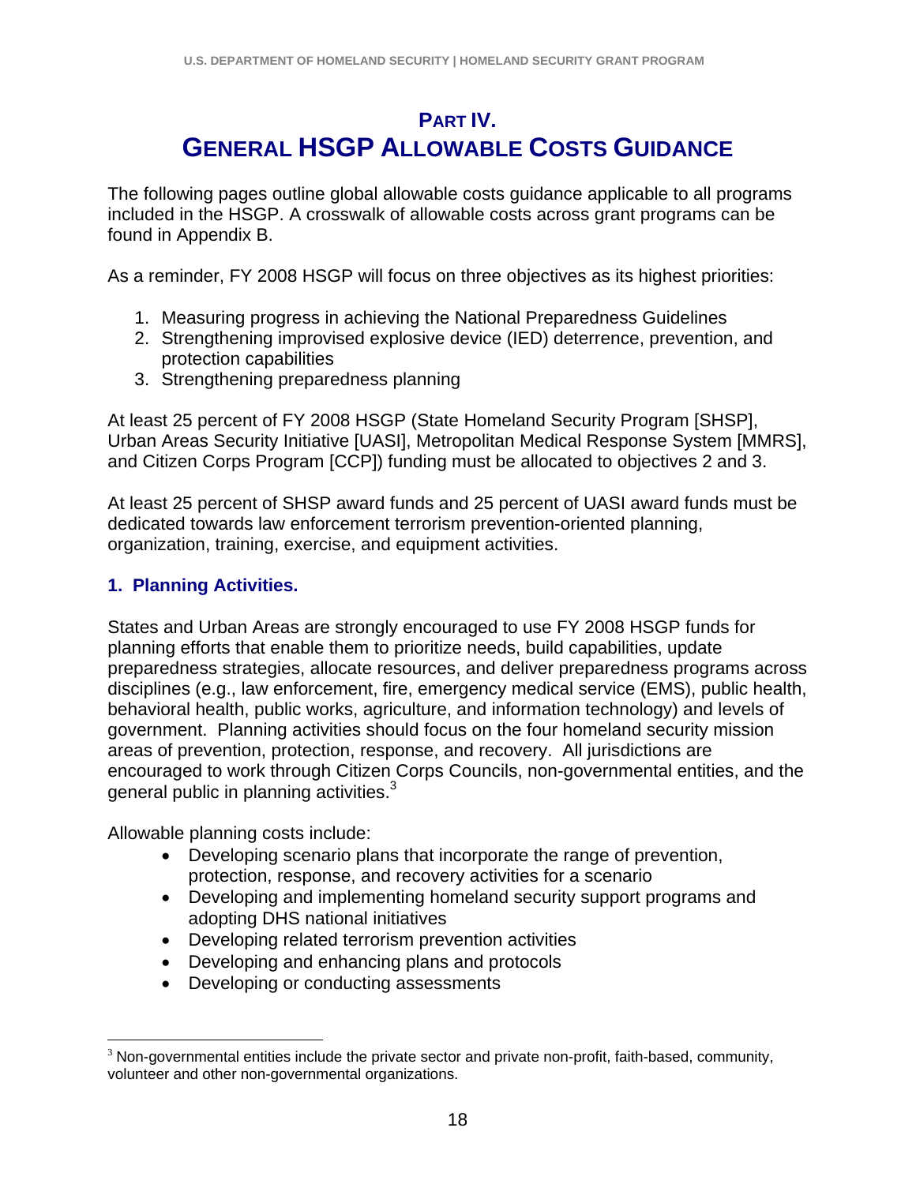# PART IV. GENERAL HSGP ALLOWABLE COSTS GUIDANCE

The following pages outline global allowable costs guidance applicable to all programs included in the HSGP. A crosswalk of allowable costs across grant programs can be found in Appendix B.

As a reminder, FY 2008 HSGP will focus on three objectives as its highest priorities:

1. Measuring progress in achieving the National Preparedness Guidelines
2. Strengthening improvised explosive device (IED) deterrence, prevention, and protection capabilities
3. Strengthening preparedness planning

At least 25 percent of FY 2008 HSGP (State Homeland Security Program [SHSP], Urban Areas Security Initiative [UASI], Metropolitan Medical Response System [MMRS], and Citizen Corps Program [CCP]) funding must be allocated to objectives 2 and 3.

At least 25 percent of SHSP award funds and 25 percent of UASI award funds must be dedicated towards law enforcement terrorism prevention-oriented planning, organization, training, exercise, and equipment activities.

### 1. Planning Activities.

States and Urban Areas are strongly encouraged to use FY 2008 HSGP funds for planning efforts that enable them to prioritize needs, build capabilities, update preparedness strategies, allocate resources, and deliver preparedness programs across disciplines (e.g., law enforcement, fire, emergency medical service (EMS), public health, behavioral health, public works, agriculture, and information technology) and levels of government. Planning activities should focus on the four homeland security mission areas of prevention, protection, response, and recovery. All jurisdictions are encouraged to work through Citizen Corps Councils, non-governmental entities, and the general public in planning activities.[3]

Allowable planning costs include:

- Developing scenario plans that incorporate the range of prevention, protection, response, and recovery activities for a scenario
- Developing and implementing homeland security support programs and adopting DHS national initiatives
- Developing related terrorism prevention activities
- Developing and enhancing plans and protocols
- Developing or conducting assessments

[3] Non-governmental entities include the private sector and private non-profit, faith-based, community, volunteer and other non-governmental organizations.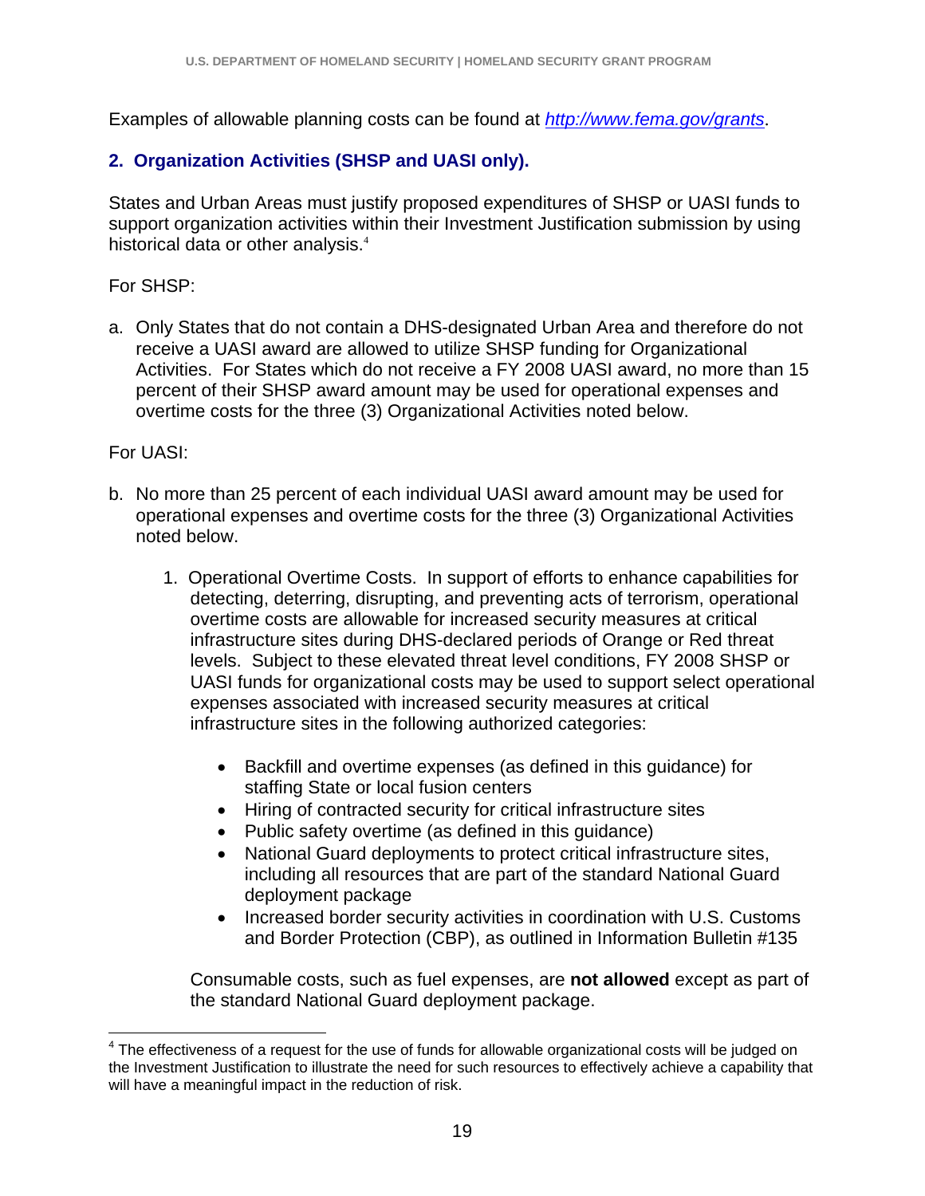Examples of allowable planning costs can be found at *http://www.fema.gov/grants*.

### 2. Organization Activities (SHSP and UASI only).

States and Urban Areas must justify proposed expenditures of SHSP or UASI funds to support organization activities within their Investment Justification submission by using historical data or other analysis.[4]

For SHSP:

a. Only States that do not contain a DHS-designated Urban Area and therefore do not receive a UASI award are allowed to utilize SHSP funding for Organizational Activities. For States which do not receive a FY 2008 UASI award, no more than 15 percent of their SHSP award amount may be used for operational expenses and overtime costs for the three (3) Organizational Activities noted below.

For UASI:

b. No more than 25 percent of each individual UASI award amount may be used for operational expenses and overtime costs for the three (3) Organizational Activities noted below.

   1. Operational Overtime Costs. In support of efforts to enhance capabilities for detecting, deterring, disrupting, and preventing acts of terrorism, operational overtime costs are allowable for increased security measures at critical infrastructure sites during DHS-declared periods of Orange or Red threat levels. Subject to these elevated threat level conditions, FY 2008 SHSP or UASI funds for organizational costs may be used to support select operational expenses associated with increased security measures at critical infrastructure sites in the following authorized categories:

      - Backfill and overtime expenses (as defined in this guidance) for staffing State or local fusion centers
      - Hiring of contracted security for critical infrastructure sites
      - Public safety overtime (as defined in this guidance)
      - National Guard deployments to protect critical infrastructure sites, including all resources that are part of the standard National Guard deployment package
      - Increased border security activities in coordination with U.S. Customs and Border Protection (CBP), as outlined in Information Bulletin #135

      Consumable costs, such as fuel expenses, are **not allowed** except as part of the standard National Guard deployment package.

---

[4] The effectiveness of a request for the use of funds for allowable organizational costs will be judged on the Investment Justification to illustrate the need for such resources to effectively achieve a capability that will have a meaningful impact in the reduction of risk.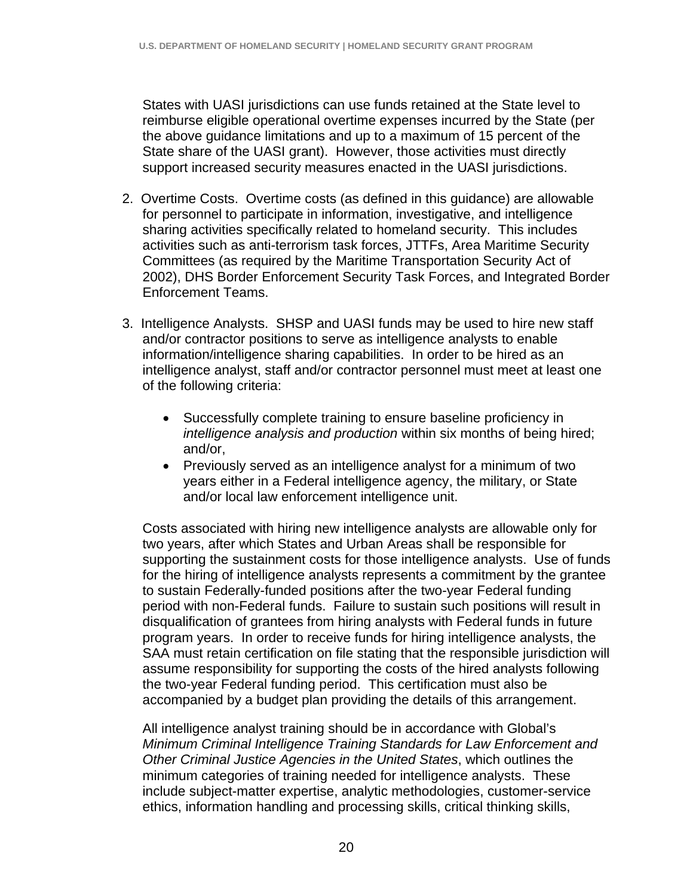States with UASI jurisdictions can use funds retained at the State level to reimburse eligible operational overtime expenses incurred by the State (per the above guidance limitations and up to a maximum of 15 percent of the State share of the UASI grant). However, those activities must directly support increased security measures enacted in the UASI jurisdictions.

2. Overtime Costs. Overtime costs (as defined in this guidance) are allowable for personnel to participate in information, investigative, and intelligence sharing activities specifically related to homeland security. This includes activities such as anti-terrorism task forces, JTTFs, Area Maritime Security Committees (as required by the Maritime Transportation Security Act of 2002), DHS Border Enforcement Security Task Forces, and Integrated Border Enforcement Teams.

3. Intelligence Analysts. SHSP and UASI funds may be used to hire new staff and/or contractor positions to serve as intelligence analysts to enable information/intelligence sharing capabilities. In order to be hired as an intelligence analyst, staff and/or contractor personnel must meet at least one of the following criteria:

   - Successfully complete training to ensure baseline proficiency in *intelligence analysis and production* within six months of being hired; and/or,
   - Previously served as an intelligence analyst for a minimum of two years either in a Federal intelligence agency, the military, or State and/or local law enforcement intelligence unit.

   Costs associated with hiring new intelligence analysts are allowable only for two years, after which States and Urban Areas shall be responsible for supporting the sustainment costs for those intelligence analysts. Use of funds for the hiring of intelligence analysts represents a commitment by the grantee to sustain Federally-funded positions after the two-year Federal funding period with non-Federal funds. Failure to sustain such positions will result in disqualification of grantees from hiring analysts with Federal funds in future program years. In order to receive funds for hiring intelligence analysts, the SAA must retain certification on file stating that the responsible jurisdiction will assume responsibility for supporting the costs of the hired analysts following the two-year Federal funding period. This certification must also be accompanied by a budget plan providing the details of this arrangement.

   All intelligence analyst training should be in accordance with Global's *Minimum Criminal Intelligence Training Standards for Law Enforcement and Other Criminal Justice Agencies in the United States*, which outlines the minimum categories of training needed for intelligence analysts. These include subject-matter expertise, analytic methodologies, customer-service ethics, information handling and processing skills, critical thinking skills,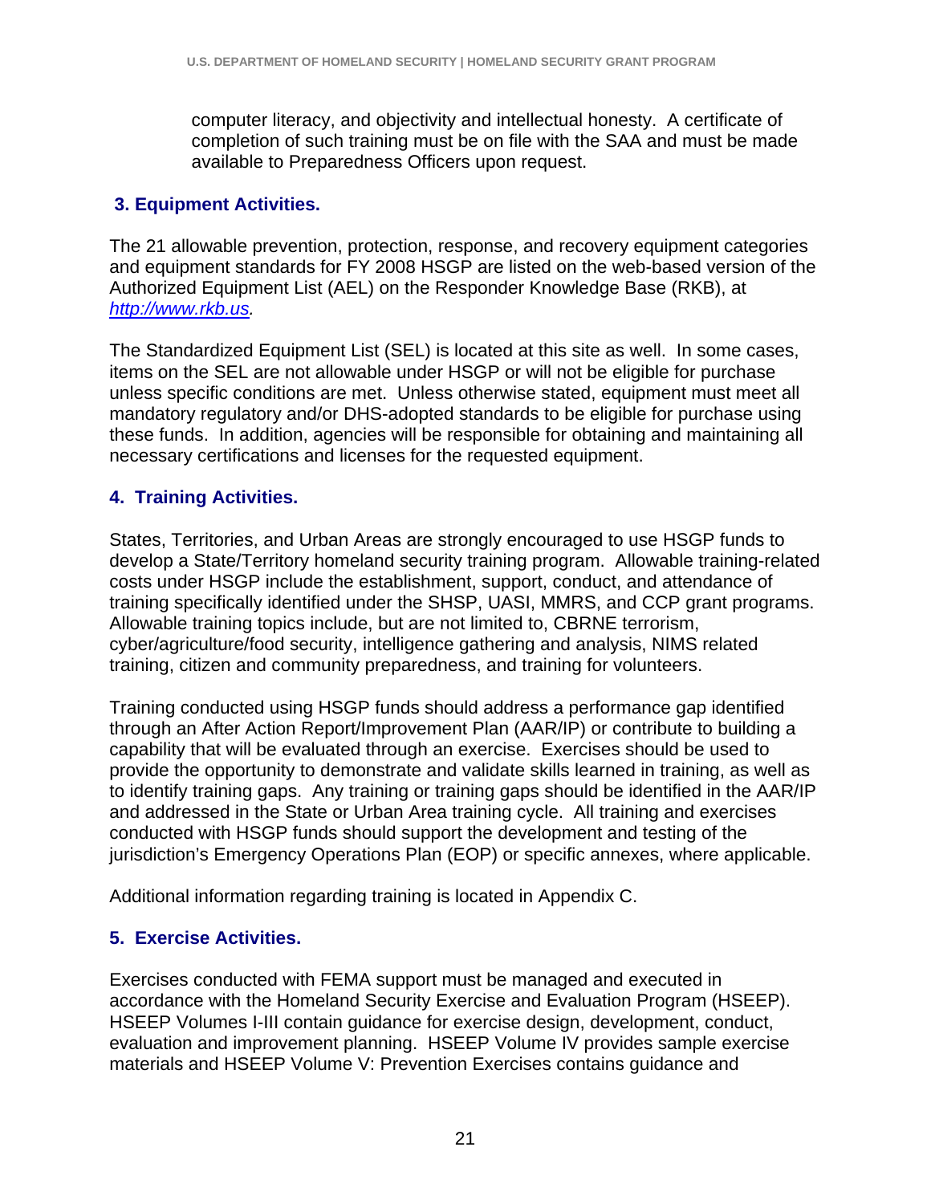computer literacy, and objectivity and intellectual honesty. A certificate of completion of such training must be on file with the SAA and must be made available to Preparedness Officers upon request.

### 3. Equipment Activities.

The 21 allowable prevention, protection, response, and recovery equipment categories and equipment standards for FY 2008 HSGP are listed on the web-based version of the Authorized Equipment List (AEL) on the Responder Knowledge Base (RKB), at *http://www.rkb.us*.

The Standardized Equipment List (SEL) is located at this site as well. In some cases, items on the SEL are not allowable under HSGP or will not be eligible for purchase unless specific conditions are met. Unless otherwise stated, equipment must meet all mandatory regulatory and/or DHS-adopted standards to be eligible for purchase using these funds. In addition, agencies will be responsible for obtaining and maintaining all necessary certifications and licenses for the requested equipment.

### 4. Training Activities.

States, Territories, and Urban Areas are strongly encouraged to use HSGP funds to develop a State/Territory homeland security training program. Allowable training-related costs under HSGP include the establishment, support, conduct, and attendance of training specifically identified under the SHSP, UASI, MMRS, and CCP grant programs. Allowable training topics include, but are not limited to, CBRNE terrorism, cyber/agriculture/food security, intelligence gathering and analysis, NIMS related training, citizen and community preparedness, and training for volunteers.

Training conducted using HSGP funds should address a performance gap identified through an After Action Report/Improvement Plan (AAR/IP) or contribute to building a capability that will be evaluated through an exercise. Exercises should be used to provide the opportunity to demonstrate and validate skills learned in training, as well as to identify training gaps. Any training or training gaps should be identified in the AAR/IP and addressed in the State or Urban Area training cycle. All training and exercises conducted with HSGP funds should support the development and testing of the jurisdiction's Emergency Operations Plan (EOP) or specific annexes, where applicable.

Additional information regarding training is located in Appendix C.

### 5. Exercise Activities.

Exercises conducted with FEMA support must be managed and executed in accordance with the Homeland Security Exercise and Evaluation Program (HSEEP). HSEEP Volumes I-III contain guidance for exercise design, development, conduct, evaluation and improvement planning. HSEEP Volume IV provides sample exercise materials and HSEEP Volume V: Prevention Exercises contains guidance and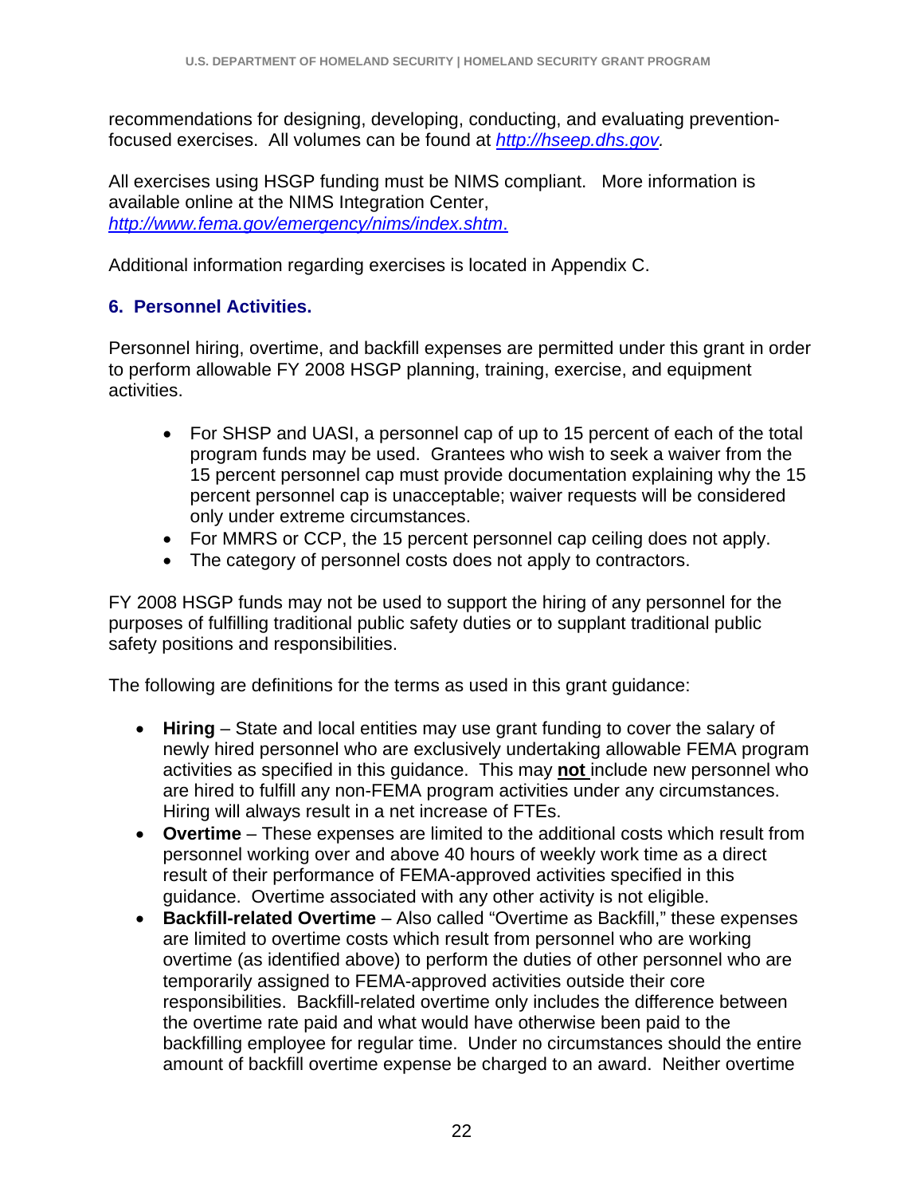recommendations for designing, developing, conducting, and evaluating prevention-focused exercises. All volumes can be found at *http://hseep.dhs.gov.*

All exercises using HSGP funding must be NIMS compliant. More information is available online at the NIMS Integration Center, *http://www.fema.gov/emergency/nims/index.shtm.*

Additional information regarding exercises is located in Appendix C.

### 6. Personnel Activities.

Personnel hiring, overtime, and backfill expenses are permitted under this grant in order to perform allowable FY 2008 HSGP planning, training, exercise, and equipment activities.

- For SHSP and UASI, a personnel cap of up to 15 percent of each of the total program funds may be used. Grantees who wish to seek a waiver from the 15 percent personnel cap must provide documentation explaining why the 15 percent personnel cap is unacceptable; waiver requests will be considered only under extreme circumstances.
- For MMRS or CCP, the 15 percent personnel cap ceiling does not apply.
- The category of personnel costs does not apply to contractors.

FY 2008 HSGP funds may not be used to support the hiring of any personnel for the purposes of fulfilling traditional public safety duties or to supplant traditional public safety positions and responsibilities.

The following are definitions for the terms as used in this grant guidance:

- **Hiring** – State and local entities may use grant funding to cover the salary of newly hired personnel who are exclusively undertaking allowable FEMA program activities as specified in this guidance. This may **not** include new personnel who are hired to fulfill any non-FEMA program activities under any circumstances. Hiring will always result in a net increase of FTEs.
- **Overtime** – These expenses are limited to the additional costs which result from personnel working over and above 40 hours of weekly work time as a direct result of their performance of FEMA-approved activities specified in this guidance. Overtime associated with any other activity is not eligible.
- **Backfill-related Overtime** – Also called "Overtime as Backfill," these expenses are limited to overtime costs which result from personnel who are working overtime (as identified above) to perform the duties of other personnel who are temporarily assigned to FEMA-approved activities outside their core responsibilities. Backfill-related overtime only includes the difference between the overtime rate paid and what would have otherwise been paid to the backfilling employee for regular time. Under no circumstances should the entire amount of backfill overtime expense be charged to an award. Neither overtime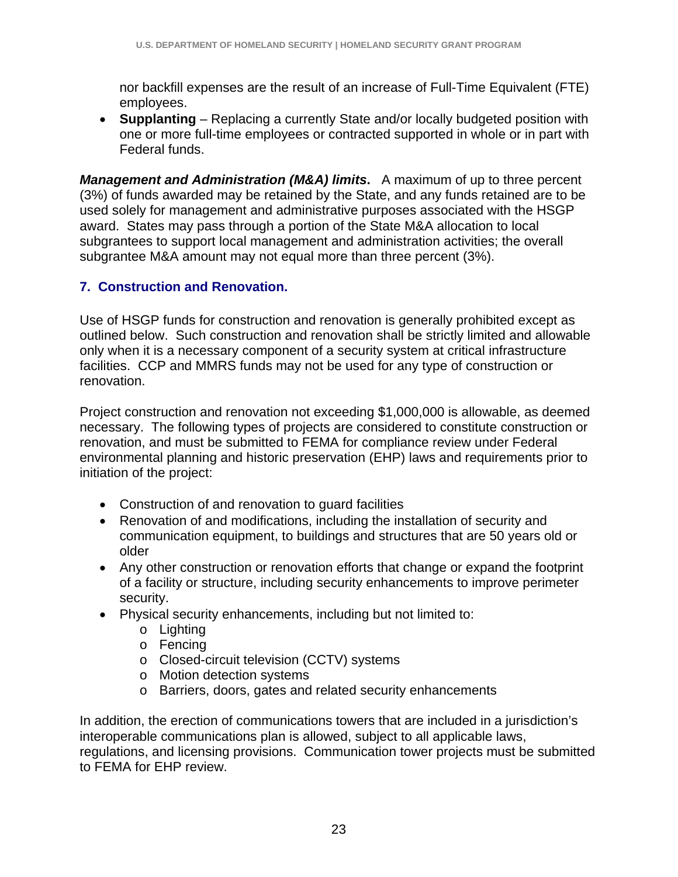nor backfill expenses are the result of an increase of Full-Time Equivalent (FTE) employees.

- **Supplanting** – Replacing a currently State and/or locally budgeted position with one or more full-time employees or contracted supported in whole or in part with Federal funds.

***Management and Administration (M&A) limits*.** A maximum of up to three percent (3%) of funds awarded may be retained by the State, and any funds retained are to be used solely for management and administrative purposes associated with the HSGP award. States may pass through a portion of the State M&A allocation to local subgrantees to support local management and administration activities; the overall subgrantee M&A amount may not equal more than three percent (3%).

### 7. Construction and Renovation.

Use of HSGP funds for construction and renovation is generally prohibited except as outlined below. Such construction and renovation shall be strictly limited and allowable only when it is a necessary component of a security system at critical infrastructure facilities. CCP and MMRS funds may not be used for any type of construction or renovation.

Project construction and renovation not exceeding $1,000,000 is allowable, as deemed necessary. The following types of projects are considered to constitute construction or renovation, and must be submitted to FEMA for compliance review under Federal environmental planning and historic preservation (EHP) laws and requirements prior to initiation of the project:

- Construction of and renovation to guard facilities
- Renovation of and modifications, including the installation of security and communication equipment, to buildings and structures that are 50 years old or older
- Any other construction or renovation efforts that change or expand the footprint of a facility or structure, including security enhancements to improve perimeter security.
- Physical security enhancements, including but not limited to:
  - Lighting
  - Fencing
  - Closed-circuit television (CCTV) systems
  - Motion detection systems
  - Barriers, doors, gates and related security enhancements

In addition, the erection of communications towers that are included in a jurisdiction's interoperable communications plan is allowed, subject to all applicable laws, regulations, and licensing provisions. Communication tower projects must be submitted to FEMA for EHP review.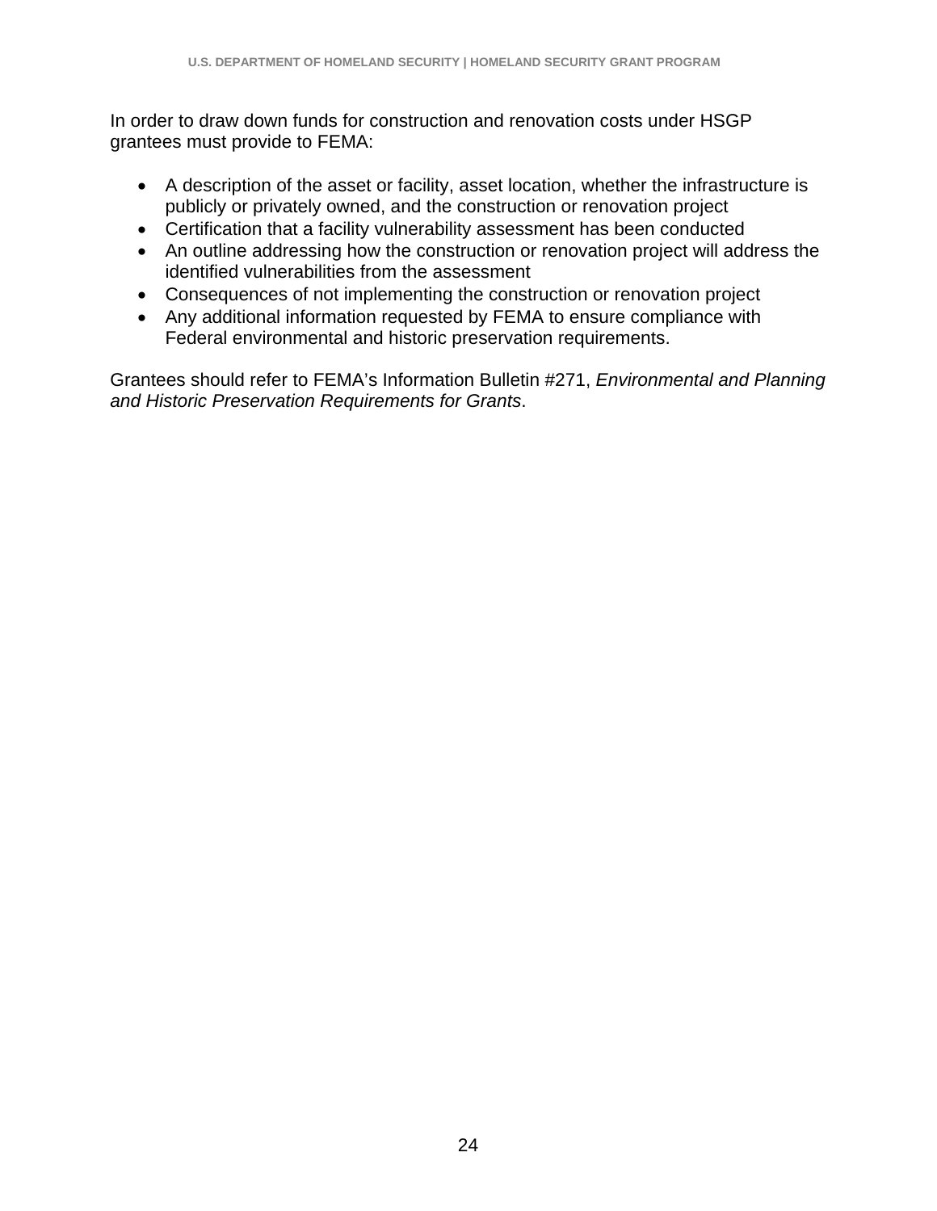In order to draw down funds for construction and renovation costs under HSGP grantees must provide to FEMA:

- A description of the asset or facility, asset location, whether the infrastructure is publicly or privately owned, and the construction or renovation project
- Certification that a facility vulnerability assessment has been conducted
- An outline addressing how the construction or renovation project will address the identified vulnerabilities from the assessment
- Consequences of not implementing the construction or renovation project
- Any additional information requested by FEMA to ensure compliance with Federal environmental and historic preservation requirements.

Grantees should refer to FEMA's Information Bulletin #271, *Environmental and Planning and Historic Preservation Requirements for Grants*.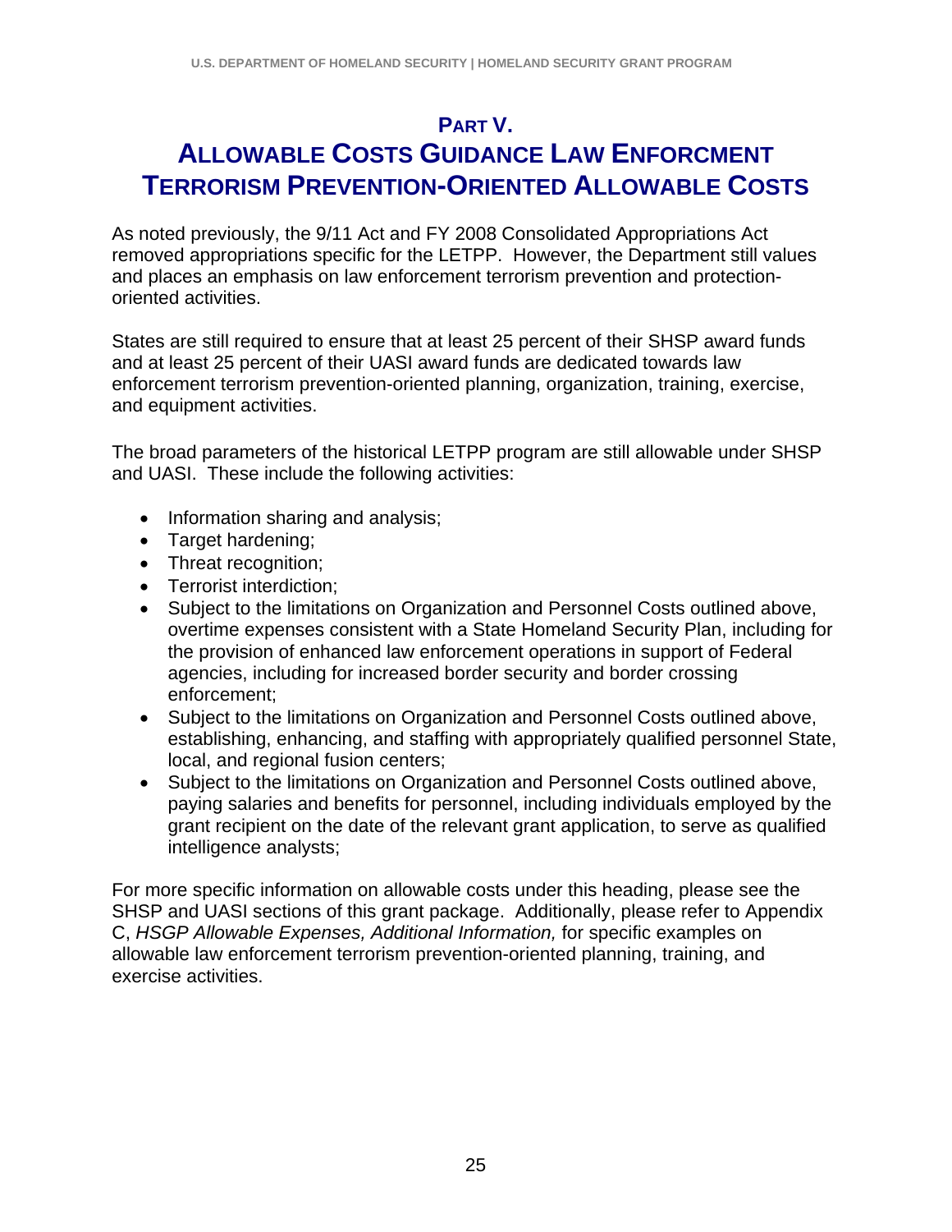# Part V.

# Allowable Costs Guidance Law Enforcment Terrorism Prevention-Oriented Allowable Costs

As noted previously, the 9/11 Act and FY 2008 Consolidated Appropriations Act removed appropriations specific for the LETPP. However, the Department still values and places an emphasis on law enforcement terrorism prevention and protection-oriented activities.

States are still required to ensure that at least 25 percent of their SHSP award funds and at least 25 percent of their UASI award funds are dedicated towards law enforcement terrorism prevention-oriented planning, organization, training, exercise, and equipment activities.

The broad parameters of the historical LETPP program are still allowable under SHSP and UASI. These include the following activities:

- Information sharing and analysis;
- Target hardening;
- Threat recognition;
- Terrorist interdiction;
- Subject to the limitations on Organization and Personnel Costs outlined above, overtime expenses consistent with a State Homeland Security Plan, including for the provision of enhanced law enforcement operations in support of Federal agencies, including for increased border security and border crossing enforcement;
- Subject to the limitations on Organization and Personnel Costs outlined above, establishing, enhancing, and staffing with appropriately qualified personnel State, local, and regional fusion centers;
- Subject to the limitations on Organization and Personnel Costs outlined above, paying salaries and benefits for personnel, including individuals employed by the grant recipient on the date of the relevant grant application, to serve as qualified intelligence analysts;

For more specific information on allowable costs under this heading, please see the SHSP and UASI sections of this grant package. Additionally, please refer to Appendix C, *HSGP Allowable Expenses, Additional Information,* for specific examples on allowable law enforcement terrorism prevention-oriented planning, training, and exercise activities.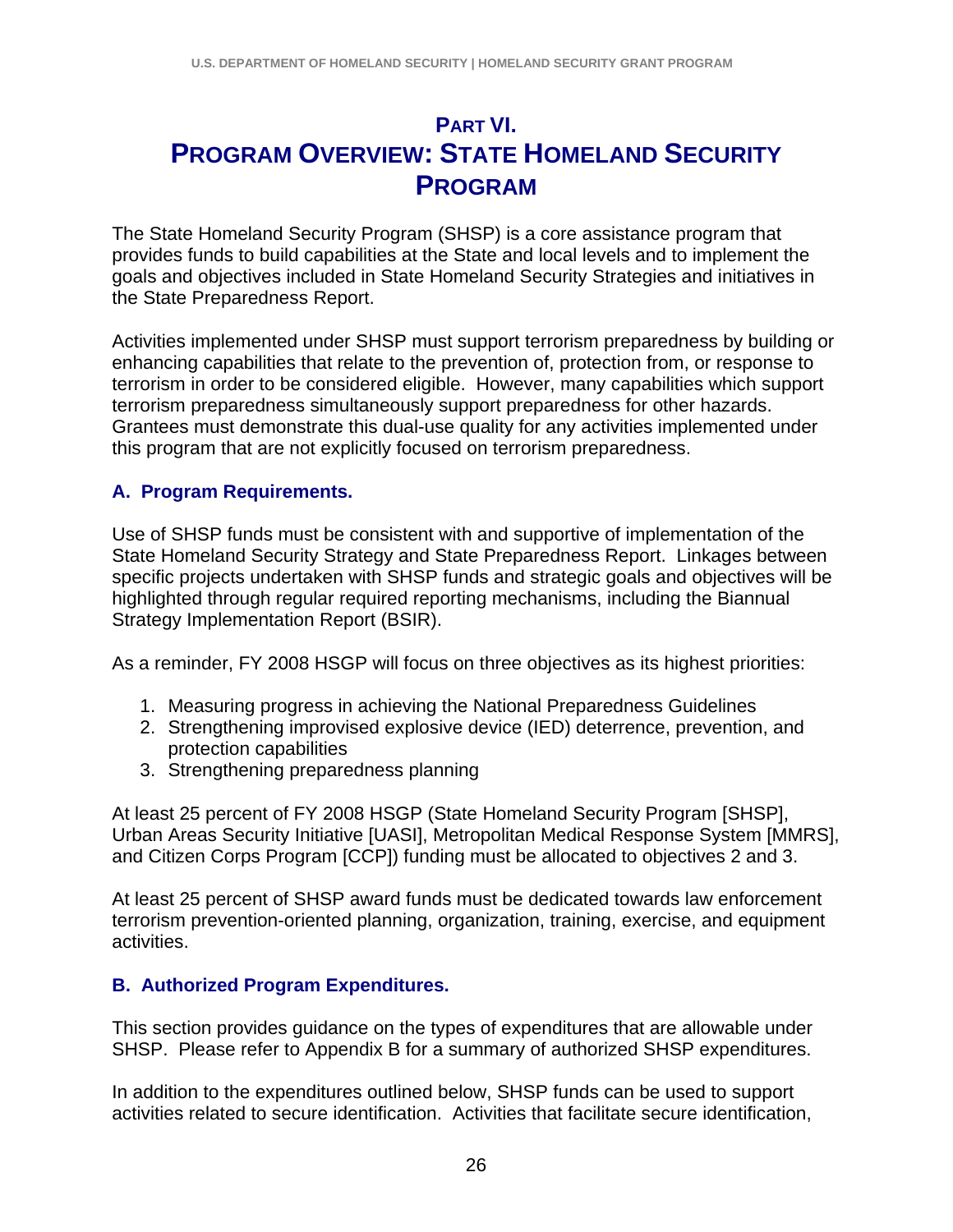# PART VI. PROGRAM OVERVIEW: STATE HOMELAND SECURITY PROGRAM

The State Homeland Security Program (SHSP) is a core assistance program that provides funds to build capabilities at the State and local levels and to implement the goals and objectives included in State Homeland Security Strategies and initiatives in the State Preparedness Report.

Activities implemented under SHSP must support terrorism preparedness by building or enhancing capabilities that relate to the prevention of, protection from, or response to terrorism in order to be considered eligible. However, many capabilities which support terrorism preparedness simultaneously support preparedness for other hazards. Grantees must demonstrate this dual-use quality for any activities implemented under this program that are not explicitly focused on terrorism preparedness.

## A. Program Requirements.

Use of SHSP funds must be consistent with and supportive of implementation of the State Homeland Security Strategy and State Preparedness Report. Linkages between specific projects undertaken with SHSP funds and strategic goals and objectives will be highlighted through regular required reporting mechanisms, including the Biannual Strategy Implementation Report (BSIR).

As a reminder, FY 2008 HSGP will focus on three objectives as its highest priorities:

1. Measuring progress in achieving the National Preparedness Guidelines
2. Strengthening improvised explosive device (IED) deterrence, prevention, and protection capabilities
3. Strengthening preparedness planning

At least 25 percent of FY 2008 HSGP (State Homeland Security Program [SHSP], Urban Areas Security Initiative [UASI], Metropolitan Medical Response System [MMRS], and Citizen Corps Program [CCP]) funding must be allocated to objectives 2 and 3.

At least 25 percent of SHSP award funds must be dedicated towards law enforcement terrorism prevention-oriented planning, organization, training, exercise, and equipment activities.

## B. Authorized Program Expenditures.

This section provides guidance on the types of expenditures that are allowable under SHSP. Please refer to Appendix B for a summary of authorized SHSP expenditures.

In addition to the expenditures outlined below, SHSP funds can be used to support activities related to secure identification. Activities that facilitate secure identification,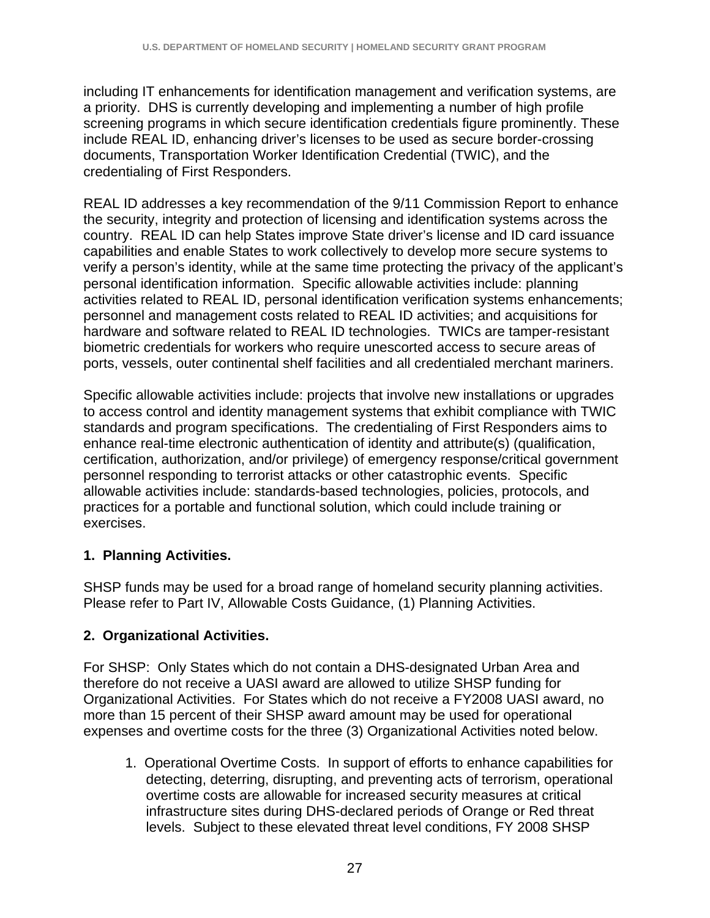including IT enhancements for identification management and verification systems, are a priority. DHS is currently developing and implementing a number of high profile screening programs in which secure identification credentials figure prominently. These include REAL ID, enhancing driver's licenses to be used as secure border-crossing documents, Transportation Worker Identification Credential (TWIC), and the credentialing of First Responders.

REAL ID addresses a key recommendation of the 9/11 Commission Report to enhance the security, integrity and protection of licensing and identification systems across the country. REAL ID can help States improve State driver's license and ID card issuance capabilities and enable States to work collectively to develop more secure systems to verify a person's identity, while at the same time protecting the privacy of the applicant's personal identification information. Specific allowable activities include: planning activities related to REAL ID, personal identification verification systems enhancements; personnel and management costs related to REAL ID activities; and acquisitions for hardware and software related to REAL ID technologies. TWICs are tamper-resistant biometric credentials for workers who require unescorted access to secure areas of ports, vessels, outer continental shelf facilities and all credentialed merchant mariners.

Specific allowable activities include: projects that involve new installations or upgrades to access control and identity management systems that exhibit compliance with TWIC standards and program specifications. The credentialing of First Responders aims to enhance real-time electronic authentication of identity and attribute(s) (qualification, certification, authorization, and/or privilege) of emergency response/critical government personnel responding to terrorist attacks or other catastrophic events. Specific allowable activities include: standards-based technologies, policies, protocols, and practices for a portable and functional solution, which could include training or exercises.

**1. Planning Activities.**

SHSP funds may be used for a broad range of homeland security planning activities. Please refer to Part IV, Allowable Costs Guidance, (1) Planning Activities.

**2. Organizational Activities.**

For SHSP: Only States which do not contain a DHS-designated Urban Area and therefore do not receive a UASI award are allowed to utilize SHSP funding for Organizational Activities. For States which do not receive a FY2008 UASI award, no more than 15 percent of their SHSP award amount may be used for operational expenses and overtime costs for the three (3) Organizational Activities noted below.

1. Operational Overtime Costs. In support of efforts to enhance capabilities for detecting, deterring, disrupting, and preventing acts of terrorism, operational overtime costs are allowable for increased security measures at critical infrastructure sites during DHS-declared periods of Orange or Red threat levels. Subject to these elevated threat level conditions, FY 2008 SHSP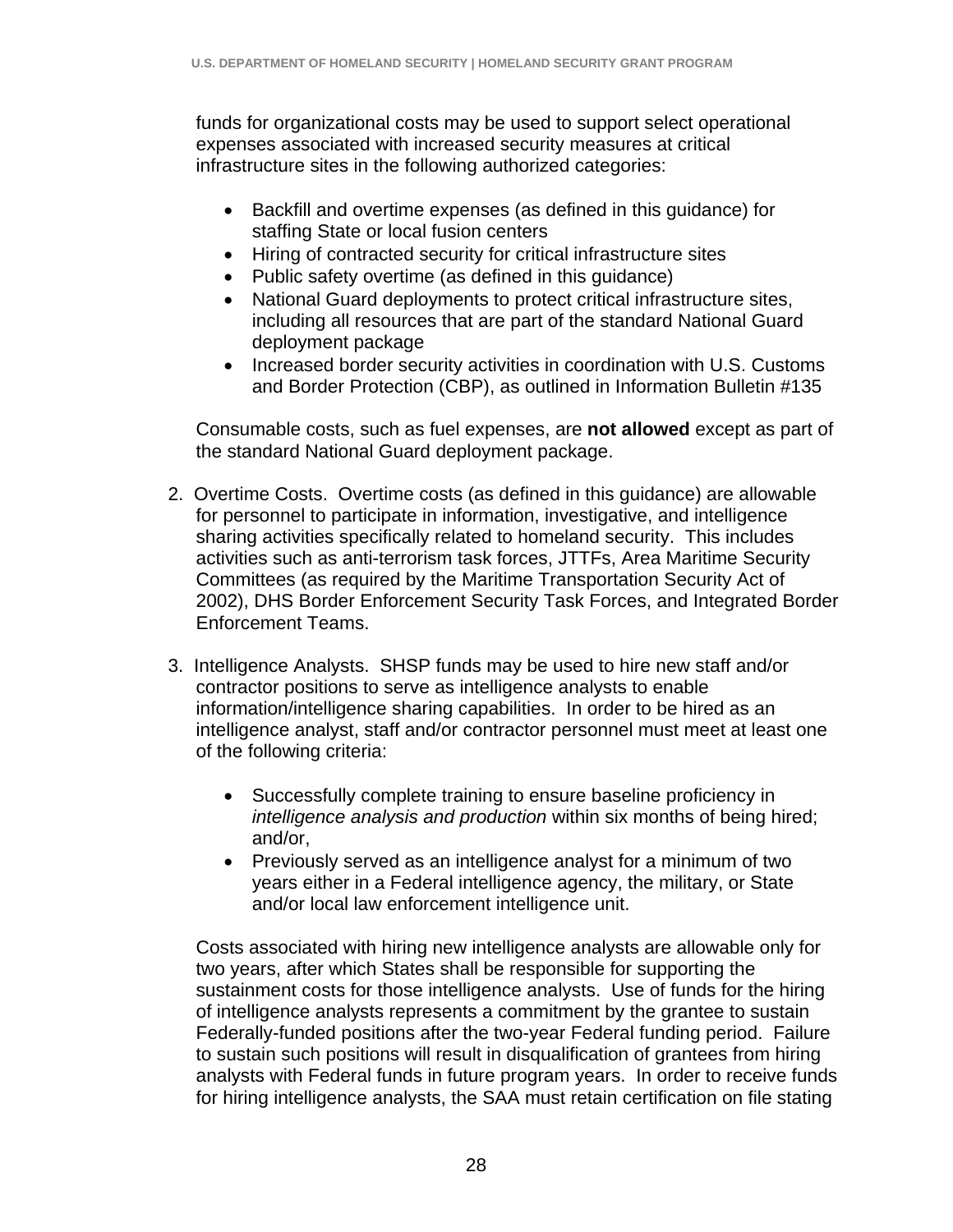funds for organizational costs may be used to support select operational expenses associated with increased security measures at critical infrastructure sites in the following authorized categories:

- Backfill and overtime expenses (as defined in this guidance) for staffing State or local fusion centers
- Hiring of contracted security for critical infrastructure sites
- Public safety overtime (as defined in this guidance)
- National Guard deployments to protect critical infrastructure sites, including all resources that are part of the standard National Guard deployment package
- Increased border security activities in coordination with U.S. Customs and Border Protection (CBP), as outlined in Information Bulletin #135

Consumable costs, such as fuel expenses, are **not allowed** except as part of the standard National Guard deployment package.

2. Overtime Costs. Overtime costs (as defined in this guidance) are allowable for personnel to participate in information, investigative, and intelligence sharing activities specifically related to homeland security. This includes activities such as anti-terrorism task forces, JTTFs, Area Maritime Security Committees (as required by the Maritime Transportation Security Act of 2002), DHS Border Enforcement Security Task Forces, and Integrated Border Enforcement Teams.

3. Intelligence Analysts. SHSP funds may be used to hire new staff and/or contractor positions to serve as intelligence analysts to enable information/intelligence sharing capabilities. In order to be hired as an intelligence analyst, staff and/or contractor personnel must meet at least one of the following criteria:

   - Successfully complete training to ensure baseline proficiency in *intelligence analysis and production* within six months of being hired; and/or,
   - Previously served as an intelligence analyst for a minimum of two years either in a Federal intelligence agency, the military, or State and/or local law enforcement intelligence unit.

   Costs associated with hiring new intelligence analysts are allowable only for two years, after which States shall be responsible for supporting the sustainment costs for those intelligence analysts. Use of funds for the hiring of intelligence analysts represents a commitment by the grantee to sustain Federally-funded positions after the two-year Federal funding period. Failure to sustain such positions will result in disqualification of grantees from hiring analysts with Federal funds in future program years. In order to receive funds for hiring intelligence analysts, the SAA must retain certification on file stating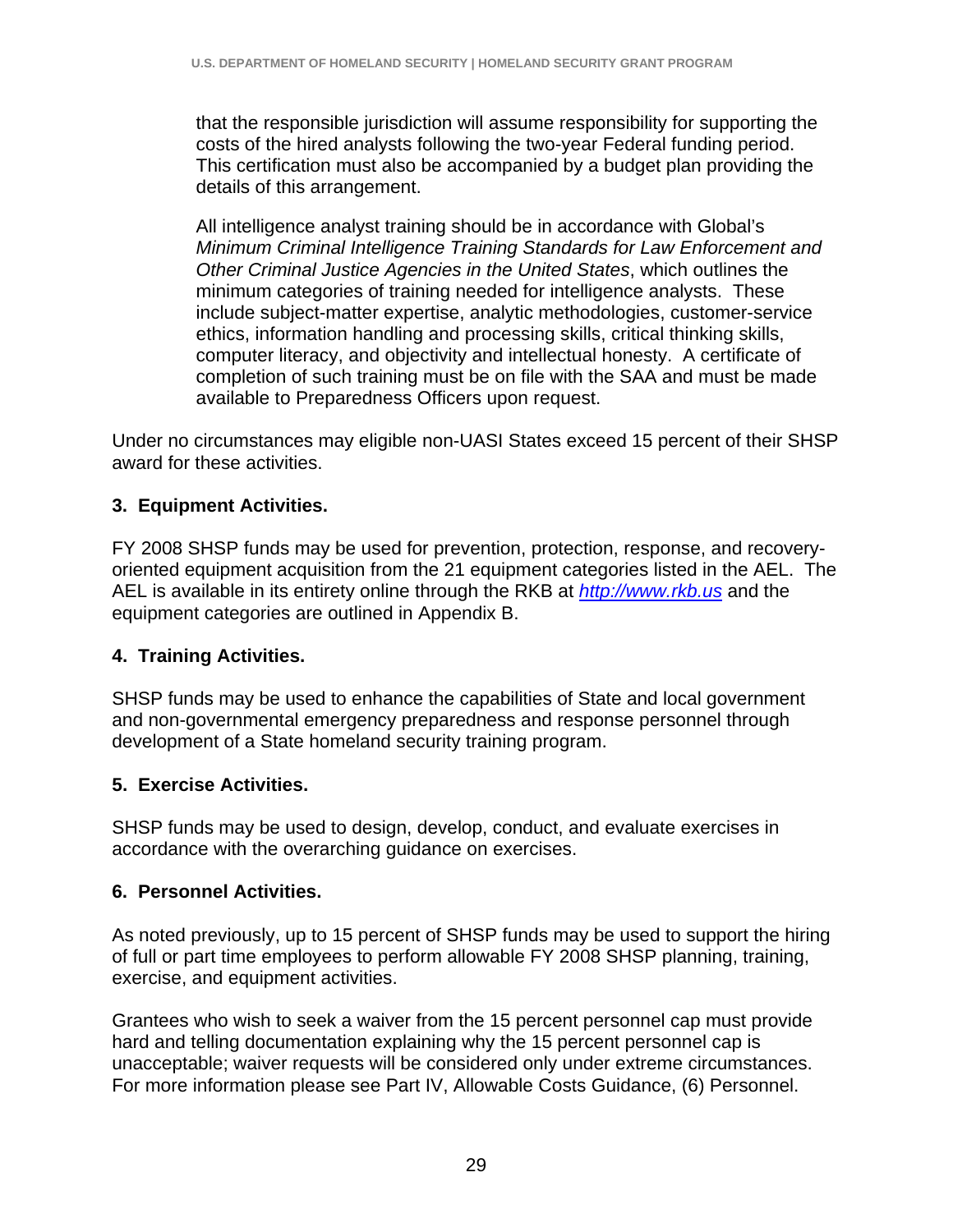that the responsible jurisdiction will assume responsibility for supporting the costs of the hired analysts following the two-year Federal funding period. This certification must also be accompanied by a budget plan providing the details of this arrangement.

All intelligence analyst training should be in accordance with Global's *Minimum Criminal Intelligence Training Standards for Law Enforcement and Other Criminal Justice Agencies in the United States*, which outlines the minimum categories of training needed for intelligence analysts. These include subject-matter expertise, analytic methodologies, customer-service ethics, information handling and processing skills, critical thinking skills, computer literacy, and objectivity and intellectual honesty. A certificate of completion of such training must be on file with the SAA and must be made available to Preparedness Officers upon request.

Under no circumstances may eligible non-UASI States exceed 15 percent of their SHSP award for these activities.

**3. Equipment Activities.**

FY 2008 SHSP funds may be used for prevention, protection, response, and recovery-oriented equipment acquisition from the 21 equipment categories listed in the AEL. The AEL is available in its entirety online through the RKB at *http://www.rkb.us* and the equipment categories are outlined in Appendix B.

**4. Training Activities.**

SHSP funds may be used to enhance the capabilities of State and local government and non-governmental emergency preparedness and response personnel through development of a State homeland security training program.

**5. Exercise Activities.**

SHSP funds may be used to design, develop, conduct, and evaluate exercises in accordance with the overarching guidance on exercises.

**6. Personnel Activities.**

As noted previously, up to 15 percent of SHSP funds may be used to support the hiring of full or part time employees to perform allowable FY 2008 SHSP planning, training, exercise, and equipment activities.

Grantees who wish to seek a waiver from the 15 percent personnel cap must provide hard and telling documentation explaining why the 15 percent personnel cap is unacceptable; waiver requests will be considered only under extreme circumstances. For more information please see Part IV, Allowable Costs Guidance, (6) Personnel.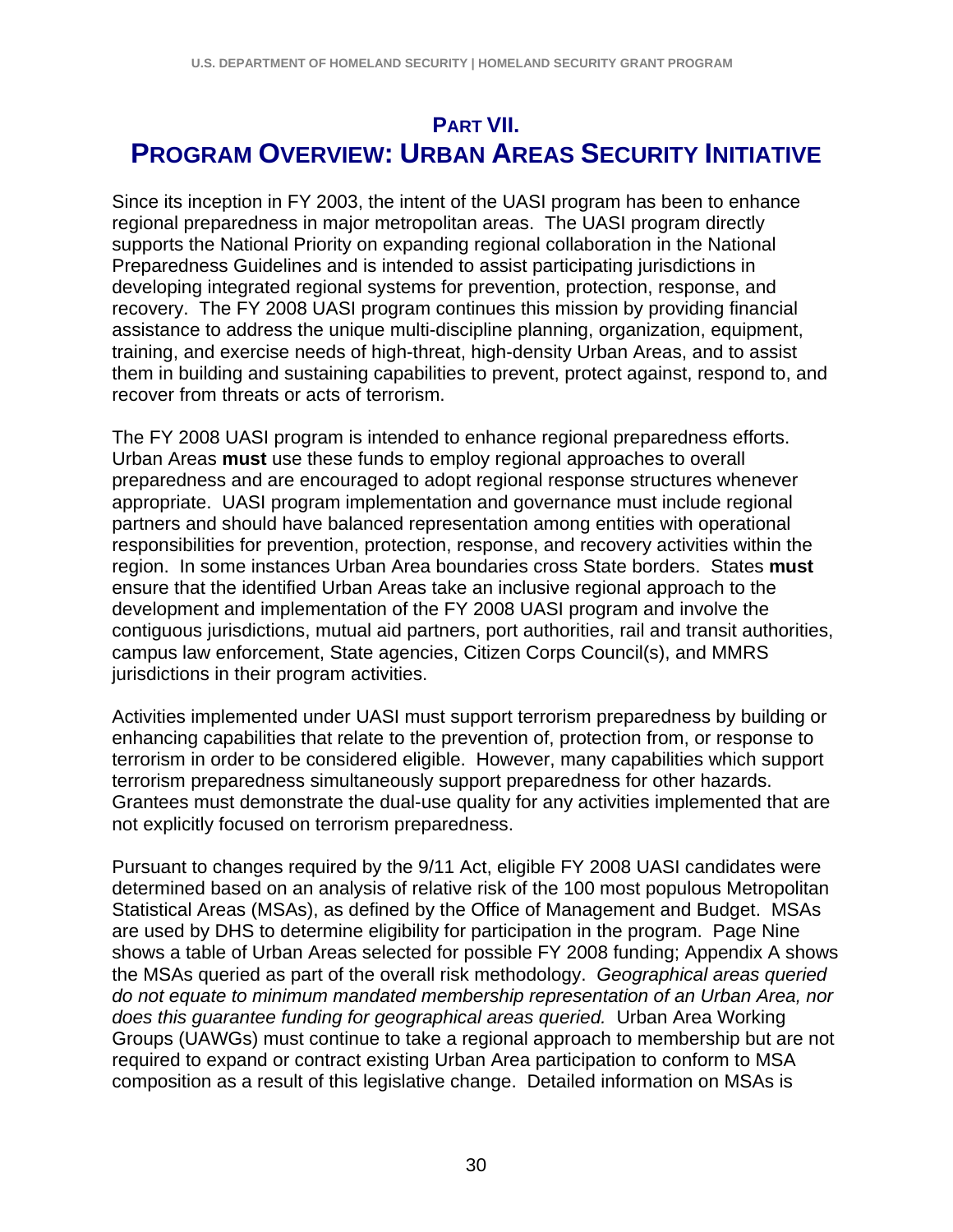# PART VII.
# PROGRAM OVERVIEW: URBAN AREAS SECURITY INITIATIVE

Since its inception in FY 2003, the intent of the UASI program has been to enhance regional preparedness in major metropolitan areas. The UASI program directly supports the National Priority on expanding regional collaboration in the National Preparedness Guidelines and is intended to assist participating jurisdictions in developing integrated regional systems for prevention, protection, response, and recovery. The FY 2008 UASI program continues this mission by providing financial assistance to address the unique multi-discipline planning, organization, equipment, training, and exercise needs of high-threat, high-density Urban Areas, and to assist them in building and sustaining capabilities to prevent, protect against, respond to, and recover from threats or acts of terrorism.

The FY 2008 UASI program is intended to enhance regional preparedness efforts. Urban Areas **must** use these funds to employ regional approaches to overall preparedness and are encouraged to adopt regional response structures whenever appropriate. UASI program implementation and governance must include regional partners and should have balanced representation among entities with operational responsibilities for prevention, protection, response, and recovery activities within the region. In some instances Urban Area boundaries cross State borders. States **must** ensure that the identified Urban Areas take an inclusive regional approach to the development and implementation of the FY 2008 UASI program and involve the contiguous jurisdictions, mutual aid partners, port authorities, rail and transit authorities, campus law enforcement, State agencies, Citizen Corps Council(s), and MMRS jurisdictions in their program activities.

Activities implemented under UASI must support terrorism preparedness by building or enhancing capabilities that relate to the prevention of, protection from, or response to terrorism in order to be considered eligible. However, many capabilities which support terrorism preparedness simultaneously support preparedness for other hazards. Grantees must demonstrate the dual-use quality for any activities implemented that are not explicitly focused on terrorism preparedness.

Pursuant to changes required by the 9/11 Act, eligible FY 2008 UASI candidates were determined based on an analysis of relative risk of the 100 most populous Metropolitan Statistical Areas (MSAs), as defined by the Office of Management and Budget. MSAs are used by DHS to determine eligibility for participation in the program. Page Nine shows a table of Urban Areas selected for possible FY 2008 funding; Appendix A shows the MSAs queried as part of the overall risk methodology. *Geographical areas queried do not equate to minimum mandated membership representation of an Urban Area, nor does this guarantee funding for geographical areas queried.* Urban Area Working Groups (UAWGs) must continue to take a regional approach to membership but are not required to expand or contract existing Urban Area participation to conform to MSA composition as a result of this legislative change. Detailed information on MSAs is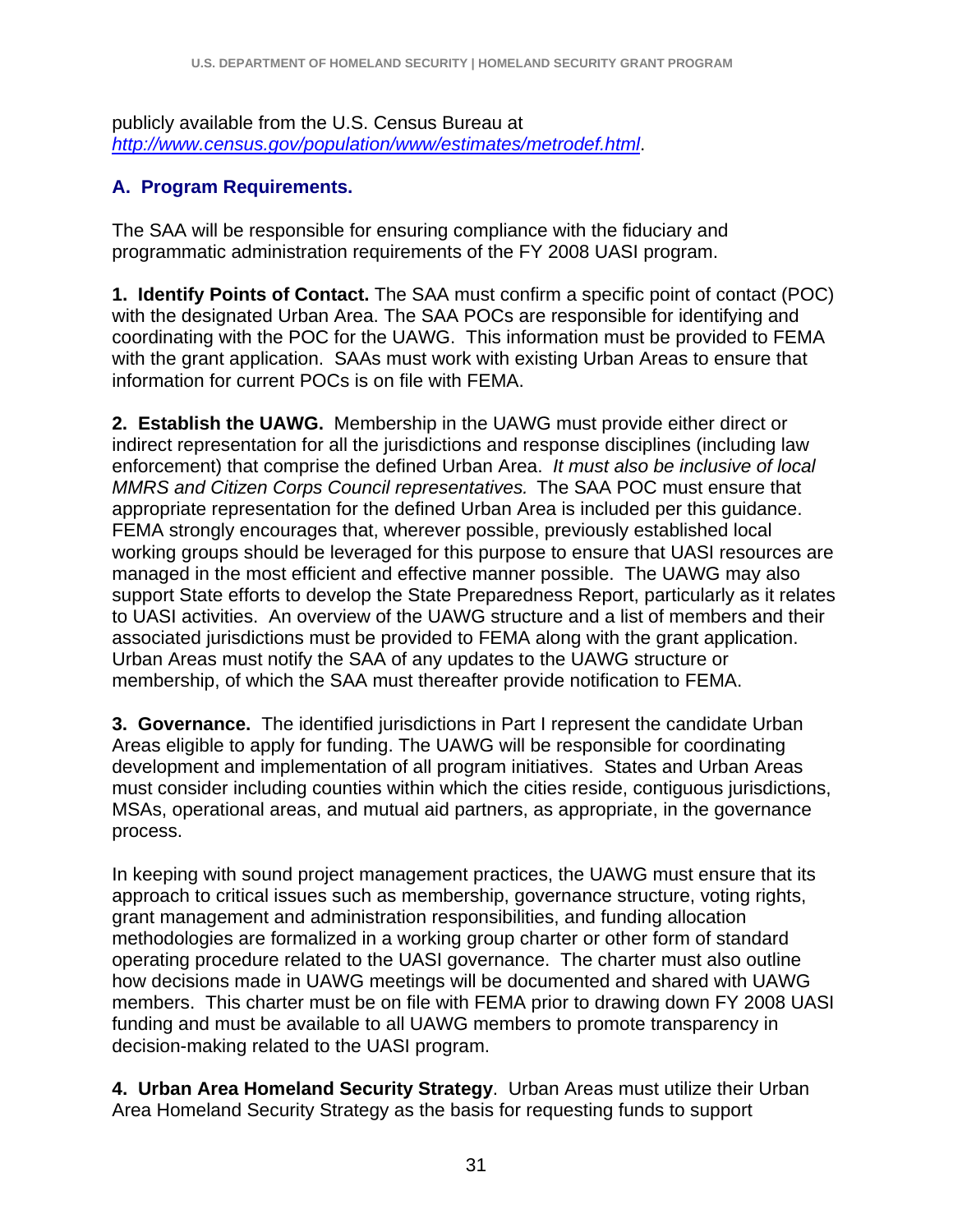publicly available from the U.S. Census Bureau at [http://www.census.gov/population/www/estimates/metrodef.html](http://www.census.gov/population/www/estimates/metrodef.html).

## A. Program Requirements.

The SAA will be responsible for ensuring compliance with the fiduciary and programmatic administration requirements of the FY 2008 UASI program.

**1. Identify Points of Contact.** The SAA must confirm a specific point of contact (POC) with the designated Urban Area. The SAA POCs are responsible for identifying and coordinating with the POC for the UAWG. This information must be provided to FEMA with the grant application. SAAs must work with existing Urban Areas to ensure that information for current POCs is on file with FEMA.

**2. Establish the UAWG.** Membership in the UAWG must provide either direct or indirect representation for all the jurisdictions and response disciplines (including law enforcement) that comprise the defined Urban Area. *It must also be inclusive of local MMRS and Citizen Corps Council representatives.* The SAA POC must ensure that appropriate representation for the defined Urban Area is included per this guidance. FEMA strongly encourages that, wherever possible, previously established local working groups should be leveraged for this purpose to ensure that UASI resources are managed in the most efficient and effective manner possible. The UAWG may also support State efforts to develop the State Preparedness Report, particularly as it relates to UASI activities. An overview of the UAWG structure and a list of members and their associated jurisdictions must be provided to FEMA along with the grant application. Urban Areas must notify the SAA of any updates to the UAWG structure or membership, of which the SAA must thereafter provide notification to FEMA.

**3. Governance.** The identified jurisdictions in Part I represent the candidate Urban Areas eligible to apply for funding. The UAWG will be responsible for coordinating development and implementation of all program initiatives. States and Urban Areas must consider including counties within which the cities reside, contiguous jurisdictions, MSAs, operational areas, and mutual aid partners, as appropriate, in the governance process.

In keeping with sound project management practices, the UAWG must ensure that its approach to critical issues such as membership, governance structure, voting rights, grant management and administration responsibilities, and funding allocation methodologies are formalized in a working group charter or other form of standard operating procedure related to the UASI governance. The charter must also outline how decisions made in UAWG meetings will be documented and shared with UAWG members. This charter must be on file with FEMA prior to drawing down FY 2008 UASI funding and must be available to all UAWG members to promote transparency in decision-making related to the UASI program.

**4. Urban Area Homeland Security Strategy**. Urban Areas must utilize their Urban Area Homeland Security Strategy as the basis for requesting funds to support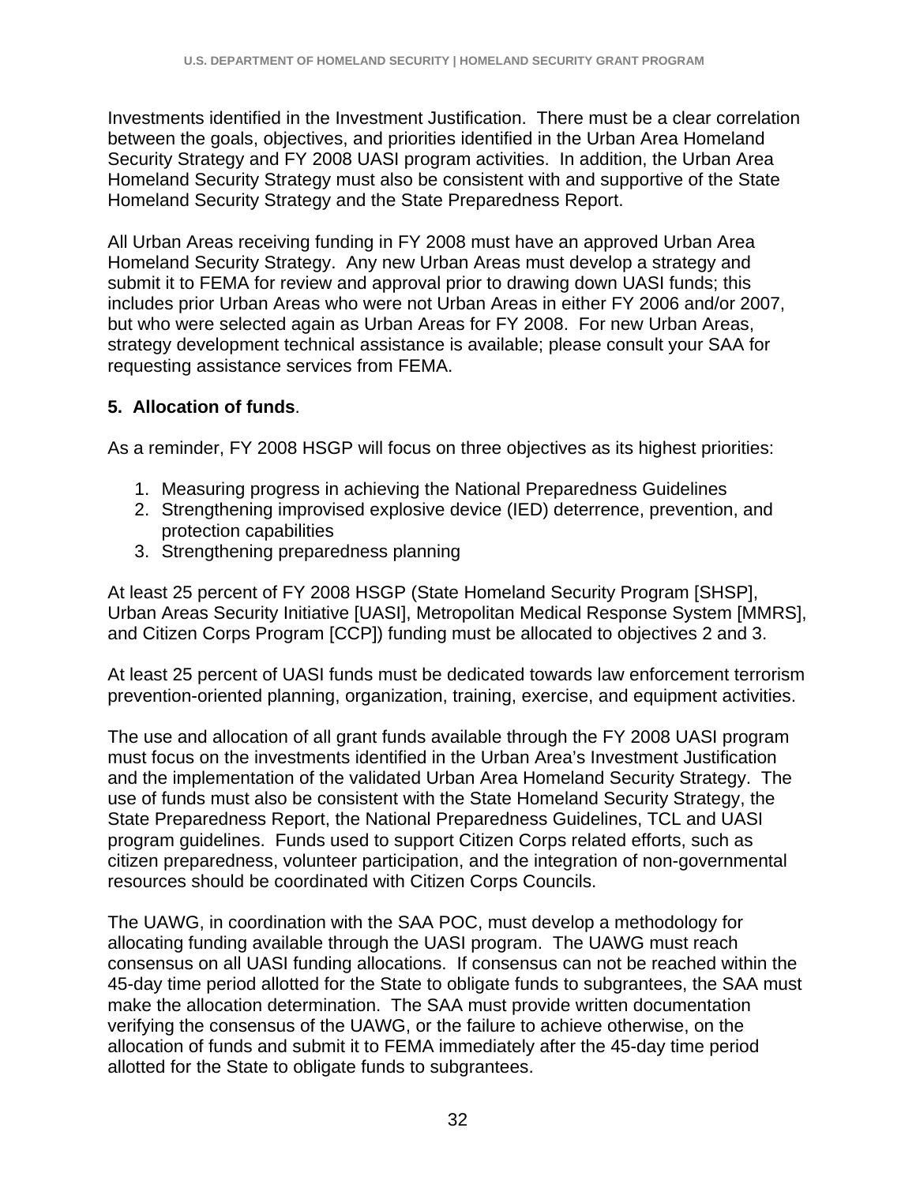Investments identified in the Investment Justification. There must be a clear correlation between the goals, objectives, and priorities identified in the Urban Area Homeland Security Strategy and FY 2008 UASI program activities. In addition, the Urban Area Homeland Security Strategy must also be consistent with and supportive of the State Homeland Security Strategy and the State Preparedness Report.

All Urban Areas receiving funding in FY 2008 must have an approved Urban Area Homeland Security Strategy. Any new Urban Areas must develop a strategy and submit it to FEMA for review and approval prior to drawing down UASI funds; this includes prior Urban Areas who were not Urban Areas in either FY 2006 and/or 2007, but who were selected again as Urban Areas for FY 2008. For new Urban Areas, strategy development technical assistance is available; please consult your SAA for requesting assistance services from FEMA.

**5. Allocation of funds**.

As a reminder, FY 2008 HSGP will focus on three objectives as its highest priorities:

1. Measuring progress in achieving the National Preparedness Guidelines
2. Strengthening improvised explosive device (IED) deterrence, prevention, and protection capabilities
3. Strengthening preparedness planning

At least 25 percent of FY 2008 HSGP (State Homeland Security Program [SHSP], Urban Areas Security Initiative [UASI], Metropolitan Medical Response System [MMRS], and Citizen Corps Program [CCP]) funding must be allocated to objectives 2 and 3.

At least 25 percent of UASI funds must be dedicated towards law enforcement terrorism prevention-oriented planning, organization, training, exercise, and equipment activities.

The use and allocation of all grant funds available through the FY 2008 UASI program must focus on the investments identified in the Urban Area's Investment Justification and the implementation of the validated Urban Area Homeland Security Strategy. The use of funds must also be consistent with the State Homeland Security Strategy, the State Preparedness Report, the National Preparedness Guidelines, TCL and UASI program guidelines. Funds used to support Citizen Corps related efforts, such as citizen preparedness, volunteer participation, and the integration of non-governmental resources should be coordinated with Citizen Corps Councils.

The UAWG, in coordination with the SAA POC, must develop a methodology for allocating funding available through the UASI program. The UAWG must reach consensus on all UASI funding allocations. If consensus can not be reached within the 45-day time period allotted for the State to obligate funds to subgrantees, the SAA must make the allocation determination. The SAA must provide written documentation verifying the consensus of the UAWG, or the failure to achieve otherwise, on the allocation of funds and submit it to FEMA immediately after the 45-day time period allotted for the State to obligate funds to subgrantees.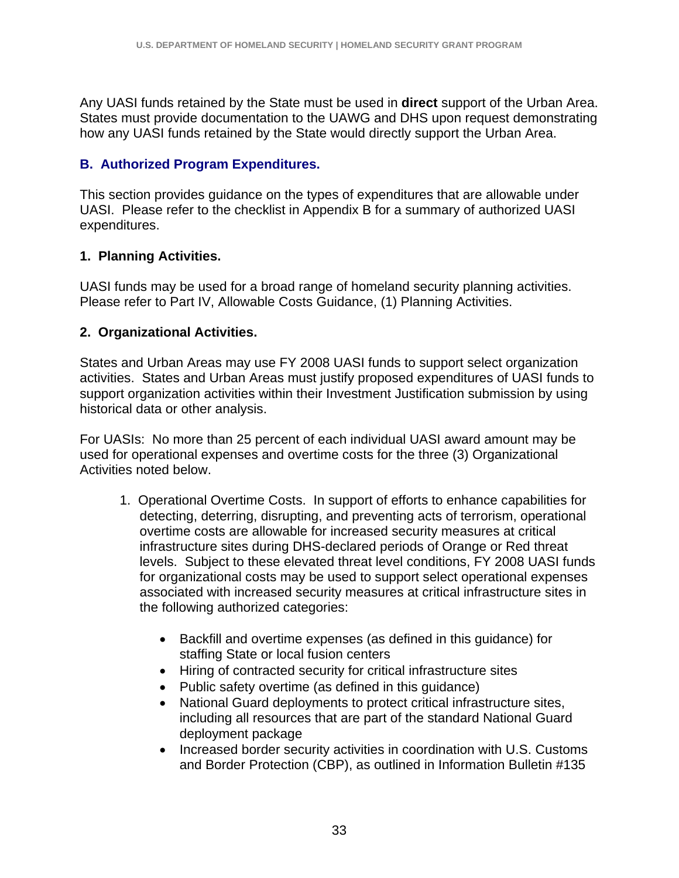Any UASI funds retained by the State must be used in **direct** support of the Urban Area. States must provide documentation to the UAWG and DHS upon request demonstrating how any UASI funds retained by the State would directly support the Urban Area.

## B. Authorized Program Expenditures.

This section provides guidance on the types of expenditures that are allowable under UASI. Please refer to the checklist in Appendix B for a summary of authorized UASI expenditures.

### 1. Planning Activities.

UASI funds may be used for a broad range of homeland security planning activities. Please refer to Part IV, Allowable Costs Guidance, (1) Planning Activities.

### 2. Organizational Activities.

States and Urban Areas may use FY 2008 UASI funds to support select organization activities. States and Urban Areas must justify proposed expenditures of UASI funds to support organization activities within their Investment Justification submission by using historical data or other analysis.

For UASIs: No more than 25 percent of each individual UASI award amount may be used for operational expenses and overtime costs for the three (3) Organizational Activities noted below.

1. Operational Overtime Costs. In support of efforts to enhance capabilities for detecting, deterring, disrupting, and preventing acts of terrorism, operational overtime costs are allowable for increased security measures at critical infrastructure sites during DHS-declared periods of Orange or Red threat levels. Subject to these elevated threat level conditions, FY 2008 UASI funds for organizational costs may be used to support select operational expenses associated with increased security measures at critical infrastructure sites in the following authorized categories:

   - Backfill and overtime expenses (as defined in this guidance) for staffing State or local fusion centers
   - Hiring of contracted security for critical infrastructure sites
   - Public safety overtime (as defined in this guidance)
   - National Guard deployments to protect critical infrastructure sites, including all resources that are part of the standard National Guard deployment package
   - Increased border security activities in coordination with U.S. Customs and Border Protection (CBP), as outlined in Information Bulletin #135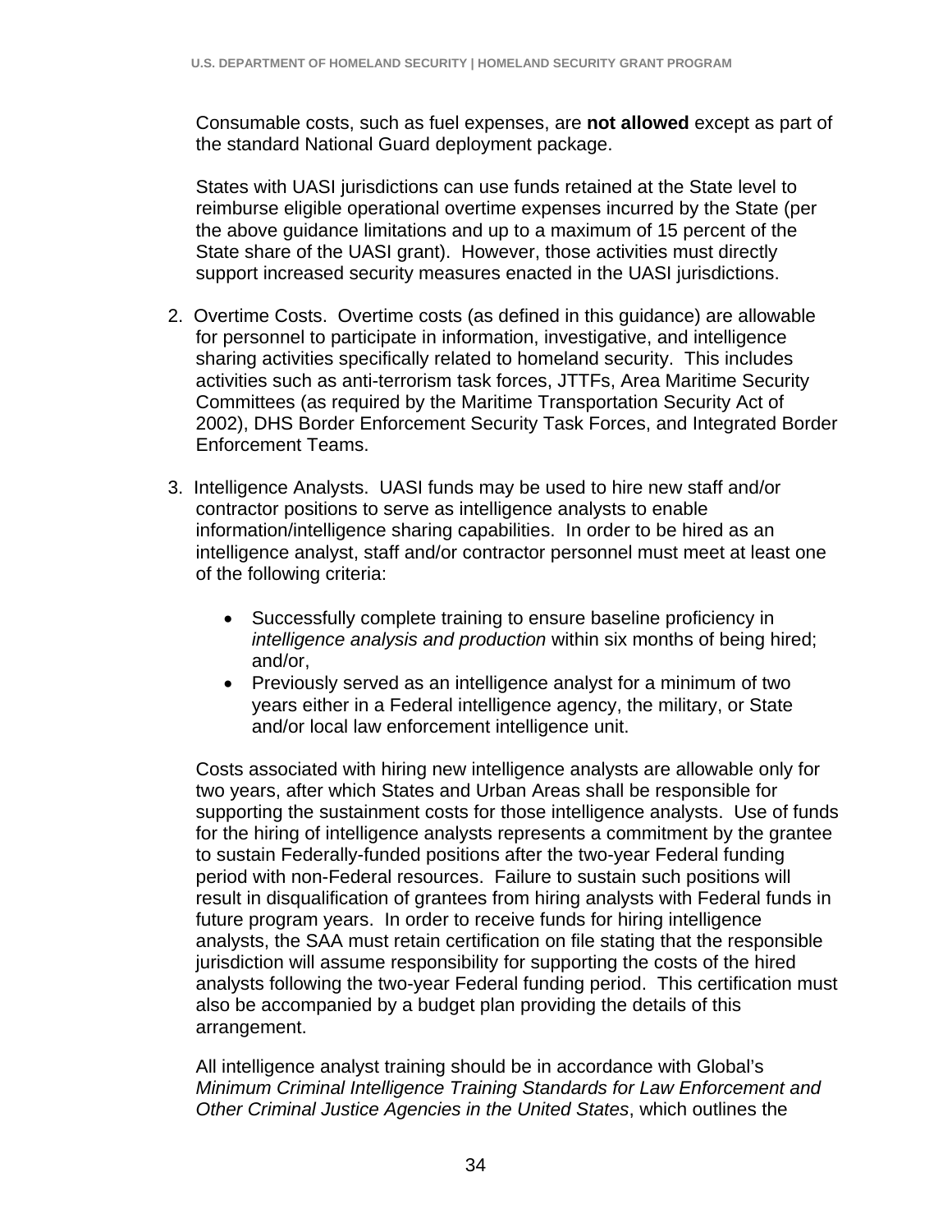Consumable costs, such as fuel expenses, are **not allowed** except as part of the standard National Guard deployment package.

States with UASI jurisdictions can use funds retained at the State level to reimburse eligible operational overtime expenses incurred by the State (per the above guidance limitations and up to a maximum of 15 percent of the State share of the UASI grant). However, those activities must directly support increased security measures enacted in the UASI jurisdictions.

2. Overtime Costs. Overtime costs (as defined in this guidance) are allowable for personnel to participate in information, investigative, and intelligence sharing activities specifically related to homeland security. This includes activities such as anti-terrorism task forces, JTTFs, Area Maritime Security Committees (as required by the Maritime Transportation Security Act of 2002), DHS Border Enforcement Security Task Forces, and Integrated Border Enforcement Teams.

3. Intelligence Analysts. UASI funds may be used to hire new staff and/or contractor positions to serve as intelligence analysts to enable information/intelligence sharing capabilities. In order to be hired as an intelligence analyst, staff and/or contractor personnel must meet at least one of the following criteria:

   - Successfully complete training to ensure baseline proficiency in *intelligence analysis and production* within six months of being hired; and/or,
   - Previously served as an intelligence analyst for a minimum of two years either in a Federal intelligence agency, the military, or State and/or local law enforcement intelligence unit.

   Costs associated with hiring new intelligence analysts are allowable only for two years, after which States and Urban Areas shall be responsible for supporting the sustainment costs for those intelligence analysts. Use of funds for the hiring of intelligence analysts represents a commitment by the grantee to sustain Federally-funded positions after the two-year Federal funding period with non-Federal resources. Failure to sustain such positions will result in disqualification of grantees from hiring analysts with Federal funds in future program years. In order to receive funds for hiring intelligence analysts, the SAA must retain certification on file stating that the responsible jurisdiction will assume responsibility for supporting the costs of the hired analysts following the two-year Federal funding period. This certification must also be accompanied by a budget plan providing the details of this arrangement.

   All intelligence analyst training should be in accordance with Global's *Minimum Criminal Intelligence Training Standards for Law Enforcement and Other Criminal Justice Agencies in the United States*, which outlines the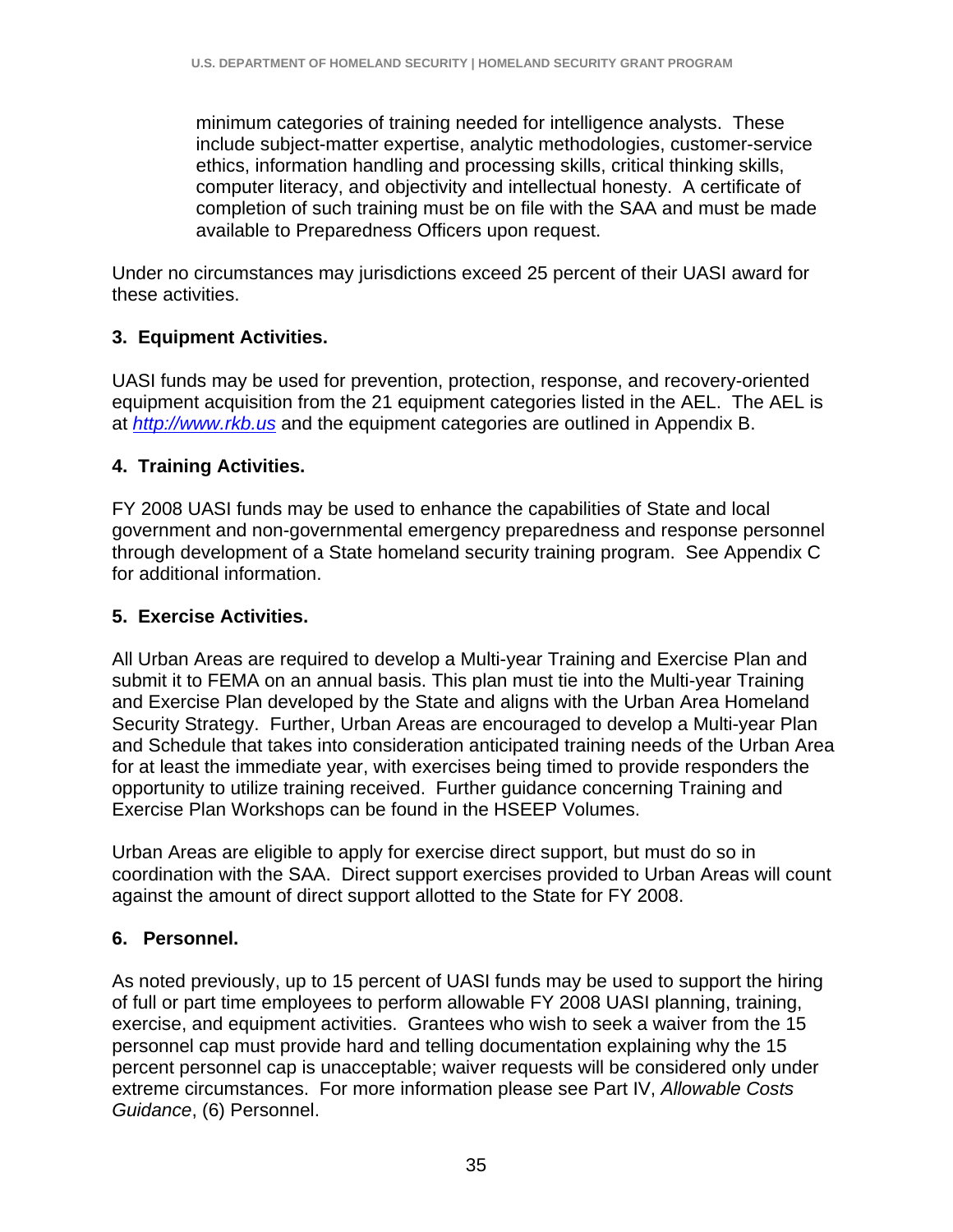minimum categories of training needed for intelligence analysts. These include subject-matter expertise, analytic methodologies, customer-service ethics, information handling and processing skills, critical thinking skills, computer literacy, and objectivity and intellectual honesty. A certificate of completion of such training must be on file with the SAA and must be made available to Preparedness Officers upon request.

Under no circumstances may jurisdictions exceed 25 percent of their UASI award for these activities.

**3. Equipment Activities.**

UASI funds may be used for prevention, protection, response, and recovery-oriented equipment acquisition from the 21 equipment categories listed in the AEL. The AEL is at *http://www.rkb.us* and the equipment categories are outlined in Appendix B.

**4. Training Activities.**

FY 2008 UASI funds may be used to enhance the capabilities of State and local government and non-governmental emergency preparedness and response personnel through development of a State homeland security training program. See Appendix C for additional information.

**5. Exercise Activities.**

All Urban Areas are required to develop a Multi-year Training and Exercise Plan and submit it to FEMA on an annual basis. This plan must tie into the Multi-year Training and Exercise Plan developed by the State and aligns with the Urban Area Homeland Security Strategy. Further, Urban Areas are encouraged to develop a Multi-year Plan and Schedule that takes into consideration anticipated training needs of the Urban Area for at least the immediate year, with exercises being timed to provide responders the opportunity to utilize training received. Further guidance concerning Training and Exercise Plan Workshops can be found in the HSEEP Volumes.

Urban Areas are eligible to apply for exercise direct support, but must do so in coordination with the SAA. Direct support exercises provided to Urban Areas will count against the amount of direct support allotted to the State for FY 2008.

**6. Personnel.**

As noted previously, up to 15 percent of UASI funds may be used to support the hiring of full or part time employees to perform allowable FY 2008 UASI planning, training, exercise, and equipment activities. Grantees who wish to seek a waiver from the 15 personnel cap must provide hard and telling documentation explaining why the 15 percent personnel cap is unacceptable; waiver requests will be considered only under extreme circumstances. For more information please see Part IV, *Allowable Costs Guidance*, (6) Personnel.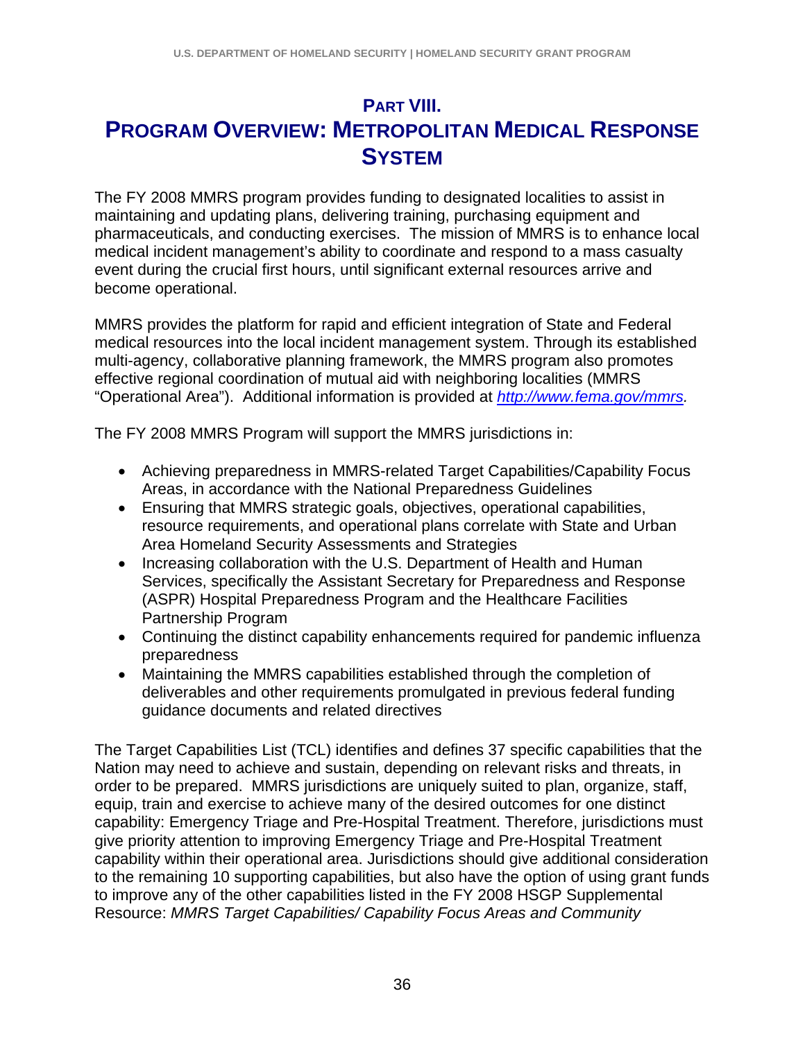# PART VIII.
# PROGRAM OVERVIEW: METROPOLITAN MEDICAL RESPONSE SYSTEM

The FY 2008 MMRS program provides funding to designated localities to assist in maintaining and updating plans, delivering training, purchasing equipment and pharmaceuticals, and conducting exercises. The mission of MMRS is to enhance local medical incident management's ability to coordinate and respond to a mass casualty event during the crucial first hours, until significant external resources arrive and become operational.

MMRS provides the platform for rapid and efficient integration of State and Federal medical resources into the local incident management system. Through its established multi-agency, collaborative planning framework, the MMRS program also promotes effective regional coordination of mutual aid with neighboring localities (MMRS "Operational Area"). Additional information is provided at *http://www.fema.gov/mmrs*.

The FY 2008 MMRS Program will support the MMRS jurisdictions in:

- Achieving preparedness in MMRS-related Target Capabilities/Capability Focus Areas, in accordance with the National Preparedness Guidelines
- Ensuring that MMRS strategic goals, objectives, operational capabilities, resource requirements, and operational plans correlate with State and Urban Area Homeland Security Assessments and Strategies
- Increasing collaboration with the U.S. Department of Health and Human Services, specifically the Assistant Secretary for Preparedness and Response (ASPR) Hospital Preparedness Program and the Healthcare Facilities Partnership Program
- Continuing the distinct capability enhancements required for pandemic influenza preparedness
- Maintaining the MMRS capabilities established through the completion of deliverables and other requirements promulgated in previous federal funding guidance documents and related directives

The Target Capabilities List (TCL) identifies and defines 37 specific capabilities that the Nation may need to achieve and sustain, depending on relevant risks and threats, in order to be prepared. MMRS jurisdictions are uniquely suited to plan, organize, staff, equip, train and exercise to achieve many of the desired outcomes for one distinct capability: Emergency Triage and Pre-Hospital Treatment. Therefore, jurisdictions must give priority attention to improving Emergency Triage and Pre-Hospital Treatment capability within their operational area. Jurisdictions should give additional consideration to the remaining 10 supporting capabilities, but also have the option of using grant funds to improve any of the other capabilities listed in the FY 2008 HSGP Supplemental Resource: *MMRS Target Capabilities/ Capability Focus Areas and Community*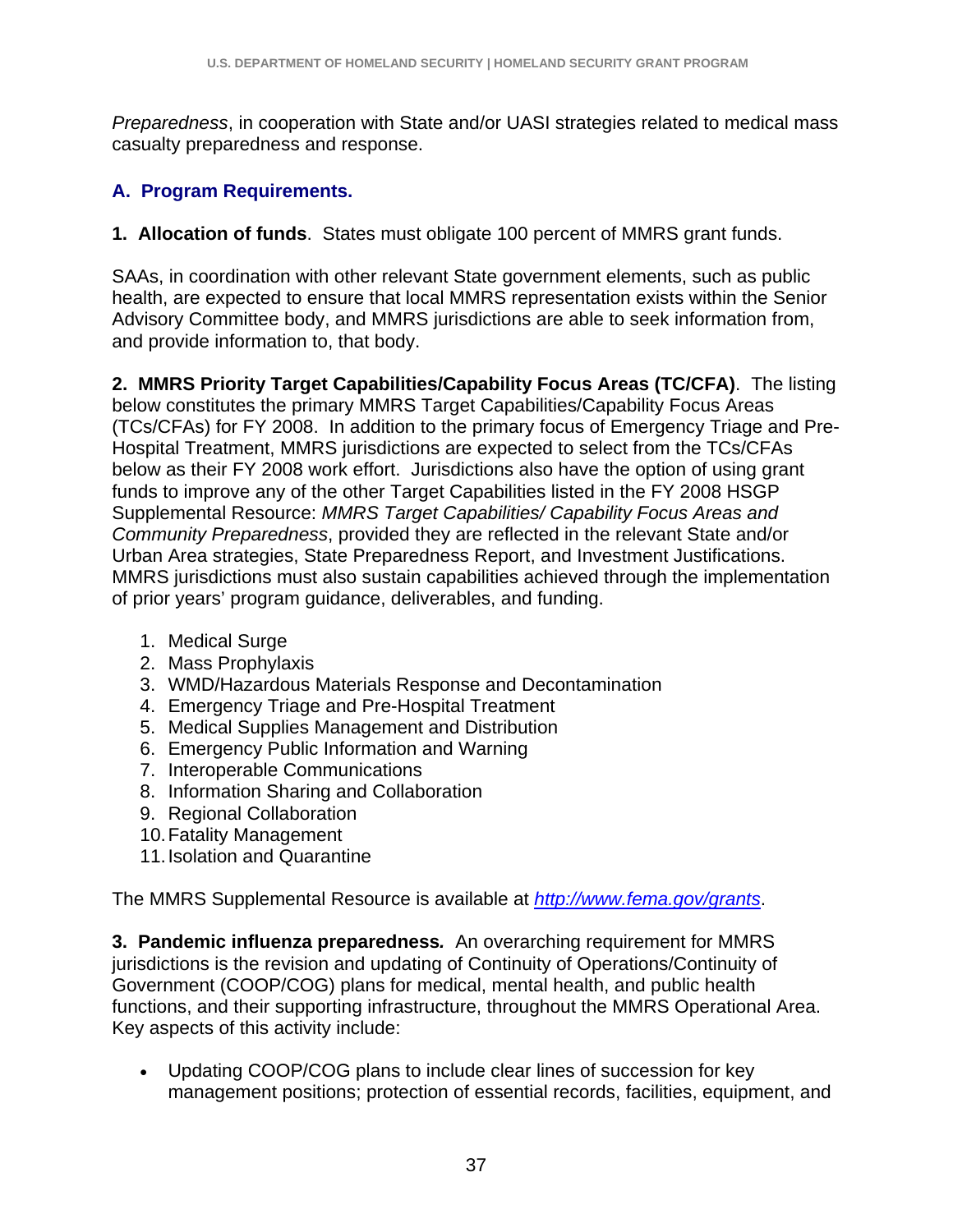*Preparedness*, in cooperation with State and/or UASI strategies related to medical mass casualty preparedness and response.

### A. Program Requirements.

**1. Allocation of funds**. States must obligate 100 percent of MMRS grant funds.

SAAs, in coordination with other relevant State government elements, such as public health, are expected to ensure that local MMRS representation exists within the Senior Advisory Committee body, and MMRS jurisdictions are able to seek information from, and provide information to, that body.

**2. MMRS Priority Target Capabilities/Capability Focus Areas (TC/CFA)**. The listing below constitutes the primary MMRS Target Capabilities/Capability Focus Areas (TCs/CFAs) for FY 2008. In addition to the primary focus of Emergency Triage and Pre-Hospital Treatment, MMRS jurisdictions are expected to select from the TCs/CFAs below as their FY 2008 work effort. Jurisdictions also have the option of using grant funds to improve any of the other Target Capabilities listed in the FY 2008 HSGP Supplemental Resource: *MMRS Target Capabilities/ Capability Focus Areas and Community Preparedness*, provided they are reflected in the relevant State and/or Urban Area strategies, State Preparedness Report, and Investment Justifications. MMRS jurisdictions must also sustain capabilities achieved through the implementation of prior years' program guidance, deliverables, and funding.

1. Medical Surge
2. Mass Prophylaxis
3. WMD/Hazardous Materials Response and Decontamination
4. Emergency Triage and Pre-Hospital Treatment
5. Medical Supplies Management and Distribution
6. Emergency Public Information and Warning
7. Interoperable Communications
8. Information Sharing and Collaboration
9. Regional Collaboration
10. Fatality Management
11. Isolation and Quarantine

The MMRS Supplemental Resource is available at *http://www.fema.gov/grants*.

**3. Pandemic influenza preparedness.** An overarching requirement for MMRS jurisdictions is the revision and updating of Continuity of Operations/Continuity of Government (COOP/COG) plans for medical, mental health, and public health functions, and their supporting infrastructure, throughout the MMRS Operational Area. Key aspects of this activity include:

- Updating COOP/COG plans to include clear lines of succession for key management positions; protection of essential records, facilities, equipment, and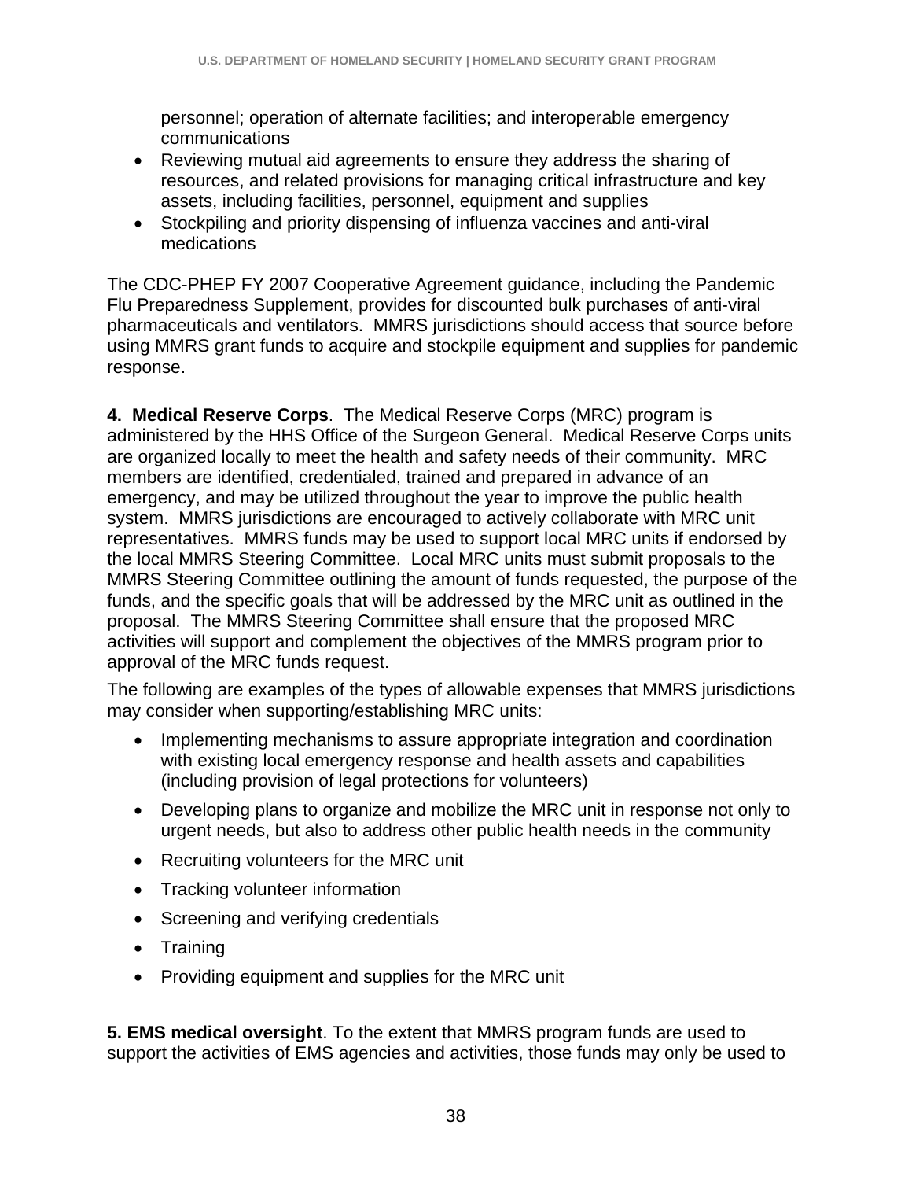personnel; operation of alternate facilities; and interoperable emergency communications

- Reviewing mutual aid agreements to ensure they address the sharing of resources, and related provisions for managing critical infrastructure and key assets, including facilities, personnel, equipment and supplies
- Stockpiling and priority dispensing of influenza vaccines and anti-viral medications

The CDC-PHEP FY 2007 Cooperative Agreement guidance, including the Pandemic Flu Preparedness Supplement, provides for discounted bulk purchases of anti-viral pharmaceuticals and ventilators. MMRS jurisdictions should access that source before using MMRS grant funds to acquire and stockpile equipment and supplies for pandemic response.

**4. Medical Reserve Corps**. The Medical Reserve Corps (MRC) program is administered by the HHS Office of the Surgeon General. Medical Reserve Corps units are organized locally to meet the health and safety needs of their community. MRC members are identified, credentialed, trained and prepared in advance of an emergency, and may be utilized throughout the year to improve the public health system. MMRS jurisdictions are encouraged to actively collaborate with MRC unit representatives. MMRS funds may be used to support local MRC units if endorsed by the local MMRS Steering Committee. Local MRC units must submit proposals to the MMRS Steering Committee outlining the amount of funds requested, the purpose of the funds, and the specific goals that will be addressed by the MRC unit as outlined in the proposal. The MMRS Steering Committee shall ensure that the proposed MRC activities will support and complement the objectives of the MMRS program prior to approval of the MRC funds request.

The following are examples of the types of allowable expenses that MMRS jurisdictions may consider when supporting/establishing MRC units:

- Implementing mechanisms to assure appropriate integration and coordination with existing local emergency response and health assets and capabilities (including provision of legal protections for volunteers)
- Developing plans to organize and mobilize the MRC unit in response not only to urgent needs, but also to address other public health needs in the community
- Recruiting volunteers for the MRC unit
- Tracking volunteer information
- Screening and verifying credentials
- Training
- Providing equipment and supplies for the MRC unit

**5. EMS medical oversight**. To the extent that MMRS program funds are used to support the activities of EMS agencies and activities, those funds may only be used to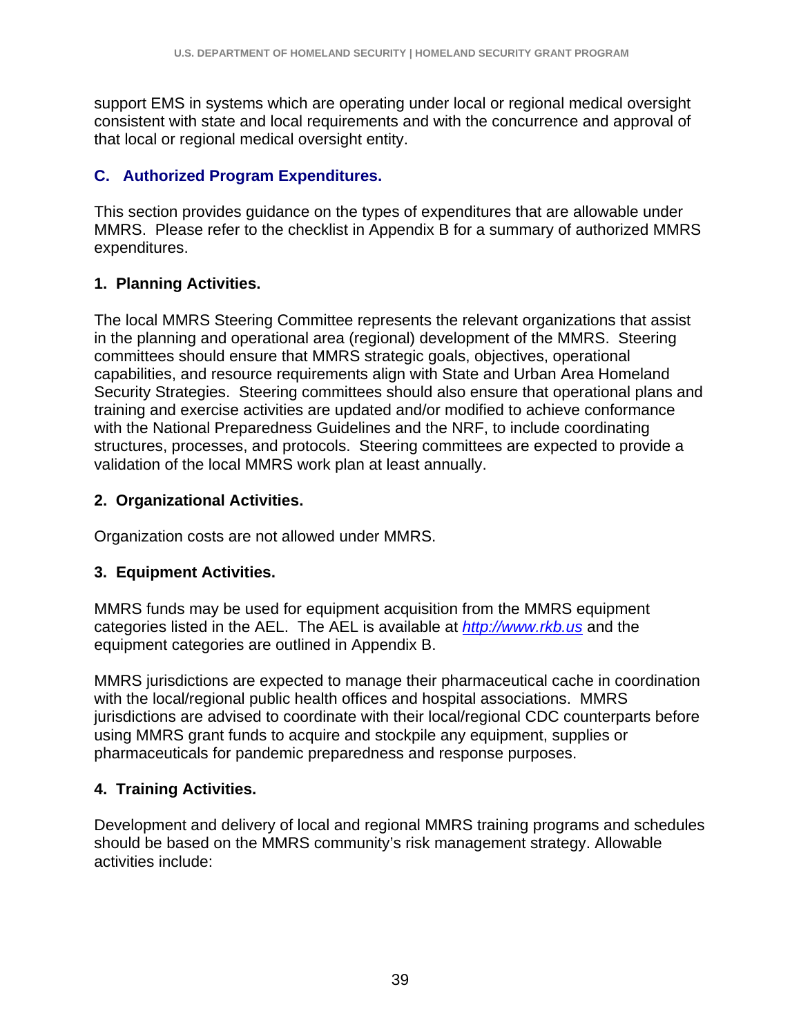support EMS in systems which are operating under local or regional medical oversight consistent with state and local requirements and with the concurrence and approval of that local or regional medical oversight entity.

## C. Authorized Program Expenditures.

This section provides guidance on the types of expenditures that are allowable under MMRS. Please refer to the checklist in Appendix B for a summary of authorized MMRS expenditures.

### 1. Planning Activities.

The local MMRS Steering Committee represents the relevant organizations that assist in the planning and operational area (regional) development of the MMRS. Steering committees should ensure that MMRS strategic goals, objectives, operational capabilities, and resource requirements align with State and Urban Area Homeland Security Strategies. Steering committees should also ensure that operational plans and training and exercise activities are updated and/or modified to achieve conformance with the National Preparedness Guidelines and the NRF, to include coordinating structures, processes, and protocols. Steering committees are expected to provide a validation of the local MMRS work plan at least annually.

### 2. Organizational Activities.

Organization costs are not allowed under MMRS.

### 3. Equipment Activities.

MMRS funds may be used for equipment acquisition from the MMRS equipment categories listed in the AEL. The AEL is available at *http://www.rkb.us* and the equipment categories are outlined in Appendix B.

MMRS jurisdictions are expected to manage their pharmaceutical cache in coordination with the local/regional public health offices and hospital associations. MMRS jurisdictions are advised to coordinate with their local/regional CDC counterparts before using MMRS grant funds to acquire and stockpile any equipment, supplies or pharmaceuticals for pandemic preparedness and response purposes.

### 4. Training Activities.

Development and delivery of local and regional MMRS training programs and schedules should be based on the MMRS community's risk management strategy. Allowable activities include: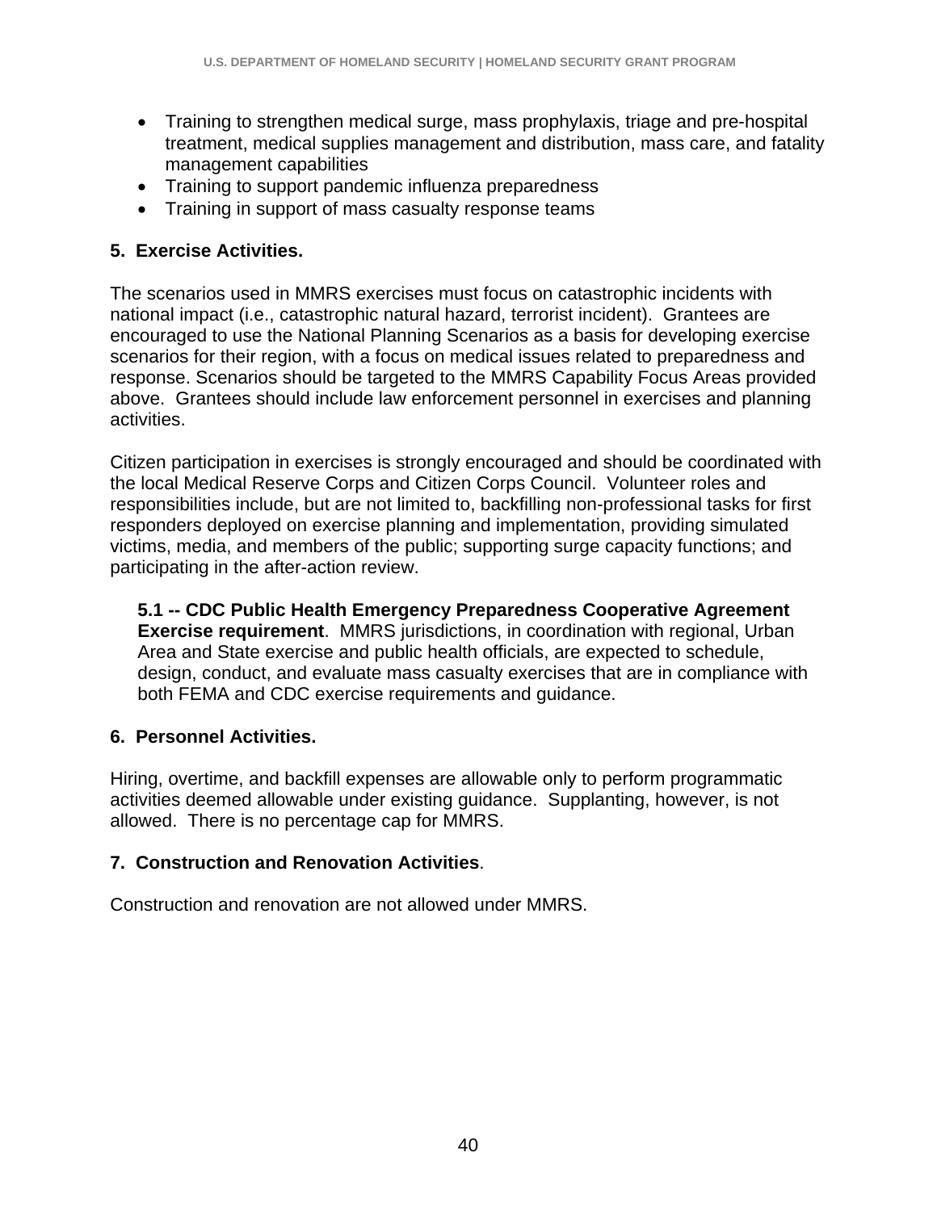- Training to strengthen medical surge, mass prophylaxis, triage and pre-hospital treatment, medical supplies management and distribution, mass care, and fatality management capabilities
- Training to support pandemic influenza preparedness
- Training in support of mass casualty response teams

**5. Exercise Activities.**

The scenarios used in MMRS exercises must focus on catastrophic incidents with national impact (i.e., catastrophic natural hazard, terrorist incident). Grantees are encouraged to use the National Planning Scenarios as a basis for developing exercise scenarios for their region, with a focus on medical issues related to preparedness and response. Scenarios should be targeted to the MMRS Capability Focus Areas provided above. Grantees should include law enforcement personnel in exercises and planning activities.

Citizen participation in exercises is strongly encouraged and should be coordinated with the local Medical Reserve Corps and Citizen Corps Council. Volunteer roles and responsibilities include, but are not limited to, backfilling non-professional tasks for first responders deployed on exercise planning and implementation, providing simulated victims, media, and members of the public; supporting surge capacity functions; and participating in the after-action review.

**5.1 -- CDC Public Health Emergency Preparedness Cooperative Agreement Exercise requirement**. MMRS jurisdictions, in coordination with regional, Urban Area and State exercise and public health officials, are expected to schedule, design, conduct, and evaluate mass casualty exercises that are in compliance with both FEMA and CDC exercise requirements and guidance.

**6. Personnel Activities.**

Hiring, overtime, and backfill expenses are allowable only to perform programmatic activities deemed allowable under existing guidance. Supplanting, however, is not allowed. There is no percentage cap for MMRS.

**7. Construction and Renovation Activities**.

Construction and renovation are not allowed under MMRS.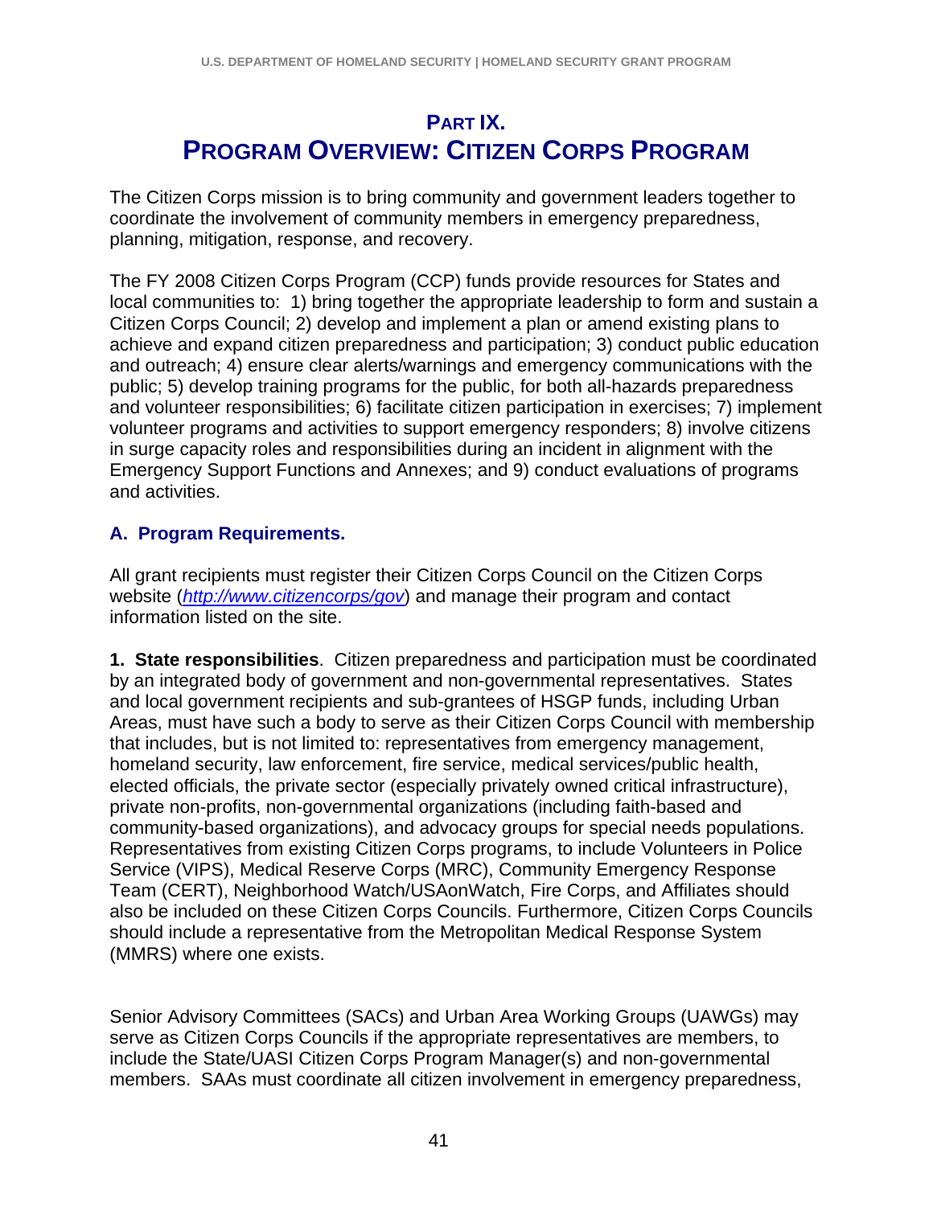# PART IX.
# PROGRAM OVERVIEW: CITIZEN CORPS PROGRAM

The Citizen Corps mission is to bring community and government leaders together to coordinate the involvement of community members in emergency preparedness, planning, mitigation, response, and recovery.

The FY 2008 Citizen Corps Program (CCP) funds provide resources for States and local communities to: 1) bring together the appropriate leadership to form and sustain a Citizen Corps Council; 2) develop and implement a plan or amend existing plans to achieve and expand citizen preparedness and participation; 3) conduct public education and outreach; 4) ensure clear alerts/warnings and emergency communications with the public; 5) develop training programs for the public, for both all-hazards preparedness and volunteer responsibilities; 6) facilitate citizen participation in exercises; 7) implement volunteer programs and activities to support emergency responders; 8) involve citizens in surge capacity roles and responsibilities during an incident in alignment with the Emergency Support Functions and Annexes; and 9) conduct evaluations of programs and activities.

## A. Program Requirements.

All grant recipients must register their Citizen Corps Council on the Citizen Corps website (*http://www.citizencorps/gov*) and manage their program and contact information listed on the site.

**1. State responsibilities**. Citizen preparedness and participation must be coordinated by an integrated body of government and non-governmental representatives. States and local government recipients and sub-grantees of HSGP funds, including Urban Areas, must have such a body to serve as their Citizen Corps Council with membership that includes, but is not limited to: representatives from emergency management, homeland security, law enforcement, fire service, medical services/public health, elected officials, the private sector (especially privately owned critical infrastructure), private non-profits, non-governmental organizations (including faith-based and community-based organizations), and advocacy groups for special needs populations. Representatives from existing Citizen Corps programs, to include Volunteers in Police Service (VIPS), Medical Reserve Corps (MRC), Community Emergency Response Team (CERT), Neighborhood Watch/USAonWatch, Fire Corps, and Affiliates should also be included on these Citizen Corps Councils. Furthermore, Citizen Corps Councils should include a representative from the Metropolitan Medical Response System (MMRS) where one exists.

Senior Advisory Committees (SACs) and Urban Area Working Groups (UAWGs) may serve as Citizen Corps Councils if the appropriate representatives are members, to include the State/UASI Citizen Corps Program Manager(s) and non-governmental members. SAAs must coordinate all citizen involvement in emergency preparedness,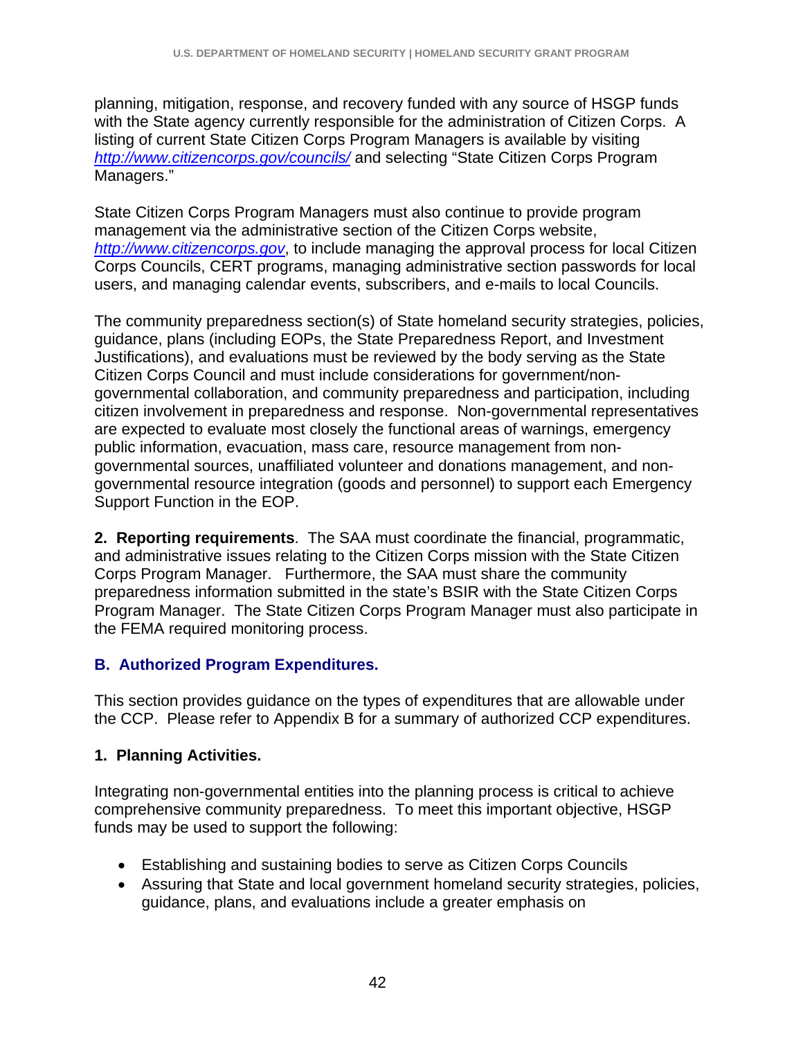planning, mitigation, response, and recovery funded with any source of HSGP funds with the State agency currently responsible for the administration of Citizen Corps. A listing of current State Citizen Corps Program Managers is available by visiting *http://www.citizencorps.gov/councils/* and selecting "State Citizen Corps Program Managers."

State Citizen Corps Program Managers must also continue to provide program management via the administrative section of the Citizen Corps website, *http://www.citizencorps.gov*, to include managing the approval process for local Citizen Corps Councils, CERT programs, managing administrative section passwords for local users, and managing calendar events, subscribers, and e-mails to local Councils.

The community preparedness section(s) of State homeland security strategies, policies, guidance, plans (including EOPs, the State Preparedness Report, and Investment Justifications), and evaluations must be reviewed by the body serving as the State Citizen Corps Council and must include considerations for government/non-governmental collaboration, and community preparedness and participation, including citizen involvement in preparedness and response. Non-governmental representatives are expected to evaluate most closely the functional areas of warnings, emergency public information, evacuation, mass care, resource management from non-governmental sources, unaffiliated volunteer and donations management, and non-governmental resource integration (goods and personnel) to support each Emergency Support Function in the EOP.

**2. Reporting requirements**. The SAA must coordinate the financial, programmatic, and administrative issues relating to the Citizen Corps mission with the State Citizen Corps Program Manager. Furthermore, the SAA must share the community preparedness information submitted in the state's BSIR with the State Citizen Corps Program Manager. The State Citizen Corps Program Manager must also participate in the FEMA required monitoring process.

## B. Authorized Program Expenditures.

This section provides guidance on the types of expenditures that are allowable under the CCP. Please refer to Appendix B for a summary of authorized CCP expenditures.

### 1. Planning Activities.

Integrating non-governmental entities into the planning process is critical to achieve comprehensive community preparedness. To meet this important objective, HSGP funds may be used to support the following:

- Establishing and sustaining bodies to serve as Citizen Corps Councils
- Assuring that State and local government homeland security strategies, policies, guidance, plans, and evaluations include a greater emphasis on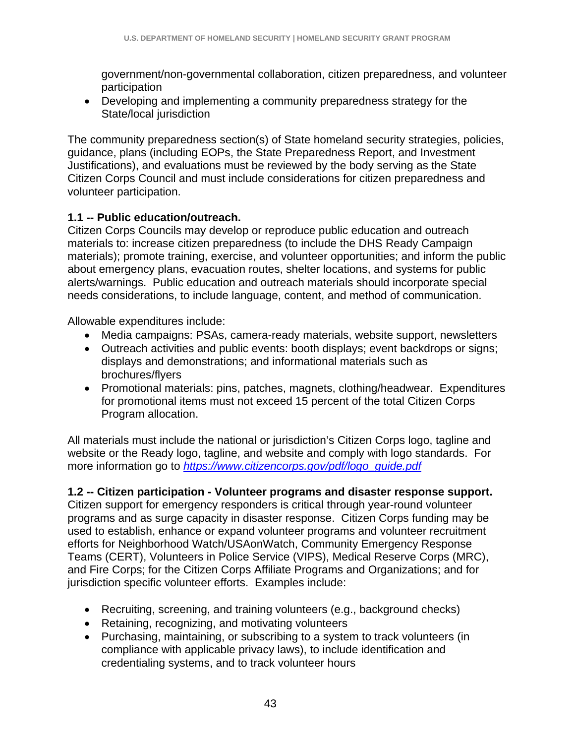- government/non-governmental collaboration, citizen preparedness, and volunteer participation
- Developing and implementing a community preparedness strategy for the State/local jurisdiction

The community preparedness section(s) of State homeland security strategies, policies, guidance, plans (including EOPs, the State Preparedness Report, and Investment Justifications), and evaluations must be reviewed by the body serving as the State Citizen Corps Council and must include considerations for citizen preparedness and volunteer participation.

**1.1 -- Public education/outreach.**
Citizen Corps Councils may develop or reproduce public education and outreach materials to: increase citizen preparedness (to include the DHS Ready Campaign materials); promote training, exercise, and volunteer opportunities; and inform the public about emergency plans, evacuation routes, shelter locations, and systems for public alerts/warnings. Public education and outreach materials should incorporate special needs considerations, to include language, content, and method of communication.

Allowable expenditures include:

- Media campaigns: PSAs, camera-ready materials, website support, newsletters
- Outreach activities and public events: booth displays; event backdrops or signs; displays and demonstrations; and informational materials such as brochures/flyers
- Promotional materials: pins, patches, magnets, clothing/headwear. Expenditures for promotional items must not exceed 15 percent of the total Citizen Corps Program allocation.

All materials must include the national or jurisdiction's Citizen Corps logo, tagline and website or the Ready logo, tagline, and website and comply with logo standards. For more information go to *https://www.citizencorps.gov/pdf/logo_guide.pdf*

**1.2 -- Citizen participation - Volunteer programs and disaster response support.**
Citizen support for emergency responders is critical through year-round volunteer programs and as surge capacity in disaster response. Citizen Corps funding may be used to establish, enhance or expand volunteer programs and volunteer recruitment efforts for Neighborhood Watch/USAonWatch, Community Emergency Response Teams (CERT), Volunteers in Police Service (VIPS), Medical Reserve Corps (MRC), and Fire Corps; for the Citizen Corps Affiliate Programs and Organizations; and for jurisdiction specific volunteer efforts. Examples include:

- Recruiting, screening, and training volunteers (e.g., background checks)
- Retaining, recognizing, and motivating volunteers
- Purchasing, maintaining, or subscribing to a system to track volunteers (in compliance with applicable privacy laws), to include identification and credentialing systems, and to track volunteer hours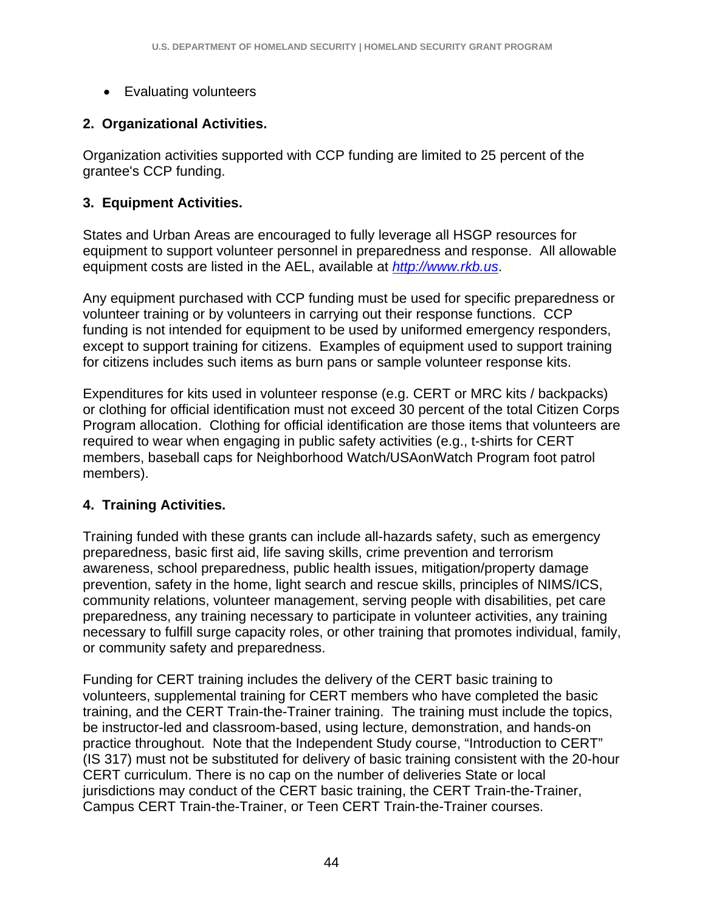- Evaluating volunteers

**2. Organizational Activities.**

Organization activities supported with CCP funding are limited to 25 percent of the grantee's CCP funding.

**3. Equipment Activities.**

States and Urban Areas are encouraged to fully leverage all HSGP resources for equipment to support volunteer personnel in preparedness and response. All allowable equipment costs are listed in the AEL, available at *http://www.rkb.us*.

Any equipment purchased with CCP funding must be used for specific preparedness or volunteer training or by volunteers in carrying out their response functions. CCP funding is not intended for equipment to be used by uniformed emergency responders, except to support training for citizens. Examples of equipment used to support training for citizens includes such items as burn pans or sample volunteer response kits.

Expenditures for kits used in volunteer response (e.g. CERT or MRC kits / backpacks) or clothing for official identification must not exceed 30 percent of the total Citizen Corps Program allocation. Clothing for official identification are those items that volunteers are required to wear when engaging in public safety activities (e.g., t-shirts for CERT members, baseball caps for Neighborhood Watch/USAonWatch Program foot patrol members).

**4. Training Activities.**

Training funded with these grants can include all-hazards safety, such as emergency preparedness, basic first aid, life saving skills, crime prevention and terrorism awareness, school preparedness, public health issues, mitigation/property damage prevention, safety in the home, light search and rescue skills, principles of NIMS/ICS, community relations, volunteer management, serving people with disabilities, pet care preparedness, any training necessary to participate in volunteer activities, any training necessary to fulfill surge capacity roles, or other training that promotes individual, family, or community safety and preparedness.

Funding for CERT training includes the delivery of the CERT basic training to volunteers, supplemental training for CERT members who have completed the basic training, and the CERT Train-the-Trainer training. The training must include the topics, be instructor-led and classroom-based, using lecture, demonstration, and hands-on practice throughout. Note that the Independent Study course, "Introduction to CERT" (IS 317) must not be substituted for delivery of basic training consistent with the 20-hour CERT curriculum. There is no cap on the number of deliveries State or local jurisdictions may conduct of the CERT basic training, the CERT Train-the-Trainer, Campus CERT Train-the-Trainer, or Teen CERT Train-the-Trainer courses.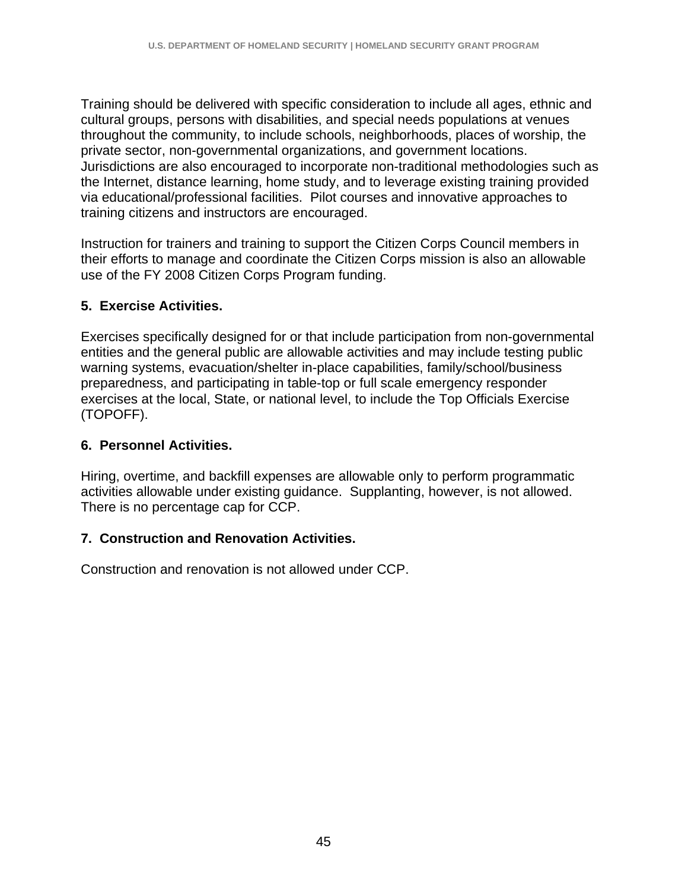Training should be delivered with specific consideration to include all ages, ethnic and cultural groups, persons with disabilities, and special needs populations at venues throughout the community, to include schools, neighborhoods, places of worship, the private sector, non-governmental organizations, and government locations. Jurisdictions are also encouraged to incorporate non-traditional methodologies such as the Internet, distance learning, home study, and to leverage existing training provided via educational/professional facilities. Pilot courses and innovative approaches to training citizens and instructors are encouraged.

Instruction for trainers and training to support the Citizen Corps Council members in their efforts to manage and coordinate the Citizen Corps mission is also an allowable use of the FY 2008 Citizen Corps Program funding.

**5. Exercise Activities.**

Exercises specifically designed for or that include participation from non-governmental entities and the general public are allowable activities and may include testing public warning systems, evacuation/shelter in-place capabilities, family/school/business preparedness, and participating in table-top or full scale emergency responder exercises at the local, State, or national level, to include the Top Officials Exercise (TOPOFF).

**6. Personnel Activities.**

Hiring, overtime, and backfill expenses are allowable only to perform programmatic activities allowable under existing guidance. Supplanting, however, is not allowed. There is no percentage cap for CCP.

**7. Construction and Renovation Activities.**

Construction and renovation is not allowed under CCP.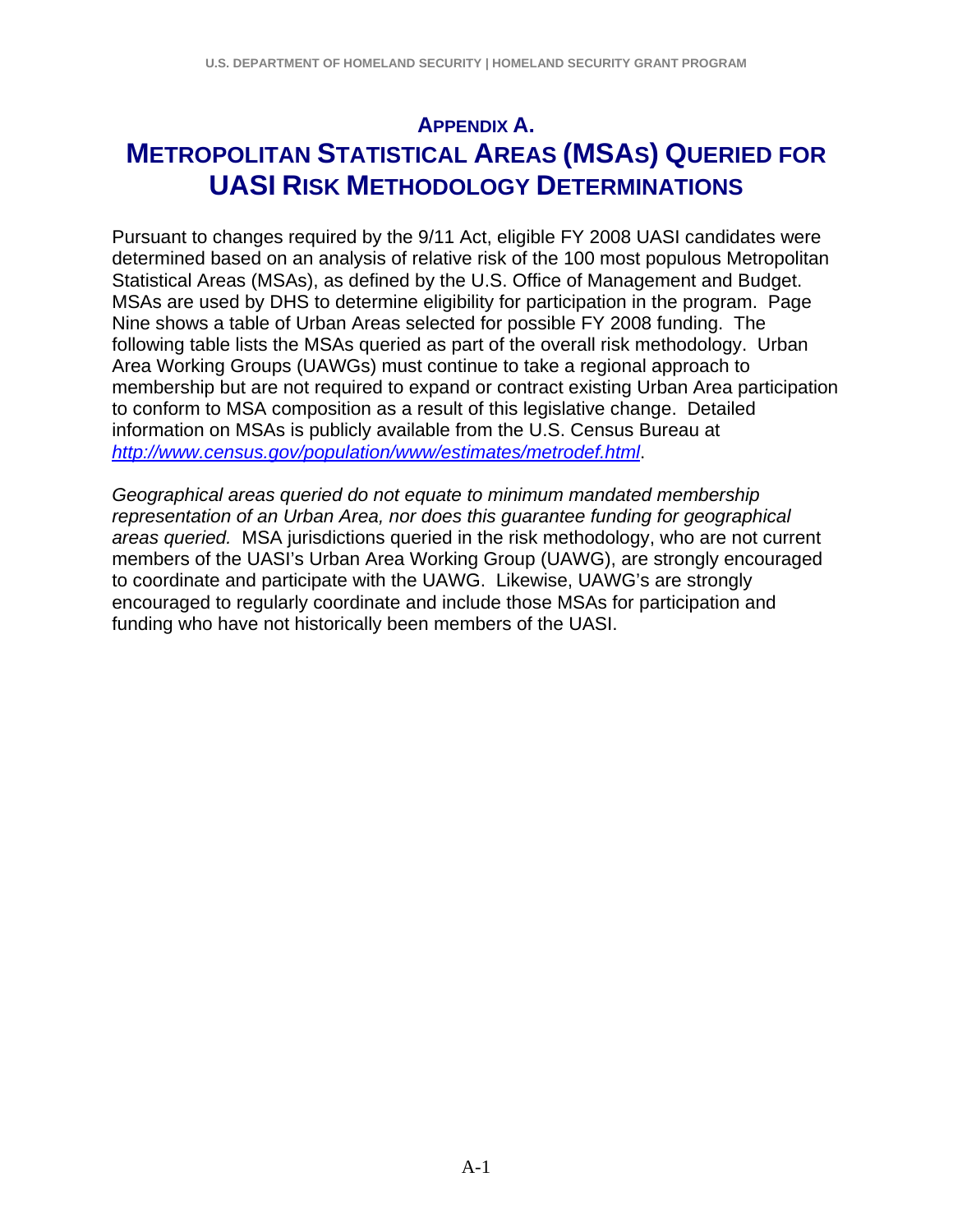# Appendix A.
# Metropolitan Statistical Areas (MSAs) Queried for UASI Risk Methodology Determinations

Pursuant to changes required by the 9/11 Act, eligible FY 2008 UASI candidates were determined based on an analysis of relative risk of the 100 most populous Metropolitan Statistical Areas (MSAs), as defined by the U.S. Office of Management and Budget. MSAs are used by DHS to determine eligibility for participation in the program. Page Nine shows a table of Urban Areas selected for possible FY 2008 funding. The following table lists the MSAs queried as part of the overall risk methodology. Urban Area Working Groups (UAWGs) must continue to take a regional approach to membership but are not required to expand or contract existing Urban Area participation to conform to MSA composition as a result of this legislative change. Detailed information on MSAs is publicly available from the U.S. Census Bureau at *http://www.census.gov/population/www/estimates/metrodef.html*.

*Geographical areas queried do not equate to minimum mandated membership representation of an Urban Area, nor does this guarantee funding for geographical areas queried.* MSA jurisdictions queried in the risk methodology, who are not current members of the UASI's Urban Area Working Group (UAWG), are strongly encouraged to coordinate and participate with the UAWG. Likewise, UAWG's are strongly encouraged to regularly coordinate and include those MSAs for participation and funding who have not historically been members of the UASI.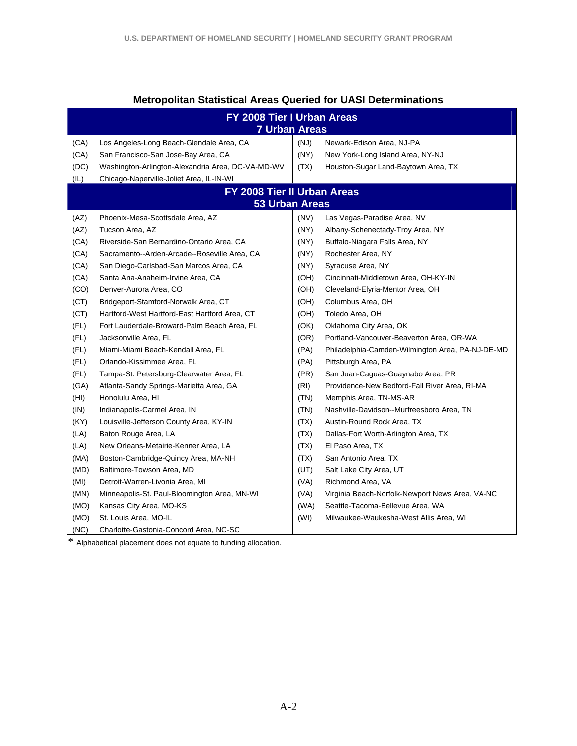## Metropolitan Statistical Areas Queried for UASI Determinations

| FY 2008 Tier I Urban Areas<br>7 Urban Areas | | | |
|---|---|---|---|
| (CA) | Los Angeles-Long Beach-Glendale Area, CA | (NJ) | Newark-Edison Area, NJ-PA |
| (CA) | San Francisco-San Jose-Bay Area, CA | (NY) | New York-Long Island Area, NY-NJ |
| (DC) | Washington-Arlington-Alexandria Area, DC-VA-MD-WV | (TX) | Houston-Sugar Land-Baytown Area, TX |
| (IL) | Chicago-Naperville-Joliet Area, IL-IN-WI | | |
| **FY 2008 Tier II Urban Areas<br>53 Urban Areas** | | | |
| (AZ) | Phoenix-Mesa-Scottsdale Area, AZ | (NV) | Las Vegas-Paradise Area, NV |
| (AZ) | Tucson Area, AZ | (NY) | Albany-Schenectady-Troy Area, NY |
| (CA) | Riverside-San Bernardino-Ontario Area, CA | (NY) | Buffalo-Niagara Falls Area, NY |
| (CA) | Sacramento--Arden-Arcade--Roseville Area, CA | (NY) | Rochester Area, NY |
| (CA) | San Diego-Carlsbad-San Marcos Area, CA | (NY) | Syracuse Area, NY |
| (CA) | Santa Ana-Anaheim-Irvine Area, CA | (OH) | Cincinnati-Middletown Area, OH-KY-IN |
| (CO) | Denver-Aurora Area, CO | (OH) | Cleveland-Elyria-Mentor Area, OH |
| (CT) | Bridgeport-Stamford-Norwalk Area, CT | (OH) | Columbus Area, OH |
| (CT) | Hartford-West Hartford-East Hartford Area, CT | (OH) | Toledo Area, OH |
| (FL) | Fort Lauderdale-Broward-Palm Beach Area, FL | (OK) | Oklahoma City Area, OK |
| (FL) | Jacksonville Area, FL | (OR) | Portland-Vancouver-Beaverton Area, OR-WA |
| (FL) | Miami-Miami Beach-Kendall Area, FL | (PA) | Philadelphia-Camden-Wilmington Area, PA-NJ-DE-MD |
| (FL) | Orlando-Kissimmee Area, FL | (PA) | Pittsburgh Area, PA |
| (FL) | Tampa-St. Petersburg-Clearwater Area, FL | (PR) | San Juan-Caguas-Guaynabo Area, PR |
| (GA) | Atlanta-Sandy Springs-Marietta Area, GA | (RI) | Providence-New Bedford-Fall River Area, RI-MA |
| (HI) | Honolulu Area, HI | (TN) | Memphis Area, TN-MS-AR |
| (IN) | Indianapolis-Carmel Area, IN | (TN) | Nashville-Davidson--Murfreesboro Area, TN |
| (KY) | Louisville-Jefferson County Area, KY-IN | (TX) | Austin-Round Rock Area, TX |
| (LA) | Baton Rouge Area, LA | (TX) | Dallas-Fort Worth-Arlington Area, TX |
| (LA) | New Orleans-Metairie-Kenner Area, LA | (TX) | El Paso Area, TX |
| (MA) | Boston-Cambridge-Quincy Area, MA-NH | (TX) | San Antonio Area, TX |
| (MD) | Baltimore-Towson Area, MD | (UT) | Salt Lake City Area, UT |
| (MI) | Detroit-Warren-Livonia Area, MI | (VA) | Richmond Area, VA |
| (MN) | Minneapolis-St. Paul-Bloomington Area, MN-WI | (VA) | Virginia Beach-Norfolk-Newport News Area, VA-NC |
| (MO) | Kansas City Area, MO-KS | (WA) | Seattle-Tacoma-Bellevue Area, WA |
| (MO) | St. Louis Area, MO-IL | (WI) | Milwaukee-Waukesha-West Allis Area, WI |
| (NC) | Charlotte-Gastonia-Concord Area, NC-SC | | |

* Alphabetical placement does not equate to funding allocation.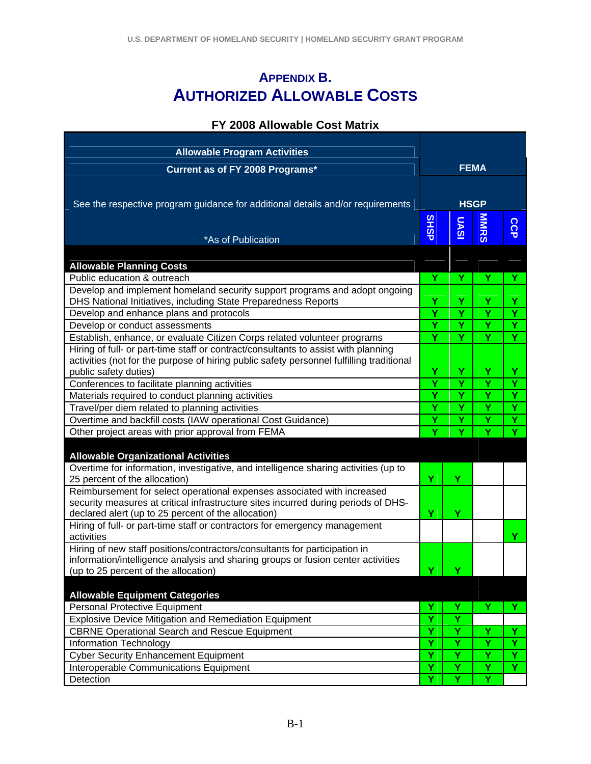# APPENDIX B.
# AUTHORIZED ALLOWABLE COSTS

**FY 2008 Allowable Cost Matrix**

| Allowable Program Activities<br>Current as of FY 2008 Programs*<br>See the respective program guidance for additional details and/or requirements<br>*As of Publication | FEMA HSGP | | | |
|---|---|---|---|---|
| | SHSP | UASI | MMRS | CCP |
| **Allowable Planning Costs** | | | | |
| Public education & outreach | Y | Y | Y | Y |
| Develop and implement homeland security support programs and adopt ongoing DHS National Initiatives, including State Preparedness Reports | Y | Y | Y | Y |
| Develop and enhance plans and protocols | Y | Y | Y | Y |
| Develop or conduct assessments | Y | Y | Y | Y |
| Establish, enhance, or evaluate Citizen Corps related volunteer programs | Y | Y | Y | Y |
| Hiring of full- or part-time staff or contract/consultants to assist with planning activities (not for the purpose of hiring public safety personnel fulfilling traditional public safety duties) | Y | Y | Y | Y |
| Conferences to facilitate planning activities | Y | Y | Y | Y |
| Materials required to conduct planning activities | Y | Y | Y | Y |
| Travel/per diem related to planning activities | Y | Y | Y | Y |
| Overtime and backfill costs (IAW operational Cost Guidance) | Y | Y | Y | Y |
| Other project areas with prior approval from FEMA | Y | Y | Y | Y |
| **Allowable Organizational Activities** | | | | |
| Overtime for information, investigative, and intelligence sharing activities (up to 25 percent of the allocation) | Y | Y | | |
| Reimbursement for select operational expenses associated with increased security measures at critical infrastructure sites incurred during periods of DHS-declared alert (up to 25 percent of the allocation) | Y | Y | | |
| Hiring of full- or part-time staff or contractors for emergency management activities | | | | Y |
| Hiring of new staff positions/contractors/consultants for participation in information/intelligence analysis and sharing groups or fusion center activities (up to 25 percent of the allocation) | Y | Y | | |
| **Allowable Equipment Categories** | | | | |
| Personal Protective Equipment | Y | Y | Y | Y |
| Explosive Device Mitigation and Remediation Equipment | Y | Y | | |
| CBRNE Operational Search and Rescue Equipment | Y | Y | Y | Y |
| Information Technology | Y | Y | Y | Y |
| Cyber Security Enhancement Equipment | Y | Y | Y | Y |
| Interoperable Communications Equipment | Y | Y | Y | Y |
| Detection | Y | Y | Y | |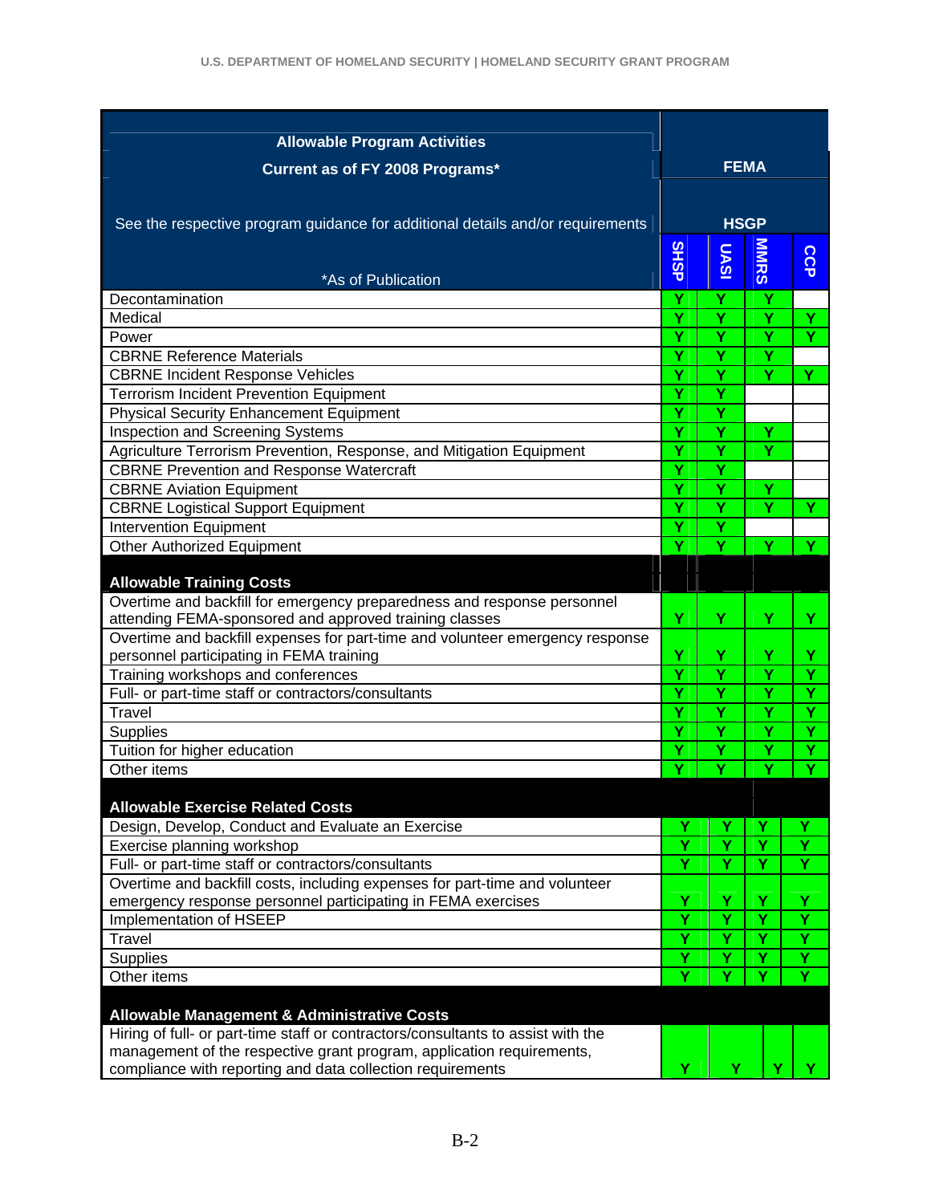| Allowable Program Activities<br>Current as of FY 2008 Programs*<br><br>See the respective program guidance for additional details and/or requirements<br><br>*As of Publication | FEMA | | | |
|---|---|---|---|---|
| | HSGP | | | |
| | SHSP | UASI | MMRS | CCP |
| Decontamination | Y | Y | Y | |
| Medical | Y | Y | Y | Y |
| Power | Y | Y | Y | Y |
| CBRNE Reference Materials | Y | Y | Y | |
| CBRNE Incident Response Vehicles | Y | Y | Y | Y |
| Terrorism Incident Prevention Equipment | Y | Y | | |
| Physical Security Enhancement Equipment | Y | Y | | |
| Inspection and Screening Systems | Y | Y | Y | |
| Agriculture Terrorism Prevention, Response, and Mitigation Equipment | Y | Y | Y | |
| CBRNE Prevention and Response Watercraft | Y | Y | | |
| CBRNE Aviation Equipment | Y | Y | Y | |
| CBRNE Logistical Support Equipment | Y | Y | Y | Y |
| Intervention Equipment | Y | Y | | |
| Other Authorized Equipment | Y | Y | Y | Y |
| **Allowable Training Costs** | | | | |
| Overtime and backfill for emergency preparedness and response personnel attending FEMA-sponsored and approved training classes | Y | Y | Y | Y |
| Overtime and backfill expenses for part-time and volunteer emergency response personnel participating in FEMA training | Y | Y | Y | Y |
| Training workshops and conferences | Y | Y | Y | Y |
| Full- or part-time staff or contractors/consultants | Y | Y | Y | Y |
| Travel | Y | Y | Y | Y |
| Supplies | Y | Y | Y | Y |
| Tuition for higher education | Y | Y | Y | Y |
| Other items | Y | Y | Y | Y |
| **Allowable Exercise Related Costs** | | | | |
| Design, Develop, Conduct and Evaluate an Exercise | Y | Y | Y | Y |
| Exercise planning workshop | Y | Y | Y | Y |
| Full- or part-time staff or contractors/consultants | Y | Y | Y | Y |
| Overtime and backfill costs, including expenses for part-time and volunteer emergency response personnel participating in FEMA exercises | Y | Y | Y | Y |
| Implementation of HSEEP | Y | Y | Y | Y |
| Travel | Y | Y | Y | Y |
| Supplies | Y | Y | Y | Y |
| Other items | Y | Y | Y | Y |
| **Allowable Management & Administrative Costs** | | | | |
| Hiring of full- or part-time staff or contractors/consultants to assist with the management of the respective grant program, application requirements, compliance with reporting and data collection requirements | Y | Y | Y | Y |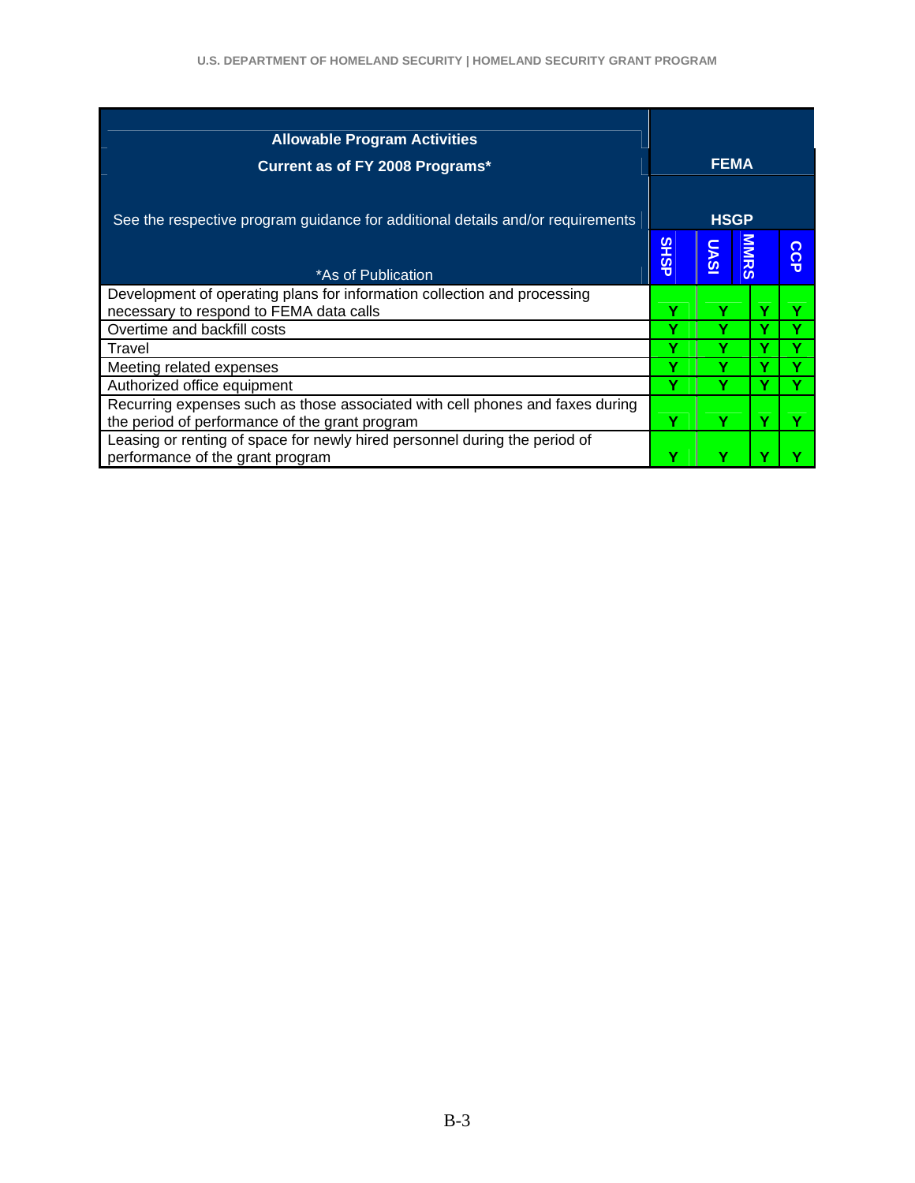| Allowable Program Activities<br>Current as of FY 2008 Programs*<br><br>See the respective program guidance for additional details and/or requirements<br><br>*As of Publication | FEMA | | | |
|---|---|---|---|---|
| | HSGP | | | |
| | SHSP | UASI | MMRS | CCP |
| Development of operating plans for information collection and processing necessary to respond to FEMA data calls | Y | Y | Y | Y |
| Overtime and backfill costs | Y | Y | Y | Y |
| Travel | Y | Y | Y | Y |
| Meeting related expenses | Y | Y | Y | Y |
| Authorized office equipment | Y | Y | Y | Y |
| Recurring expenses such as those associated with cell phones and faxes during the period of performance of the grant program | Y | Y | Y | Y |
| Leasing or renting of space for newly hired personnel during the period of performance of the grant program | Y | Y | Y | Y |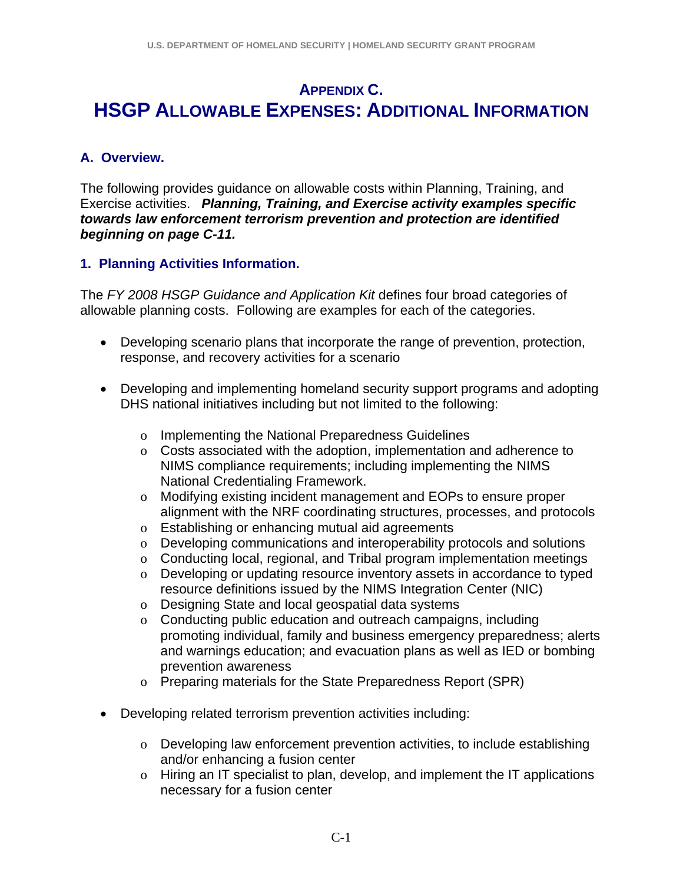# APPENDIX C.
# HSGP ALLOWABLE EXPENSES: ADDITIONAL INFORMATION

## A. Overview.

The following provides guidance on allowable costs within Planning, Training, and Exercise activities. ***Planning, Training, and Exercise activity examples specific towards law enforcement terrorism prevention and protection are identified beginning on page C-11.***

### 1. Planning Activities Information.

The *FY 2008 HSGP Guidance and Application Kit* defines four broad categories of allowable planning costs. Following are examples for each of the categories.

- Developing scenario plans that incorporate the range of prevention, protection, response, and recovery activities for a scenario

- Developing and implementing homeland security support programs and adopting DHS national initiatives including but not limited to the following:
    - Implementing the National Preparedness Guidelines
    - Costs associated with the adoption, implementation and adherence to NIMS compliance requirements; including implementing the NIMS National Credentialing Framework.
    - Modifying existing incident management and EOPs to ensure proper alignment with the NRF coordinating structures, processes, and protocols
    - Establishing or enhancing mutual aid agreements
    - Developing communications and interoperability protocols and solutions
    - Conducting local, regional, and Tribal program implementation meetings
    - Developing or updating resource inventory assets in accordance to typed resource definitions issued by the NIMS Integration Center (NIC)
    - Designing State and local geospatial data systems
    - Conducting public education and outreach campaigns, including promoting individual, family and business emergency preparedness; alerts and warnings education; and evacuation plans as well as IED or bombing prevention awareness
    - Preparing materials for the State Preparedness Report (SPR)

- Developing related terrorism prevention activities including:
    - Developing law enforcement prevention activities, to include establishing and/or enhancing a fusion center
    - Hiring an IT specialist to plan, develop, and implement the IT applications necessary for a fusion center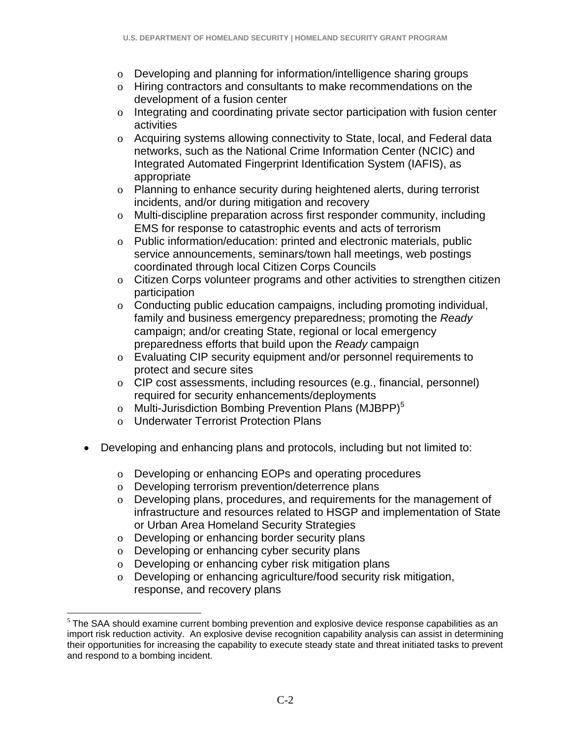- Developing and planning for information/intelligence sharing groups
  - Hiring contractors and consultants to make recommendations on the development of a fusion center
  - Integrating and coordinating private sector participation with fusion center activities
  - Acquiring systems allowing connectivity to State, local, and Federal data networks, such as the National Crime Information Center (NCIC) and Integrated Automated Fingerprint Identification System (IAFIS), as appropriate
  - Planning to enhance security during heightened alerts, during terrorist incidents, and/or during mitigation and recovery
  - Multi-discipline preparation across first responder community, including EMS for response to catastrophic events and acts of terrorism
  - Public information/education: printed and electronic materials, public service announcements, seminars/town hall meetings, web postings coordinated through local Citizen Corps Councils
  - Citizen Corps volunteer programs and other activities to strengthen citizen participation
  - Conducting public education campaigns, including promoting individual, family and business emergency preparedness; promoting the *Ready* campaign; and/or creating State, regional or local emergency preparedness efforts that build upon the *Ready* campaign
  - Evaluating CIP security equipment and/or personnel requirements to protect and secure sites
  - CIP cost assessments, including resources (e.g., financial, personnel) required for security enhancements/deployments
  - Multi-Jurisdiction Bombing Prevention Plans (MJBPP)[5]
  - Underwater Terrorist Protection Plans

- Developing and enhancing plans and protocols, including but not limited to:

  - Developing or enhancing EOPs and operating procedures
  - Developing terrorism prevention/deterrence plans
  - Developing plans, procedures, and requirements for the management of infrastructure and resources related to HSGP and implementation of State or Urban Area Homeland Security Strategies
  - Developing or enhancing border security plans
  - Developing or enhancing cyber security plans
  - Developing or enhancing cyber risk mitigation plans
  - Developing or enhancing agriculture/food security risk mitigation, response, and recovery plans

---

[5] The SAA should examine current bombing prevention and explosive device response capabilities as an import risk reduction activity. An explosive devise recognition capability analysis can assist in determining their opportunities for increasing the capability to execute steady state and threat initiated tasks to prevent and respond to a bombing incident.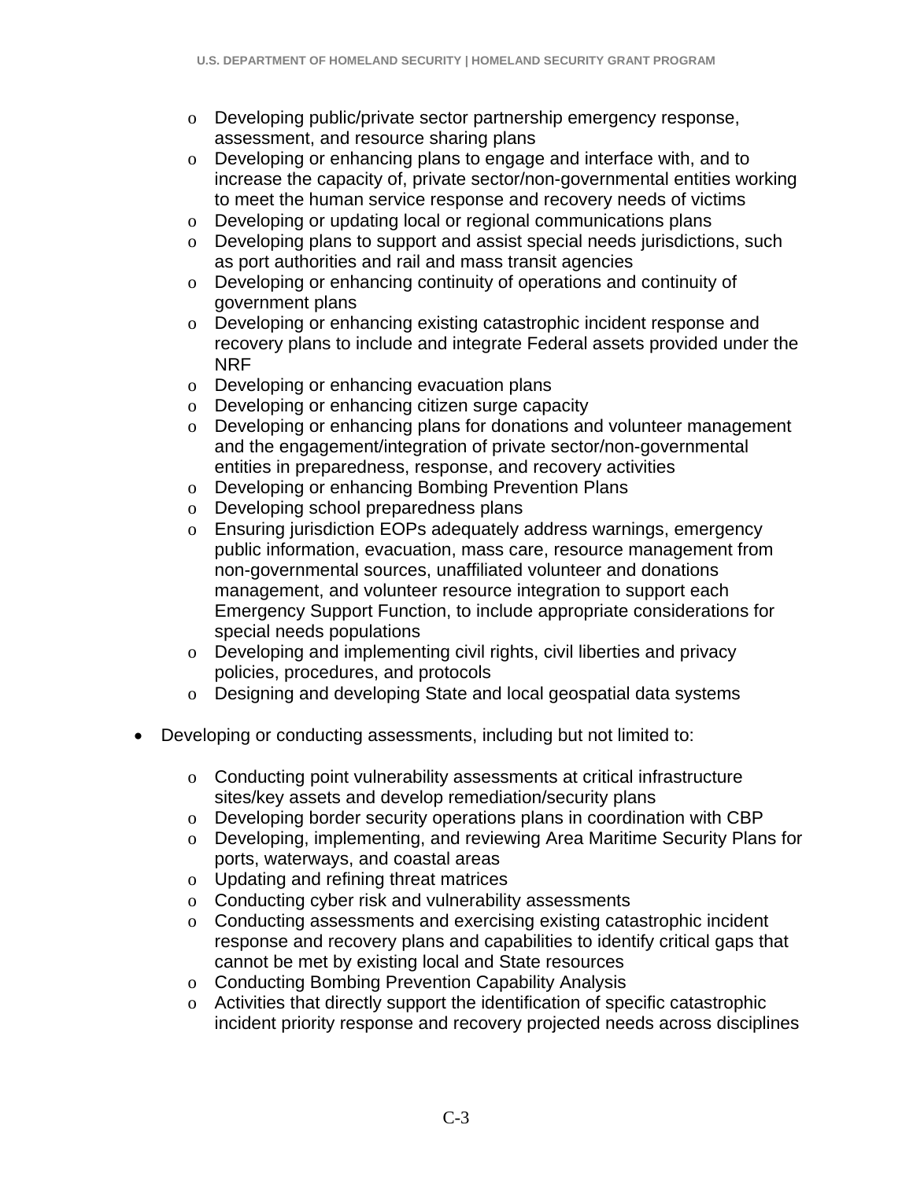- Developing public/private sector partnership emergency response, assessment, and resource sharing plans
  - Developing or enhancing plans to engage and interface with, and to increase the capacity of, private sector/non-governmental entities working to meet the human service response and recovery needs of victims
  - Developing or updating local or regional communications plans
  - Developing plans to support and assist special needs jurisdictions, such as port authorities and rail and mass transit agencies
  - Developing or enhancing continuity of operations and continuity of government plans
  - Developing or enhancing existing catastrophic incident response and recovery plans to include and integrate Federal assets provided under the NRF
  - Developing or enhancing evacuation plans
  - Developing or enhancing citizen surge capacity
  - Developing or enhancing plans for donations and volunteer management and the engagement/integration of private sector/non-governmental entities in preparedness, response, and recovery activities
  - Developing or enhancing Bombing Prevention Plans
  - Developing school preparedness plans
  - Ensuring jurisdiction EOPs adequately address warnings, emergency public information, evacuation, mass care, resource management from non-governmental sources, unaffiliated volunteer and donations management, and volunteer resource integration to support each Emergency Support Function, to include appropriate considerations for special needs populations
  - Developing and implementing civil rights, civil liberties and privacy policies, procedures, and protocols
  - Designing and developing State and local geospatial data systems

- Developing or conducting assessments, including but not limited to:

  - Conducting point vulnerability assessments at critical infrastructure sites/key assets and develop remediation/security plans
  - Developing border security operations plans in coordination with CBP
  - Developing, implementing, and reviewing Area Maritime Security Plans for ports, waterways, and coastal areas
  - Updating and refining threat matrices
  - Conducting cyber risk and vulnerability assessments
  - Conducting assessments and exercising existing catastrophic incident response and recovery plans and capabilities to identify critical gaps that cannot be met by existing local and State resources
  - Conducting Bombing Prevention Capability Analysis
  - Activities that directly support the identification of specific catastrophic incident priority response and recovery projected needs across disciplines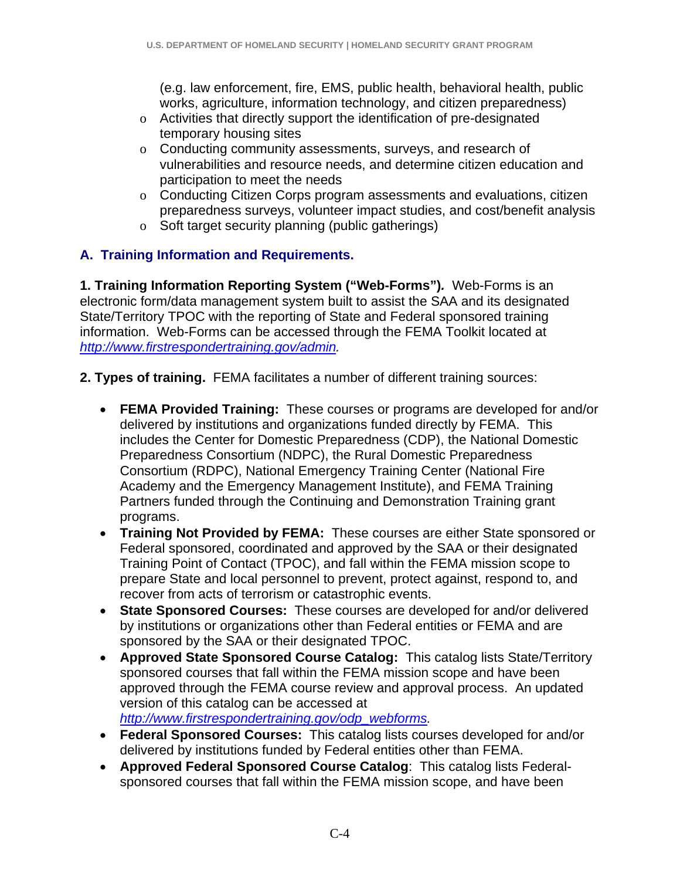(e.g. law enforcement, fire, EMS, public health, behavioral health, public works, agriculture, information technology, and citizen preparedness)

- Activities that directly support the identification of pre-designated temporary housing sites
- Conducting community assessments, surveys, and research of vulnerabilities and resource needs, and determine citizen education and participation to meet the needs
- Conducting Citizen Corps program assessments and evaluations, citizen preparedness surveys, volunteer impact studies, and cost/benefit analysis
- Soft target security planning (public gatherings)

## A. Training Information and Requirements.

**1. Training Information Reporting System ("Web-Forms")*.*** Web-Forms is an electronic form/data management system built to assist the SAA and its designated State/Territory TPOC with the reporting of State and Federal sponsored training information. Web-Forms can be accessed through the FEMA Toolkit located at *http://www.firstrespondertraining.gov/admin.*

**2. Types of training.** FEMA facilitates a number of different training sources:

- **FEMA Provided Training:** These courses or programs are developed for and/or delivered by institutions and organizations funded directly by FEMA. This includes the Center for Domestic Preparedness (CDP), the National Domestic Preparedness Consortium (NDPC), the Rural Domestic Preparedness Consortium (RDPC), National Emergency Training Center (National Fire Academy and the Emergency Management Institute), and FEMA Training Partners funded through the Continuing and Demonstration Training grant programs.
- **Training Not Provided by FEMA:** These courses are either State sponsored or Federal sponsored, coordinated and approved by the SAA or their designated Training Point of Contact (TPOC), and fall within the FEMA mission scope to prepare State and local personnel to prevent, protect against, respond to, and recover from acts of terrorism or catastrophic events.
- **State Sponsored Courses:** These courses are developed for and/or delivered by institutions or organizations other than Federal entities or FEMA and are sponsored by the SAA or their designated TPOC.
- **Approved State Sponsored Course Catalog:** This catalog lists State/Territory sponsored courses that fall within the FEMA mission scope and have been approved through the FEMA course review and approval process. An updated version of this catalog can be accessed at *http://www.firstrespondertraining.gov/odp_webforms.*
- **Federal Sponsored Courses:** This catalog lists courses developed for and/or delivered by institutions funded by Federal entities other than FEMA.
- **Approved Federal Sponsored Course Catalog**: This catalog lists Federal-sponsored courses that fall within the FEMA mission scope, and have been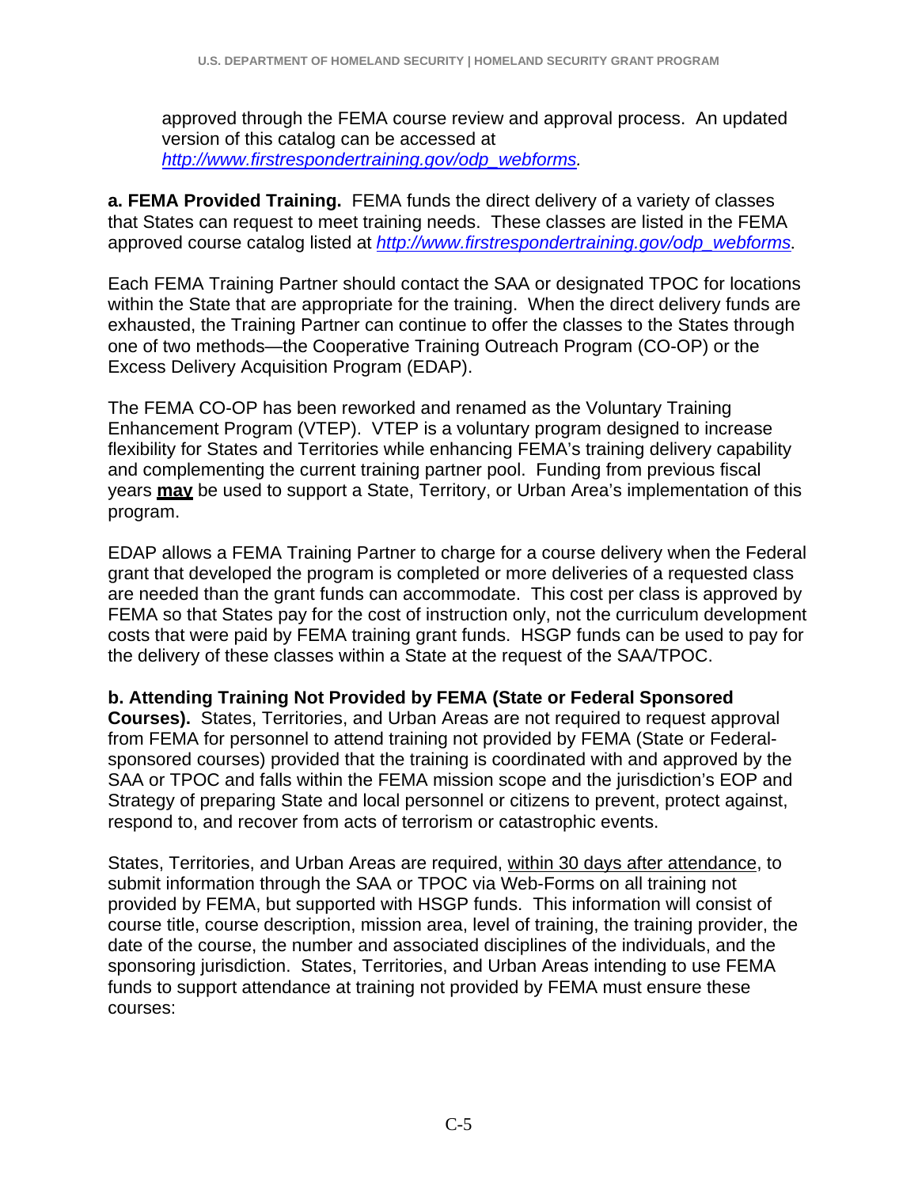approved through the FEMA course review and approval process. An updated version of this catalog can be accessed at *http://www.firstrespondertraining.gov/odp_webforms*.

**a. FEMA Provided Training.** FEMA funds the direct delivery of a variety of classes that States can request to meet training needs. These classes are listed in the FEMA approved course catalog listed at *http://www.firstrespondertraining.gov/odp_webforms*.

Each FEMA Training Partner should contact the SAA or designated TPOC for locations within the State that are appropriate for the training. When the direct delivery funds are exhausted, the Training Partner can continue to offer the classes to the States through one of two methods—the Cooperative Training Outreach Program (CO-OP) or the Excess Delivery Acquisition Program (EDAP).

The FEMA CO-OP has been reworked and renamed as the Voluntary Training Enhancement Program (VTEP). VTEP is a voluntary program designed to increase flexibility for States and Territories while enhancing FEMA's training delivery capability and complementing the current training partner pool. Funding from previous fiscal years **may** be used to support a State, Territory, or Urban Area's implementation of this program.

EDAP allows a FEMA Training Partner to charge for a course delivery when the Federal grant that developed the program is completed or more deliveries of a requested class are needed than the grant funds can accommodate. This cost per class is approved by FEMA so that States pay for the cost of instruction only, not the curriculum development costs that were paid by FEMA training grant funds. HSGP funds can be used to pay for the delivery of these classes within a State at the request of the SAA/TPOC.

**b. Attending Training Not Provided by FEMA (State or Federal Sponsored Courses).** States, Territories, and Urban Areas are not required to request approval from FEMA for personnel to attend training not provided by FEMA (State or Federal-sponsored courses) provided that the training is coordinated with and approved by the SAA or TPOC and falls within the FEMA mission scope and the jurisdiction's EOP and Strategy of preparing State and local personnel or citizens to prevent, protect against, respond to, and recover from acts of terrorism or catastrophic events.

States, Territories, and Urban Areas are required, within 30 days after attendance, to submit information through the SAA or TPOC via Web-Forms on all training not provided by FEMA, but supported with HSGP funds. This information will consist of course title, course description, mission area, level of training, the training provider, the date of the course, the number and associated disciplines of the individuals, and the sponsoring jurisdiction. States, Territories, and Urban Areas intending to use FEMA funds to support attendance at training not provided by FEMA must ensure these courses: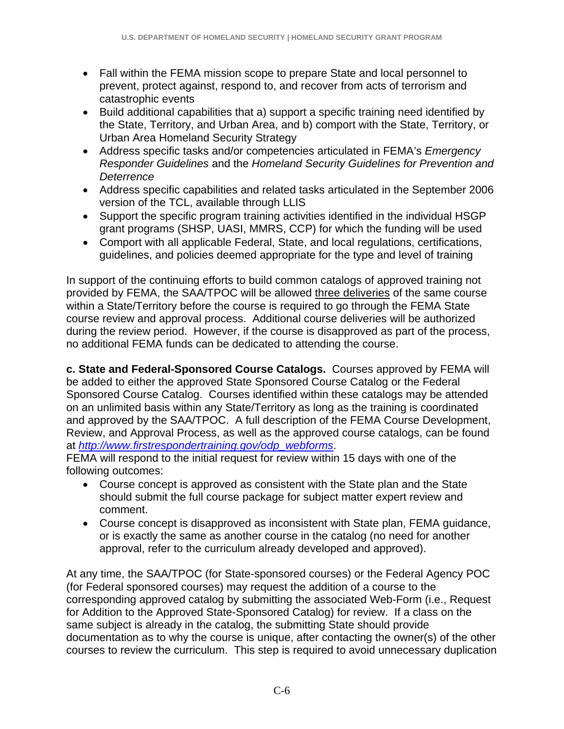- Fall within the FEMA mission scope to prepare State and local personnel to prevent, protect against, respond to, and recover from acts of terrorism and catastrophic events
- Build additional capabilities that a) support a specific training need identified by the State, Territory, and Urban Area, and b) comport with the State, Territory, or Urban Area Homeland Security Strategy
- Address specific tasks and/or competencies articulated in FEMA's *Emergency Responder Guidelines* and the *Homeland Security Guidelines for Prevention and Deterrence*
- Address specific capabilities and related tasks articulated in the September 2006 version of the TCL, available through LLIS
- Support the specific program training activities identified in the individual HSGP grant programs (SHSP, UASI, MMRS, CCP) for which the funding will be used
- Comport with all applicable Federal, State, and local regulations, certifications, guidelines, and policies deemed appropriate for the type and level of training

In support of the continuing efforts to build common catalogs of approved training not provided by FEMA, the SAA/TPOC will be allowed three deliveries of the same course within a State/Territory before the course is required to go through the FEMA State course review and approval process. Additional course deliveries will be authorized during the review period. However, if the course is disapproved as part of the process, no additional FEMA funds can be dedicated to attending the course.

**c. State and Federal-Sponsored Course Catalogs.** Courses approved by FEMA will be added to either the approved State Sponsored Course Catalog or the Federal Sponsored Course Catalog. Courses identified within these catalogs may be attended on an unlimited basis within any State/Territory as long as the training is coordinated and approved by the SAA/TPOC. A full description of the FEMA Course Development, Review, and Approval Process, as well as the approved course catalogs, can be found at *http://www.firstrespondertraining.gov/odp_webforms*.
FEMA will respond to the initial request for review within 15 days with one of the following outcomes:

- Course concept is approved as consistent with the State plan and the State should submit the full course package for subject matter expert review and comment.
- Course concept is disapproved as inconsistent with State plan, FEMA guidance, or is exactly the same as another course in the catalog (no need for another approval, refer to the curriculum already developed and approved).

At any time, the SAA/TPOC (for State-sponsored courses) or the Federal Agency POC (for Federal sponsored courses) may request the addition of a course to the corresponding approved catalog by submitting the associated Web-Form (i.e., Request for Addition to the Approved State-Sponsored Catalog) for review. If a class on the same subject is already in the catalog, the submitting State should provide documentation as to why the course is unique, after contacting the owner(s) of the other courses to review the curriculum. This step is required to avoid unnecessary duplication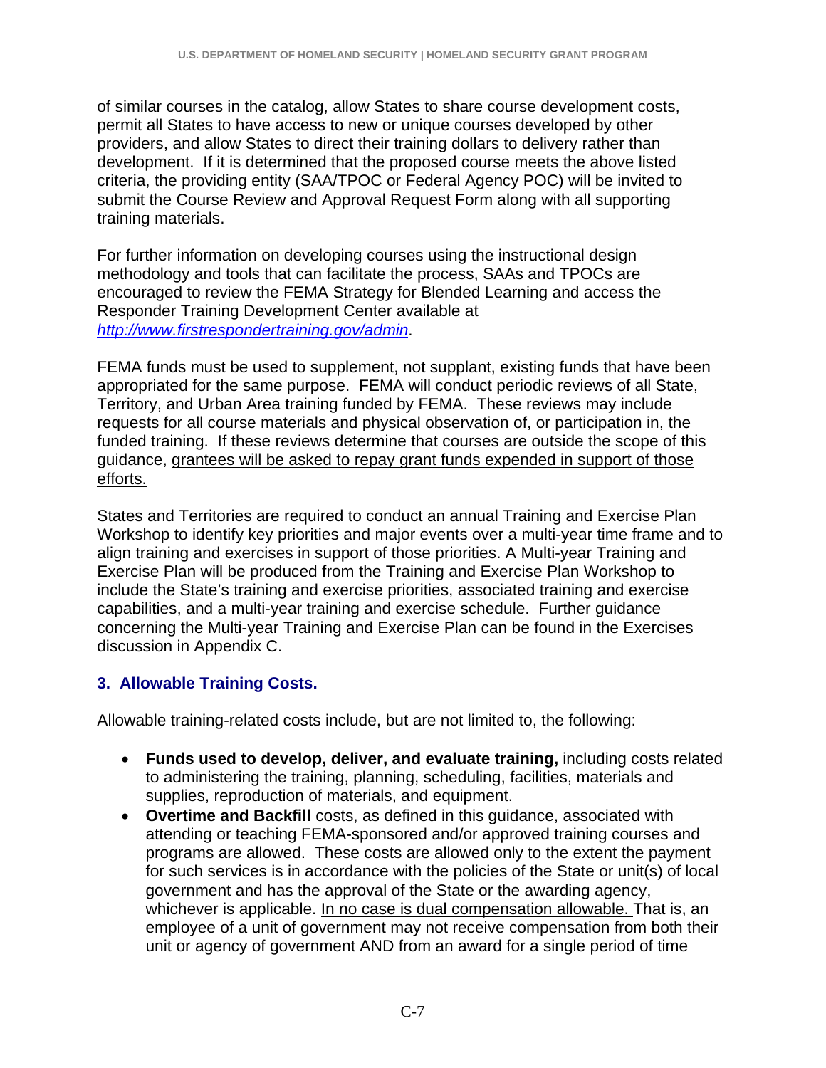of similar courses in the catalog, allow States to share course development costs, permit all States to have access to new or unique courses developed by other providers, and allow States to direct their training dollars to delivery rather than development. If it is determined that the proposed course meets the above listed criteria, the providing entity (SAA/TPOC or Federal Agency POC) will be invited to submit the Course Review and Approval Request Form along with all supporting training materials.

For further information on developing courses using the instructional design methodology and tools that can facilitate the process, SAAs and TPOCs are encouraged to review the FEMA Strategy for Blended Learning and access the Responder Training Development Center available at *http://www.firstrespondertraining.gov/admin*.

FEMA funds must be used to supplement, not supplant, existing funds that have been appropriated for the same purpose. FEMA will conduct periodic reviews of all State, Territory, and Urban Area training funded by FEMA. These reviews may include requests for all course materials and physical observation of, or participation in, the funded training. If these reviews determine that courses are outside the scope of this guidance, grantees will be asked to repay grant funds expended in support of those efforts.

States and Territories are required to conduct an annual Training and Exercise Plan Workshop to identify key priorities and major events over a multi-year time frame and to align training and exercises in support of those priorities. A Multi-year Training and Exercise Plan will be produced from the Training and Exercise Plan Workshop to include the State's training and exercise priorities, associated training and exercise capabilities, and a multi-year training and exercise schedule. Further guidance concerning the Multi-year Training and Exercise Plan can be found in the Exercises discussion in Appendix C.

### 3. Allowable Training Costs.

Allowable training-related costs include, but are not limited to, the following:

- **Funds used to develop, deliver, and evaluate training,** including costs related to administering the training, planning, scheduling, facilities, materials and supplies, reproduction of materials, and equipment.
- **Overtime and Backfill** costs, as defined in this guidance, associated with attending or teaching FEMA-sponsored and/or approved training courses and programs are allowed. These costs are allowed only to the extent the payment for such services is in accordance with the policies of the State or unit(s) of local government and has the approval of the State or the awarding agency, whichever is applicable. In no case is dual compensation allowable. That is, an employee of a unit of government may not receive compensation from both their unit or agency of government AND from an award for a single period of time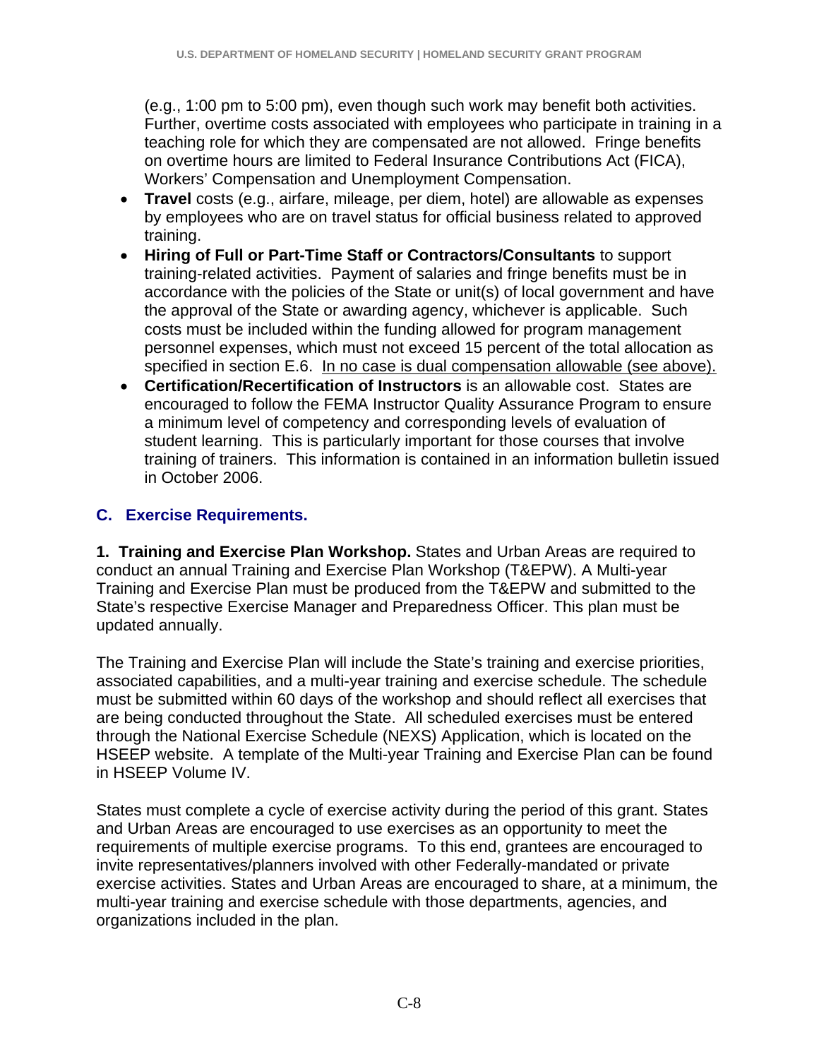(e.g., 1:00 pm to 5:00 pm), even though such work may benefit both activities. Further, overtime costs associated with employees who participate in training in a teaching role for which they are compensated are not allowed. Fringe benefits on overtime hours are limited to Federal Insurance Contributions Act (FICA), Workers' Compensation and Unemployment Compensation.

- **Travel** costs (e.g., airfare, mileage, per diem, hotel) are allowable as expenses by employees who are on travel status for official business related to approved training.
- **Hiring of Full or Part-Time Staff or Contractors/Consultants** to support training-related activities. Payment of salaries and fringe benefits must be in accordance with the policies of the State or unit(s) of local government and have the approval of the State or awarding agency, whichever is applicable. Such costs must be included within the funding allowed for program management personnel expenses, which must not exceed 15 percent of the total allocation as specified in section E.6. <u>In no case is dual compensation allowable (see above).</u>
- **Certification/Recertification of Instructors** is an allowable cost. States are encouraged to follow the FEMA Instructor Quality Assurance Program to ensure a minimum level of competency and corresponding levels of evaluation of student learning. This is particularly important for those courses that involve training of trainers. This information is contained in an information bulletin issued in October 2006.

## C. Exercise Requirements.

**1. Training and Exercise Plan Workshop.** States and Urban Areas are required to conduct an annual Training and Exercise Plan Workshop (T&EPW). A Multi-year Training and Exercise Plan must be produced from the T&EPW and submitted to the State's respective Exercise Manager and Preparedness Officer. This plan must be updated annually.

The Training and Exercise Plan will include the State's training and exercise priorities, associated capabilities, and a multi-year training and exercise schedule. The schedule must be submitted within 60 days of the workshop and should reflect all exercises that are being conducted throughout the State. All scheduled exercises must be entered through the National Exercise Schedule (NEXS) Application, which is located on the HSEEP website. A template of the Multi-year Training and Exercise Plan can be found in HSEEP Volume IV.

States must complete a cycle of exercise activity during the period of this grant. States and Urban Areas are encouraged to use exercises as an opportunity to meet the requirements of multiple exercise programs. To this end, grantees are encouraged to invite representatives/planners involved with other Federally-mandated or private exercise activities. States and Urban Areas are encouraged to share, at a minimum, the multi-year training and exercise schedule with those departments, agencies, and organizations included in the plan.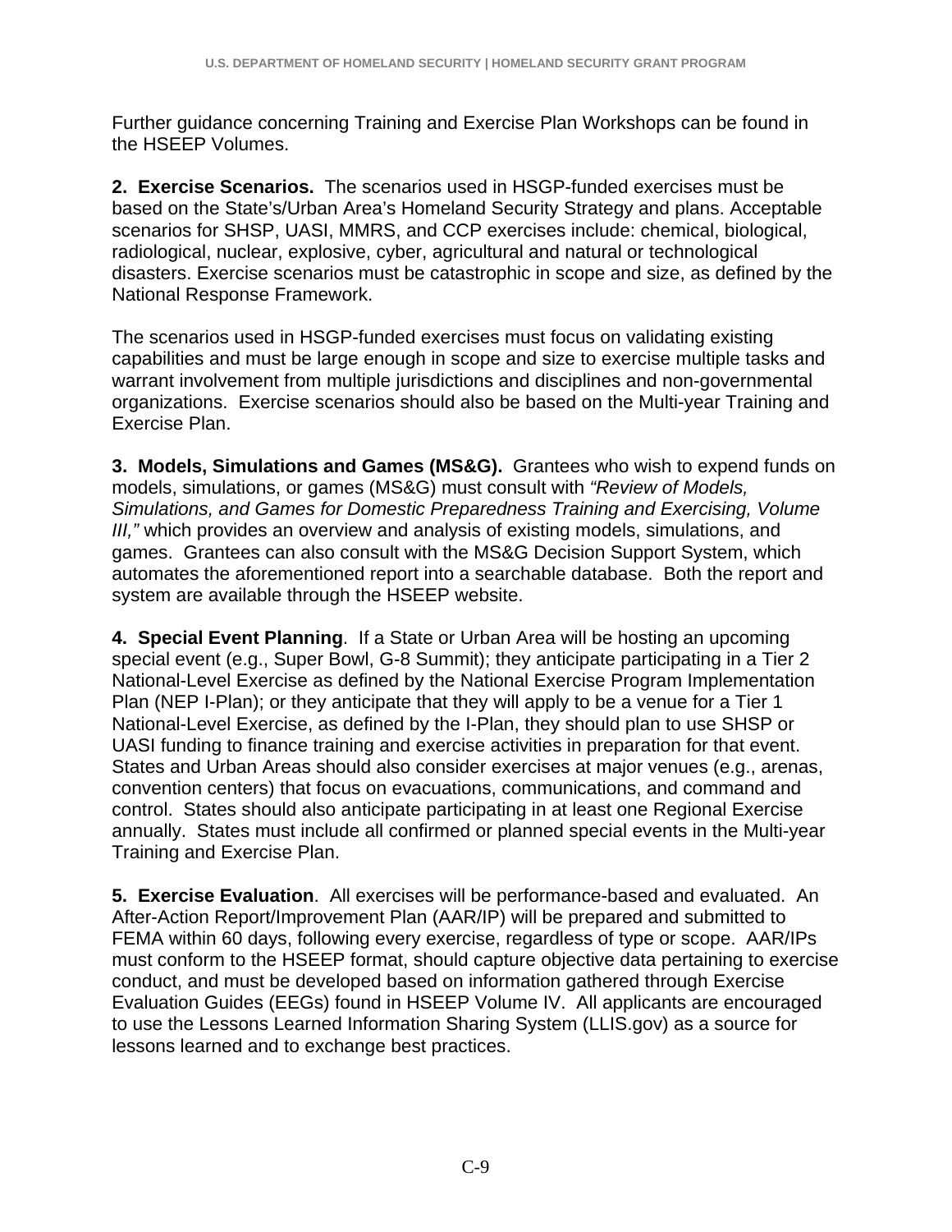Further guidance concerning Training and Exercise Plan Workshops can be found in the HSEEP Volumes.

**2. Exercise Scenarios.** The scenarios used in HSGP-funded exercises must be based on the State's/Urban Area's Homeland Security Strategy and plans. Acceptable scenarios for SHSP, UASI, MMRS, and CCP exercises include: chemical, biological, radiological, nuclear, explosive, cyber, agricultural and natural or technological disasters. Exercise scenarios must be catastrophic in scope and size, as defined by the National Response Framework.

The scenarios used in HSGP-funded exercises must focus on validating existing capabilities and must be large enough in scope and size to exercise multiple tasks and warrant involvement from multiple jurisdictions and disciplines and non-governmental organizations. Exercise scenarios should also be based on the Multi-year Training and Exercise Plan.

**3. Models, Simulations and Games (MS&G).** Grantees who wish to expend funds on models, simulations, or games (MS&G) must consult with *"Review of Models, Simulations, and Games for Domestic Preparedness Training and Exercising, Volume III,"* which provides an overview and analysis of existing models, simulations, and games. Grantees can also consult with the MS&G Decision Support System, which automates the aforementioned report into a searchable database. Both the report and system are available through the HSEEP website.

**4. Special Event Planning**. If a State or Urban Area will be hosting an upcoming special event (e.g., Super Bowl, G-8 Summit); they anticipate participating in a Tier 2 National-Level Exercise as defined by the National Exercise Program Implementation Plan (NEP I-Plan); or they anticipate that they will apply to be a venue for a Tier 1 National-Level Exercise, as defined by the I-Plan, they should plan to use SHSP or UASI funding to finance training and exercise activities in preparation for that event. States and Urban Areas should also consider exercises at major venues (e.g., arenas, convention centers) that focus on evacuations, communications, and command and control. States should also anticipate participating in at least one Regional Exercise annually. States must include all confirmed or planned special events in the Multi-year Training and Exercise Plan.

**5. Exercise Evaluation**. All exercises will be performance-based and evaluated. An After-Action Report/Improvement Plan (AAR/IP) will be prepared and submitted to FEMA within 60 days, following every exercise, regardless of type or scope. AAR/IPs must conform to the HSEEP format, should capture objective data pertaining to exercise conduct, and must be developed based on information gathered through Exercise Evaluation Guides (EEGs) found in HSEEP Volume IV. All applicants are encouraged to use the Lessons Learned Information Sharing System (LLIS.gov) as a source for lessons learned and to exchange best practices.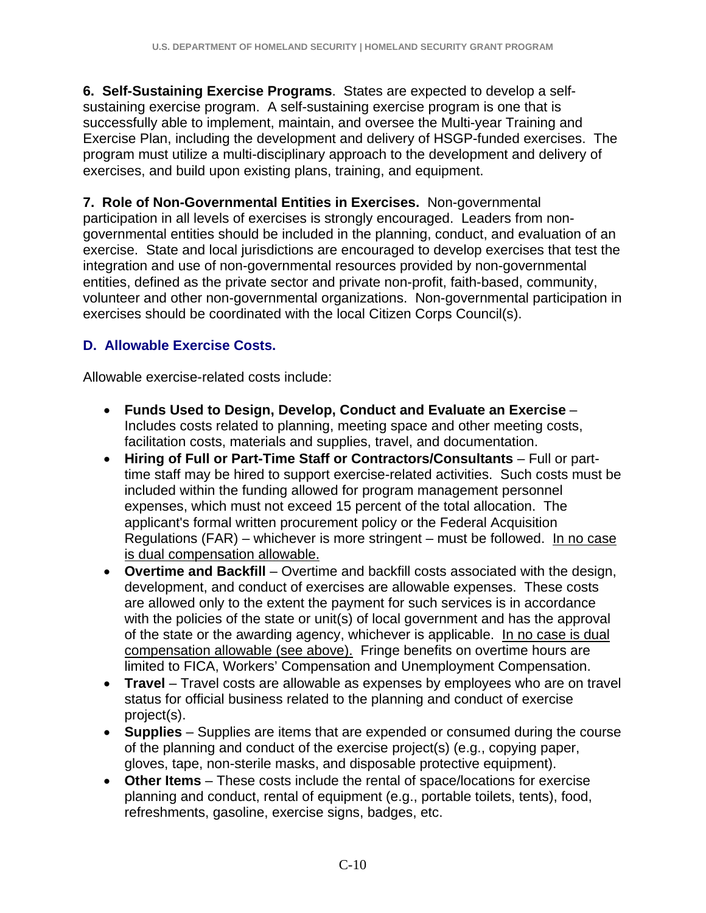**6. Self-Sustaining Exercise Programs**. States are expected to develop a self-sustaining exercise program. A self-sustaining exercise program is one that is successfully able to implement, maintain, and oversee the Multi-year Training and Exercise Plan, including the development and delivery of HSGP-funded exercises. The program must utilize a multi-disciplinary approach to the development and delivery of exercises, and build upon existing plans, training, and equipment.

**7. Role of Non-Governmental Entities in Exercises.** Non-governmental participation in all levels of exercises is strongly encouraged. Leaders from non-governmental entities should be included in the planning, conduct, and evaluation of an exercise. State and local jurisdictions are encouraged to develop exercises that test the integration and use of non-governmental resources provided by non-governmental entities, defined as the private sector and private non-profit, faith-based, community, volunteer and other non-governmental organizations. Non-governmental participation in exercises should be coordinated with the local Citizen Corps Council(s).

### D. Allowable Exercise Costs.

Allowable exercise-related costs include:

- **Funds Used to Design, Develop, Conduct and Evaluate an Exercise** – Includes costs related to planning, meeting space and other meeting costs, facilitation costs, materials and supplies, travel, and documentation.
- **Hiring of Full or Part-Time Staff or Contractors/Consultants** – Full or part-time staff may be hired to support exercise-related activities. Such costs must be included within the funding allowed for program management personnel expenses, which must not exceed 15 percent of the total allocation. The applicant's formal written procurement policy or the Federal Acquisition Regulations (FAR) – whichever is more stringent – must be followed. In no case is dual compensation allowable.
- **Overtime and Backfill** – Overtime and backfill costs associated with the design, development, and conduct of exercises are allowable expenses. These costs are allowed only to the extent the payment for such services is in accordance with the policies of the state or unit(s) of local government and has the approval of the state or the awarding agency, whichever is applicable. In no case is dual compensation allowable (see above). Fringe benefits on overtime hours are limited to FICA, Workers' Compensation and Unemployment Compensation.
- **Travel** – Travel costs are allowable as expenses by employees who are on travel status for official business related to the planning and conduct of exercise project(s).
- **Supplies** – Supplies are items that are expended or consumed during the course of the planning and conduct of the exercise project(s) (e.g., copying paper, gloves, tape, non-sterile masks, and disposable protective equipment).
- **Other Items** – These costs include the rental of space/locations for exercise planning and conduct, rental of equipment (e.g., portable toilets, tents), food, refreshments, gasoline, exercise signs, badges, etc.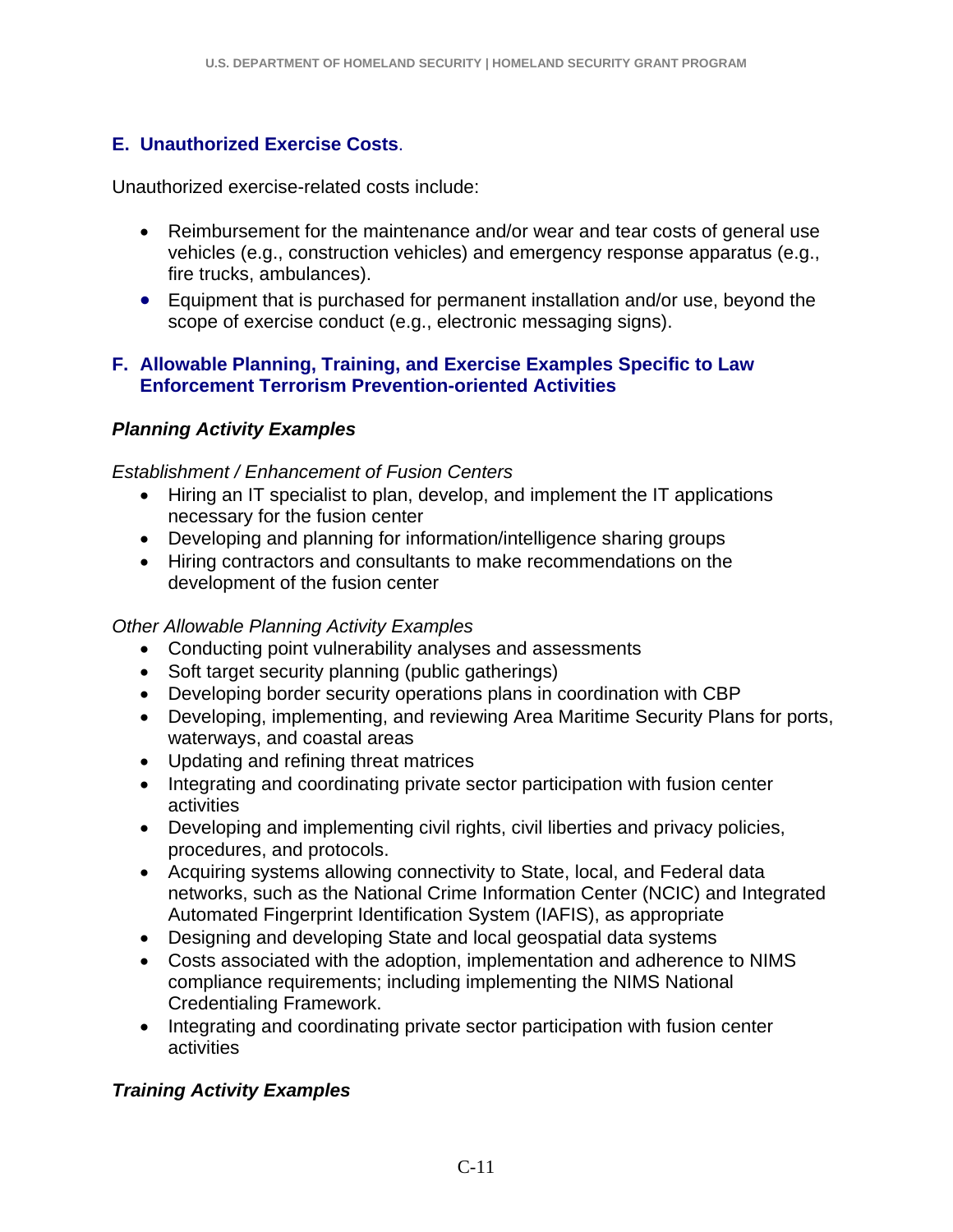## E. Unauthorized Exercise Costs.

Unauthorized exercise-related costs include:

- Reimbursement for the maintenance and/or wear and tear costs of general use vehicles (e.g., construction vehicles) and emergency response apparatus (e.g., fire trucks, ambulances).
- Equipment that is purchased for permanent installation and/or use, beyond the scope of exercise conduct (e.g., electronic messaging signs).

## F. Allowable Planning, Training, and Exercise Examples Specific to Law Enforcement Terrorism Prevention-oriented Activities

### *Planning Activity Examples*

*Establishment / Enhancement of Fusion Centers*

- Hiring an IT specialist to plan, develop, and implement the IT applications necessary for the fusion center
- Developing and planning for information/intelligence sharing groups
- Hiring contractors and consultants to make recommendations on the development of the fusion center

*Other Allowable Planning Activity Examples*

- Conducting point vulnerability analyses and assessments
- Soft target security planning (public gatherings)
- Developing border security operations plans in coordination with CBP
- Developing, implementing, and reviewing Area Maritime Security Plans for ports, waterways, and coastal areas
- Updating and refining threat matrices
- Integrating and coordinating private sector participation with fusion center activities
- Developing and implementing civil rights, civil liberties and privacy policies, procedures, and protocols.
- Acquiring systems allowing connectivity to State, local, and Federal data networks, such as the National Crime Information Center (NCIC) and Integrated Automated Fingerprint Identification System (IAFIS), as appropriate
- Designing and developing State and local geospatial data systems
- Costs associated with the adoption, implementation and adherence to NIMS compliance requirements; including implementing the NIMS National Credentialing Framework.
- Integrating and coordinating private sector participation with fusion center activities

### *Training Activity Examples*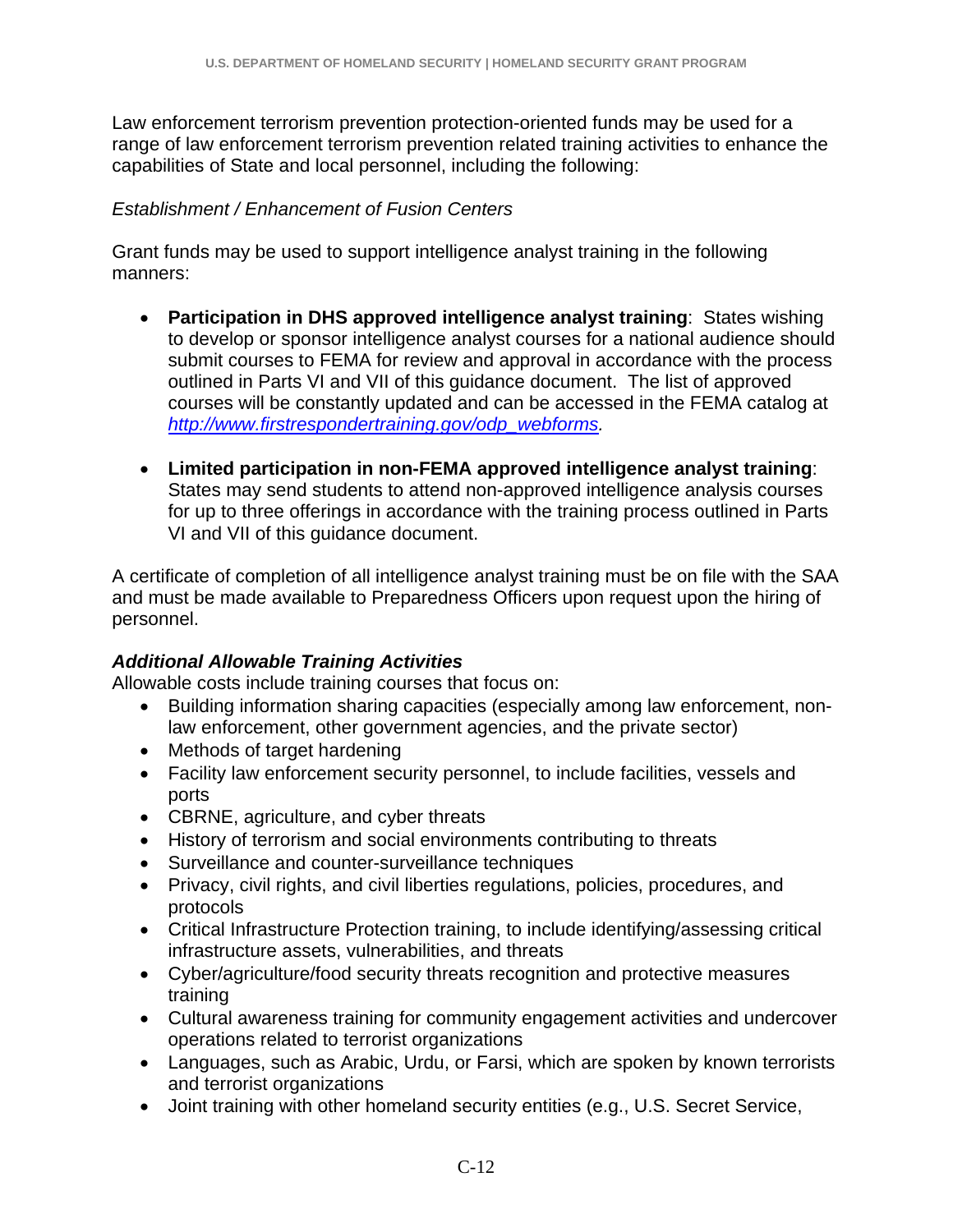Law enforcement terrorism prevention protection-oriented funds may be used for a range of law enforcement terrorism prevention related training activities to enhance the capabilities of State and local personnel, including the following:

*Establishment / Enhancement of Fusion Centers*

Grant funds may be used to support intelligence analyst training in the following manners:

- **Participation in DHS approved intelligence analyst training**: States wishing to develop or sponsor intelligence analyst courses for a national audience should submit courses to FEMA for review and approval in accordance with the process outlined in Parts VI and VII of this guidance document. The list of approved courses will be constantly updated and can be accessed in the FEMA catalog at [http://www.firstrespondertraining.gov/odp_webforms](http://www.firstrespondertraining.gov/odp_webforms).

- **Limited participation in non-FEMA approved intelligence analyst training**: States may send students to attend non-approved intelligence analysis courses for up to three offerings in accordance with the training process outlined in Parts VI and VII of this guidance document.

A certificate of completion of all intelligence analyst training must be on file with the SAA and must be made available to Preparedness Officers upon request upon the hiring of personnel.

***Additional Allowable Training Activities***

Allowable costs include training courses that focus on:

- Building information sharing capacities (especially among law enforcement, non-law enforcement, other government agencies, and the private sector)
- Methods of target hardening
- Facility law enforcement security personnel, to include facilities, vessels and ports
- CBRNE, agriculture, and cyber threats
- History of terrorism and social environments contributing to threats
- Surveillance and counter-surveillance techniques
- Privacy, civil rights, and civil liberties regulations, policies, procedures, and protocols
- Critical Infrastructure Protection training, to include identifying/assessing critical infrastructure assets, vulnerabilities, and threats
- Cyber/agriculture/food security threats recognition and protective measures training
- Cultural awareness training for community engagement activities and undercover operations related to terrorist organizations
- Languages, such as Arabic, Urdu, or Farsi, which are spoken by known terrorists and terrorist organizations
- Joint training with other homeland security entities (e.g., U.S. Secret Service,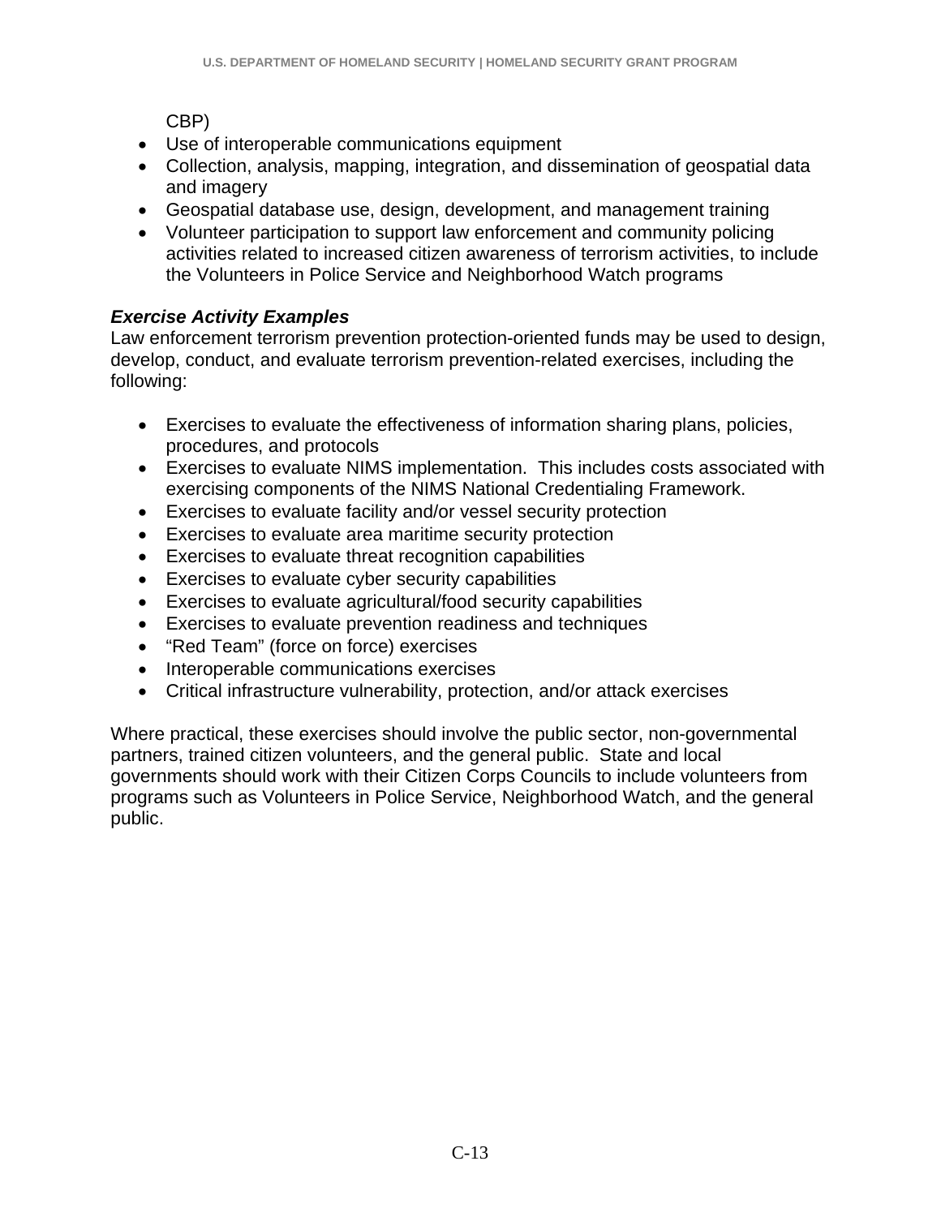CBP)

- Use of interoperable communications equipment
- Collection, analysis, mapping, integration, and dissemination of geospatial data and imagery
- Geospatial database use, design, development, and management training
- Volunteer participation to support law enforcement and community policing activities related to increased citizen awareness of terrorism activities, to include the Volunteers in Police Service and Neighborhood Watch programs

***Exercise Activity Examples***

Law enforcement terrorism prevention protection-oriented funds may be used to design, develop, conduct, and evaluate terrorism prevention-related exercises, including the following:

- Exercises to evaluate the effectiveness of information sharing plans, policies, procedures, and protocols
- Exercises to evaluate NIMS implementation. This includes costs associated with exercising components of the NIMS National Credentialing Framework.
- Exercises to evaluate facility and/or vessel security protection
- Exercises to evaluate area maritime security protection
- Exercises to evaluate threat recognition capabilities
- Exercises to evaluate cyber security capabilities
- Exercises to evaluate agricultural/food security capabilities
- Exercises to evaluate prevention readiness and techniques
- "Red Team" (force on force) exercises
- Interoperable communications exercises
- Critical infrastructure vulnerability, protection, and/or attack exercises

Where practical, these exercises should involve the public sector, non-governmental partners, trained citizen volunteers, and the general public. State and local governments should work with their Citizen Corps Councils to include volunteers from programs such as Volunteers in Police Service, Neighborhood Watch, and the general public.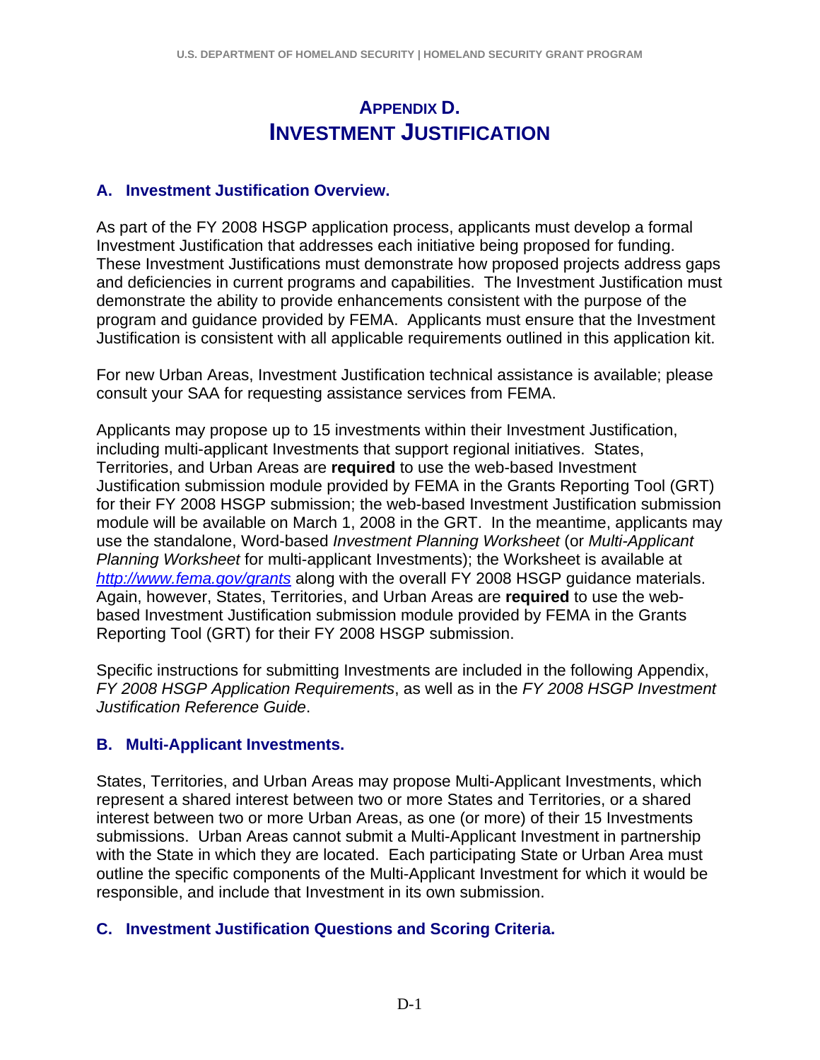# APPENDIX D. INVESTMENT JUSTIFICATION

## A. Investment Justification Overview.

As part of the FY 2008 HSGP application process, applicants must develop a formal Investment Justification that addresses each initiative being proposed for funding. These Investment Justifications must demonstrate how proposed projects address gaps and deficiencies in current programs and capabilities. The Investment Justification must demonstrate the ability to provide enhancements consistent with the purpose of the program and guidance provided by FEMA. Applicants must ensure that the Investment Justification is consistent with all applicable requirements outlined in this application kit.

For new Urban Areas, Investment Justification technical assistance is available; please consult your SAA for requesting assistance services from FEMA.

Applicants may propose up to 15 investments within their Investment Justification, including multi-applicant Investments that support regional initiatives. States, Territories, and Urban Areas are **required** to use the web-based Investment Justification submission module provided by FEMA in the Grants Reporting Tool (GRT) for their FY 2008 HSGP submission; the web-based Investment Justification submission module will be available on March 1, 2008 in the GRT. In the meantime, applicants may use the standalone, Word-based *Investment Planning Worksheet* (or *Multi-Applicant Planning Worksheet* for multi-applicant Investments); the Worksheet is available at [http://www.fema.gov/grants](http://www.fema.gov/grants) along with the overall FY 2008 HSGP guidance materials. Again, however, States, Territories, and Urban Areas are **required** to use the web-based Investment Justification submission module provided by FEMA in the Grants Reporting Tool (GRT) for their FY 2008 HSGP submission.

Specific instructions for submitting Investments are included in the following Appendix, *FY 2008 HSGP Application Requirements*, as well as in the *FY 2008 HSGP Investment Justification Reference Guide*.

## B. Multi-Applicant Investments.

States, Territories, and Urban Areas may propose Multi-Applicant Investments, which represent a shared interest between two or more States and Territories, or a shared interest between two or more Urban Areas, as one (or more) of their 15 Investments submissions. Urban Areas cannot submit a Multi-Applicant Investment in partnership with the State in which they are located. Each participating State or Urban Area must outline the specific components of the Multi-Applicant Investment for which it would be responsible, and include that Investment in its own submission.

## C. Investment Justification Questions and Scoring Criteria.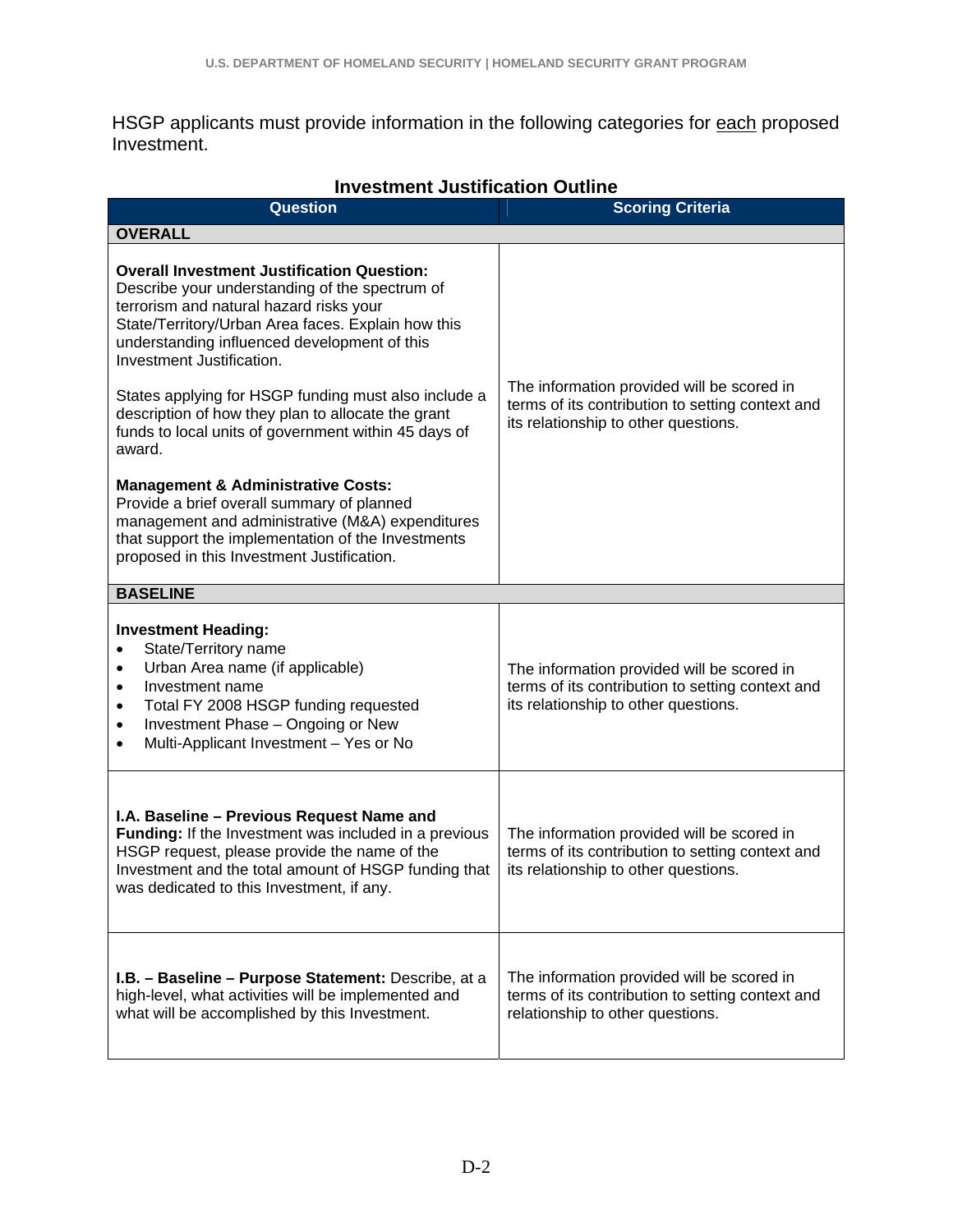HSGP applicants must provide information in the following categories for <u>each</u> proposed Investment.

**Investment Justification Outline**

| Question | Scoring Criteria |
|---|---|
| **OVERALL** | |
| **Overall Investment Justification Question:** Describe your understanding of the spectrum of terrorism and natural hazard risks your State/Territory/Urban Area faces. Explain how this understanding influenced development of this Investment Justification.<br><br>States applying for HSGP funding must also include a description of how they plan to allocate the grant funds to local units of government within 45 days of award.<br><br>**Management & Administrative Costs:** Provide a brief overall summary of planned management and administrative (M&A) expenditures that support the implementation of the Investments proposed in this Investment Justification. | The information provided will be scored in terms of its contribution to setting context and its relationship to other questions. |
| **BASELINE** | |
| **Investment Heading:**<br>• State/Territory name<br>• Urban Area name (if applicable)<br>• Investment name<br>• Total FY 2008 HSGP funding requested<br>• Investment Phase – Ongoing or New<br>• Multi-Applicant Investment – Yes or No | The information provided will be scored in terms of its contribution to setting context and its relationship to other questions. |
| **I.A. Baseline – Previous Request Name and Funding:** If the Investment was included in a previous HSGP request, please provide the name of the Investment and the total amount of HSGP funding that was dedicated to this Investment, if any. | The information provided will be scored in terms of its contribution to setting context and its relationship to other questions. |
| **I.B. – Baseline – Purpose Statement:** Describe, at a high-level, what activities will be implemented and what will be accomplished by this Investment. | The information provided will be scored in terms of its contribution to setting context and relationship to other questions. |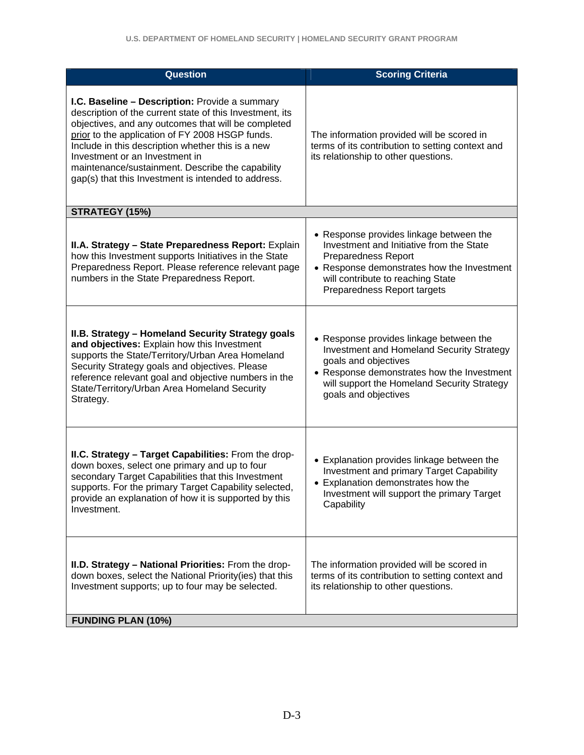| Question | Scoring Criteria |
|---|---|
| **I.C. Baseline – Description:** Provide a summary description of the current state of this Investment, its objectives, and any outcomes that will be completed prior to the application of FY 2008 HSGP funds. Include in this description whether this is a new Investment or an Investment in maintenance/sustainment. Describe the capability gap(s) that this Investment is intended to address. | The information provided will be scored in terms of its contribution to setting context and its relationship to other questions. |
| **STRATEGY (15%)** | |
| **II.A. Strategy – State Preparedness Report:** Explain how this Investment supports Initiatives in the State Preparedness Report. Please reference relevant page numbers in the State Preparedness Report. | • Response provides linkage between the Investment and Initiative from the State Preparedness Report<br>• Response demonstrates how the Investment will contribute to reaching State Preparedness Report targets |
| **II.B. Strategy – Homeland Security Strategy goals and objectives:** Explain how this Investment supports the State/Territory/Urban Area Homeland Security Strategy goals and objectives. Please reference relevant goal and objective numbers in the State/Territory/Urban Area Homeland Security Strategy. | • Response provides linkage between the Investment and Homeland Security Strategy goals and objectives<br>• Response demonstrates how the Investment will support the Homeland Security Strategy goals and objectives |
| **II.C. Strategy – Target Capabilities:** From the drop-down boxes, select one primary and up to four secondary Target Capabilities that this Investment supports. For the primary Target Capability selected, provide an explanation of how it is supported by this Investment. | • Explanation provides linkage between the Investment and primary Target Capability<br>• Explanation demonstrates how the Investment will support the primary Target Capability |
| **II.D. Strategy – National Priorities:** From the drop-down boxes, select the National Priority(ies) that this Investment supports; up to four may be selected. | The information provided will be scored in terms of its contribution to setting context and its relationship to other questions. |
| **FUNDING PLAN (10%)** | |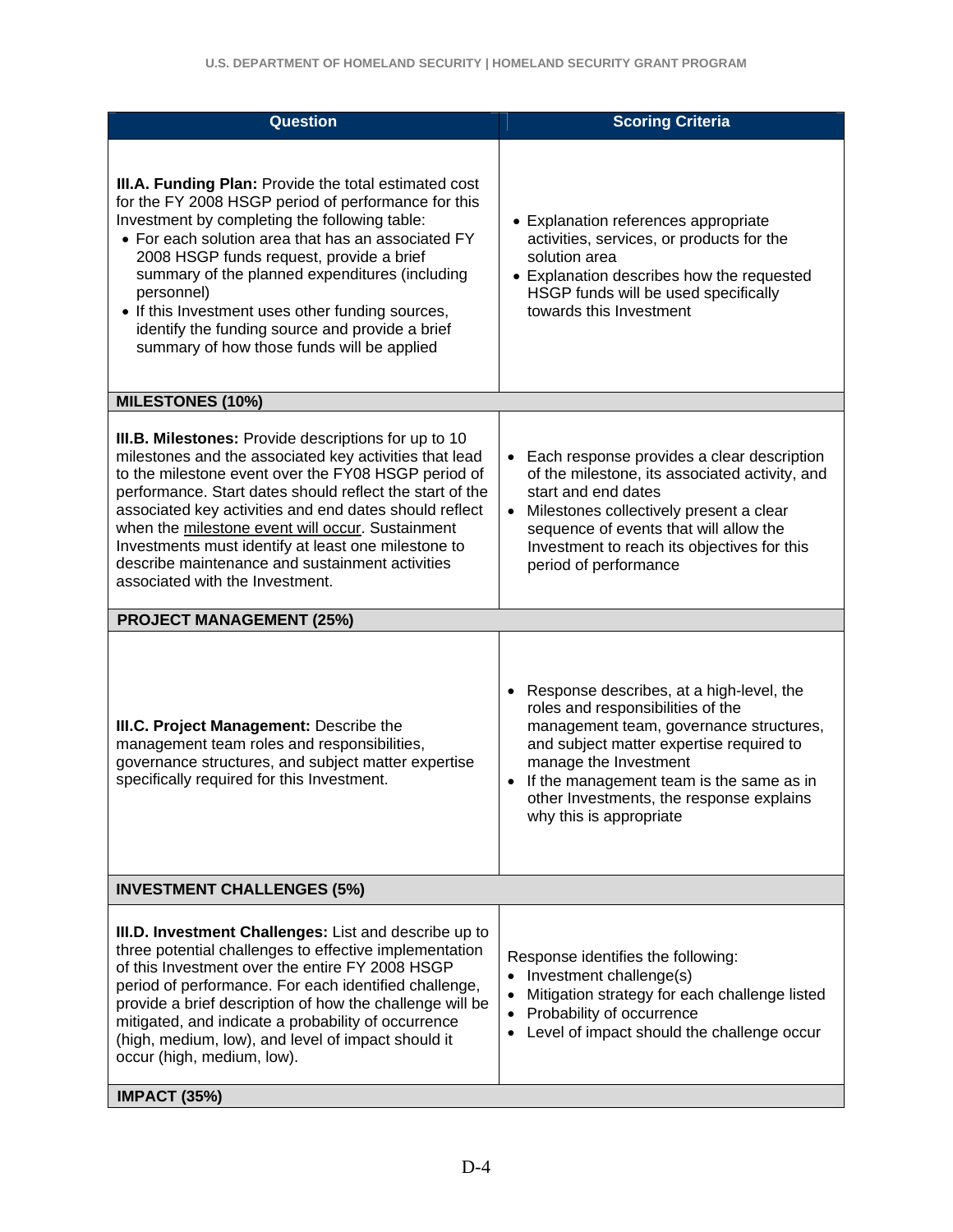| Question | Scoring Criteria |
|---|---|
| **III.A. Funding Plan:** Provide the total estimated cost for the FY 2008 HSGP period of performance for this Investment by completing the following table:<br>• For each solution area that has an associated FY 2008 HSGP funds request, provide a brief summary of the planned expenditures (including personnel)<br>• If this Investment uses other funding sources, identify the funding source and provide a brief summary of how those funds will be applied | • Explanation references appropriate activities, services, or products for the solution area<br>• Explanation describes how the requested HSGP funds will be used specifically towards this Investment |
| **MILESTONES (10%)** | |
| **III.B. Milestones:** Provide descriptions for up to 10 milestones and the associated key activities that lead to the milestone event over the FY08 HSGP period of performance. Start dates should reflect the start of the associated key activities and end dates should reflect when the milestone event will occur. Sustainment Investments must identify at least one milestone to describe maintenance and sustainment activities associated with the Investment. | • Each response provides a clear description of the milestone, its associated activity, and start and end dates<br>• Milestones collectively present a clear sequence of events that will allow the Investment to reach its objectives for this period of performance |
| **PROJECT MANAGEMENT (25%)** | |
| **III.C. Project Management:** Describe the management team roles and responsibilities, governance structures, and subject matter expertise specifically required for this Investment. | • Response describes, at a high-level, the roles and responsibilities of the management team, governance structures, and subject matter expertise required to manage the Investment<br>• If the management team is the same as in other Investments, the response explains why this is appropriate |
| **INVESTMENT CHALLENGES (5%)** | |
| **III.D. Investment Challenges:** List and describe up to three potential challenges to effective implementation of this Investment over the entire FY 2008 HSGP period of performance. For each identified challenge, provide a brief description of how the challenge will be mitigated, and indicate a probability of occurrence (high, medium, low), and level of impact should it occur (high, medium, low). | Response identifies the following:<br>• Investment challenge(s)<br>• Mitigation strategy for each challenge listed<br>• Probability of occurrence<br>• Level of impact should the challenge occur |
| **IMPACT (35%)** | |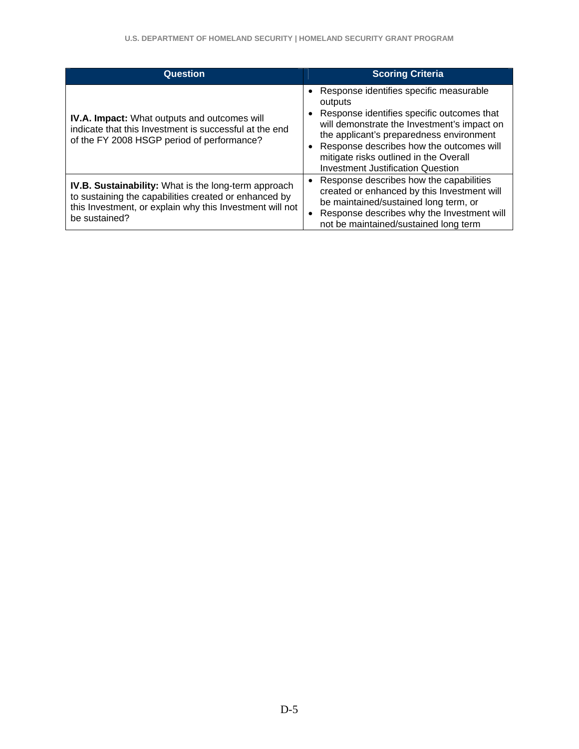| Question | Scoring Criteria |
|---|---|
| **IV.A. Impact:** What outputs and outcomes will indicate that this Investment is successful at the end of the FY 2008 HSGP period of performance? | • Response identifies specific measurable outputs<br>• Response identifies specific outcomes that will demonstrate the Investment's impact on the applicant's preparedness environment<br>• Response describes how the outcomes will mitigate risks outlined in the Overall Investment Justification Question |
| **IV.B. Sustainability:** What is the long-term approach to sustaining the capabilities created or enhanced by this Investment, or explain why this Investment will not be sustained? | • Response describes how the capabilities created or enhanced by this Investment will be maintained/sustained long term, or<br>• Response describes why the Investment will not be maintained/sustained long term |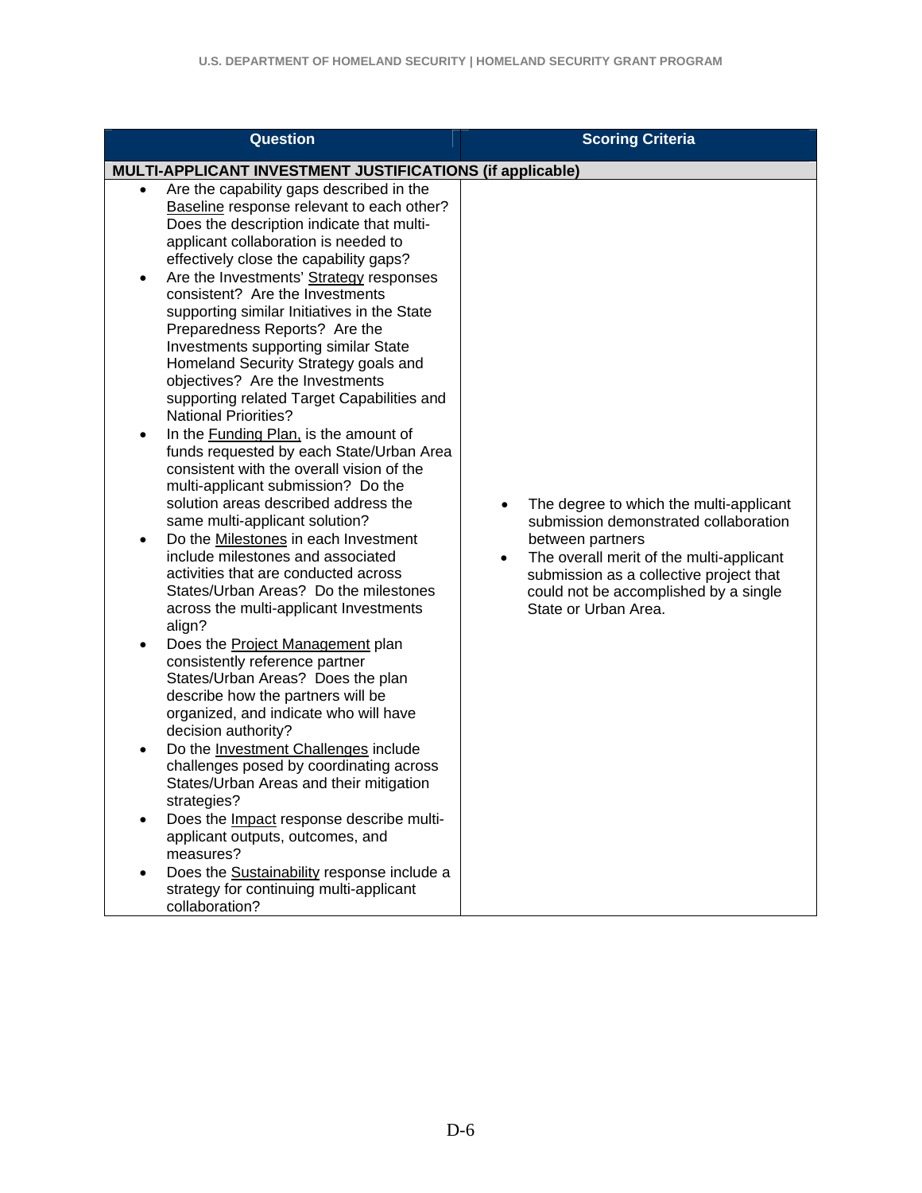| Question | Scoring Criteria |
|---|---|
| **MULTI-APPLICANT INVESTMENT JUSTIFICATIONS (if applicable)** | |
| • Are the capability gaps described in the <u>Baseline</u> response relevant to each other? Does the description indicate that multi-applicant collaboration is needed to effectively close the capability gaps?<br>• Are the Investments' <u>Strategy</u> responses consistent? Are the Investments supporting similar Initiatives in the State Preparedness Reports? Are the Investments supporting similar State Homeland Security Strategy goals and objectives? Are the Investments supporting related Target Capabilities and National Priorities?<br>• In the <u>Funding Plan,</u> is the amount of funds requested by each State/Urban Area consistent with the overall vision of the multi-applicant submission? Do the solution areas described address the same multi-applicant solution?<br>• Do the <u>Milestones</u> in each Investment include milestones and associated activities that are conducted across States/Urban Areas? Do the milestones across the multi-applicant Investments align?<br>• Does the <u>Project Management</u> plan consistently reference partner States/Urban Areas? Does the plan describe how the partners will be organized, and indicate who will have decision authority?<br>• Do the <u>Investment Challenges</u> include challenges posed by coordinating across States/Urban Areas and their mitigation strategies?<br>• Does the <u>Impact</u> response describe multi-applicant outputs, outcomes, and measures?<br>• Does the <u>Sustainability</u> response include a strategy for continuing multi-applicant collaboration? | • The degree to which the multi-applicant submission demonstrated collaboration between partners<br>• The overall merit of the multi-applicant submission as a collective project that could not be accomplished by a single State or Urban Area. |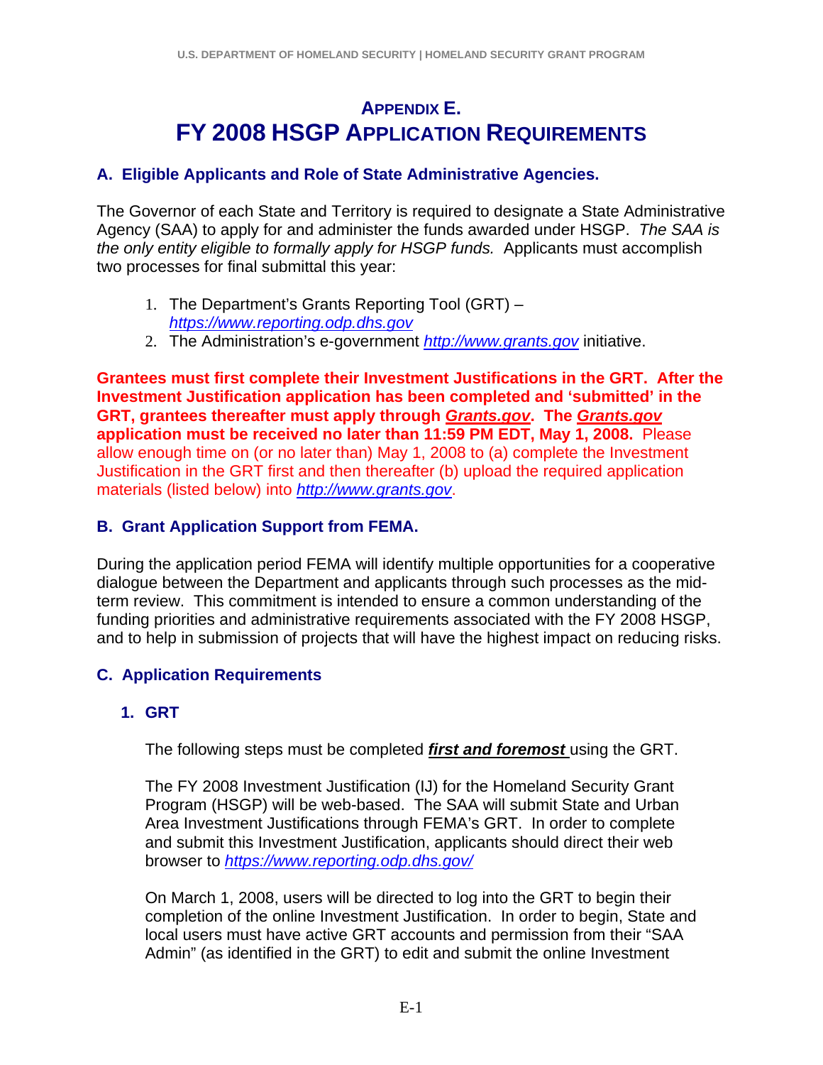# APPENDIX E.
# FY 2008 HSGP APPLICATION REQUIREMENTS

## A. Eligible Applicants and Role of State Administrative Agencies.

The Governor of each State and Territory is required to designate a State Administrative Agency (SAA) to apply for and administer the funds awarded under HSGP. *The SAA is the only entity eligible to formally apply for HSGP funds.* Applicants must accomplish two processes for final submittal this year:

1. The Department's Grants Reporting Tool (GRT) – *https://www.reporting.odp.dhs.gov*
2. The Administration's e-government *http://www.grants.gov* initiative.

**Grantees must first complete their Investment Justifications in the GRT. After the Investment Justification application has been completed and 'submitted' in the GRT, grantees thereafter must apply through *Grants.gov*. The *Grants.gov* application must be received no later than 11:59 PM EDT, May 1, 2008.** Please allow enough time on (or no later than) May 1, 2008 to (a) complete the Investment Justification in the GRT first and then thereafter (b) upload the required application materials (listed below) into *http://www.grants.gov*.

## B. Grant Application Support from FEMA.

During the application period FEMA will identify multiple opportunities for a cooperative dialogue between the Department and applicants through such processes as the mid-term review. This commitment is intended to ensure a common understanding of the funding priorities and administrative requirements associated with the FY 2008 HSGP, and to help in submission of projects that will have the highest impact on reducing risks.

## C. Application Requirements

### 1. GRT

The following steps must be completed ***first and foremost*** using the GRT.

The FY 2008 Investment Justification (IJ) for the Homeland Security Grant Program (HSGP) will be web-based. The SAA will submit State and Urban Area Investment Justifications through FEMA's GRT. In order to complete and submit this Investment Justification, applicants should direct their web browser to *https://www.reporting.odp.dhs.gov/*

On March 1, 2008, users will be directed to log into the GRT to begin their completion of the online Investment Justification. In order to begin, State and local users must have active GRT accounts and permission from their "SAA Admin" (as identified in the GRT) to edit and submit the online Investment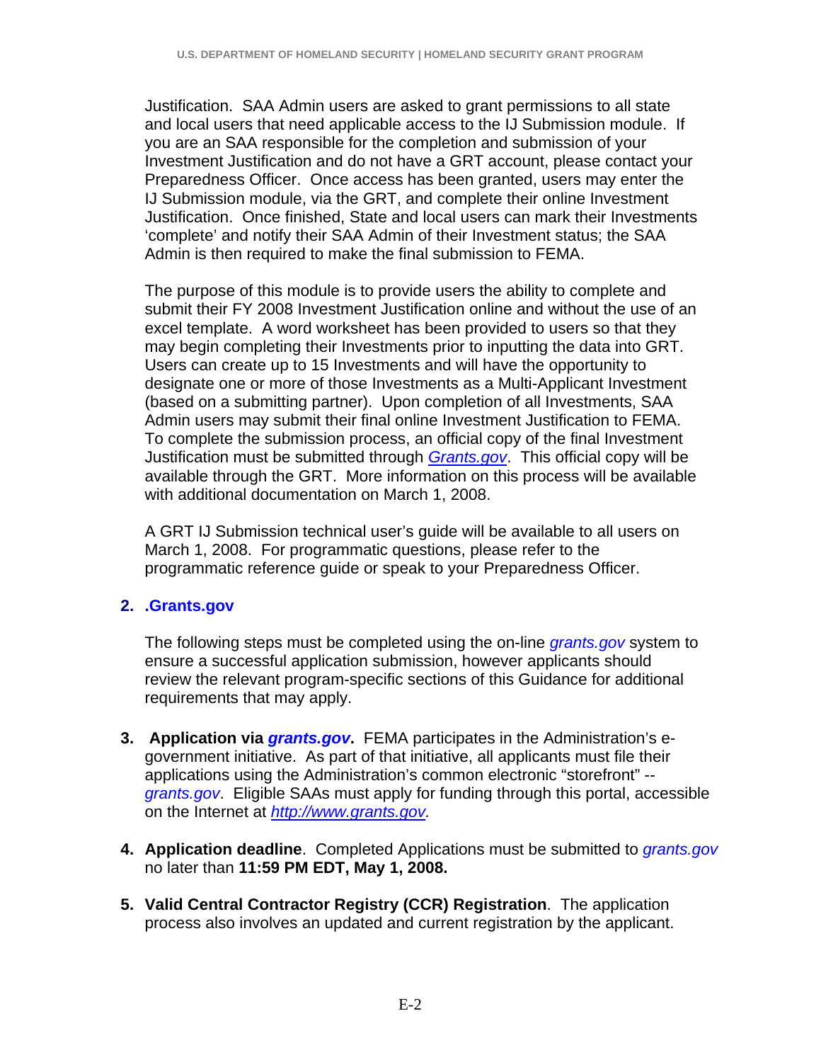Justification. SAA Admin users are asked to grant permissions to all state and local users that need applicable access to the IJ Submission module. If you are an SAA responsible for the completion and submission of your Investment Justification and do not have a GRT account, please contact your Preparedness Officer. Once access has been granted, users may enter the IJ Submission module, via the GRT, and complete their online Investment Justification. Once finished, State and local users can mark their Investments 'complete' and notify their SAA Admin of their Investment status; the SAA Admin is then required to make the final submission to FEMA.

The purpose of this module is to provide users the ability to complete and submit their FY 2008 Investment Justification online and without the use of an excel template. A word worksheet has been provided to users so that they may begin completing their Investments prior to inputting the data into GRT. Users can create up to 15 Investments and will have the opportunity to designate one or more of those Investments as a Multi-Applicant Investment (based on a submitting partner). Upon completion of all Investments, SAA Admin users may submit their final online Investment Justification to FEMA. To complete the submission process, an official copy of the final Investment Justification must be submitted through *Grants.gov*. This official copy will be available through the GRT. More information on this process will be available with additional documentation on March 1, 2008.

A GRT IJ Submission technical user's guide will be available to all users on March 1, 2008. For programmatic questions, please refer to the programmatic reference guide or speak to your Preparedness Officer.

2. **.Grants.gov**

   The following steps must be completed using the on-line *grants.gov* system to ensure a successful application submission, however applicants should review the relevant program-specific sections of this Guidance for additional requirements that may apply.

3. **Application via *grants.gov*.** FEMA participates in the Administration's e-government initiative. As part of that initiative, all applicants must file their applications using the Administration's common electronic "storefront" -- *grants.gov*. Eligible SAAs must apply for funding through this portal, accessible on the Internet at *http://www.grants.gov.*

4. **Application deadline**. Completed Applications must be submitted to *grants.gov* no later than **11:59 PM EDT, May 1, 2008.**

5. **Valid Central Contractor Registry (CCR) Registration**. The application process also involves an updated and current registration by the applicant.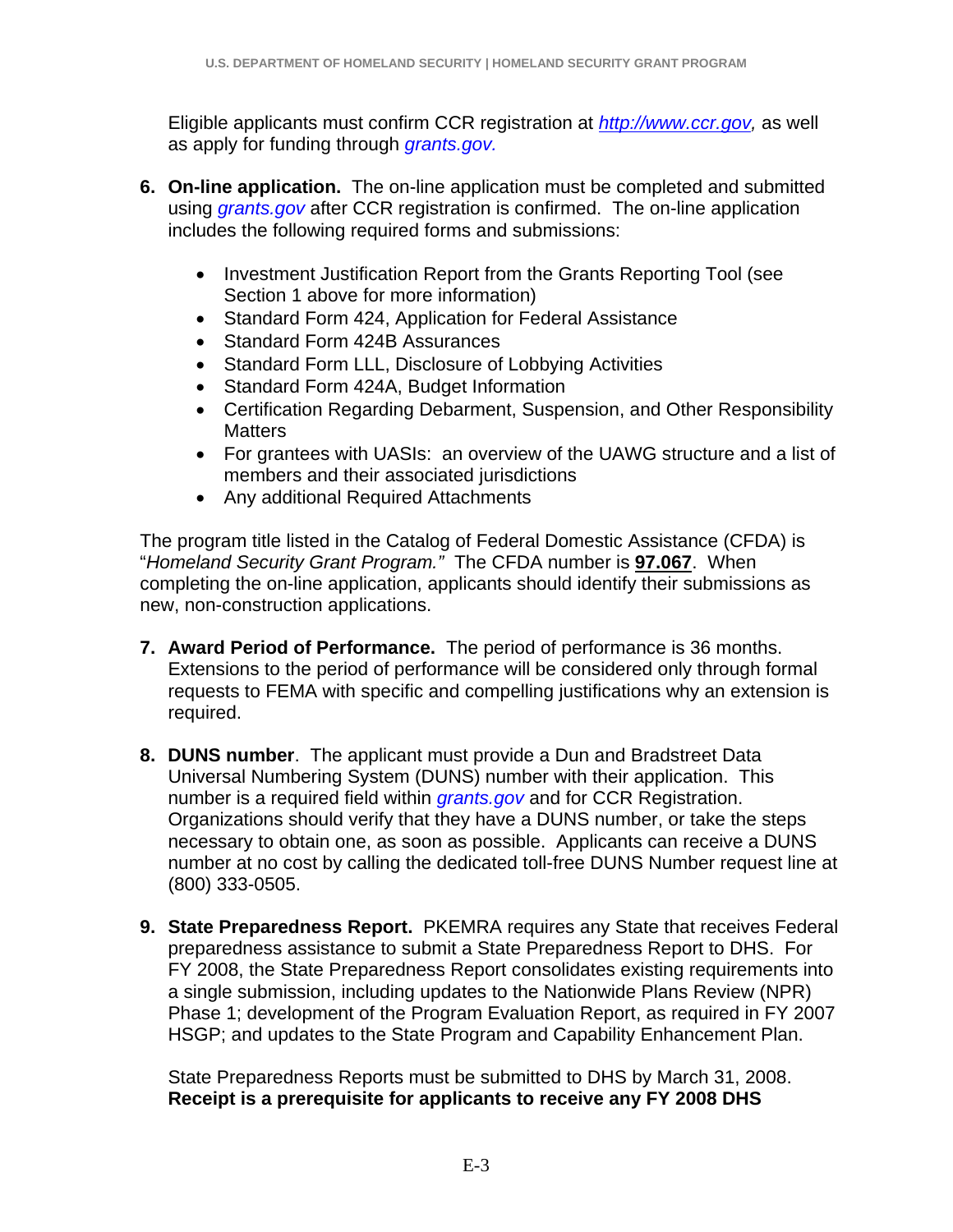Eligible applicants must confirm CCR registration at *http://www.ccr.gov,* as well as apply for funding through *grants.gov.*

6. **On-line application.** The on-line application must be completed and submitted using *grants.gov* after CCR registration is confirmed. The on-line application includes the following required forms and submissions:

    - Investment Justification Report from the Grants Reporting Tool (see Section 1 above for more information)
    - Standard Form 424, Application for Federal Assistance
    - Standard Form 424B Assurances
    - Standard Form LLL, Disclosure of Lobbying Activities
    - Standard Form 424A, Budget Information
    - Certification Regarding Debarment, Suspension, and Other Responsibility Matters
    - For grantees with UASIs: an overview of the UAWG structure and a list of members and their associated jurisdictions
    - Any additional Required Attachments

The program title listed in the Catalog of Federal Domestic Assistance (CFDA) is "*Homeland Security Grant Program."* The CFDA number is **97.067**. When completing the on-line application, applicants should identify their submissions as new, non-construction applications.

7. **Award Period of Performance.** The period of performance is 36 months. Extensions to the period of performance will be considered only through formal requests to FEMA with specific and compelling justifications why an extension is required.

8. **DUNS number**. The applicant must provide a Dun and Bradstreet Data Universal Numbering System (DUNS) number with their application. This number is a required field within *grants.gov* and for CCR Registration. Organizations should verify that they have a DUNS number, or take the steps necessary to obtain one, as soon as possible. Applicants can receive a DUNS number at no cost by calling the dedicated toll-free DUNS Number request line at (800) 333-0505.

9. **State Preparedness Report.** PKEMRA requires any State that receives Federal preparedness assistance to submit a State Preparedness Report to DHS. For FY 2008, the State Preparedness Report consolidates existing requirements into a single submission, including updates to the Nationwide Plans Review (NPR) Phase 1; development of the Program Evaluation Report, as required in FY 2007 HSGP; and updates to the State Program and Capability Enhancement Plan.

    State Preparedness Reports must be submitted to DHS by March 31, 2008. **Receipt is a prerequisite for applicants to receive any FY 2008 DHS**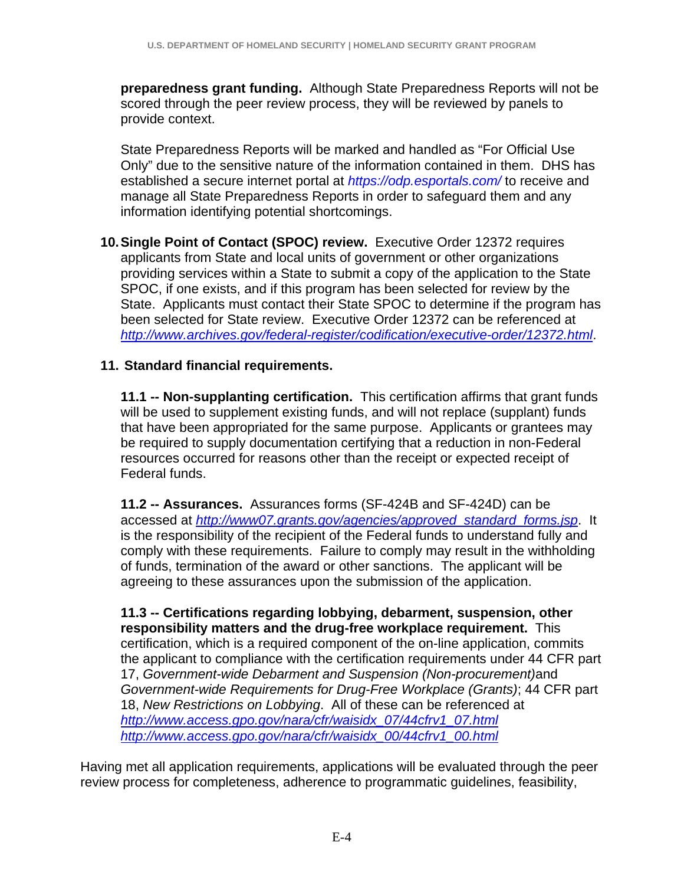**preparedness grant funding.** Although State Preparedness Reports will not be scored through the peer review process, they will be reviewed by panels to provide context.

State Preparedness Reports will be marked and handled as "For Official Use Only" due to the sensitive nature of the information contained in them. DHS has established a secure internet portal at *https://odp.esportals.com/* to receive and manage all State Preparedness Reports in order to safeguard them and any information identifying potential shortcomings.

10. **Single Point of Contact (SPOC) review.** Executive Order 12372 requires applicants from State and local units of government or other organizations providing services within a State to submit a copy of the application to the State SPOC, if one exists, and if this program has been selected for review by the State. Applicants must contact their State SPOC to determine if the program has been selected for State review. Executive Order 12372 can be referenced at *http://www.archives.gov/federal-register/codification/executive-order/12372.html*.

11. **Standard financial requirements.**

    **11.1 -- Non-supplanting certification.** This certification affirms that grant funds will be used to supplement existing funds, and will not replace (supplant) funds that have been appropriated for the same purpose. Applicants or grantees may be required to supply documentation certifying that a reduction in non-Federal resources occurred for reasons other than the receipt or expected receipt of Federal funds.

    **11.2 -- Assurances.** Assurances forms (SF-424B and SF-424D) can be accessed at *http://www07.grants.gov/agencies/approved_standard_forms.jsp*. It is the responsibility of the recipient of the Federal funds to understand fully and comply with these requirements. Failure to comply may result in the withholding of funds, termination of the award or other sanctions. The applicant will be agreeing to these assurances upon the submission of the application.

    **11.3 -- Certifications regarding lobbying, debarment, suspension, other responsibility matters and the drug-free workplace requirement.** This certification, which is a required component of the on-line application, commits the applicant to compliance with the certification requirements under 44 CFR part 17, *Government-wide Debarment and Suspension (Non-procurement)* and *Government-wide Requirements for Drug-Free Workplace (Grants)*; 44 CFR part 18, *New Restrictions on Lobbying*. All of these can be referenced at
    *http://www.access.gpo.gov/nara/cfr/waisidx_07/44cfrv1_07.html*
    *http://www.access.gpo.gov/nara/cfr/waisidx_00/44cfrv1_00.html*

Having met all application requirements, applications will be evaluated through the peer review process for completeness, adherence to programmatic guidelines, feasibility,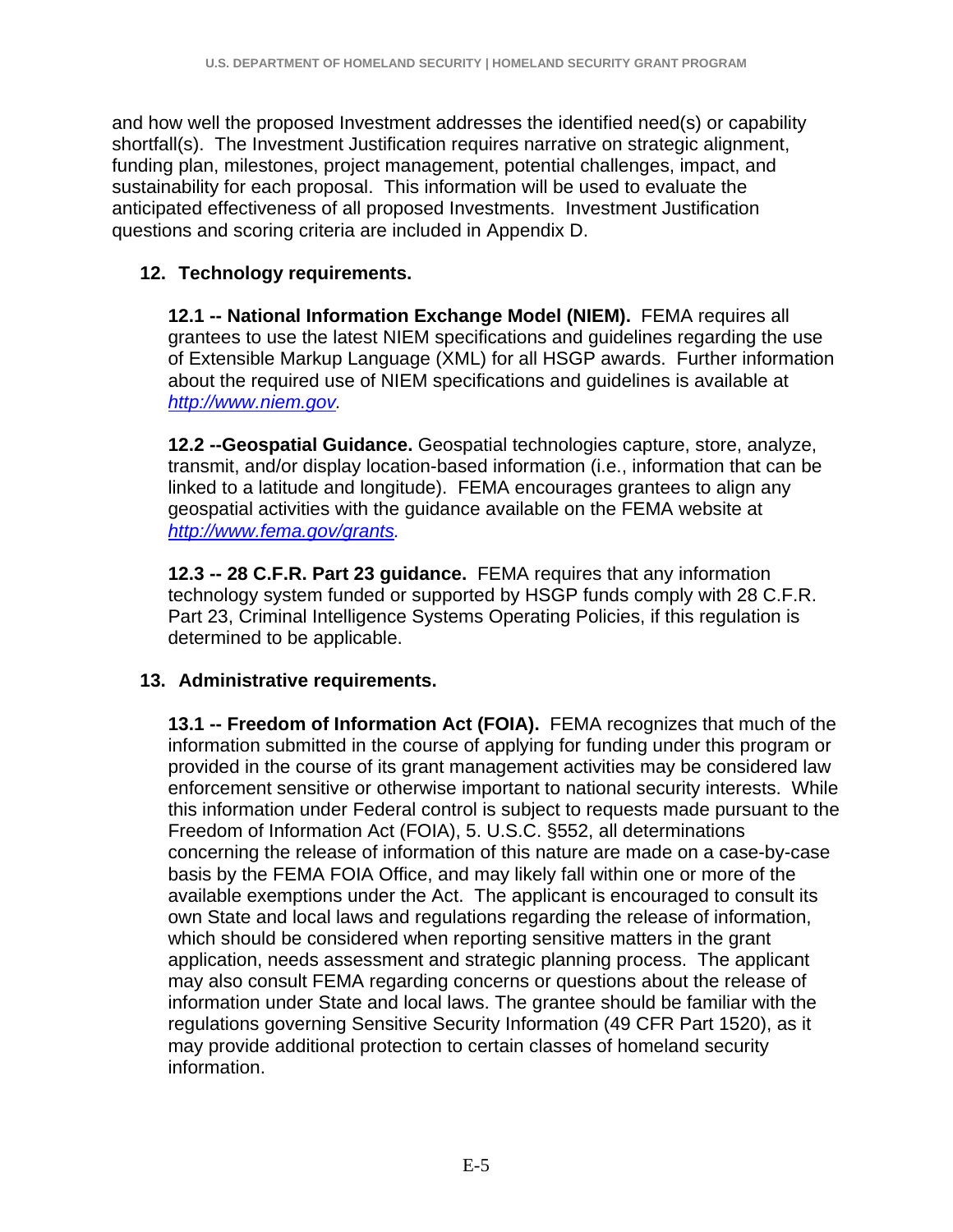and how well the proposed Investment addresses the identified need(s) or capability shortfall(s). The Investment Justification requires narrative on strategic alignment, funding plan, milestones, project management, potential challenges, impact, and sustainability for each proposal. This information will be used to evaluate the anticipated effectiveness of all proposed Investments. Investment Justification questions and scoring criteria are included in Appendix D.

**12. Technology requirements.**

**12.1 -- National Information Exchange Model (NIEM).** FEMA requires all grantees to use the latest NIEM specifications and guidelines regarding the use of Extensible Markup Language (XML) for all HSGP awards. Further information about the required use of NIEM specifications and guidelines is available at *http://www.niem.gov.*

**12.2 --Geospatial Guidance.** Geospatial technologies capture, store, analyze, transmit, and/or display location-based information (i.e., information that can be linked to a latitude and longitude). FEMA encourages grantees to align any geospatial activities with the guidance available on the FEMA website at *http://www.fema.gov/grants.*

**12.3 -- 28 C.F.R. Part 23 guidance.** FEMA requires that any information technology system funded or supported by HSGP funds comply with 28 C.F.R. Part 23, Criminal Intelligence Systems Operating Policies, if this regulation is determined to be applicable.

**13. Administrative requirements.**

**13.1 -- Freedom of Information Act (FOIA).** FEMA recognizes that much of the information submitted in the course of applying for funding under this program or provided in the course of its grant management activities may be considered law enforcement sensitive or otherwise important to national security interests. While this information under Federal control is subject to requests made pursuant to the Freedom of Information Act (FOIA), 5. U.S.C. §552, all determinations concerning the release of information of this nature are made on a case-by-case basis by the FEMA FOIA Office, and may likely fall within one or more of the available exemptions under the Act. The applicant is encouraged to consult its own State and local laws and regulations regarding the release of information, which should be considered when reporting sensitive matters in the grant application, needs assessment and strategic planning process. The applicant may also consult FEMA regarding concerns or questions about the release of information under State and local laws. The grantee should be familiar with the regulations governing Sensitive Security Information (49 CFR Part 1520), as it may provide additional protection to certain classes of homeland security information.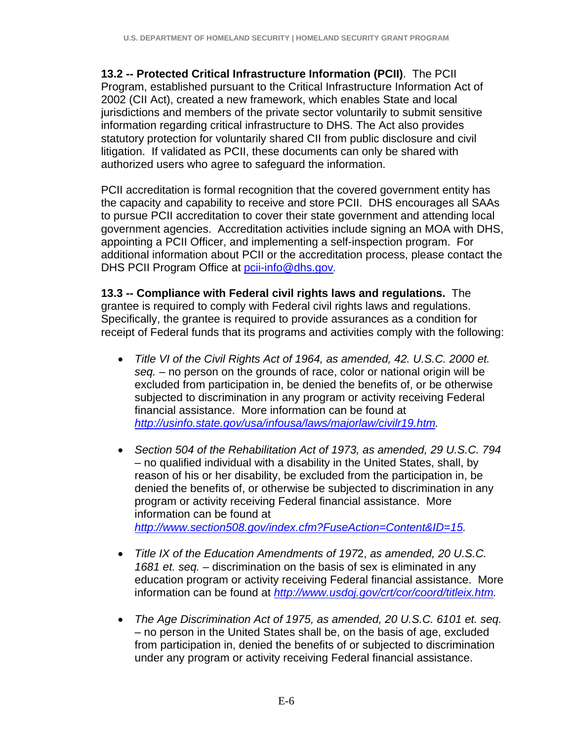**13.2 -- Protected Critical Infrastructure Information (PCII)**. The PCII Program, established pursuant to the Critical Infrastructure Information Act of 2002 (CII Act), created a new framework, which enables State and local jurisdictions and members of the private sector voluntarily to submit sensitive information regarding critical infrastructure to DHS. The Act also provides statutory protection for voluntarily shared CII from public disclosure and civil litigation. If validated as PCII, these documents can only be shared with authorized users who agree to safeguard the information.

PCII accreditation is formal recognition that the covered government entity has the capacity and capability to receive and store PCII. DHS encourages all SAAs to pursue PCII accreditation to cover their state government and attending local government agencies. Accreditation activities include signing an MOA with DHS, appointing a PCII Officer, and implementing a self-inspection program. For additional information about PCII or the accreditation process, please contact the DHS PCII Program Office at pcii-info@dhs.gov.

**13.3 -- Compliance with Federal civil rights laws and regulations.** The grantee is required to comply with Federal civil rights laws and regulations. Specifically, the grantee is required to provide assurances as a condition for receipt of Federal funds that its programs and activities comply with the following:

- *Title VI of the Civil Rights Act of 1964, as amended, 42. U.S.C. 2000 et. seq.* – no person on the grounds of race, color or national origin will be excluded from participation in, be denied the benefits of, or be otherwise subjected to discrimination in any program or activity receiving Federal financial assistance. More information can be found at *http://usinfo.state.gov/usa/infousa/laws/majorlaw/civilr19.htm.*

- *Section 504 of the Rehabilitation Act of 1973, as amended, 29 U.S.C. 794* – no qualified individual with a disability in the United States, shall, by reason of his or her disability, be excluded from the participation in, be denied the benefits of, or otherwise be subjected to discrimination in any program or activity receiving Federal financial assistance. More information can be found at *http://www.section508.gov/index.cfm?FuseAction=Content&ID=15.*

- *Title IX of the Education Amendments of 1972, as amended, 20 U.S.C. 1681 et. seq.* – discrimination on the basis of sex is eliminated in any education program or activity receiving Federal financial assistance. More information can be found at *http://www.usdoj.gov/crt/cor/coord/titleix.htm.*

- *The Age Discrimination Act of 1975, as amended, 20 U.S.C. 6101 et. seq.* – no person in the United States shall be, on the basis of age, excluded from participation in, denied the benefits of or subjected to discrimination under any program or activity receiving Federal financial assistance.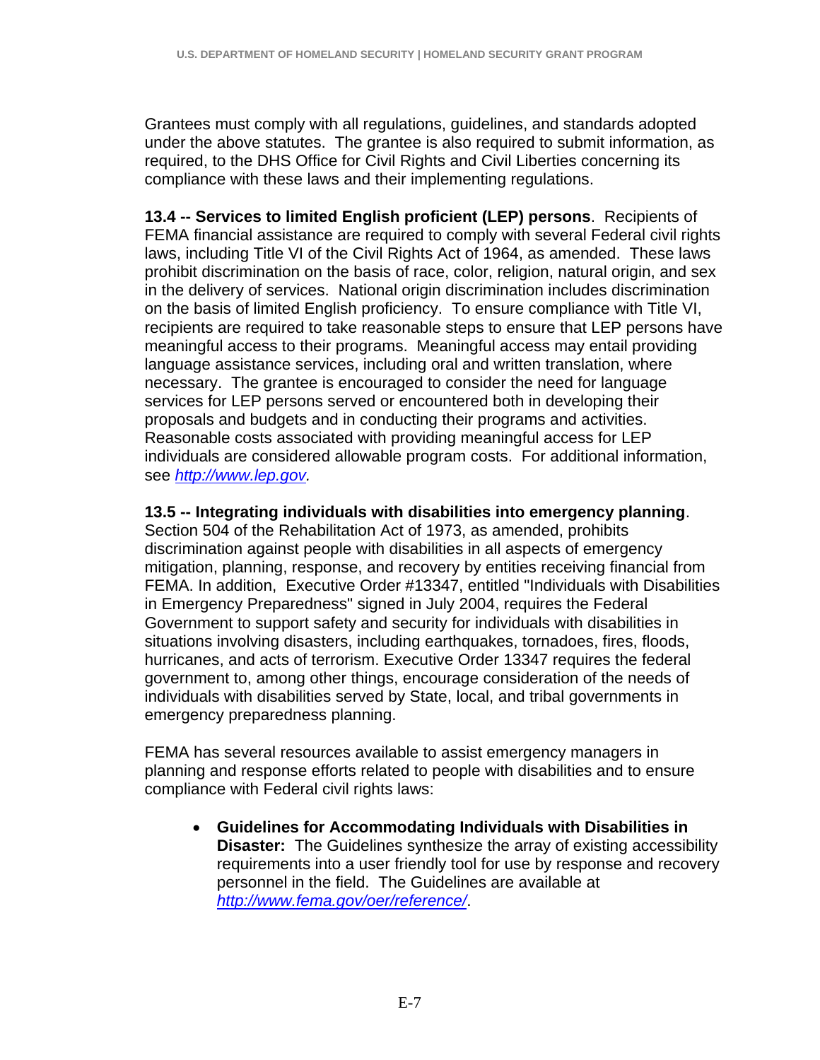Grantees must comply with all regulations, guidelines, and standards adopted under the above statutes. The grantee is also required to submit information, as required, to the DHS Office for Civil Rights and Civil Liberties concerning its compliance with these laws and their implementing regulations.

**13.4 -- Services to limited English proficient (LEP) persons**. Recipients of FEMA financial assistance are required to comply with several Federal civil rights laws, including Title VI of the Civil Rights Act of 1964, as amended. These laws prohibit discrimination on the basis of race, color, religion, natural origin, and sex in the delivery of services. National origin discrimination includes discrimination on the basis of limited English proficiency. To ensure compliance with Title VI, recipients are required to take reasonable steps to ensure that LEP persons have meaningful access to their programs. Meaningful access may entail providing language assistance services, including oral and written translation, where necessary. The grantee is encouraged to consider the need for language services for LEP persons served or encountered both in developing their proposals and budgets and in conducting their programs and activities. Reasonable costs associated with providing meaningful access for LEP individuals are considered allowable program costs. For additional information, see *http://www.lep.gov.*

**13.5 -- Integrating individuals with disabilities into emergency planning**. Section 504 of the Rehabilitation Act of 1973, as amended, prohibits discrimination against people with disabilities in all aspects of emergency mitigation, planning, response, and recovery by entities receiving financial from FEMA. In addition, Executive Order #13347, entitled "Individuals with Disabilities in Emergency Preparedness" signed in July 2004, requires the Federal Government to support safety and security for individuals with disabilities in situations involving disasters, including earthquakes, tornadoes, fires, floods, hurricanes, and acts of terrorism. Executive Order 13347 requires the federal government to, among other things, encourage consideration of the needs of individuals with disabilities served by State, local, and tribal governments in emergency preparedness planning.

FEMA has several resources available to assist emergency managers in planning and response efforts related to people with disabilities and to ensure compliance with Federal civil rights laws:

- **Guidelines for Accommodating Individuals with Disabilities in Disaster:** The Guidelines synthesize the array of existing accessibility requirements into a user friendly tool for use by response and recovery personnel in the field. The Guidelines are available at *http://www.fema.gov/oer/reference/*.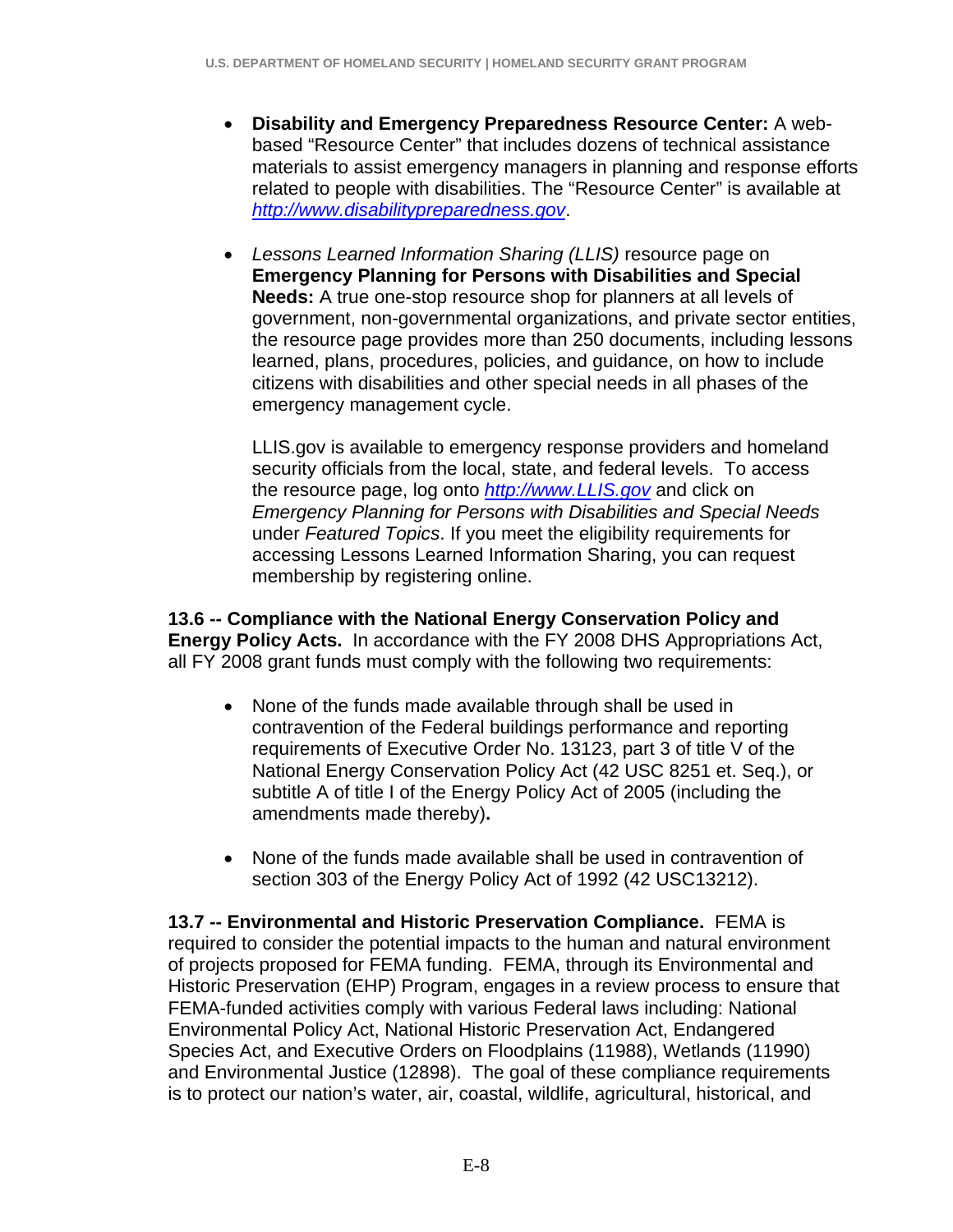- **Disability and Emergency Preparedness Resource Center:** A web-based "Resource Center" that includes dozens of technical assistance materials to assist emergency managers in planning and response efforts related to people with disabilities. The "Resource Center" is available at *http://www.disabilitypreparedness.gov*.

- *Lessons Learned Information Sharing (LLIS)* resource page on **Emergency Planning for Persons with Disabilities and Special Needs:** A true one-stop resource shop for planners at all levels of government, non-governmental organizations, and private sector entities, the resource page provides more than 250 documents, including lessons learned, plans, procedures, policies, and guidance, on how to include citizens with disabilities and other special needs in all phases of the emergency management cycle.

  LLIS.gov is available to emergency response providers and homeland security officials from the local, state, and federal levels. To access the resource page, log onto *http://www.LLIS.gov* and click on *Emergency Planning for Persons with Disabilities and Special Needs* under *Featured Topics*. If you meet the eligibility requirements for accessing Lessons Learned Information Sharing, you can request membership by registering online.

**13.6 -- Compliance with the National Energy Conservation Policy and Energy Policy Acts.** In accordance with the FY 2008 DHS Appropriations Act, all FY 2008 grant funds must comply with the following two requirements:

- None of the funds made available through shall be used in contravention of the Federal buildings performance and reporting requirements of Executive Order No. 13123, part 3 of title V of the National Energy Conservation Policy Act (42 USC 8251 et. Seq.), or subtitle A of title I of the Energy Policy Act of 2005 (including the amendments made thereby)**.**

- None of the funds made available shall be used in contravention of section 303 of the Energy Policy Act of 1992 (42 USC13212).

**13.7 -- Environmental and Historic Preservation Compliance.** FEMA is required to consider the potential impacts to the human and natural environment of projects proposed for FEMA funding. FEMA, through its Environmental and Historic Preservation (EHP) Program, engages in a review process to ensure that FEMA-funded activities comply with various Federal laws including: National Environmental Policy Act, National Historic Preservation Act, Endangered Species Act, and Executive Orders on Floodplains (11988), Wetlands (11990) and Environmental Justice (12898). The goal of these compliance requirements is to protect our nation's water, air, coastal, wildlife, agricultural, historical, and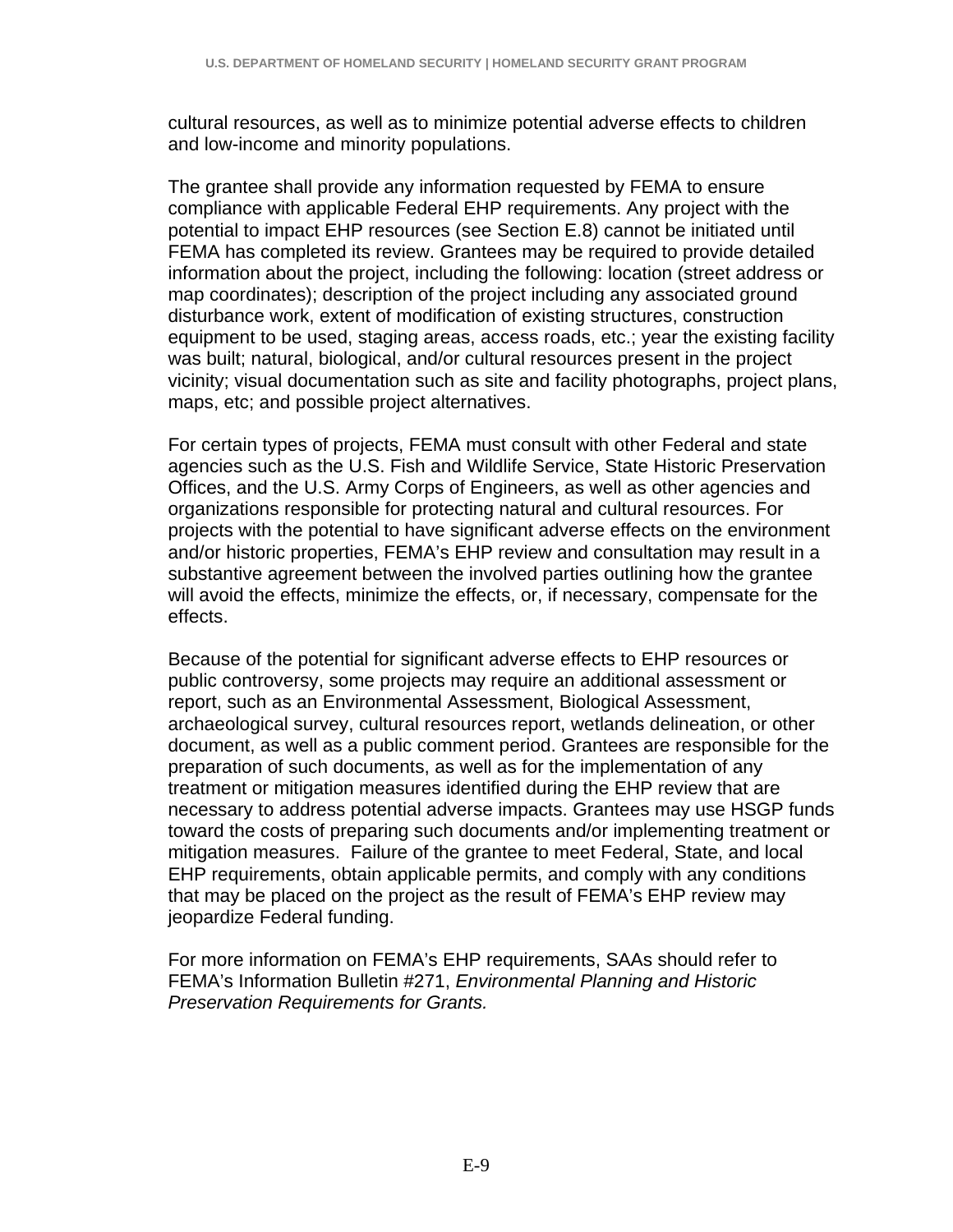cultural resources, as well as to minimize potential adverse effects to children and low-income and minority populations.

The grantee shall provide any information requested by FEMA to ensure compliance with applicable Federal EHP requirements. Any project with the potential to impact EHP resources (see Section E.8) cannot be initiated until FEMA has completed its review. Grantees may be required to provide detailed information about the project, including the following: location (street address or map coordinates); description of the project including any associated ground disturbance work, extent of modification of existing structures, construction equipment to be used, staging areas, access roads, etc.; year the existing facility was built; natural, biological, and/or cultural resources present in the project vicinity; visual documentation such as site and facility photographs, project plans, maps, etc; and possible project alternatives.

For certain types of projects, FEMA must consult with other Federal and state agencies such as the U.S. Fish and Wildlife Service, State Historic Preservation Offices, and the U.S. Army Corps of Engineers, as well as other agencies and organizations responsible for protecting natural and cultural resources. For projects with the potential to have significant adverse effects on the environment and/or historic properties, FEMA's EHP review and consultation may result in a substantive agreement between the involved parties outlining how the grantee will avoid the effects, minimize the effects, or, if necessary, compensate for the effects.

Because of the potential for significant adverse effects to EHP resources or public controversy, some projects may require an additional assessment or report, such as an Environmental Assessment, Biological Assessment, archaeological survey, cultural resources report, wetlands delineation, or other document, as well as a public comment period. Grantees are responsible for the preparation of such documents, as well as for the implementation of any treatment or mitigation measures identified during the EHP review that are necessary to address potential adverse impacts. Grantees may use HSGP funds toward the costs of preparing such documents and/or implementing treatment or mitigation measures. Failure of the grantee to meet Federal, State, and local EHP requirements, obtain applicable permits, and comply with any conditions that may be placed on the project as the result of FEMA's EHP review may jeopardize Federal funding.

For more information on FEMA's EHP requirements, SAAs should refer to FEMA's Information Bulletin #271, *Environmental Planning and Historic Preservation Requirements for Grants.*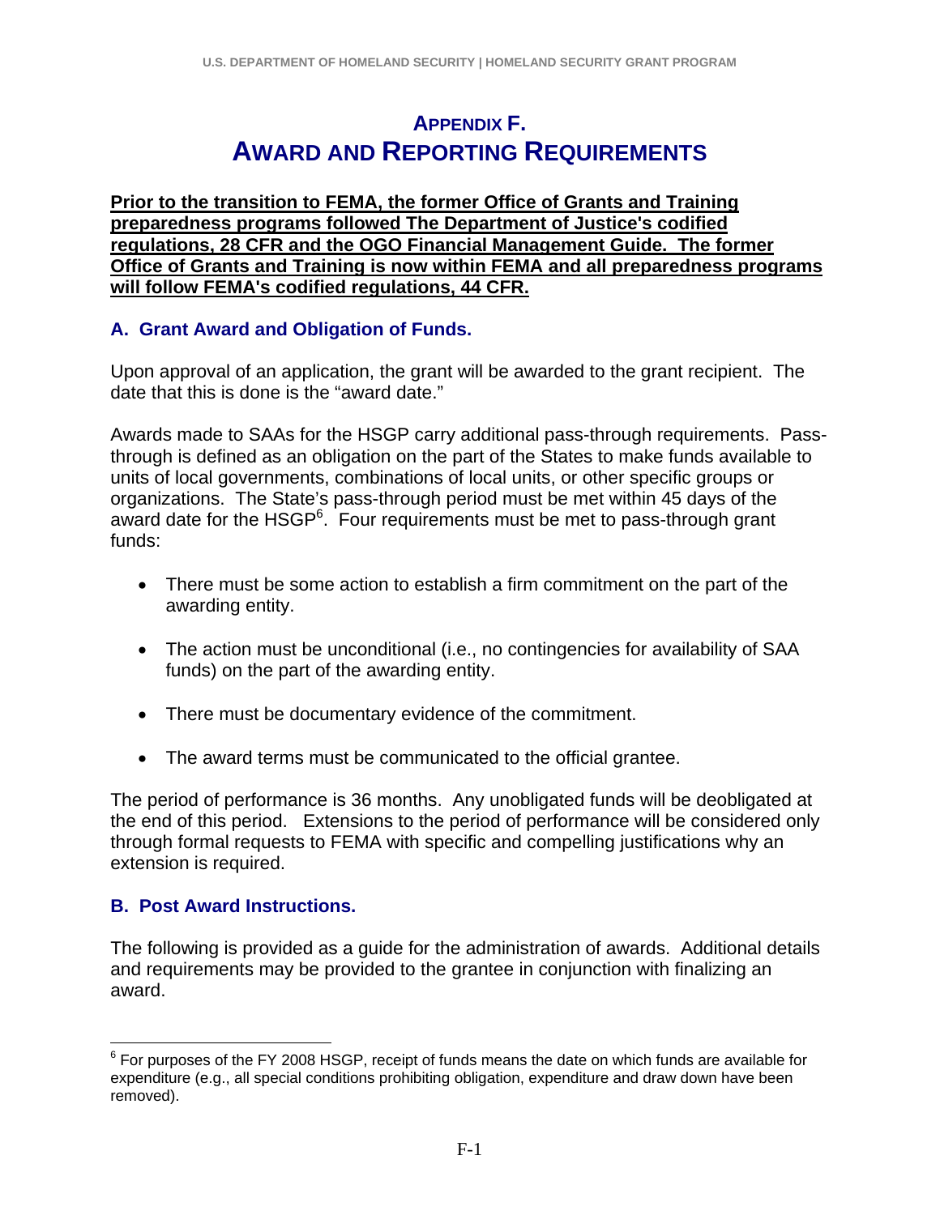# APPENDIX F.
# AWARD AND REPORTING REQUIREMENTS

**Prior to the transition to FEMA, the former Office of Grants and Training preparedness programs followed The Department of Justice's codified regulations, 28 CFR and the OGO Financial Management Guide. The former Office of Grants and Training is now within FEMA and all preparedness programs will follow FEMA's codified regulations, 44 CFR.**

## A. Grant Award and Obligation of Funds.

Upon approval of an application, the grant will be awarded to the grant recipient. The date that this is done is the "award date."

Awards made to SAAs for the HSGP carry additional pass-through requirements. Pass-through is defined as an obligation on the part of the States to make funds available to units of local governments, combinations of local units, or other specific groups or organizations. The State's pass-through period must be met within 45 days of the award date for the HSGP[6]. Four requirements must be met to pass-through grant funds:

- There must be some action to establish a firm commitment on the part of the awarding entity.
- The action must be unconditional (i.e., no contingencies for availability of SAA funds) on the part of the awarding entity.
- There must be documentary evidence of the commitment.
- The award terms must be communicated to the official grantee.

The period of performance is 36 months. Any unobligated funds will be deobligated at the end of this period. Extensions to the period of performance will be considered only through formal requests to FEMA with specific and compelling justifications why an extension is required.

## B. Post Award Instructions.

The following is provided as a guide for the administration of awards. Additional details and requirements may be provided to the grantee in conjunction with finalizing an award.

---

[6] For purposes of the FY 2008 HSGP, receipt of funds means the date on which funds are available for expenditure (e.g., all special conditions prohibiting obligation, expenditure and draw down have been removed).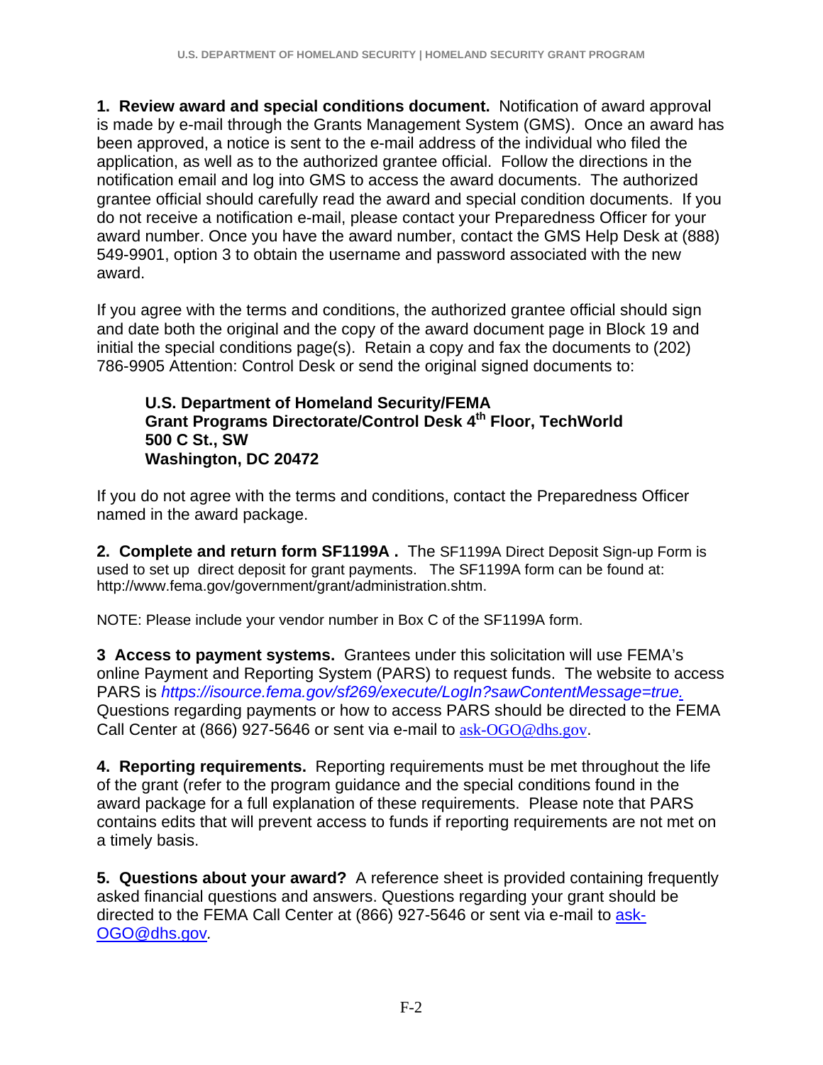**1. Review award and special conditions document.** Notification of award approval is made by e-mail through the Grants Management System (GMS). Once an award has been approved, a notice is sent to the e-mail address of the individual who filed the application, as well as to the authorized grantee official. Follow the directions in the notification email and log into GMS to access the award documents. The authorized grantee official should carefully read the award and special condition documents. If you do not receive a notification e-mail, please contact your Preparedness Officer for your award number. Once you have the award number, contact the GMS Help Desk at (888) 549-9901, option 3 to obtain the username and password associated with the new award.

If you agree with the terms and conditions, the authorized grantee official should sign and date both the original and the copy of the award document page in Block 19 and initial the special conditions page(s). Retain a copy and fax the documents to (202) 786-9905 Attention: Control Desk or send the original signed documents to:

> **U.S. Department of Homeland Security/FEMA**
> **Grant Programs Directorate/Control Desk 4th Floor, TechWorld**
> **500 C St., SW**
> **Washington, DC 20472**

If you do not agree with the terms and conditions, contact the Preparedness Officer named in the award package.

**2. Complete and return form SF1199A .** The SF1199A Direct Deposit Sign-up Form is used to set up direct deposit for grant payments. The SF1199A form can be found at: http://www.fema.gov/government/grant/administration.shtm.

NOTE: Please include your vendor number in Box C of the SF1199A form.

**3 Access to payment systems.** Grantees under this solicitation will use FEMA's online Payment and Reporting System (PARS) to request funds. The website to access PARS is *https://isource.fema.gov/sf269/execute/LogIn?sawContentMessage=true.* Questions regarding payments or how to access PARS should be directed to the FEMA Call Center at (866) 927-5646 or sent via e-mail to ask-OGO@dhs.gov.

**4. Reporting requirements.** Reporting requirements must be met throughout the life of the grant (refer to the program guidance and the special conditions found in the award package for a full explanation of these requirements. Please note that PARS contains edits that will prevent access to funds if reporting requirements are not met on a timely basis.

**5. Questions about your award?** A reference sheet is provided containing frequently asked financial questions and answers. Questions regarding your grant should be directed to the FEMA Call Center at (866) 927-5646 or sent via e-mail to ask-OGO@dhs.gov*.*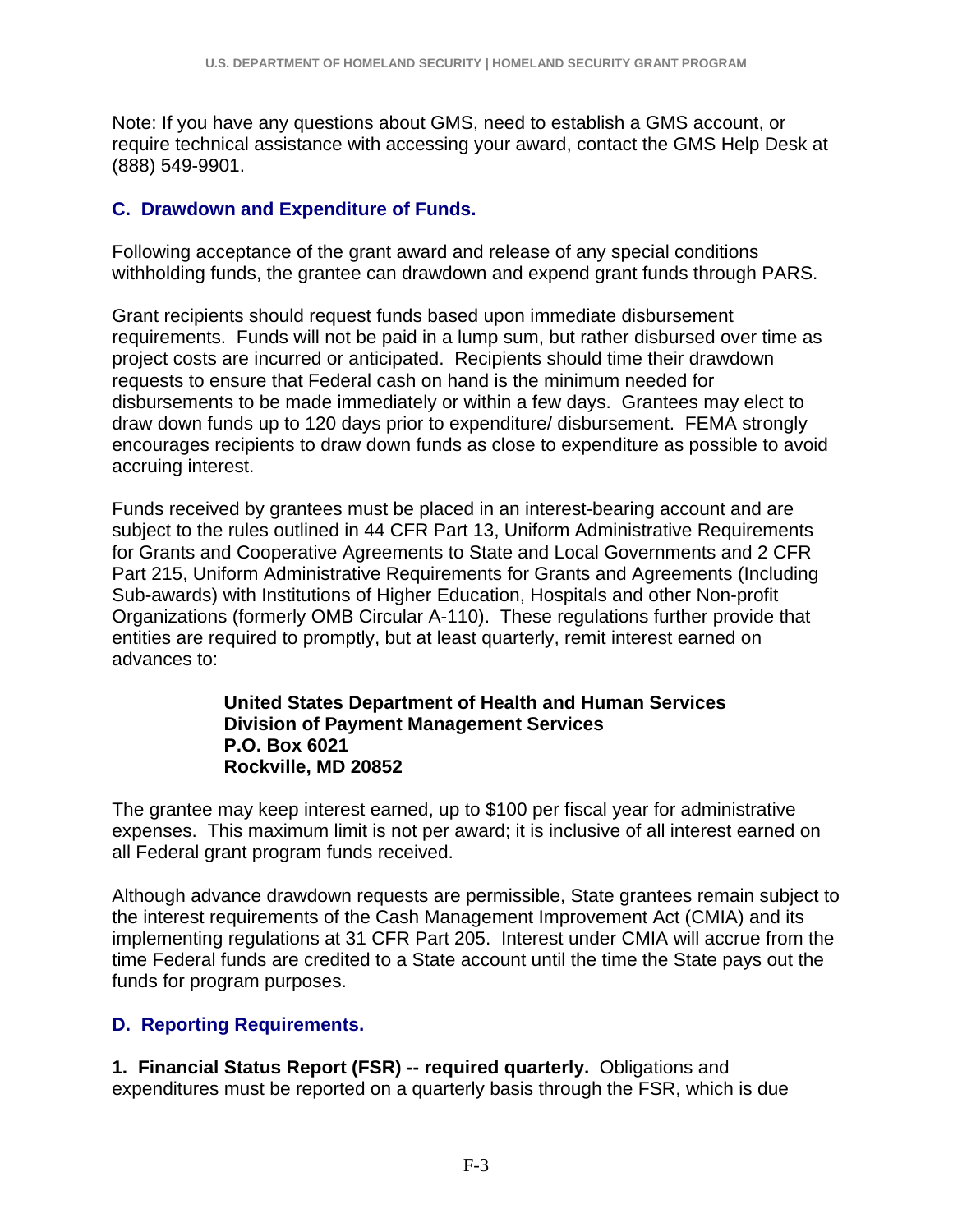Note: If you have any questions about GMS, need to establish a GMS account, or require technical assistance with accessing your award, contact the GMS Help Desk at (888) 549-9901.

### C. Drawdown and Expenditure of Funds.

Following acceptance of the grant award and release of any special conditions withholding funds, the grantee can drawdown and expend grant funds through PARS.

Grant recipients should request funds based upon immediate disbursement requirements. Funds will not be paid in a lump sum, but rather disbursed over time as project costs are incurred or anticipated. Recipients should time their drawdown requests to ensure that Federal cash on hand is the minimum needed for disbursements to be made immediately or within a few days. Grantees may elect to draw down funds up to 120 days prior to expenditure/ disbursement. FEMA strongly encourages recipients to draw down funds as close to expenditure as possible to avoid accruing interest.

Funds received by grantees must be placed in an interest-bearing account and are subject to the rules outlined in 44 CFR Part 13, Uniform Administrative Requirements for Grants and Cooperative Agreements to State and Local Governments and 2 CFR Part 215, Uniform Administrative Requirements for Grants and Agreements (Including Sub-awards) with Institutions of Higher Education, Hospitals and other Non-profit Organizations (formerly OMB Circular A-110). These regulations further provide that entities are required to promptly, but at least quarterly, remit interest earned on advances to:

**United States Department of Health and Human Services**
**Division of Payment Management Services**
**P.O. Box 6021**
**Rockville, MD 20852**

The grantee may keep interest earned, up to $100 per fiscal year for administrative expenses. This maximum limit is not per award; it is inclusive of all interest earned on all Federal grant program funds received.

Although advance drawdown requests are permissible, State grantees remain subject to the interest requirements of the Cash Management Improvement Act (CMIA) and its implementing regulations at 31 CFR Part 205. Interest under CMIA will accrue from the time Federal funds are credited to a State account until the time the State pays out the funds for program purposes.

### D. Reporting Requirements.

**1. Financial Status Report (FSR) -- required quarterly.** Obligations and expenditures must be reported on a quarterly basis through the FSR, which is due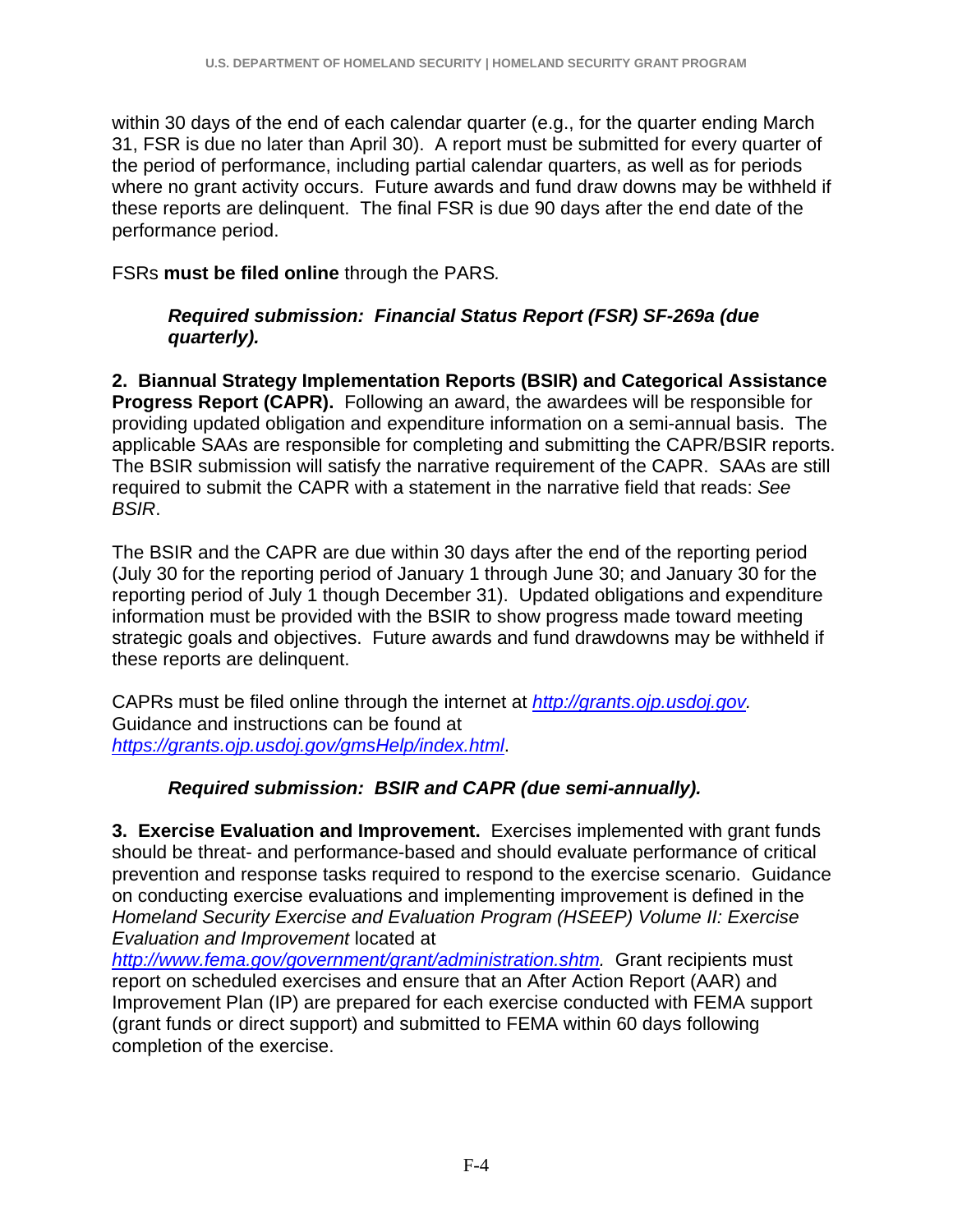within 30 days of the end of each calendar quarter (e.g., for the quarter ending March 31, FSR is due no later than April 30). A report must be submitted for every quarter of the period of performance, including partial calendar quarters, as well as for periods where no grant activity occurs. Future awards and fund draw downs may be withheld if these reports are delinquent. The final FSR is due 90 days after the end date of the performance period.

FSRs **must be filed online** through the PARS*.*

> ***Required submission: Financial Status Report (FSR) SF-269a (due quarterly).***

**2. Biannual Strategy Implementation Reports (BSIR) and Categorical Assistance Progress Report (CAPR).** Following an award, the awardees will be responsible for providing updated obligation and expenditure information on a semi-annual basis. The applicable SAAs are responsible for completing and submitting the CAPR/BSIR reports. The BSIR submission will satisfy the narrative requirement of the CAPR. SAAs are still required to submit the CAPR with a statement in the narrative field that reads: *See BSIR*.

The BSIR and the CAPR are due within 30 days after the end of the reporting period (July 30 for the reporting period of January 1 through June 30; and January 30 for the reporting period of July 1 though December 31). Updated obligations and expenditure information must be provided with the BSIR to show progress made toward meeting strategic goals and objectives. Future awards and fund drawdowns may be withheld if these reports are delinquent.

CAPRs must be filed online through the internet at *http://grants.ojp.usdoj.gov.* Guidance and instructions can be found at *https://grants.ojp.usdoj.gov/gmsHelp/index.html*.

> ***Required submission: BSIR and CAPR (due semi-annually).***

**3. Exercise Evaluation and Improvement.** Exercises implemented with grant funds should be threat- and performance-based and should evaluate performance of critical prevention and response tasks required to respond to the exercise scenario. Guidance on conducting exercise evaluations and implementing improvement is defined in the *Homeland Security Exercise and Evaluation Program (HSEEP) Volume II: Exercise Evaluation and Improvement* located at *http://www.fema.gov/government/grant/administration.shtm.* Grant recipients must report on scheduled exercises and ensure that an After Action Report (AAR) and Improvement Plan (IP) are prepared for each exercise conducted with FEMA support (grant funds or direct support) and submitted to FEMA within 60 days following completion of the exercise.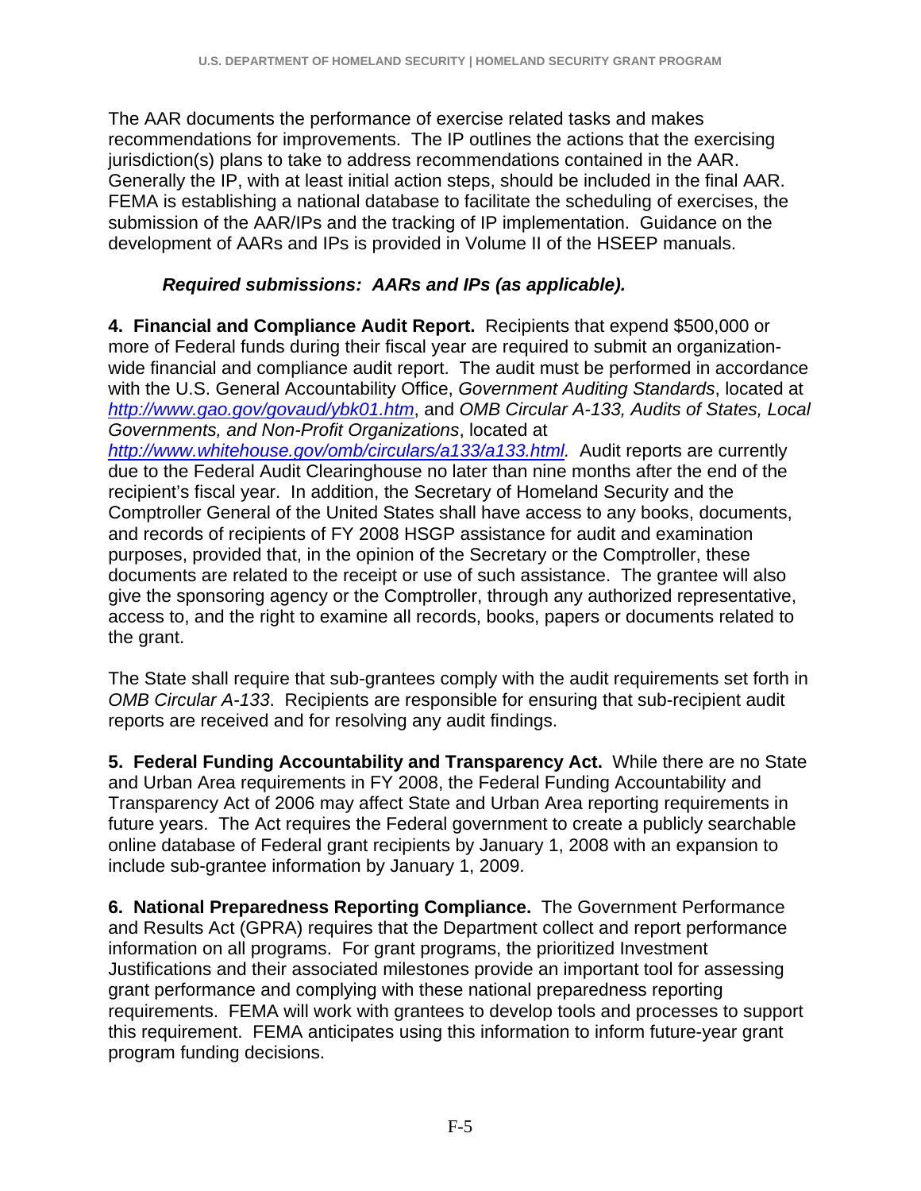The AAR documents the performance of exercise related tasks and makes recommendations for improvements. The IP outlines the actions that the exercising jurisdiction(s) plans to take to address recommendations contained in the AAR. Generally the IP, with at least initial action steps, should be included in the final AAR. FEMA is establishing a national database to facilitate the scheduling of exercises, the submission of the AAR/IPs and the tracking of IP implementation. Guidance on the development of AARs and IPs is provided in Volume II of the HSEEP manuals.

***Required submissions: AARs and IPs (as applicable).***

**4. Financial and Compliance Audit Report.** Recipients that expend $500,000 or more of Federal funds during their fiscal year are required to submit an organization-wide financial and compliance audit report. The audit must be performed in accordance with the U.S. General Accountability Office, *Government Auditing Standards*, located at *http://www.gao.gov/govaud/ybk01.htm*, and *OMB Circular A-133, Audits of States, Local Governments, and Non-Profit Organizations*, located at *http://www.whitehouse.gov/omb/circulars/a133/a133.html.* Audit reports are currently due to the Federal Audit Clearinghouse no later than nine months after the end of the recipient's fiscal year. In addition, the Secretary of Homeland Security and the Comptroller General of the United States shall have access to any books, documents, and records of recipients of FY 2008 HSGP assistance for audit and examination purposes, provided that, in the opinion of the Secretary or the Comptroller, these documents are related to the receipt or use of such assistance. The grantee will also give the sponsoring agency or the Comptroller, through any authorized representative, access to, and the right to examine all records, books, papers or documents related to the grant.

The State shall require that sub-grantees comply with the audit requirements set forth in *OMB Circular A-133*. Recipients are responsible for ensuring that sub-recipient audit reports are received and for resolving any audit findings.

**5. Federal Funding Accountability and Transparency Act.** While there are no State and Urban Area requirements in FY 2008, the Federal Funding Accountability and Transparency Act of 2006 may affect State and Urban Area reporting requirements in future years. The Act requires the Federal government to create a publicly searchable online database of Federal grant recipients by January 1, 2008 with an expansion to include sub-grantee information by January 1, 2009.

**6. National Preparedness Reporting Compliance.** The Government Performance and Results Act (GPRA) requires that the Department collect and report performance information on all programs. For grant programs, the prioritized Investment Justifications and their associated milestones provide an important tool for assessing grant performance and complying with these national preparedness reporting requirements. FEMA will work with grantees to develop tools and processes to support this requirement. FEMA anticipates using this information to inform future-year grant program funding decisions.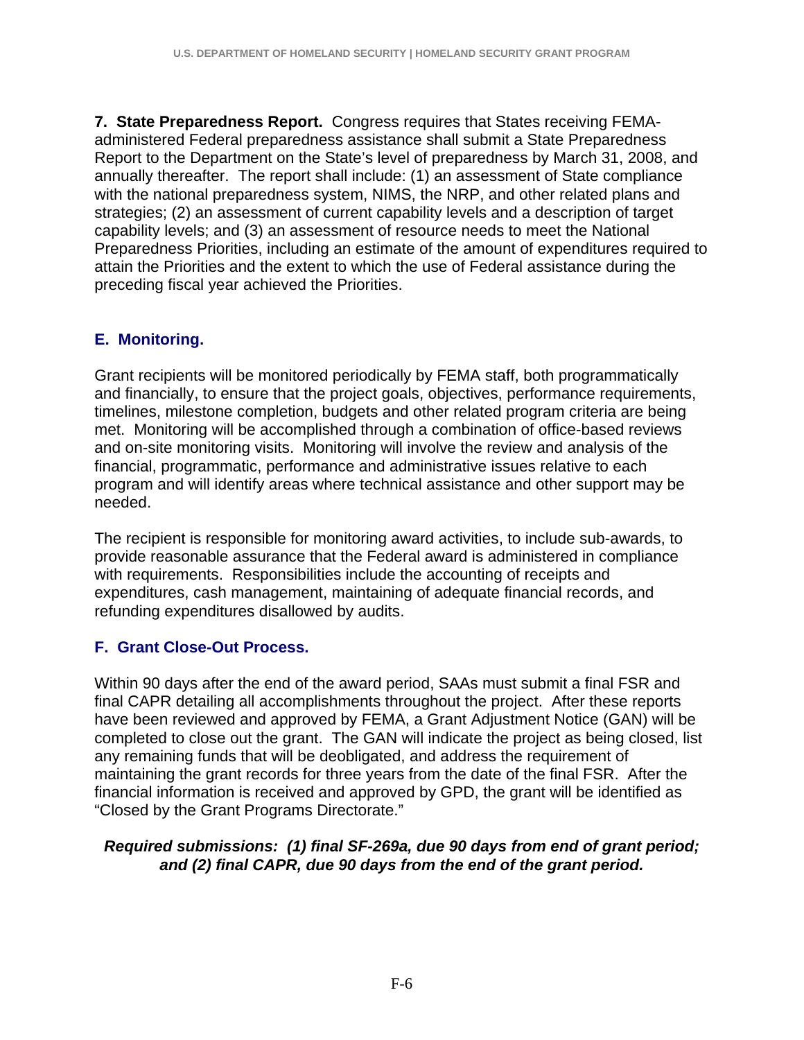**7. State Preparedness Report.** Congress requires that States receiving FEMA-administered Federal preparedness assistance shall submit a State Preparedness Report to the Department on the State's level of preparedness by March 31, 2008, and annually thereafter. The report shall include: (1) an assessment of State compliance with the national preparedness system, NIMS, the NRP, and other related plans and strategies; (2) an assessment of current capability levels and a description of target capability levels; and (3) an assessment of resource needs to meet the National Preparedness Priorities, including an estimate of the amount of expenditures required to attain the Priorities and the extent to which the use of Federal assistance during the preceding fiscal year achieved the Priorities.

## E. Monitoring.

Grant recipients will be monitored periodically by FEMA staff, both programmatically and financially, to ensure that the project goals, objectives, performance requirements, timelines, milestone completion, budgets and other related program criteria are being met. Monitoring will be accomplished through a combination of office-based reviews and on-site monitoring visits. Monitoring will involve the review and analysis of the financial, programmatic, performance and administrative issues relative to each program and will identify areas where technical assistance and other support may be needed.

The recipient is responsible for monitoring award activities, to include sub-awards, to provide reasonable assurance that the Federal award is administered in compliance with requirements. Responsibilities include the accounting of receipts and expenditures, cash management, maintaining of adequate financial records, and refunding expenditures disallowed by audits.

## F. Grant Close-Out Process.

Within 90 days after the end of the award period, SAAs must submit a final FSR and final CAPR detailing all accomplishments throughout the project. After these reports have been reviewed and approved by FEMA, a Grant Adjustment Notice (GAN) will be completed to close out the grant. The GAN will indicate the project as being closed, list any remaining funds that will be deobligated, and address the requirement of maintaining the grant records for three years from the date of the final FSR. After the financial information is received and approved by GPD, the grant will be identified as "Closed by the Grant Programs Directorate."

***Required submissions: (1) final SF-269a, due 90 days from end of grant period; and (2) final CAPR, due 90 days from the end of the grant period.***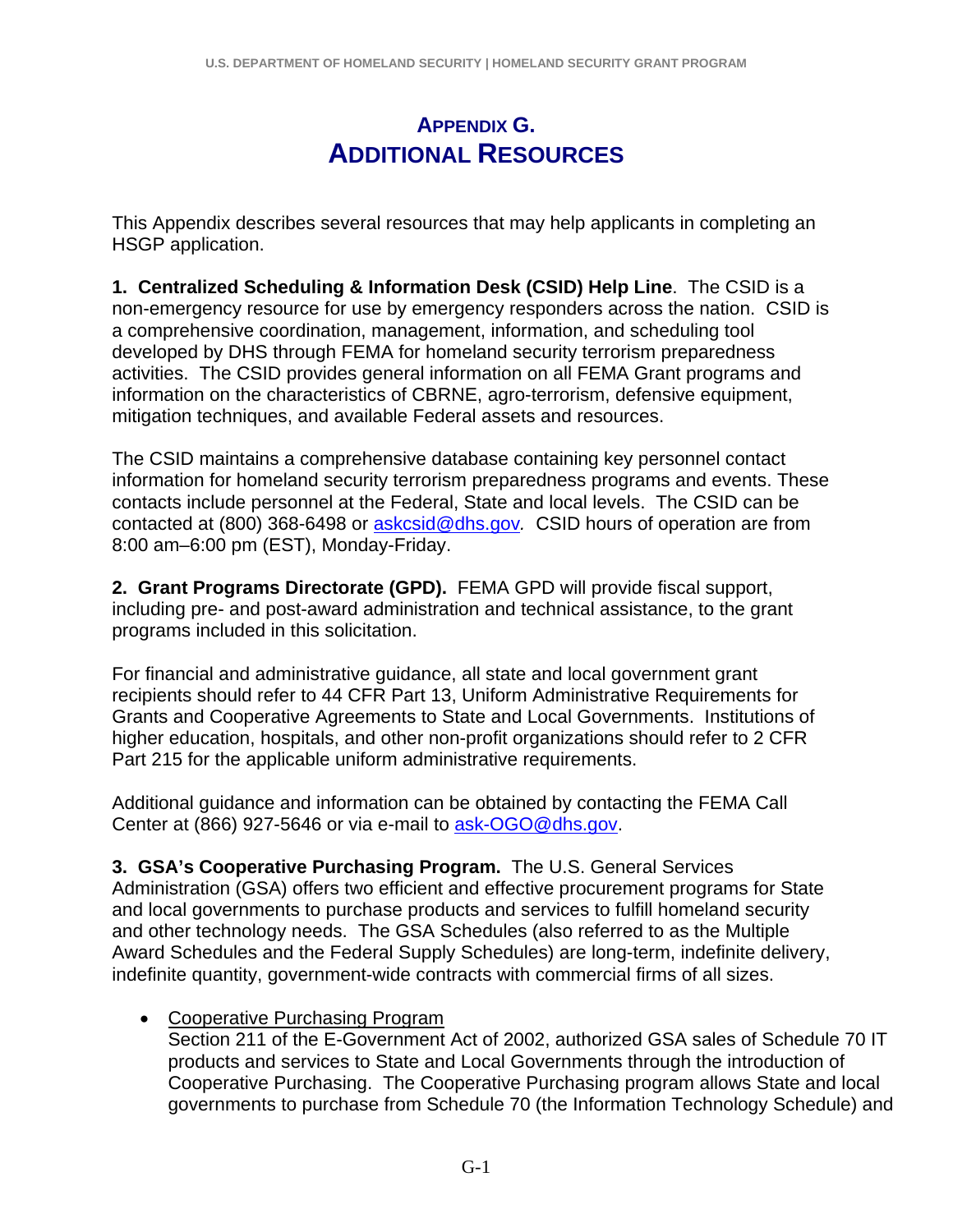# Appendix G. Additional Resources

This Appendix describes several resources that may help applicants in completing an HSGP application.

**1. Centralized Scheduling & Information Desk (CSID) Help Line**. The CSID is a non-emergency resource for use by emergency responders across the nation. CSID is a comprehensive coordination, management, information, and scheduling tool developed by DHS through FEMA for homeland security terrorism preparedness activities. The CSID provides general information on all FEMA Grant programs and information on the characteristics of CBRNE, agro-terrorism, defensive equipment, mitigation techniques, and available Federal assets and resources.

The CSID maintains a comprehensive database containing key personnel contact information for homeland security terrorism preparedness programs and events. These contacts include personnel at the Federal, State and local levels. The CSID can be contacted at (800) 368-6498 or askcsid@dhs.gov. CSID hours of operation are from 8:00 am–6:00 pm (EST), Monday-Friday.

**2. Grant Programs Directorate (GPD).** FEMA GPD will provide fiscal support, including pre- and post-award administration and technical assistance, to the grant programs included in this solicitation.

For financial and administrative guidance, all state and local government grant recipients should refer to 44 CFR Part 13, Uniform Administrative Requirements for Grants and Cooperative Agreements to State and Local Governments. Institutions of higher education, hospitals, and other non-profit organizations should refer to 2 CFR Part 215 for the applicable uniform administrative requirements.

Additional guidance and information can be obtained by contacting the FEMA Call Center at (866) 927-5646 or via e-mail to ask-OGO@dhs.gov.

**3. GSA's Cooperative Purchasing Program.** The U.S. General Services Administration (GSA) offers two efficient and effective procurement programs for State and local governments to purchase products and services to fulfill homeland security and other technology needs. The GSA Schedules (also referred to as the Multiple Award Schedules and the Federal Supply Schedules) are long-term, indefinite delivery, indefinite quantity, government-wide contracts with commercial firms of all sizes.

- Cooperative Purchasing Program
  Section 211 of the E-Government Act of 2002, authorized GSA sales of Schedule 70 IT products and services to State and Local Governments through the introduction of Cooperative Purchasing. The Cooperative Purchasing program allows State and local governments to purchase from Schedule 70 (the Information Technology Schedule) and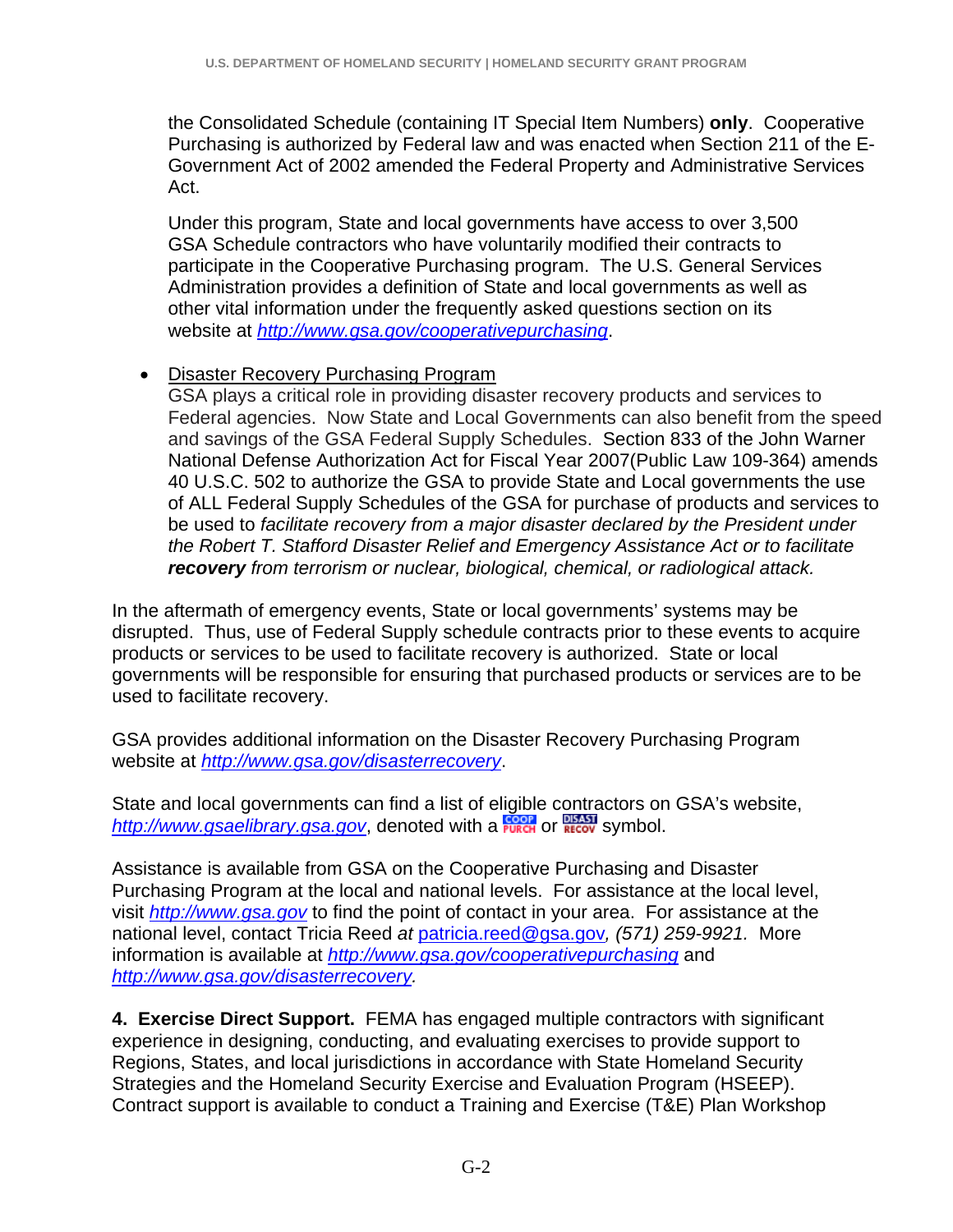the Consolidated Schedule (containing IT Special Item Numbers) **only**. Cooperative Purchasing is authorized by Federal law and was enacted when Section 211 of the E-Government Act of 2002 amended the Federal Property and Administrative Services Act.

Under this program, State and local governments have access to over 3,500 GSA Schedule contractors who have voluntarily modified their contracts to participate in the Cooperative Purchasing program. The U.S. General Services Administration provides a definition of State and local governments as well as other vital information under the frequently asked questions section on its website at *http://www.gsa.gov/cooperativepurchasing*.

- Disaster Recovery Purchasing Program
  GSA plays a critical role in providing disaster recovery products and services to Federal agencies. Now State and Local Governments can also benefit from the speed and savings of the GSA Federal Supply Schedules. Section 833 of the John Warner National Defense Authorization Act for Fiscal Year 2007(Public Law 109-364) amends 40 U.S.C. 502 to authorize the GSA to provide State and Local governments the use of ALL Federal Supply Schedules of the GSA for purchase of products and services to be used to *facilitate recovery from a major disaster declared by the President under the Robert T. Stafford Disaster Relief and Emergency Assistance Act or to facilitate **recovery** from terrorism or nuclear, biological, chemical, or radiological attack.*

In the aftermath of emergency events, State or local governments' systems may be disrupted. Thus, use of Federal Supply schedule contracts prior to these events to acquire products or services to be used to facilitate recovery is authorized. State or local governments will be responsible for ensuring that purchased products or services are to be used to facilitate recovery.

GSA provides additional information on the Disaster Recovery Purchasing Program website at *http://www.gsa.gov/disasterrecovery*.

State and local governments can find a list of eligible contractors on GSA's website, *http://www.gsaelibrary.gsa.gov*, denoted with a COOP PURCH or DISAST RECOV symbol.

Assistance is available from GSA on the Cooperative Purchasing and Disaster Purchasing Program at the local and national levels. For assistance at the local level, visit *http://www.gsa.gov* to find the point of contact in your area. For assistance at the national level, contact Tricia Reed *at* patricia.reed@gsa.gov*, (571) 259-9921.* More information is available at *http://www.gsa.gov/cooperativepurchasing* and *http://www.gsa.gov/disasterrecovery.*

**4. Exercise Direct Support.** FEMA has engaged multiple contractors with significant experience in designing, conducting, and evaluating exercises to provide support to Regions, States, and local jurisdictions in accordance with State Homeland Security Strategies and the Homeland Security Exercise and Evaluation Program (HSEEP). Contract support is available to conduct a Training and Exercise (T&E) Plan Workshop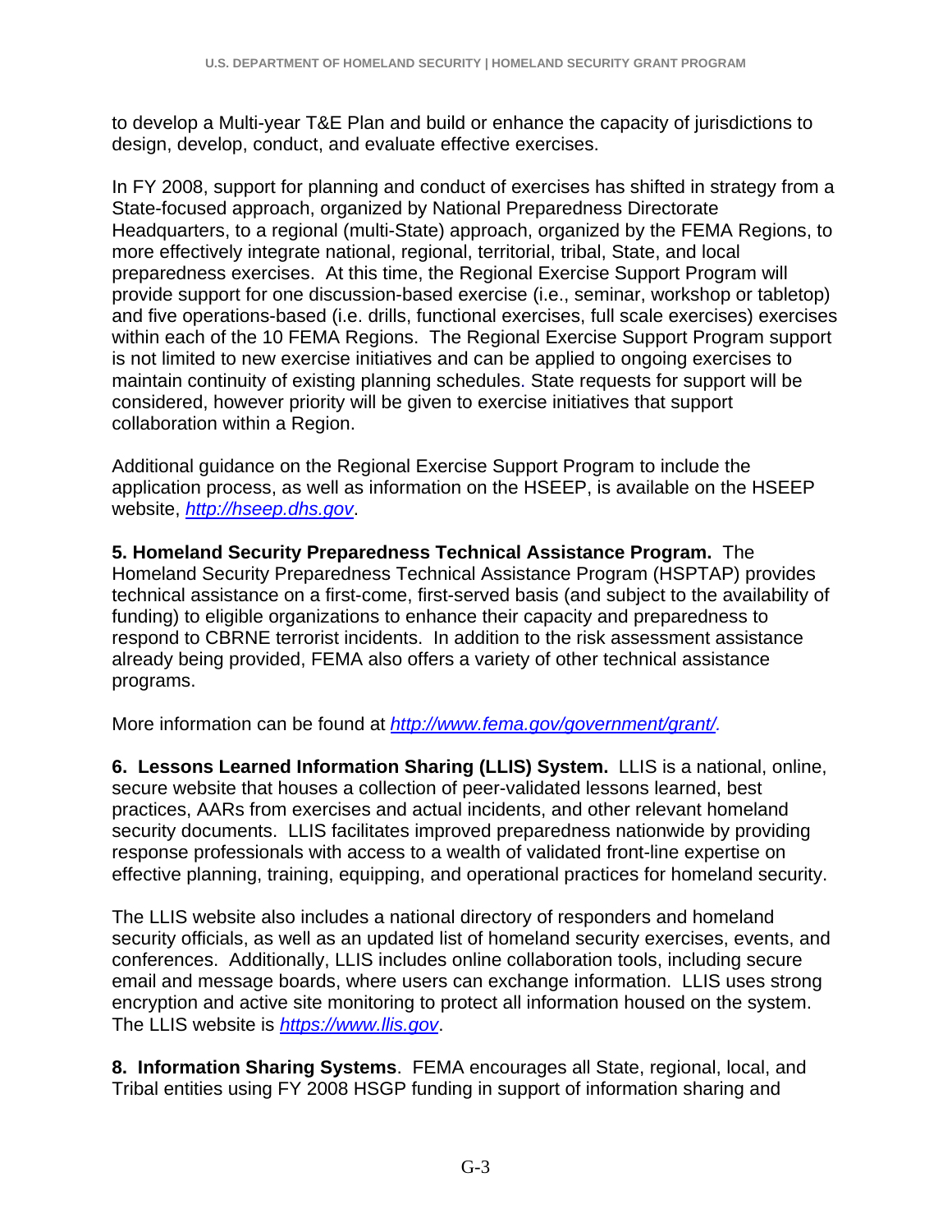to develop a Multi-year T&E Plan and build or enhance the capacity of jurisdictions to design, develop, conduct, and evaluate effective exercises.

In FY 2008, support for planning and conduct of exercises has shifted in strategy from a State-focused approach, organized by National Preparedness Directorate Headquarters, to a regional (multi-State) approach, organized by the FEMA Regions, to more effectively integrate national, regional, territorial, tribal, State, and local preparedness exercises. At this time, the Regional Exercise Support Program will provide support for one discussion-based exercise (i.e., seminar, workshop or tabletop) and five operations-based (i.e. drills, functional exercises, full scale exercises) exercises within each of the 10 FEMA Regions. The Regional Exercise Support Program support is not limited to new exercise initiatives and can be applied to ongoing exercises to maintain continuity of existing planning schedules. State requests for support will be considered, however priority will be given to exercise initiatives that support collaboration within a Region.

Additional guidance on the Regional Exercise Support Program to include the application process, as well as information on the HSEEP, is available on the HSEEP website, *http://hseep.dhs.gov*.

**5. Homeland Security Preparedness Technical Assistance Program.** The Homeland Security Preparedness Technical Assistance Program (HSPTAP) provides technical assistance on a first-come, first-served basis (and subject to the availability of funding) to eligible organizations to enhance their capacity and preparedness to respond to CBRNE terrorist incidents. In addition to the risk assessment assistance already being provided, FEMA also offers a variety of other technical assistance programs.

More information can be found at *http://www.fema.gov/government/grant/.*

**6. Lessons Learned Information Sharing (LLIS) System.** LLIS is a national, online, secure website that houses a collection of peer-validated lessons learned, best practices, AARs from exercises and actual incidents, and other relevant homeland security documents. LLIS facilitates improved preparedness nationwide by providing response professionals with access to a wealth of validated front-line expertise on effective planning, training, equipping, and operational practices for homeland security.

The LLIS website also includes a national directory of responders and homeland security officials, as well as an updated list of homeland security exercises, events, and conferences. Additionally, LLIS includes online collaboration tools, including secure email and message boards, where users can exchange information. LLIS uses strong encryption and active site monitoring to protect all information housed on the system. The LLIS website is *https://www.llis.gov*.

**8. Information Sharing Systems**. FEMA encourages all State, regional, local, and Tribal entities using FY 2008 HSGP funding in support of information sharing and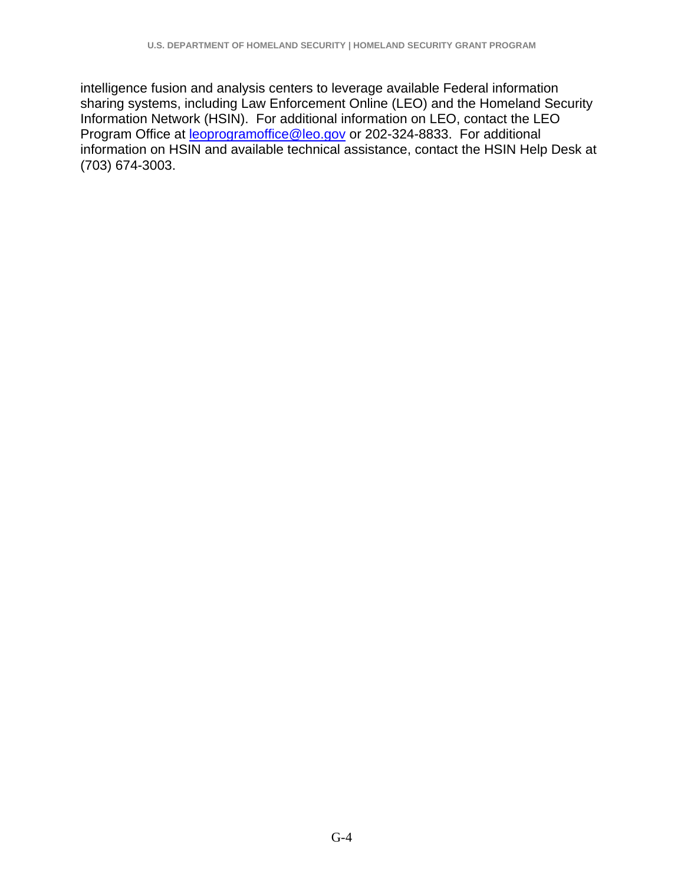intelligence fusion and analysis centers to leverage available Federal information sharing systems, including Law Enforcement Online (LEO) and the Homeland Security Information Network (HSIN). For additional information on LEO, contact the LEO Program Office at leoprogramoffice@leo.gov or 202-324-8833. For additional information on HSIN and available technical assistance, contact the HSIN Help Desk at (703) 674-3003.